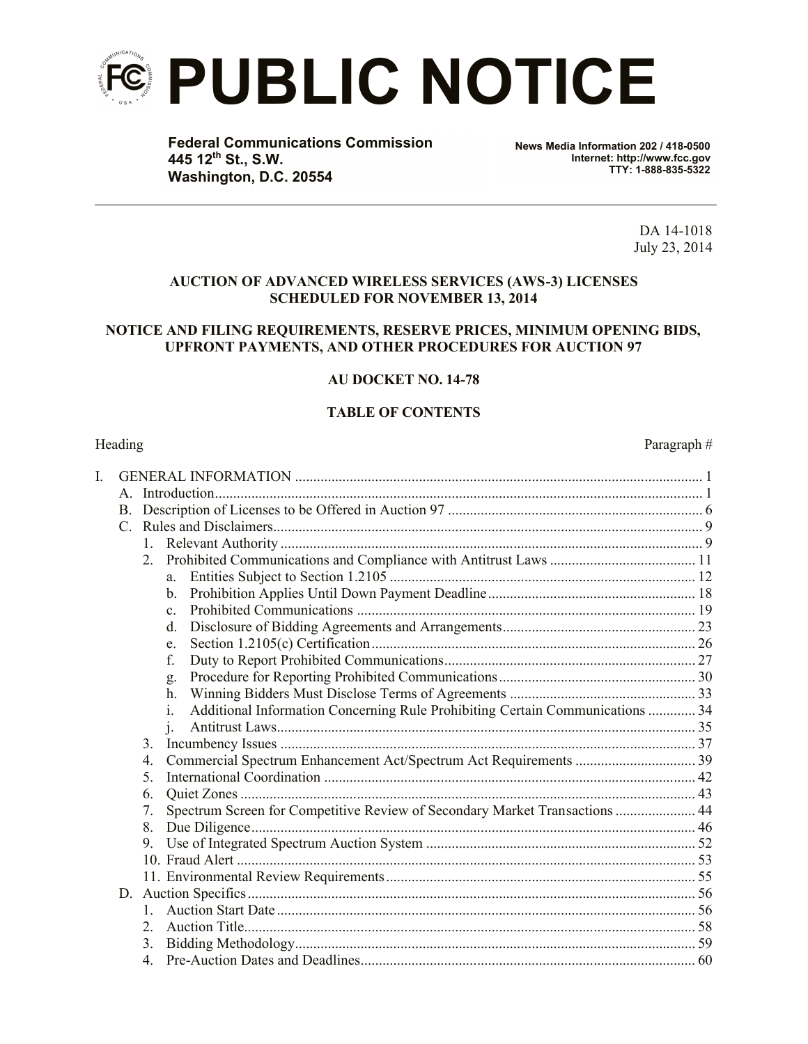# PUBLIC NOTICE

**Federal Communications Commission**
**445 12th St., S.W.**
**Washington, D.C. 20554**

**News Media Information 202 / 418-0500**
**Internet: http://www.fcc.gov**
**TTY: 1-888-835-5322**

DA 14-1018
July 23, 2014

**AUCTION OF ADVANCED WIRELESS SERVICES (AWS-3) LICENSES SCHEDULED FOR NOVEMBER 13, 2014**

**NOTICE AND FILING REQUIREMENTS, RESERVE PRICES, MINIMUM OPENING BIDS, UPFRONT PAYMENTS, AND OTHER PROCEDURES FOR AUCTION 97**

**AU DOCKET NO. 14-78**

**TABLE OF CONTENTS**

| Heading | Paragraph # |
|---|---|
| I. GENERAL INFORMATION | 1 |
| A. Introduction | 1 |
| B. Description of Licenses to be Offered in Auction 97 | 6 |
| C. Rules and Disclaimers | 9 |
| 1. Relevant Authority | 9 |
| 2. Prohibited Communications and Compliance with Antitrust Laws | 11 |
| a. Entities Subject to Section 1.2105 | 12 |
| b. Prohibition Applies Until Down Payment Deadline | 18 |
| c. Prohibited Communications | 19 |
| d. Disclosure of Bidding Agreements and Arrangements | 23 |
| e. Section 1.2105(c) Certification | 26 |
| f. Duty to Report Prohibited Communications | 27 |
| g. Procedure for Reporting Prohibited Communications | 30 |
| h. Winning Bidders Must Disclose Terms of Agreements | 33 |
| i. Additional Information Concerning Rule Prohibiting Certain Communications | 34 |
| j. Antitrust Laws | 35 |
| 3. Incumbency Issues | 37 |
| 4. Commercial Spectrum Enhancement Act/Spectrum Act Requirements | 39 |
| 5. International Coordination | 42 |
| 6. Quiet Zones | 43 |
| 7. Spectrum Screen for Competitive Review of Secondary Market Transactions | 44 |
| 8. Due Diligence | 46 |
| 9. Use of Integrated Spectrum Auction System | 52 |
| 10. Fraud Alert | 53 |
| 11. Environmental Review Requirements | 55 |
| D. Auction Specifics | 56 |
| 1. Auction Start Date | 56 |
| 2. Auction Title | 58 |
| 3. Bidding Methodology | 59 |
| 4. Pre-Auction Dates and Deadlines | 60 |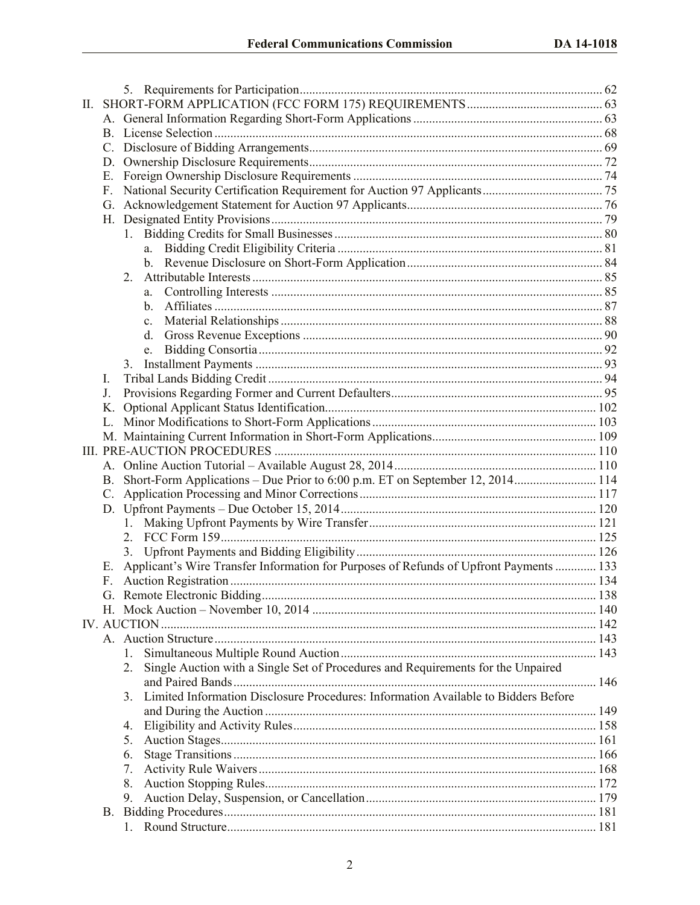5. Requirements for Participation ... 62

II. SHORT-FORM APPLICATION (FCC FORM 175) REQUIREMENTS ... 63

- A. General Information Regarding Short-Form Applications ... 63
- B. License Selection ... 68
- C. Disclosure of Bidding Arrangements ... 69
- D. Ownership Disclosure Requirements ... 72
- E. Foreign Ownership Disclosure Requirements ... 74
- F. National Security Certification Requirement for Auction 97 Applicants ... 75
- G. Acknowledgement Statement for Auction 97 Applicants ... 76
- H. Designated Entity Provisions ... 79
  - 1. Bidding Credits for Small Businesses ... 80
    - a. Bidding Credit Eligibility Criteria ... 81
    - b. Revenue Disclosure on Short-Form Application ... 84
  - 2. Attributable Interests ... 85
    - a. Controlling Interests ... 85
    - b. Affiliates ... 87
    - c. Material Relationships ... 88
    - d. Gross Revenue Exceptions ... 90
    - e. Bidding Consortia ... 92
  - 3. Installment Payments ... 93
- I. Tribal Lands Bidding Credit ... 94
- J. Provisions Regarding Former and Current Defaulters ... 95
- K. Optional Applicant Status Identification ... 102
- L. Minor Modifications to Short-Form Applications ... 103
- M. Maintaining Current Information in Short-Form Applications ... 109

III. PRE-AUCTION PROCEDURES ... 110

- A. Online Auction Tutorial – Available August 28, 2014 ... 110
- B. Short-Form Applications – Due Prior to 6:00 p.m. ET on September 12, 2014 ... 114
- C. Application Processing and Minor Corrections ... 117
- D. Upfront Payments – Due October 15, 2014 ... 120
  - 1. Making Upfront Payments by Wire Transfer ... 121
  - 2. FCC Form 159 ... 125
  - 3. Upfront Payments and Bidding Eligibility ... 126
- E. Applicant's Wire Transfer Information for Purposes of Refunds of Upfront Payments ... 133
- F. Auction Registration ... 134
- G. Remote Electronic Bidding ... 138
- H. Mock Auction – November 10, 2014 ... 140

IV. AUCTION ... 142

- A. Auction Structure ... 143
  - 1. Simultaneous Multiple Round Auction ... 143
  - 2. Single Auction with a Single Set of Procedures and Requirements for the Unpaired and Paired Bands ... 146
  - 3. Limited Information Disclosure Procedures: Information Available to Bidders Before and During the Auction ... 149
  - 4. Eligibility and Activity Rules ... 158
  - 5. Auction Stages ... 161
  - 6. Stage Transitions ... 166
  - 7. Activity Rule Waivers ... 168
  - 8. Auction Stopping Rules ... 172
  - 9. Auction Delay, Suspension, or Cancellation ... 179
- B. Bidding Procedures ... 181
  - 1. Round Structure ... 181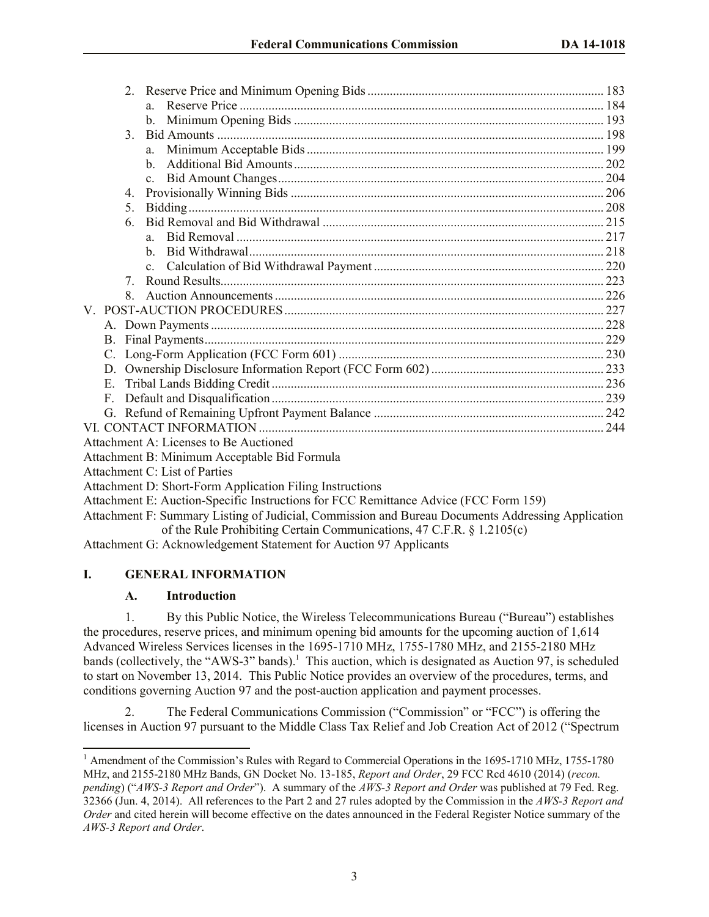2. Reserve Price and Minimum Opening Bids ... 183
   a. Reserve Price ... 184
   b. Minimum Opening Bids ... 193
3. Bid Amounts ... 198
   a. Minimum Acceptable Bids ... 199
   b. Additional Bid Amounts ... 202
   c. Bid Amount Changes ... 204
4. Provisionally Winning Bids ... 206
5. Bidding ... 208
6. Bid Removal and Bid Withdrawal ... 215
   a. Bid Removal ... 217
   b. Bid Withdrawal ... 218
   c. Calculation of Bid Withdrawal Payment ... 220
7. Round Results ... 223
8. Auction Announcements ... 226

V. POST-AUCTION PROCEDURES ... 227
   A. Down Payments ... 228
   B. Final Payments ... 229
   C. Long-Form Application (FCC Form 601) ... 230
   D. Ownership Disclosure Information Report (FCC Form 602) ... 233
   E. Tribal Lands Bidding Credit ... 236
   F. Default and Disqualification ... 239
   G. Refund of Remaining Upfront Payment Balance ... 242

VI. CONTACT INFORMATION ... 244

Attachment A: Licenses to Be Auctioned
Attachment B: Minimum Acceptable Bid Formula
Attachment C: List of Parties
Attachment D: Short-Form Application Filing Instructions
Attachment E: Auction-Specific Instructions for FCC Remittance Advice (FCC Form 159)
Attachment F: Summary Listing of Judicial, Commission and Bureau Documents Addressing Application of the Rule Prohibiting Certain Communications, 47 C.F.R. § 1.2105(c)
Attachment G: Acknowledgement Statement for Auction 97 Applicants

# I. GENERAL INFORMATION

## A. Introduction

1. By this Public Notice, the Wireless Telecommunications Bureau ("Bureau") establishes the procedures, reserve prices, and minimum opening bid amounts for the upcoming auction of 1,614 Advanced Wireless Services licenses in the 1695-1710 MHz, 1755-1780 MHz, and 2155-2180 MHz bands (collectively, the "AWS-3" bands).[1] This auction, which is designated as Auction 97, is scheduled to start on November 13, 2014. This Public Notice provides an overview of the procedures, terms, and conditions governing Auction 97 and the post-auction application and payment processes.

2. The Federal Communications Commission ("Commission" or "FCC") is offering the licenses in Auction 97 pursuant to the Middle Class Tax Relief and Job Creation Act of 2012 ("Spectrum

---

[1] Amendment of the Commission's Rules with Regard to Commercial Operations in the 1695-1710 MHz, 1755-1780 MHz, and 2155-2180 MHz Bands, GN Docket No. 13-185, *Report and Order*, 29 FCC Rcd 4610 (2014) (*recon. pending*) ("*AWS-3 Report and Order*"). A summary of the *AWS-3 Report and Order* was published at 79 Fed. Reg. 32366 (Jun. 4, 2014). All references to the Part 2 and 27 rules adopted by the Commission in the *AWS-3 Report and Order* and cited herein will become effective on the dates announced in the Federal Register Notice summary of the *AWS-3 Report and Order*.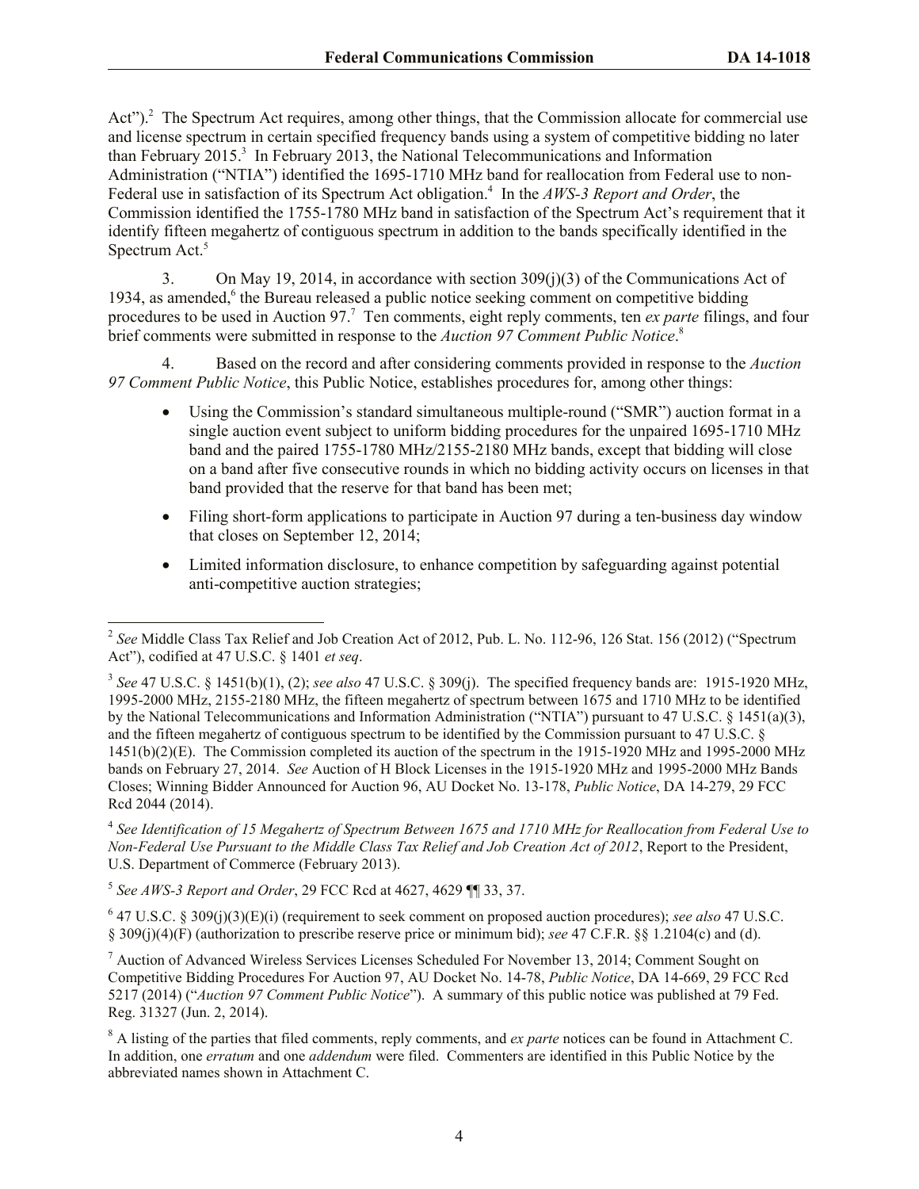Act").[2] The Spectrum Act requires, among other things, that the Commission allocate for commercial use and license spectrum in certain specified frequency bands using a system of competitive bidding no later than February 2015.[3] In February 2013, the National Telecommunications and Information Administration ("NTIA") identified the 1695-1710 MHz band for reallocation from Federal use to non-Federal use in satisfaction of its Spectrum Act obligation.[4] In the *AWS-3 Report and Order*, the Commission identified the 1755-1780 MHz band in satisfaction of the Spectrum Act's requirement that it identify fifteen megahertz of contiguous spectrum in addition to the bands specifically identified in the Spectrum Act.[5]

3. On May 19, 2014, in accordance with section 309(j)(3) of the Communications Act of 1934, as amended,[6] the Bureau released a public notice seeking comment on competitive bidding procedures to be used in Auction 97.[7] Ten comments, eight reply comments, ten *ex parte* filings, and four brief comments were submitted in response to the *Auction 97 Comment Public Notice*.[8]

4. Based on the record and after considering comments provided in response to the *Auction 97 Comment Public Notice*, this Public Notice, establishes procedures for, among other things:

- Using the Commission's standard simultaneous multiple-round ("SMR") auction format in a single auction event subject to uniform bidding procedures for the unpaired 1695-1710 MHz band and the paired 1755-1780 MHz/2155-2180 MHz bands, except that bidding will close on a band after five consecutive rounds in which no bidding activity occurs on licenses in that band provided that the reserve for that band has been met;
- Filing short-form applications to participate in Auction 97 during a ten-business day window that closes on September 12, 2014;
- Limited information disclosure, to enhance competition by safeguarding against potential anti-competitive auction strategies;

---

[2] *See* Middle Class Tax Relief and Job Creation Act of 2012, Pub. L. No. 112-96, 126 Stat. 156 (2012) ("Spectrum Act"), codified at 47 U.S.C. § 1401 *et seq*.

[3] *See* 47 U.S.C. § 1451(b)(1), (2); *see also* 47 U.S.C. § 309(j). The specified frequency bands are: 1915-1920 MHz, 1995-2000 MHz, 2155-2180 MHz, the fifteen megahertz of spectrum between 1675 and 1710 MHz to be identified by the National Telecommunications and Information Administration ("NTIA") pursuant to 47 U.S.C. § 1451(a)(3), and the fifteen megahertz of contiguous spectrum to be identified by the Commission pursuant to 47 U.S.C. § 1451(b)(2)(E). The Commission completed its auction of the spectrum in the 1915-1920 MHz and 1995-2000 MHz bands on February 27, 2014. *See* Auction of H Block Licenses in the 1915-1920 MHz and 1995-2000 MHz Bands Closes; Winning Bidder Announced for Auction 96, AU Docket No. 13-178, *Public Notice*, DA 14-279, 29 FCC Rcd 2044 (2014).

[4] *See Identification of 15 Megahertz of Spectrum Between 1675 and 1710 MHz for Reallocation from Federal Use to Non-Federal Use Pursuant to the Middle Class Tax Relief and Job Creation Act of 2012*, Report to the President, U.S. Department of Commerce (February 2013).

[5] *See AWS-3 Report and Order*, 29 FCC Rcd at 4627, 4629 ¶¶ 33, 37.

[6] 47 U.S.C. § 309(j)(3)(E)(i) (requirement to seek comment on proposed auction procedures); *see also* 47 U.S.C. § 309(j)(4)(F) (authorization to prescribe reserve price or minimum bid); *see* 47 C.F.R. §§ 1.2104(c) and (d).

[7] Auction of Advanced Wireless Services Licenses Scheduled For November 13, 2014; Comment Sought on Competitive Bidding Procedures For Auction 97, AU Docket No. 14-78, *Public Notice*, DA 14-669, 29 FCC Rcd 5217 (2014) ("*Auction 97 Comment Public Notice*"). A summary of this public notice was published at 79 Fed. Reg. 31327 (Jun. 2, 2014).

[8] A listing of the parties that filed comments, reply comments, and *ex parte* notices can be found in Attachment C. In addition, one *erratum* and one *addendum* were filed. Commenters are identified in this Public Notice by the abbreviated names shown in Attachment C.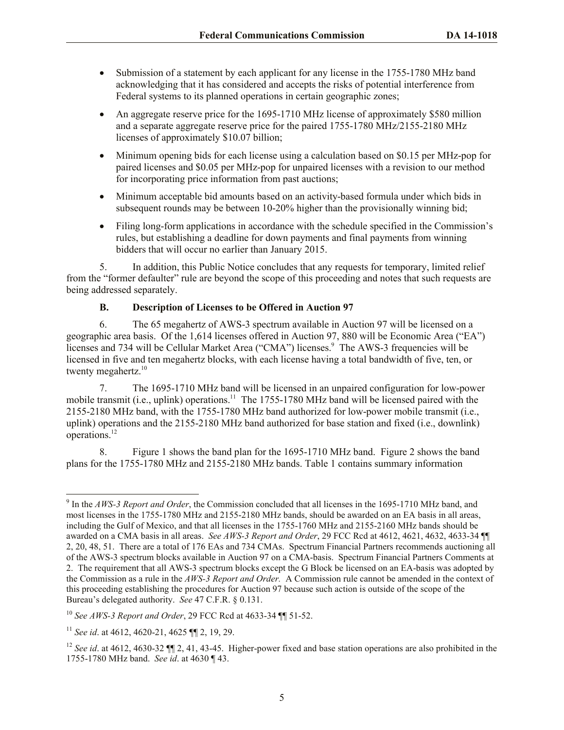- Submission of a statement by each applicant for any license in the 1755-1780 MHz band acknowledging that it has considered and accepts the risks of potential interference from Federal systems to its planned operations in certain geographic zones;
- An aggregate reserve price for the 1695-1710 MHz license of approximately $580 million and a separate aggregate reserve price for the paired 1755-1780 MHz/2155-2180 MHz licenses of approximately $10.07 billion;
- Minimum opening bids for each license using a calculation based on $0.15 per MHz-pop for paired licenses and $0.05 per MHz-pop for unpaired licenses with a revision to our method for incorporating price information from past auctions;
- Minimum acceptable bid amounts based on an activity-based formula under which bids in subsequent rounds may be between 10-20% higher than the provisionally winning bid;
- Filing long-form applications in accordance with the schedule specified in the Commission's rules, but establishing a deadline for down payments and final payments from winning bidders that will occur no earlier than January 2015.

5. In addition, this Public Notice concludes that any requests for temporary, limited relief from the "former defaulter" rule are beyond the scope of this proceeding and notes that such requests are being addressed separately.

### B. Description of Licenses to be Offered in Auction 97

6. The 65 megahertz of AWS-3 spectrum available in Auction 97 will be licensed on a geographic area basis. Of the 1,614 licenses offered in Auction 97, 880 will be Economic Area ("EA") licenses and 734 will be Cellular Market Area ("CMA") licenses.[9] The AWS-3 frequencies will be licensed in five and ten megahertz blocks, with each license having a total bandwidth of five, ten, or twenty megahertz.[10]

7. The 1695-1710 MHz band will be licensed in an unpaired configuration for low-power mobile transmit (i.e., uplink) operations.[11] The 1755-1780 MHz band will be licensed paired with the 2155-2180 MHz band, with the 1755-1780 MHz band authorized for low-power mobile transmit (i.e., uplink) operations and the 2155-2180 MHz band authorized for base station and fixed (i.e., downlink) operations.[12]

8. Figure 1 shows the band plan for the 1695-1710 MHz band. Figure 2 shows the band plans for the 1755-1780 MHz and 2155-2180 MHz bands. Table 1 contains summary information

---

[9] In the *AWS-3 Report and Order*, the Commission concluded that all licenses in the 1695-1710 MHz band, and most licenses in the 1755-1780 MHz and 2155-2180 MHz bands, should be awarded on an EA basis in all areas, including the Gulf of Mexico, and that all licenses in the 1755-1760 MHz and 2155-2160 MHz bands should be awarded on a CMA basis in all areas. *See AWS-3 Report and Order*, 29 FCC Rcd at 4612, 4621, 4632, 4633-34 ¶¶ 2, 20, 48, 51. There are a total of 176 EAs and 734 CMAs. Spectrum Financial Partners recommends auctioning all of the AWS-3 spectrum blocks available in Auction 97 on a CMA-basis. Spectrum Financial Partners Comments at 2. The requirement that all AWS-3 spectrum blocks except the G Block be licensed on an EA-basis was adopted by the Commission as a rule in the *AWS-3 Report and Order.* A Commission rule cannot be amended in the context of this proceeding establishing the procedures for Auction 97 because such action is outside of the scope of the Bureau's delegated authority. *See* 47 C.F.R. § 0.131.

[10] *See AWS-3 Report and Order*, 29 FCC Rcd at 4633-34 ¶¶ 51-52.

[11] *See id*. at 4612, 4620-21, 4625 ¶¶ 2, 19, 29.

[12] *See id*. at 4612, 4630-32 ¶¶ 2, 41, 43-45. Higher-power fixed and base station operations are also prohibited in the 1755-1780 MHz band. *See id*. at 4630 ¶ 43.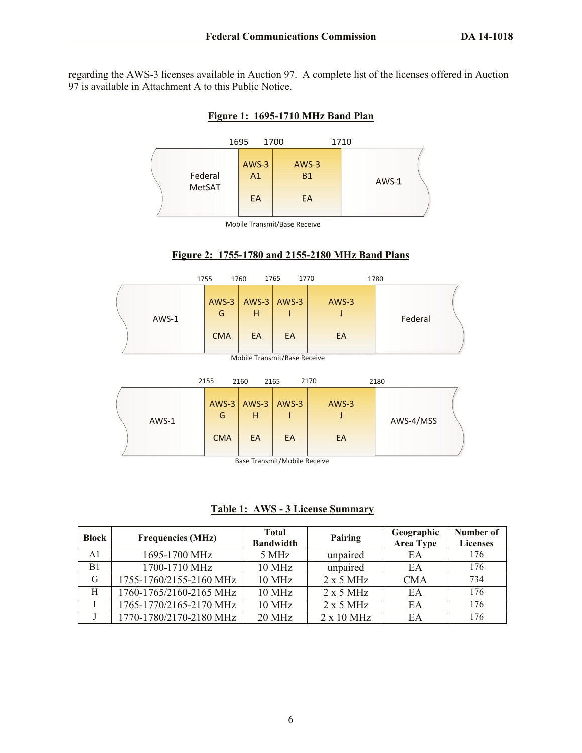regarding the AWS-3 licenses available in Auction 97. A complete list of the licenses offered in Auction 97 is available in Attachment A to this Public Notice.

**Figure 1: 1695-1710 MHz Band Plan**

| | 1695-1700 | 1700-1710 | |
|---|---|---|---|
| Federal MetSAT | AWS-3 A1 EA | AWS-3 B1 EA | AWS-1 |

Mobile Transmit/Base Receive

**Figure 2: 1755-1780 and 2155-2180 MHz Band Plans**

| | 1755-1760 | 1760-1765 | 1765-1770 | 1770-1780 | |
|---|---|---|---|---|---|
| AWS-1 | AWS-3 G CMA | AWS-3 H EA | AWS-3 I EA | AWS-3 J EA | Federal |

Mobile Transmit/Base Receive

| | 2155-2160 | 2160-2165 | 2165-2170 | 2170-2180 | |
|---|---|---|---|---|---|
| AWS-1 | AWS-3 G CMA | AWS-3 H EA | AWS-3 I EA | AWS-3 J EA | AWS-4/MSS |

Base Transmit/Mobile Receive

**Table 1: AWS - 3 License Summary**

| Block | Frequencies (MHz) | Total Bandwidth | Pairing | Geographic Area Type | Number of Licenses |
|---|---|---|---|---|---|
| A1 | 1695-1700 MHz | 5 MHz | unpaired | EA | 176 |
| B1 | 1700-1710 MHz | 10 MHz | unpaired | EA | 176 |
| G | 1755-1760/2155-2160 MHz | 10 MHz | 2 x 5 MHz | CMA | 734 |
| H | 1760-1765/2160-2165 MHz | 10 MHz | 2 x 5 MHz | EA | 176 |
| I | 1765-1770/2165-2170 MHz | 10 MHz | 2 x 5 MHz | EA | 176 |
| J | 1770-1780/2170-2180 MHz | 20 MHz | 2 x 10 MHz | EA | 176 |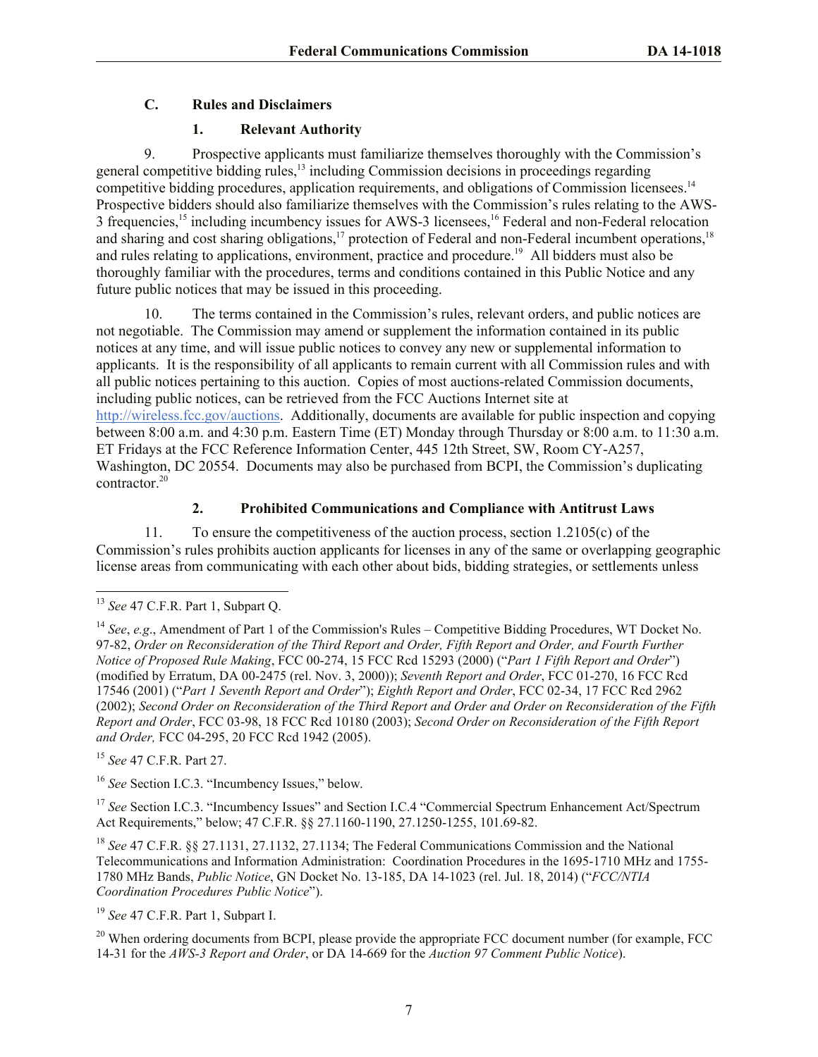### C. Rules and Disclaimers

#### 1. Relevant Authority

9. Prospective applicants must familiarize themselves thoroughly with the Commission's general competitive bidding rules,[13] including Commission decisions in proceedings regarding competitive bidding procedures, application requirements, and obligations of Commission licensees.[14] Prospective bidders should also familiarize themselves with the Commission's rules relating to the AWS-3 frequencies,[15] including incumbency issues for AWS-3 licensees,[16] Federal and non-Federal relocation and sharing and cost sharing obligations,[17] protection of Federal and non-Federal incumbent operations,[18] and rules relating to applications, environment, practice and procedure.[19] All bidders must also be thoroughly familiar with the procedures, terms and conditions contained in this Public Notice and any future public notices that may be issued in this proceeding.

10. The terms contained in the Commission's rules, relevant orders, and public notices are not negotiable. The Commission may amend or supplement the information contained in its public notices at any time, and will issue public notices to convey any new or supplemental information to applicants. It is the responsibility of all applicants to remain current with all Commission rules and with all public notices pertaining to this auction. Copies of most auctions-related Commission documents, including public notices, can be retrieved from the FCC Auctions Internet site at http://wireless.fcc.gov/auctions. Additionally, documents are available for public inspection and copying between 8:00 a.m. and 4:30 p.m. Eastern Time (ET) Monday through Thursday or 8:00 a.m. to 11:30 a.m. ET Fridays at the FCC Reference Information Center, 445 12th Street, SW, Room CY-A257, Washington, DC 20554. Documents may also be purchased from BCPI, the Commission's duplicating contractor.[20]

#### 2. Prohibited Communications and Compliance with Antitrust Laws

11. To ensure the competitiveness of the auction process, section 1.2105(c) of the Commission's rules prohibits auction applicants for licenses in any of the same or overlapping geographic license areas from communicating with each other about bids, bidding strategies, or settlements unless

---

[13] *See* 47 C.F.R. Part 1, Subpart Q.

[14] *See*, *e.g*., Amendment of Part 1 of the Commission's Rules – Competitive Bidding Procedures, WT Docket No. 97-82, *Order on Reconsideration of the Third Report and Order, Fifth Report and Order, and Fourth Further Notice of Proposed Rule Making*, FCC 00-274, 15 FCC Rcd 15293 (2000) ("*Part 1 Fifth Report and Order*") (modified by Erratum, DA 00-2475 (rel. Nov. 3, 2000)); *Seventh Report and Order*, FCC 01-270, 16 FCC Rcd 17546 (2001) ("*Part 1 Seventh Report and Order*"); *Eighth Report and Order*, FCC 02-34, 17 FCC Rcd 2962 (2002); *Second Order on Reconsideration of the Third Report and Order and Order on Reconsideration of the Fifth Report and Order*, FCC 03-98, 18 FCC Rcd 10180 (2003); *Second Order on Reconsideration of the Fifth Report and Order,* FCC 04-295, 20 FCC Rcd 1942 (2005).

[15] *See* 47 C.F.R. Part 27.

[16] *See* Section I.C.3. "Incumbency Issues," below.

[17] *See* Section I.C.3. "Incumbency Issues" and Section I.C.4 "Commercial Spectrum Enhancement Act/Spectrum Act Requirements," below; 47 C.F.R. §§ 27.1160-1190, 27.1250-1255, 101.69-82.

[18] *See* 47 C.F.R. §§ 27.1131, 27.1132, 27.1134; The Federal Communications Commission and the National Telecommunications and Information Administration: Coordination Procedures in the 1695-1710 MHz and 1755-1780 MHz Bands, *Public Notice*, GN Docket No. 13-185, DA 14-1023 (rel. Jul. 18, 2014) ("*FCC/NTIA Coordination Procedures Public Notice*").

[19] *See* 47 C.F.R. Part 1, Subpart I.

[20] When ordering documents from BCPI, please provide the appropriate FCC document number (for example, FCC 14-31 for the *AWS-3 Report and Order*, or DA 14-669 for the *Auction 97 Comment Public Notice*).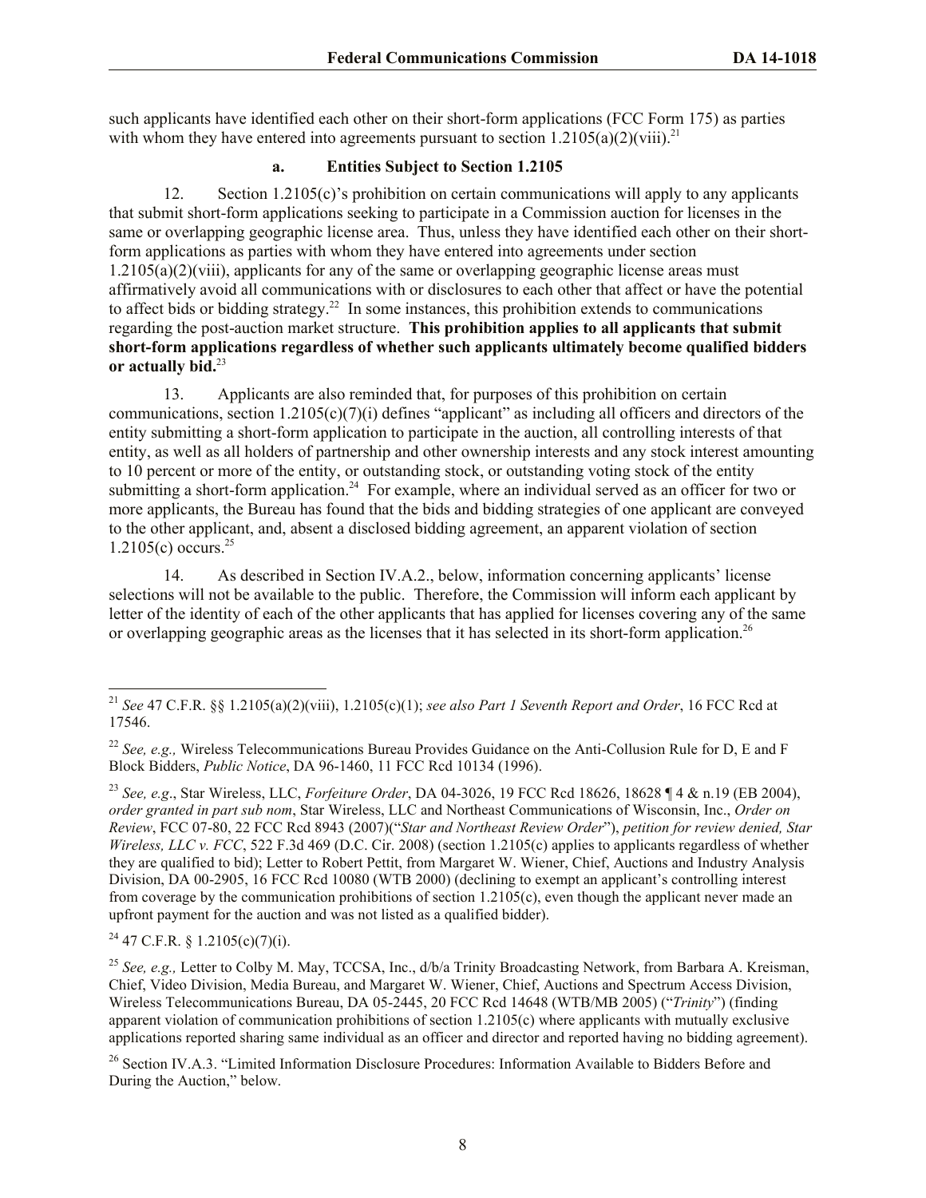such applicants have identified each other on their short-form applications (FCC Form 175) as parties with whom they have entered into agreements pursuant to section 1.2105(a)(2)(viii).[21]

#### a. Entities Subject to Section 1.2105

12. Section 1.2105(c)'s prohibition on certain communications will apply to any applicants that submit short-form applications seeking to participate in a Commission auction for licenses in the same or overlapping geographic license area. Thus, unless they have identified each other on their short-form applications as parties with whom they have entered into agreements under section 1.2105(a)(2)(viii), applicants for any of the same or overlapping geographic license areas must affirmatively avoid all communications with or disclosures to each other that affect or have the potential to affect bids or bidding strategy.[22] In some instances, this prohibition extends to communications regarding the post-auction market structure. **This prohibition applies to all applicants that submit short-form applications regardless of whether such applicants ultimately become qualified bidders or actually bid.**[23]

13. Applicants are also reminded that, for purposes of this prohibition on certain communications, section 1.2105(c)(7)(i) defines "applicant" as including all officers and directors of the entity submitting a short-form application to participate in the auction, all controlling interests of that entity, as well as all holders of partnership and other ownership interests and any stock interest amounting to 10 percent or more of the entity, or outstanding stock, or outstanding voting stock of the entity submitting a short-form application.[24] For example, where an individual served as an officer for two or more applicants, the Bureau has found that the bids and bidding strategies of one applicant are conveyed to the other applicant, and, absent a disclosed bidding agreement, an apparent violation of section 1.2105(c) occurs.[25]

14. As described in Section IV.A.2., below, information concerning applicants' license selections will not be available to the public. Therefore, the Commission will inform each applicant by letter of the identity of each of the other applicants that has applied for licenses covering any of the same or overlapping geographic areas as the licenses that it has selected in its short-form application.[26]

---

[21] *See* 47 C.F.R. §§ 1.2105(a)(2)(viii), 1.2105(c)(1); *see also Part 1 Seventh Report and Order*, 16 FCC Rcd at 17546.

[22] *See, e.g.,* Wireless Telecommunications Bureau Provides Guidance on the Anti-Collusion Rule for D, E and F Block Bidders, *Public Notice*, DA 96-1460, 11 FCC Rcd 10134 (1996).

[23] *See, e.g*., Star Wireless, LLC, *Forfeiture Order*, DA 04-3026, 19 FCC Rcd 18626, 18628 ¶ 4 & n.19 (EB 2004), *order granted in part sub nom*, Star Wireless, LLC and Northeast Communications of Wisconsin, Inc., *Order on Review*, FCC 07-80, 22 FCC Rcd 8943 (2007)("*Star and Northeast Review Order*"), *petition for review denied, Star Wireless, LLC v. FCC*, 522 F.3d 469 (D.C. Cir. 2008) (section 1.2105(c) applies to applicants regardless of whether they are qualified to bid); Letter to Robert Pettit, from Margaret W. Wiener, Chief, Auctions and Industry Analysis Division, DA 00-2905, 16 FCC Rcd 10080 (WTB 2000) (declining to exempt an applicant's controlling interest from coverage by the communication prohibitions of section 1.2105(c), even though the applicant never made an upfront payment for the auction and was not listed as a qualified bidder).

[24] 47 C.F.R. § 1.2105(c)(7)(i).

[25] *See, e.g.,* Letter to Colby M. May, TCCSA, Inc., d/b/a Trinity Broadcasting Network, from Barbara A. Kreisman, Chief, Video Division, Media Bureau, and Margaret W. Wiener, Chief, Auctions and Spectrum Access Division, Wireless Telecommunications Bureau, DA 05-2445, 20 FCC Rcd 14648 (WTB/MB 2005) ("*Trinity*") (finding apparent violation of communication prohibitions of section 1.2105(c) where applicants with mutually exclusive applications reported sharing same individual as an officer and director and reported having no bidding agreement).

[26] Section IV.A.3. "Limited Information Disclosure Procedures: Information Available to Bidders Before and During the Auction," below.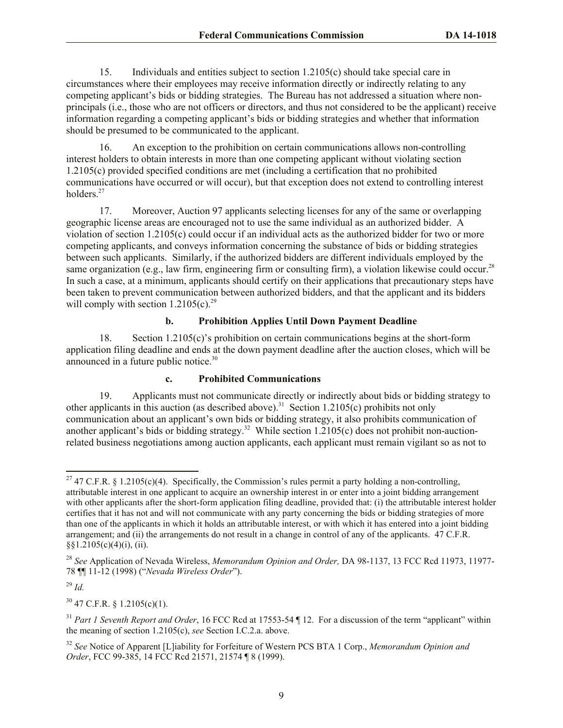15. Individuals and entities subject to section 1.2105(c) should take special care in circumstances where their employees may receive information directly or indirectly relating to any competing applicant's bids or bidding strategies. The Bureau has not addressed a situation where non-principals (i.e., those who are not officers or directors, and thus not considered to be the applicant) receive information regarding a competing applicant's bids or bidding strategies and whether that information should be presumed to be communicated to the applicant.

16. An exception to the prohibition on certain communications allows non-controlling interest holders to obtain interests in more than one competing applicant without violating section 1.2105(c) provided specified conditions are met (including a certification that no prohibited communications have occurred or will occur), but that exception does not extend to controlling interest holders.[27]

17. Moreover, Auction 97 applicants selecting licenses for any of the same or overlapping geographic license areas are encouraged not to use the same individual as an authorized bidder. A violation of section 1.2105(c) could occur if an individual acts as the authorized bidder for two or more competing applicants, and conveys information concerning the substance of bids or bidding strategies between such applicants. Similarly, if the authorized bidders are different individuals employed by the same organization (e.g., law firm, engineering firm or consulting firm), a violation likewise could occur.[28] In such a case, at a minimum, applicants should certify on their applications that precautionary steps have been taken to prevent communication between authorized bidders, and that the applicant and its bidders will comply with section 1.2105(c).[29]

#### b. Prohibition Applies Until Down Payment Deadline

18. Section 1.2105(c)'s prohibition on certain communications begins at the short-form application filing deadline and ends at the down payment deadline after the auction closes, which will be announced in a future public notice.[30]

#### c. Prohibited Communications

19. Applicants must not communicate directly or indirectly about bids or bidding strategy to other applicants in this auction (as described above).[31] Section 1.2105(c) prohibits not only communication about an applicant's own bids or bidding strategy, it also prohibits communication of another applicant's bids or bidding strategy.[32] While section 1.2105(c) does not prohibit non-auction-related business negotiations among auction applicants, each applicant must remain vigilant so as not to

---

[27] 47 C.F.R. § 1.2105(c)(4). Specifically, the Commission's rules permit a party holding a non-controlling, attributable interest in one applicant to acquire an ownership interest in or enter into a joint bidding arrangement with other applicants after the short-form application filing deadline, provided that: (i) the attributable interest holder certifies that it has not and will not communicate with any party concerning the bids or bidding strategies of more than one of the applicants in which it holds an attributable interest, or with which it has entered into a joint bidding arrangement; and (ii) the arrangements do not result in a change in control of any of the applicants. 47 C.F.R. §§1.2105(c)(4)(i), (ii).

[28] *See* Application of Nevada Wireless, *Memorandum Opinion and Order,* DA 98-1137, 13 FCC Rcd 11973, 11977-78 ¶¶ 11-12 (1998) ("*Nevada Wireless Order*").

[29] *Id.*

[30] 47 C.F.R. § 1.2105(c)(1).

[31] *Part 1 Seventh Report and Order*, 16 FCC Rcd at 17553-54 ¶ 12. For a discussion of the term "applicant" within the meaning of section 1.2105(c), *see* Section I.C.2.a. above.

[32] *See* Notice of Apparent [L]iability for Forfeiture of Western PCS BTA 1 Corp., *Memorandum Opinion and Order*, FCC 99-385, 14 FCC Rcd 21571, 21574 ¶ 8 (1999).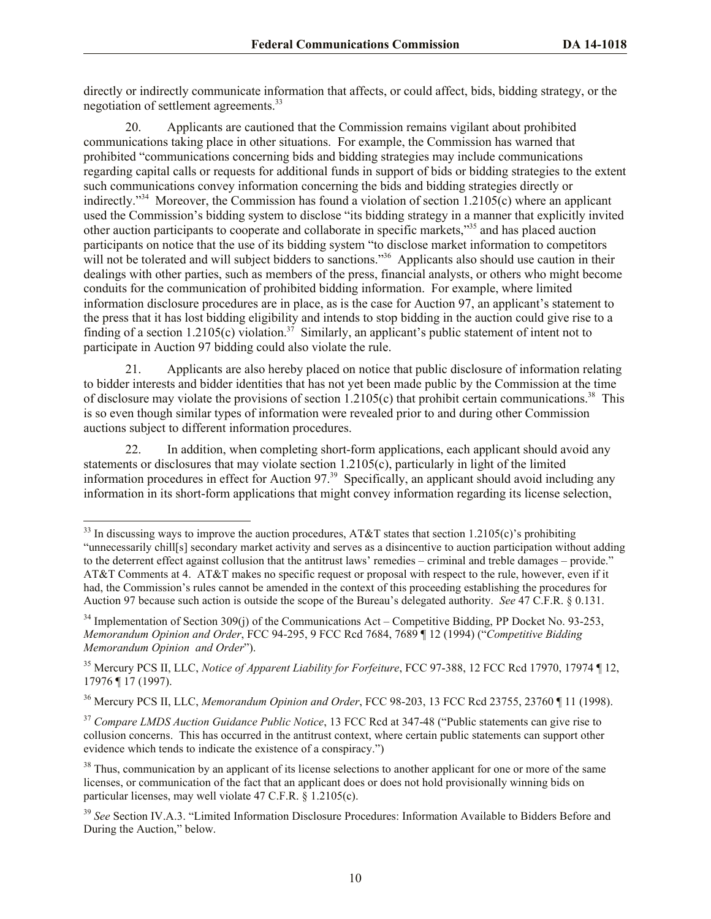directly or indirectly communicate information that affects, or could affect, bids, bidding strategy, or the negotiation of settlement agreements.[33]

20. Applicants are cautioned that the Commission remains vigilant about prohibited communications taking place in other situations. For example, the Commission has warned that prohibited "communications concerning bids and bidding strategies may include communications regarding capital calls or requests for additional funds in support of bids or bidding strategies to the extent such communications convey information concerning the bids and bidding strategies directly or indirectly."[34] Moreover, the Commission has found a violation of section 1.2105(c) where an applicant used the Commission's bidding system to disclose "its bidding strategy in a manner that explicitly invited other auction participants to cooperate and collaborate in specific markets,"[35] and has placed auction participants on notice that the use of its bidding system "to disclose market information to competitors will not be tolerated and will subject bidders to sanctions."[36] Applicants also should use caution in their dealings with other parties, such as members of the press, financial analysts, or others who might become conduits for the communication of prohibited bidding information. For example, where limited information disclosure procedures are in place, as is the case for Auction 97, an applicant's statement to the press that it has lost bidding eligibility and intends to stop bidding in the auction could give rise to a finding of a section 1.2105(c) violation.[37] Similarly, an applicant's public statement of intent not to participate in Auction 97 bidding could also violate the rule.

21. Applicants are also hereby placed on notice that public disclosure of information relating to bidder interests and bidder identities that has not yet been made public by the Commission at the time of disclosure may violate the provisions of section 1.2105(c) that prohibit certain communications.[38] This is so even though similar types of information were revealed prior to and during other Commission auctions subject to different information procedures.

22. In addition, when completing short-form applications, each applicant should avoid any statements or disclosures that may violate section 1.2105(c), particularly in light of the limited information procedures in effect for Auction 97.[39] Specifically, an applicant should avoid including any information in its short-form applications that might convey information regarding its license selection,

---

[33] In discussing ways to improve the auction procedures, AT&T states that section 1.2105(c)'s prohibiting "unnecessarily chill[s] secondary market activity and serves as a disincentive to auction participation without adding to the deterrent effect against collusion that the antitrust laws' remedies – criminal and treble damages – provide." AT&T Comments at 4. AT&T makes no specific request or proposal with respect to the rule, however, even if it had, the Commission's rules cannot be amended in the context of this proceeding establishing the procedures for Auction 97 because such action is outside the scope of the Bureau's delegated authority. *See* 47 C.F.R. § 0.131.

[34] Implementation of Section 309(j) of the Communications Act – Competitive Bidding, PP Docket No. 93-253, *Memorandum Opinion and Order*, FCC 94-295, 9 FCC Rcd 7684, 7689 ¶ 12 (1994) ("*Competitive Bidding Memorandum Opinion and Order*").

[35] Mercury PCS II, LLC, *Notice of Apparent Liability for Forfeiture*, FCC 97-388, 12 FCC Rcd 17970, 17974 ¶ 12, 17976 ¶ 17 (1997).

[36] Mercury PCS II, LLC, *Memorandum Opinion and Order*, FCC 98-203, 13 FCC Rcd 23755, 23760 ¶ 11 (1998).

[37] *Compare LMDS Auction Guidance Public Notice*, 13 FCC Rcd at 347-48 ("Public statements can give rise to collusion concerns. This has occurred in the antitrust context, where certain public statements can support other evidence which tends to indicate the existence of a conspiracy.")

[38] Thus, communication by an applicant of its license selections to another applicant for one or more of the same licenses, or communication of the fact that an applicant does or does not hold provisionally winning bids on particular licenses, may well violate 47 C.F.R. § 1.2105(c).

[39] *See* Section IV.A.3. "Limited Information Disclosure Procedures: Information Available to Bidders Before and During the Auction," below.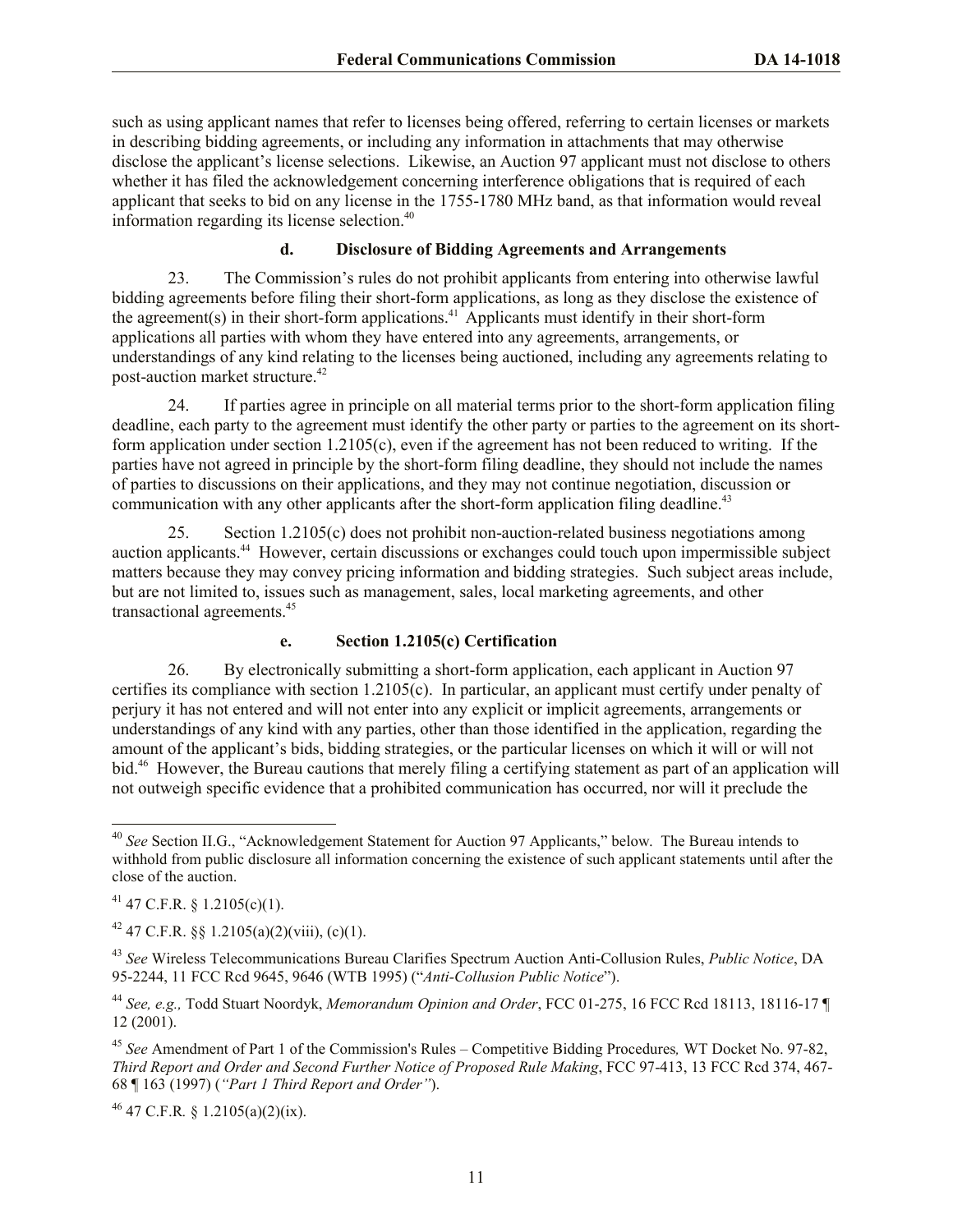such as using applicant names that refer to licenses being offered, referring to certain licenses or markets in describing bidding agreements, or including any information in attachments that may otherwise disclose the applicant's license selections. Likewise, an Auction 97 applicant must not disclose to others whether it has filed the acknowledgement concerning interference obligations that is required of each applicant that seeks to bid on any license in the 1755-1780 MHz band, as that information would reveal information regarding its license selection.[40]

#### d. Disclosure of Bidding Agreements and Arrangements

23. The Commission's rules do not prohibit applicants from entering into otherwise lawful bidding agreements before filing their short-form applications, as long as they disclose the existence of the agreement(s) in their short-form applications.[41] Applicants must identify in their short-form applications all parties with whom they have entered into any agreements, arrangements, or understandings of any kind relating to the licenses being auctioned, including any agreements relating to post-auction market structure.[42]

24. If parties agree in principle on all material terms prior to the short-form application filing deadline, each party to the agreement must identify the other party or parties to the agreement on its short-form application under section 1.2105(c), even if the agreement has not been reduced to writing. If the parties have not agreed in principle by the short-form filing deadline, they should not include the names of parties to discussions on their applications, and they may not continue negotiation, discussion or communication with any other applicants after the short-form application filing deadline.[43]

25. Section 1.2105(c) does not prohibit non-auction-related business negotiations among auction applicants.[44] However, certain discussions or exchanges could touch upon impermissible subject matters because they may convey pricing information and bidding strategies. Such subject areas include, but are not limited to, issues such as management, sales, local marketing agreements, and other transactional agreements.[45]

#### e. Section 1.2105(c) Certification

26. By electronically submitting a short-form application, each applicant in Auction 97 certifies its compliance with section 1.2105(c). In particular, an applicant must certify under penalty of perjury it has not entered and will not enter into any explicit or implicit agreements, arrangements or understandings of any kind with any parties, other than those identified in the application, regarding the amount of the applicant's bids, bidding strategies, or the particular licenses on which it will or will not bid.[46] However, the Bureau cautions that merely filing a certifying statement as part of an application will not outweigh specific evidence that a prohibited communication has occurred, nor will it preclude the

---

[40] *See* Section II.G., "Acknowledgement Statement for Auction 97 Applicants," below. The Bureau intends to withhold from public disclosure all information concerning the existence of such applicant statements until after the close of the auction.

[41] 47 C.F.R. § 1.2105(c)(1).

[42] 47 C.F.R. §§ 1.2105(a)(2)(viii), (c)(1).

[43] *See* Wireless Telecommunications Bureau Clarifies Spectrum Auction Anti-Collusion Rules, *Public Notice*, DA 95-2244, 11 FCC Rcd 9645, 9646 (WTB 1995) ("*Anti-Collusion Public Notice*").

[44] *See, e.g.,* Todd Stuart Noordyk, *Memorandum Opinion and Order*, FCC 01-275, 16 FCC Rcd 18113, 18116-17 ¶ 12 (2001).

[45] *See* Amendment of Part 1 of the Commission's Rules – Competitive Bidding Procedures*,* WT Docket No. 97-82, *Third Report and Order and Second Further Notice of Proposed Rule Making*, FCC 97-413, 13 FCC Rcd 374, 467-68 ¶ 163 (1997) (*"Part 1 Third Report and Order"*).

[46] 47 C.F.R. § 1.2105(a)(2)(ix).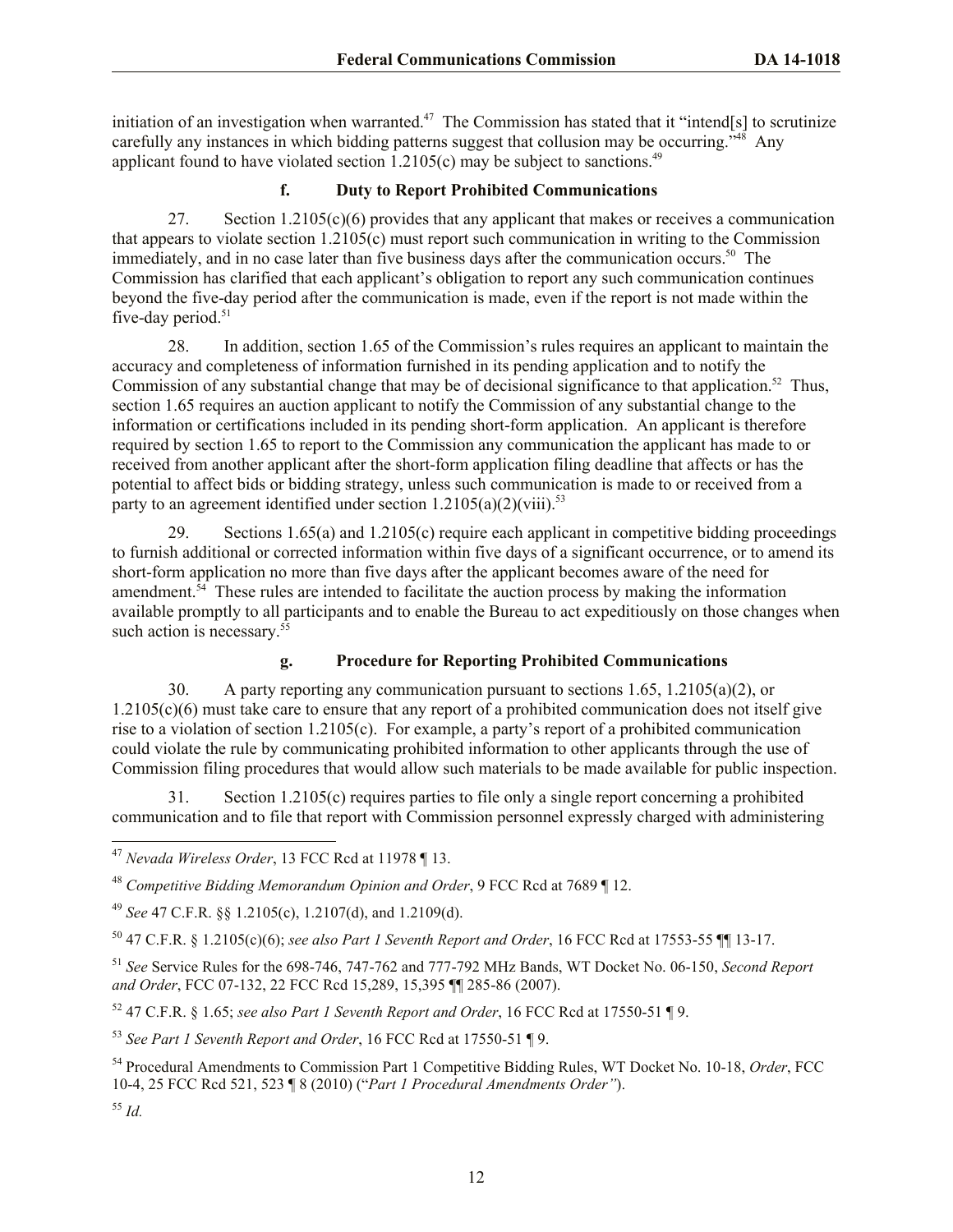initiation of an investigation when warranted.[47] The Commission has stated that it "intend[s] to scrutinize carefully any instances in which bidding patterns suggest that collusion may be occurring."[48] Any applicant found to have violated section 1.2105(c) may be subject to sanctions.[49]

### f. Duty to Report Prohibited Communications

27. Section 1.2105(c)(6) provides that any applicant that makes or receives a communication that appears to violate section 1.2105(c) must report such communication in writing to the Commission immediately, and in no case later than five business days after the communication occurs.[50] The Commission has clarified that each applicant's obligation to report any such communication continues beyond the five-day period after the communication is made, even if the report is not made within the five-day period.[51]

28. In addition, section 1.65 of the Commission's rules requires an applicant to maintain the accuracy and completeness of information furnished in its pending application and to notify the Commission of any substantial change that may be of decisional significance to that application.[52] Thus, section 1.65 requires an auction applicant to notify the Commission of any substantial change to the information or certifications included in its pending short-form application. An applicant is therefore required by section 1.65 to report to the Commission any communication the applicant has made to or received from another applicant after the short-form application filing deadline that affects or has the potential to affect bids or bidding strategy, unless such communication is made to or received from a party to an agreement identified under section 1.2105(a)(2)(viii).[53]

29. Sections 1.65(a) and 1.2105(c) require each applicant in competitive bidding proceedings to furnish additional or corrected information within five days of a significant occurrence, or to amend its short-form application no more than five days after the applicant becomes aware of the need for amendment.[54] These rules are intended to facilitate the auction process by making the information available promptly to all participants and to enable the Bureau to act expeditiously on those changes when such action is necessary.[55]

### g. Procedure for Reporting Prohibited Communications

30. A party reporting any communication pursuant to sections 1.65, 1.2105(a)(2), or 1.2105(c)(6) must take care to ensure that any report of a prohibited communication does not itself give rise to a violation of section 1.2105(c). For example, a party's report of a prohibited communication could violate the rule by communicating prohibited information to other applicants through the use of Commission filing procedures that would allow such materials to be made available for public inspection.

31. Section 1.2105(c) requires parties to file only a single report concerning a prohibited communication and to file that report with Commission personnel expressly charged with administering

---

[47] *Nevada Wireless Order*, 13 FCC Rcd at 11978 ¶ 13.

[48] *Competitive Bidding Memorandum Opinion and Order*, 9 FCC Rcd at 7689 ¶ 12.

[49] *See* 47 C.F.R. §§ 1.2105(c), 1.2107(d), and 1.2109(d).

[50] 47 C.F.R. § 1.2105(c)(6); *see also Part 1 Seventh Report and Order*, 16 FCC Rcd at 17553-55 ¶¶ 13-17.

[51] *See* Service Rules for the 698-746, 747-762 and 777-792 MHz Bands, WT Docket No. 06-150, *Second Report and Order*, FCC 07-132, 22 FCC Rcd 15,289, 15,395 ¶¶ 285-86 (2007).

[52] 47 C.F.R. § 1.65; *see also Part 1 Seventh Report and Order*, 16 FCC Rcd at 17550-51 ¶ 9.

[53] *See Part 1 Seventh Report and Order*, 16 FCC Rcd at 17550-51 ¶ 9.

[54] Procedural Amendments to Commission Part 1 Competitive Bidding Rules, WT Docket No. 10-18, *Order*, FCC 10-4, 25 FCC Rcd 521, 523 ¶ 8 (2010) ("*Part 1 Procedural Amendments Order*").

[55] *Id.*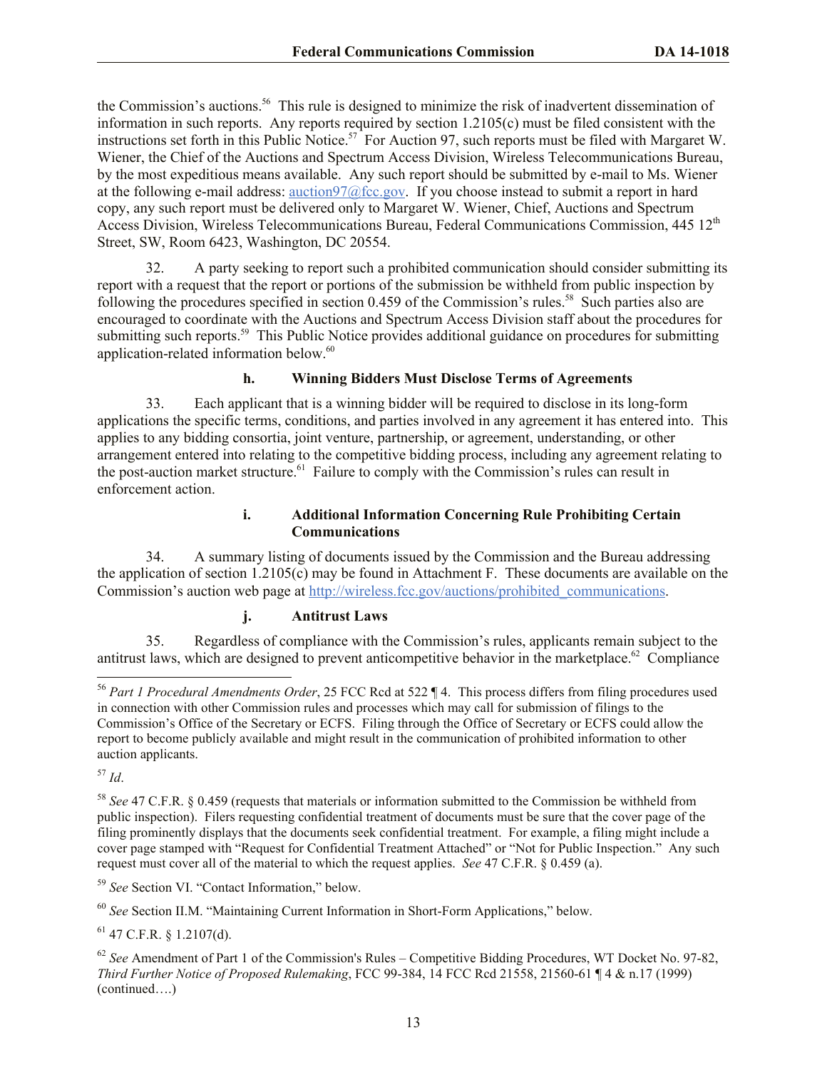the Commission's auctions.[56] This rule is designed to minimize the risk of inadvertent dissemination of information in such reports. Any reports required by section 1.2105(c) must be filed consistent with the instructions set forth in this Public Notice.[57] For Auction 97, such reports must be filed with Margaret W. Wiener, the Chief of the Auctions and Spectrum Access Division, Wireless Telecommunications Bureau, by the most expeditious means available. Any such report should be submitted by e-mail to Ms. Wiener at the following e-mail address: auction97@fcc.gov. If you choose instead to submit a report in hard copy, any such report must be delivered only to Margaret W. Wiener, Chief, Auctions and Spectrum Access Division, Wireless Telecommunications Bureau, Federal Communications Commission, 445 12th Street, SW, Room 6423, Washington, DC 20554.

32. A party seeking to report such a prohibited communication should consider submitting its report with a request that the report or portions of the submission be withheld from public inspection by following the procedures specified in section 0.459 of the Commission's rules.[58] Such parties also are encouraged to coordinate with the Auctions and Spectrum Access Division staff about the procedures for submitting such reports.[59] This Public Notice provides additional guidance on procedures for submitting application-related information below.[60]

#### h. Winning Bidders Must Disclose Terms of Agreements

33. Each applicant that is a winning bidder will be required to disclose in its long-form applications the specific terms, conditions, and parties involved in any agreement it has entered into. This applies to any bidding consortia, joint venture, partnership, or agreement, understanding, or other arrangement entered into relating to the competitive bidding process, including any agreement relating to the post-auction market structure.[61] Failure to comply with the Commission's rules can result in enforcement action.

#### i. Additional Information Concerning Rule Prohibiting Certain Communications

34. A summary listing of documents issued by the Commission and the Bureau addressing the application of section 1.2105(c) may be found in Attachment F. These documents are available on the Commission's auction web page at http://wireless.fcc.gov/auctions/prohibited_communications.

#### j. Antitrust Laws

35. Regardless of compliance with the Commission's rules, applicants remain subject to the antitrust laws, which are designed to prevent anticompetitive behavior in the marketplace.[62] Compliance

---

[56] *Part 1 Procedural Amendments Order*, 25 FCC Rcd at 522 ¶ 4. This process differs from filing procedures used in connection with other Commission rules and processes which may call for submission of filings to the Commission's Office of the Secretary or ECFS. Filing through the Office of Secretary or ECFS could allow the report to become publicly available and might result in the communication of prohibited information to other auction applicants.

[57] *Id*.

[58] *See* 47 C.F.R. § 0.459 (requests that materials or information submitted to the Commission be withheld from public inspection). Filers requesting confidential treatment of documents must be sure that the cover page of the filing prominently displays that the documents seek confidential treatment. For example, a filing might include a cover page stamped with "Request for Confidential Treatment Attached" or "Not for Public Inspection." Any such request must cover all of the material to which the request applies. *See* 47 C.F.R. § 0.459 (a).

[59] *See* Section VI. "Contact Information," below.

[60] *See* Section II.M. "Maintaining Current Information in Short-Form Applications," below.

[61] 47 C.F.R. § 1.2107(d).

[62] *See* Amendment of Part 1 of the Commission's Rules – Competitive Bidding Procedures, WT Docket No. 97-82, *Third Further Notice of Proposed Rulemaking*, FCC 99-384, 14 FCC Rcd 21558, 21560-61 ¶ 4 & n.17 (1999) (continued….)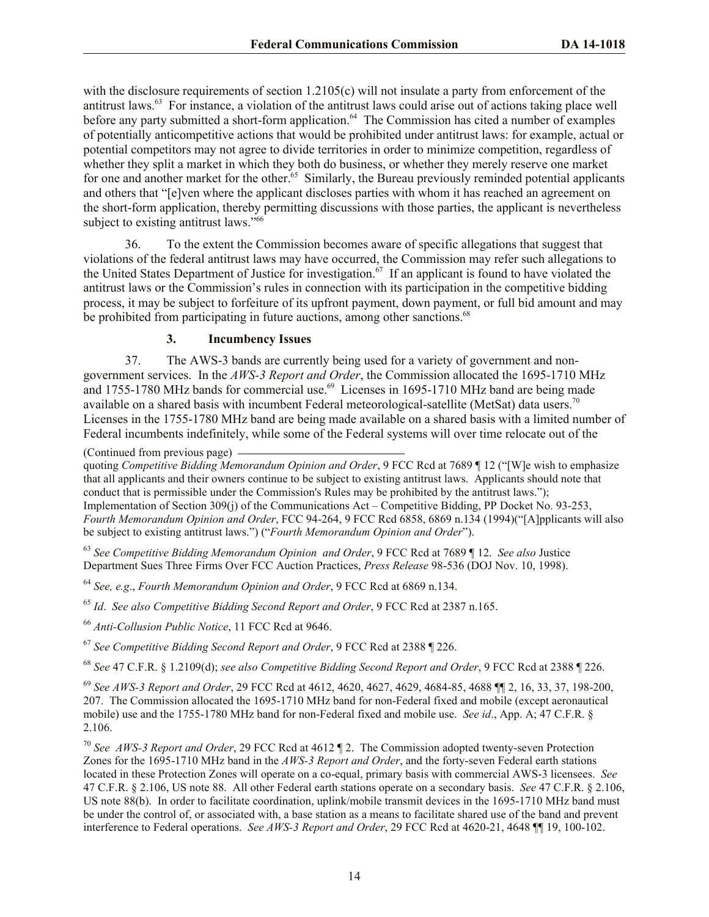with the disclosure requirements of section 1.2105(c) will not insulate a party from enforcement of the antitrust laws.[63] For instance, a violation of the antitrust laws could arise out of actions taking place well before any party submitted a short-form application.[64] The Commission has cited a number of examples of potentially anticompetitive actions that would be prohibited under antitrust laws: for example, actual or potential competitors may not agree to divide territories in order to minimize competition, regardless of whether they split a market in which they both do business, or whether they merely reserve one market for one and another market for the other.[65] Similarly, the Bureau previously reminded potential applicants and others that "[e]ven where the applicant discloses parties with whom it has reached an agreement on the short-form application, thereby permitting discussions with those parties, the applicant is nevertheless subject to existing antitrust laws."[66]

36. To the extent the Commission becomes aware of specific allegations that suggest that violations of the federal antitrust laws may have occurred, the Commission may refer such allegations to the United States Department of Justice for investigation.[67] If an applicant is found to have violated the antitrust laws or the Commission's rules in connection with its participation in the competitive bidding process, it may be subject to forfeiture of its upfront payment, down payment, or full bid amount and may be prohibited from participating in future auctions, among other sanctions.[68]

### 3. Incumbency Issues

37. The AWS-3 bands are currently being used for a variety of government and non-government services. In the *AWS-3 Report and Order*, the Commission allocated the 1695-1710 MHz and 1755-1780 MHz bands for commercial use.[69] Licenses in 1695-1710 MHz band are being made available on a shared basis with incumbent Federal meteorological-satellite (MetSat) data users.[70] Licenses in the 1755-1780 MHz band are being made available on a shared basis with a limited number of Federal incumbents indefinitely, while some of the Federal systems will over time relocate out of the

(Continued from previous page)

quoting *Competitive Bidding Memorandum Opinion and Order*, 9 FCC Rcd at 7689 ¶ 12 ("[W]e wish to emphasize that all applicants and their owners continue to be subject to existing antitrust laws. Applicants should note that conduct that is permissible under the Commission's Rules may be prohibited by the antitrust laws."); Implementation of Section 309(j) of the Communications Act – Competitive Bidding, PP Docket No. 93-253, *Fourth Memorandum Opinion and Order*, FCC 94-264, 9 FCC Rcd 6858, 6869 n.134 (1994)("[A]pplicants will also be subject to existing antitrust laws.") ("*Fourth Memorandum Opinion and Order*").

[63] *See Competitive Bidding Memorandum Opinion and Order*, 9 FCC Rcd at 7689 ¶ 12. *See also* Justice Department Sues Three Firms Over FCC Auction Practices, *Press Release* 98-536 (DOJ Nov. 10, 1998).

[64] *See, e.g*., *Fourth Memorandum Opinion and Order*, 9 FCC Rcd at 6869 n.134.

[65] *Id*. *See also Competitive Bidding Second Report and Order*, 9 FCC Rcd at 2387 n.165.

[66] *Anti-Collusion Public Notice*, 11 FCC Rcd at 9646.

[67] *See Competitive Bidding Second Report and Order*, 9 FCC Rcd at 2388 ¶ 226.

[68] *See* 47 C.F.R. § 1.2109(d); *see also Competitive Bidding Second Report and Order*, 9 FCC Rcd at 2388 ¶ 226.

[69] *See AWS-3 Report and Order*, 29 FCC Rcd at 4612, 4620, 4627, 4629, 4684-85, 4688 ¶¶ 2, 16, 33, 37, 198-200, 207. The Commission allocated the 1695-1710 MHz band for non-Federal fixed and mobile (except aeronautical mobile) use and the 1755-1780 MHz band for non-Federal fixed and mobile use. *See id*., App. A; 47 C.F.R. § 2.106.

[70] *See AWS-3 Report and Order*, 29 FCC Rcd at 4612 ¶ 2. The Commission adopted twenty-seven Protection Zones for the 1695-1710 MHz band in the *AWS-3 Report and Order*, and the forty-seven Federal earth stations located in these Protection Zones will operate on a co-equal, primary basis with commercial AWS-3 licensees. *See* 47 C.F.R. § 2.106, US note 88. All other Federal earth stations operate on a secondary basis. *See* 47 C.F.R. § 2.106, US note 88(b). In order to facilitate coordination, uplink/mobile transmit devices in the 1695-1710 MHz band must be under the control of, or associated with, a base station as a means to facilitate shared use of the band and prevent interference to Federal operations. *See AWS-3 Report and Order*, 29 FCC Rcd at 4620-21, 4648 ¶¶ 19, 100-102.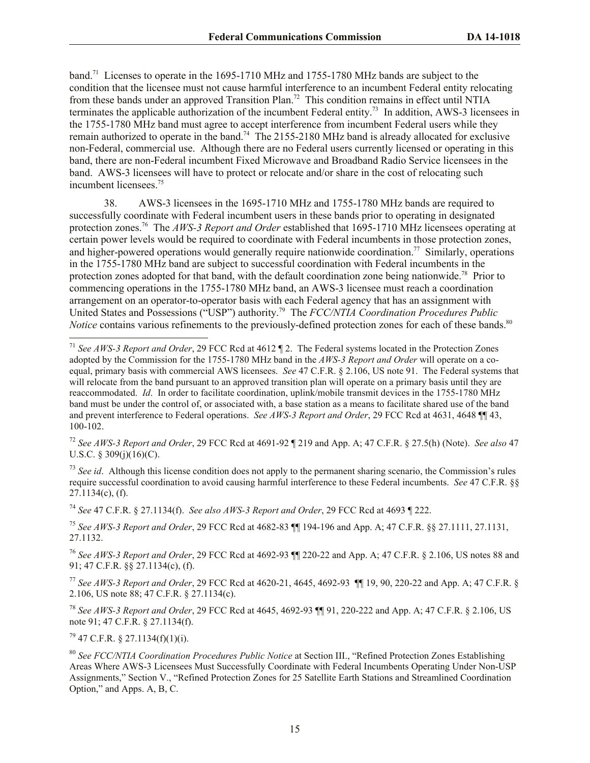band.[71] Licenses to operate in the 1695-1710 MHz and 1755-1780 MHz bands are subject to the condition that the licensee must not cause harmful interference to an incumbent Federal entity relocating from these bands under an approved Transition Plan.[72] This condition remains in effect until NTIA terminates the applicable authorization of the incumbent Federal entity.[73] In addition, AWS-3 licensees in the 1755-1780 MHz band must agree to accept interference from incumbent Federal users while they remain authorized to operate in the band.[74] The 2155-2180 MHz band is already allocated for exclusive non-Federal, commercial use. Although there are no Federal users currently licensed or operating in this band, there are non-Federal incumbent Fixed Microwave and Broadband Radio Service licensees in the band. AWS-3 licensees will have to protect or relocate and/or share in the cost of relocating such incumbent licensees.[75]

38. AWS-3 licensees in the 1695-1710 MHz and 1755-1780 MHz bands are required to successfully coordinate with Federal incumbent users in these bands prior to operating in designated protection zones.[76] The *AWS-3 Report and Order* established that 1695-1710 MHz licensees operating at certain power levels would be required to coordinate with Federal incumbents in those protection zones, and higher-powered operations would generally require nationwide coordination.[77] Similarly, operations in the 1755-1780 MHz band are subject to successful coordination with Federal incumbents in the protection zones adopted for that band, with the default coordination zone being nationwide.[78] Prior to commencing operations in the 1755-1780 MHz band, an AWS-3 licensee must reach a coordination arrangement on an operator-to-operator basis with each Federal agency that has an assignment with United States and Possessions ("USP") authority.[79] The *FCC/NTIA Coordination Procedures Public Notice* contains various refinements to the previously-defined protection zones for each of these bands.[80]

---

[71] *See AWS-3 Report and Order*, 29 FCC Rcd at 4612 ¶ 2. The Federal systems located in the Protection Zones adopted by the Commission for the 1755-1780 MHz band in the *AWS-3 Report and Order* will operate on a co-equal, primary basis with commercial AWS licensees. *See* 47 C.F.R. § 2.106, US note 91. The Federal systems that will relocate from the band pursuant to an approved transition plan will operate on a primary basis until they are reaccommodated. *Id*. In order to facilitate coordination, uplink/mobile transmit devices in the 1755-1780 MHz band must be under the control of, or associated with, a base station as a means to facilitate shared use of the band and prevent interference to Federal operations. *See AWS-3 Report and Order*, 29 FCC Rcd at 4631, 4648 ¶¶ 43, 100-102.

[72] *See AWS-3 Report and Order*, 29 FCC Rcd at 4691-92 ¶ 219 and App. A; 47 C.F.R. § 27.5(h) (Note). *See also* 47 U.S.C. § 309(j)(16)(C).

[73] *See id*. Although this license condition does not apply to the permanent sharing scenario, the Commission's rules require successful coordination to avoid causing harmful interference to these Federal incumbents. *See* 47 C.F.R. §§ 27.1134(c), (f).

[74] *See* 47 C.F.R. § 27.1134(f). *See also AWS-3 Report and Order*, 29 FCC Rcd at 4693 ¶ 222.

[75] *See AWS-3 Report and Order*, 29 FCC Rcd at 4682-83 ¶¶ 194-196 and App. A; 47 C.F.R. §§ 27.1111, 27.1131, 27.1132.

[76] *See AWS-3 Report and Order*, 29 FCC Rcd at 4692-93 ¶¶ 220-22 and App. A; 47 C.F.R. § 2.106, US notes 88 and 91; 47 C.F.R. §§ 27.1134(c), (f).

[77] *See AWS-3 Report and Order*, 29 FCC Rcd at 4620-21, 4645, 4692-93 ¶¶ 19, 90, 220-22 and App. A; 47 C.F.R. § 2.106, US note 88; 47 C.F.R. § 27.1134(c).

[78] *See AWS-3 Report and Order*, 29 FCC Rcd at 4645, 4692-93 ¶¶ 91, 220-222 and App. A; 47 C.F.R. § 2.106, US note 91; 47 C.F.R. § 27.1134(f).

[79] 47 C.F.R. § 27.1134(f)(1)(i).

[80] *See FCC/NTIA Coordination Procedures Public Notice* at Section III., "Refined Protection Zones Establishing Areas Where AWS-3 Licensees Must Successfully Coordinate with Federal Incumbents Operating Under Non-USP Assignments," Section V., "Refined Protection Zones for 25 Satellite Earth Stations and Streamlined Coordination Option," and Apps. A, B, C.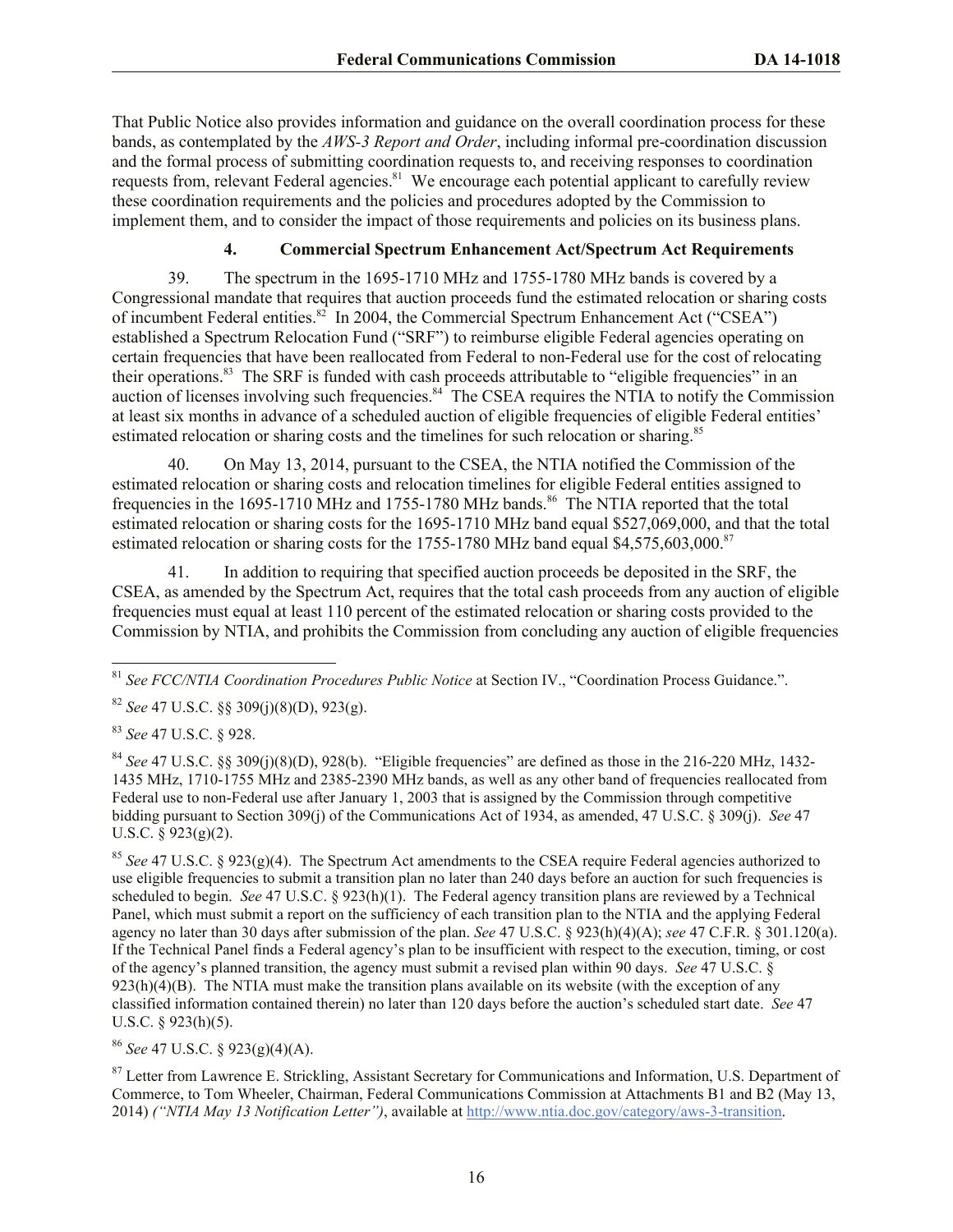That Public Notice also provides information and guidance on the overall coordination process for these bands, as contemplated by the *AWS-3 Report and Order*, including informal pre-coordination discussion and the formal process of submitting coordination requests to, and receiving responses to coordination requests from, relevant Federal agencies.[81] We encourage each potential applicant to carefully review these coordination requirements and the policies and procedures adopted by the Commission to implement them, and to consider the impact of those requirements and policies on its business plans.

#### 4. Commercial Spectrum Enhancement Act/Spectrum Act Requirements

39. The spectrum in the 1695-1710 MHz and 1755-1780 MHz bands is covered by a Congressional mandate that requires that auction proceeds fund the estimated relocation or sharing costs of incumbent Federal entities.[82] In 2004, the Commercial Spectrum Enhancement Act ("CSEA") established a Spectrum Relocation Fund ("SRF") to reimburse eligible Federal agencies operating on certain frequencies that have been reallocated from Federal to non-Federal use for the cost of relocating their operations.[83] The SRF is funded with cash proceeds attributable to "eligible frequencies" in an auction of licenses involving such frequencies.[84] The CSEA requires the NTIA to notify the Commission at least six months in advance of a scheduled auction of eligible frequencies of eligible Federal entities' estimated relocation or sharing costs and the timelines for such relocation or sharing.[85]

40. On May 13, 2014, pursuant to the CSEA, the NTIA notified the Commission of the estimated relocation or sharing costs and relocation timelines for eligible Federal entities assigned to frequencies in the 1695-1710 MHz and 1755-1780 MHz bands.[86] The NTIA reported that the total estimated relocation or sharing costs for the 1695-1710 MHz band equal $527,069,000, and that the total estimated relocation or sharing costs for the 1755-1780 MHz band equal $4,575,603,000.[87]

41. In addition to requiring that specified auction proceeds be deposited in the SRF, the CSEA, as amended by the Spectrum Act, requires that the total cash proceeds from any auction of eligible frequencies must equal at least 110 percent of the estimated relocation or sharing costs provided to the Commission by NTIA, and prohibits the Commission from concluding any auction of eligible frequencies

---

[81] *See FCC/NTIA Coordination Procedures Public Notice* at Section IV., "Coordination Process Guidance.".

[82] *See* 47 U.S.C. §§ 309(j)(8)(D), 923(g).

[83] *See* 47 U.S.C. § 928.

[84] *See* 47 U.S.C. §§ 309(j)(8)(D), 928(b). "Eligible frequencies" are defined as those in the 216-220 MHz, 1432-1435 MHz, 1710-1755 MHz and 2385-2390 MHz bands, as well as any other band of frequencies reallocated from Federal use to non-Federal use after January 1, 2003 that is assigned by the Commission through competitive bidding pursuant to Section 309(j) of the Communications Act of 1934, as amended, 47 U.S.C. § 309(j). *See* 47 U.S.C. § 923(g)(2).

[85] *See* 47 U.S.C. § 923(g)(4). The Spectrum Act amendments to the CSEA require Federal agencies authorized to use eligible frequencies to submit a transition plan no later than 240 days before an auction for such frequencies is scheduled to begin. *See* 47 U.S.C. § 923(h)(1). The Federal agency transition plans are reviewed by a Technical Panel, which must submit a report on the sufficiency of each transition plan to the NTIA and the applying Federal agency no later than 30 days after submission of the plan. *See* 47 U.S.C. § 923(h)(4)(A); *see* 47 C.F.R. § 301.120(a). If the Technical Panel finds a Federal agency's plan to be insufficient with respect to the execution, timing, or cost of the agency's planned transition, the agency must submit a revised plan within 90 days. *See* 47 U.S.C. § 923(h)(4)(B). The NTIA must make the transition plans available on its website (with the exception of any classified information contained therein) no later than 120 days before the auction's scheduled start date. *See* 47 U.S.C. § 923(h)(5).

[86] *See* 47 U.S.C. § 923(g)(4)(A).

[87] Letter from Lawrence E. Strickling, Assistant Secretary for Communications and Information, U.S. Department of Commerce, to Tom Wheeler, Chairman, Federal Communications Commission at Attachments B1 and B2 (May 13, 2014) *("NTIA May 13 Notification Letter")*, available at http://www.ntia.doc.gov/category/aws-3-transition.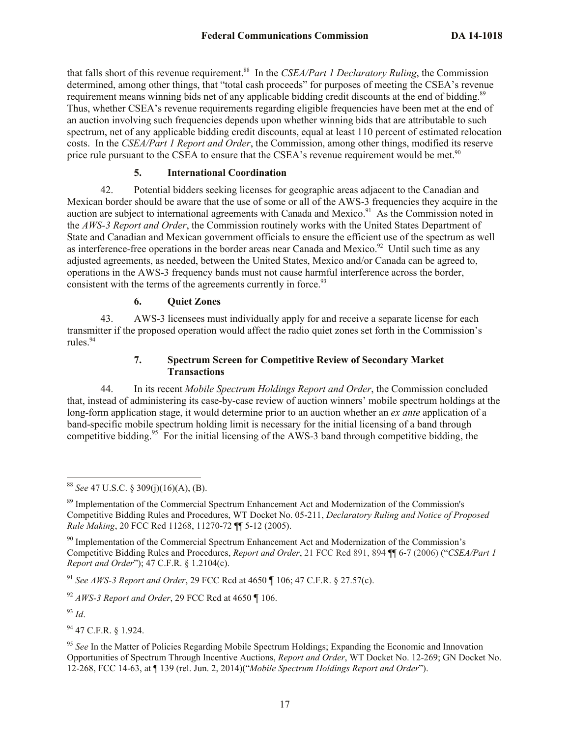that falls short of this revenue requirement.[88] In the *CSEA/Part 1 Declaratory Ruling*, the Commission determined, among other things, that "total cash proceeds" for purposes of meeting the CSEA's revenue requirement means winning bids net of any applicable bidding credit discounts at the end of bidding.[89] Thus, whether CSEA's revenue requirements regarding eligible frequencies have been met at the end of an auction involving such frequencies depends upon whether winning bids that are attributable to such spectrum, net of any applicable bidding credit discounts, equal at least 110 percent of estimated relocation costs. In the *CSEA/Part 1 Report and Order*, the Commission, among other things, modified its reserve price rule pursuant to the CSEA to ensure that the CSEA's revenue requirement would be met.[90]

#### 5. International Coordination

42. Potential bidders seeking licenses for geographic areas adjacent to the Canadian and Mexican border should be aware that the use of some or all of the AWS-3 frequencies they acquire in the auction are subject to international agreements with Canada and Mexico.[91] As the Commission noted in the *AWS-3 Report and Order*, the Commission routinely works with the United States Department of State and Canadian and Mexican government officials to ensure the efficient use of the spectrum as well as interference-free operations in the border areas near Canada and Mexico.[92] Until such time as any adjusted agreements, as needed, between the United States, Mexico and/or Canada can be agreed to, operations in the AWS-3 frequency bands must not cause harmful interference across the border, consistent with the terms of the agreements currently in force.[93]

#### 6. Quiet Zones

43. AWS-3 licensees must individually apply for and receive a separate license for each transmitter if the proposed operation would affect the radio quiet zones set forth in the Commission's rules.[94]

#### 7. Spectrum Screen for Competitive Review of Secondary Market Transactions

44. In its recent *Mobile Spectrum Holdings Report and Order*, the Commission concluded that, instead of administering its case-by-case review of auction winners' mobile spectrum holdings at the long-form application stage, it would determine prior to an auction whether an *ex ante* application of a band-specific mobile spectrum holding limit is necessary for the initial licensing of a band through competitive bidding.[95] For the initial licensing of the AWS-3 band through competitive bidding, the

---

[88] *See* 47 U.S.C. § 309(j)(16)(A), (B).

[89] Implementation of the Commercial Spectrum Enhancement Act and Modernization of the Commission's Competitive Bidding Rules and Procedures, WT Docket No. 05-211, *Declaratory Ruling and Notice of Proposed Rule Making*, 20 FCC Rcd 11268, 11270-72 ¶¶ 5-12 (2005).

[90] Implementation of the Commercial Spectrum Enhancement Act and Modernization of the Commission's Competitive Bidding Rules and Procedures, *Report and Order*, 21 FCC Rcd 891, 894 ¶¶ 6-7 (2006) ("*CSEA/Part 1 Report and Order*"); 47 C.F.R. § 1.2104(c).

[91] *See AWS-3 Report and Order*, 29 FCC Rcd at 4650 ¶ 106; 47 C.F.R. § 27.57(c).

[92] *AWS-3 Report and Order*, 29 FCC Rcd at 4650 ¶ 106.

[93] *Id*.

[94] 47 C.F.R. § 1.924.

[95] *See* In the Matter of Policies Regarding Mobile Spectrum Holdings; Expanding the Economic and Innovation Opportunities of Spectrum Through Incentive Auctions, *Report and Order*, WT Docket No. 12-269; GN Docket No. 12-268, FCC 14-63, at ¶ 139 (rel. Jun. 2, 2014)("*Mobile Spectrum Holdings Report and Order*").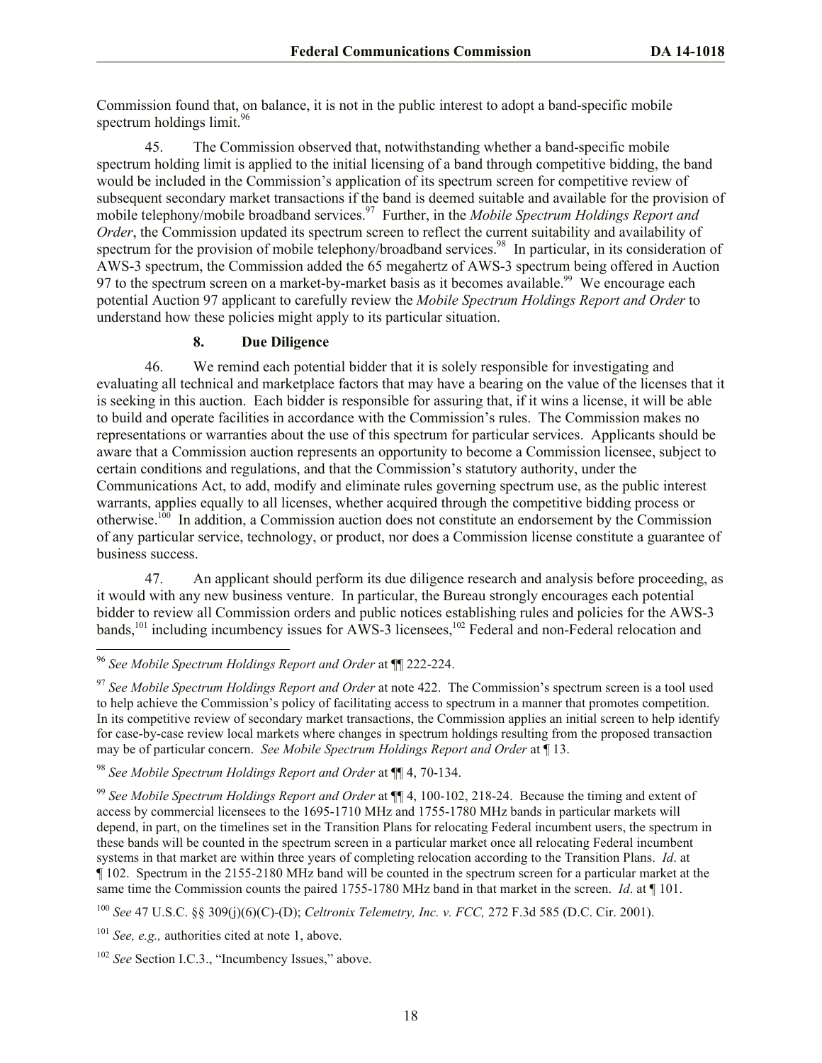Commission found that, on balance, it is not in the public interest to adopt a band-specific mobile spectrum holdings limit.[96]

45. The Commission observed that, notwithstanding whether a band-specific mobile spectrum holding limit is applied to the initial licensing of a band through competitive bidding, the band would be included in the Commission's application of its spectrum screen for competitive review of subsequent secondary market transactions if the band is deemed suitable and available for the provision of mobile telephony/mobile broadband services.[97] Further, in the *Mobile Spectrum Holdings Report and Order*, the Commission updated its spectrum screen to reflect the current suitability and availability of spectrum for the provision of mobile telephony/broadband services.[98] In particular, in its consideration of AWS-3 spectrum, the Commission added the 65 megahertz of AWS-3 spectrum being offered in Auction 97 to the spectrum screen on a market-by-market basis as it becomes available.[99] We encourage each potential Auction 97 applicant to carefully review the *Mobile Spectrum Holdings Report and Order* to understand how these policies might apply to its particular situation.

### 8. Due Diligence

46. We remind each potential bidder that it is solely responsible for investigating and evaluating all technical and marketplace factors that may have a bearing on the value of the licenses that it is seeking in this auction. Each bidder is responsible for assuring that, if it wins a license, it will be able to build and operate facilities in accordance with the Commission's rules. The Commission makes no representations or warranties about the use of this spectrum for particular services. Applicants should be aware that a Commission auction represents an opportunity to become a Commission licensee, subject to certain conditions and regulations, and that the Commission's statutory authority, under the Communications Act, to add, modify and eliminate rules governing spectrum use, as the public interest warrants, applies equally to all licenses, whether acquired through the competitive bidding process or otherwise.[100] In addition, a Commission auction does not constitute an endorsement by the Commission of any particular service, technology, or product, nor does a Commission license constitute a guarantee of business success.

47. An applicant should perform its due diligence research and analysis before proceeding, as it would with any new business venture. In particular, the Bureau strongly encourages each potential bidder to review all Commission orders and public notices establishing rules and policies for the AWS-3 bands,[101] including incumbency issues for AWS-3 licensees,[102] Federal and non-Federal relocation and

---

[96] *See Mobile Spectrum Holdings Report and Order* at ¶¶ 222-224.

[97] *See Mobile Spectrum Holdings Report and Order* at note 422. The Commission's spectrum screen is a tool used to help achieve the Commission's policy of facilitating access to spectrum in a manner that promotes competition. In its competitive review of secondary market transactions, the Commission applies an initial screen to help identify for case-by-case review local markets where changes in spectrum holdings resulting from the proposed transaction may be of particular concern. *See Mobile Spectrum Holdings Report and Order* at ¶ 13.

[98] *See Mobile Spectrum Holdings Report and Order* at ¶¶ 4, 70-134.

[99] *See Mobile Spectrum Holdings Report and Order* at ¶¶ 4, 100-102, 218-24. Because the timing and extent of access by commercial licensees to the 1695-1710 MHz and 1755-1780 MHz bands in particular markets will depend, in part, on the timelines set in the Transition Plans for relocating Federal incumbent users, the spectrum in these bands will be counted in the spectrum screen in a particular market once all relocating Federal incumbent systems in that market are within three years of completing relocation according to the Transition Plans. *Id*. at ¶ 102. Spectrum in the 2155-2180 MHz band will be counted in the spectrum screen for a particular market at the same time the Commission counts the paired 1755-1780 MHz band in that market in the screen. *Id*. at ¶ 101.

[100] *See* 47 U.S.C. §§ 309(j)(6)(C)-(D); *Celtronix Telemetry, Inc. v. FCC,* 272 F.3d 585 (D.C. Cir. 2001).

[101] *See, e.g.,* authorities cited at note 1, above.

[102] *See* Section I.C.3., "Incumbency Issues," above.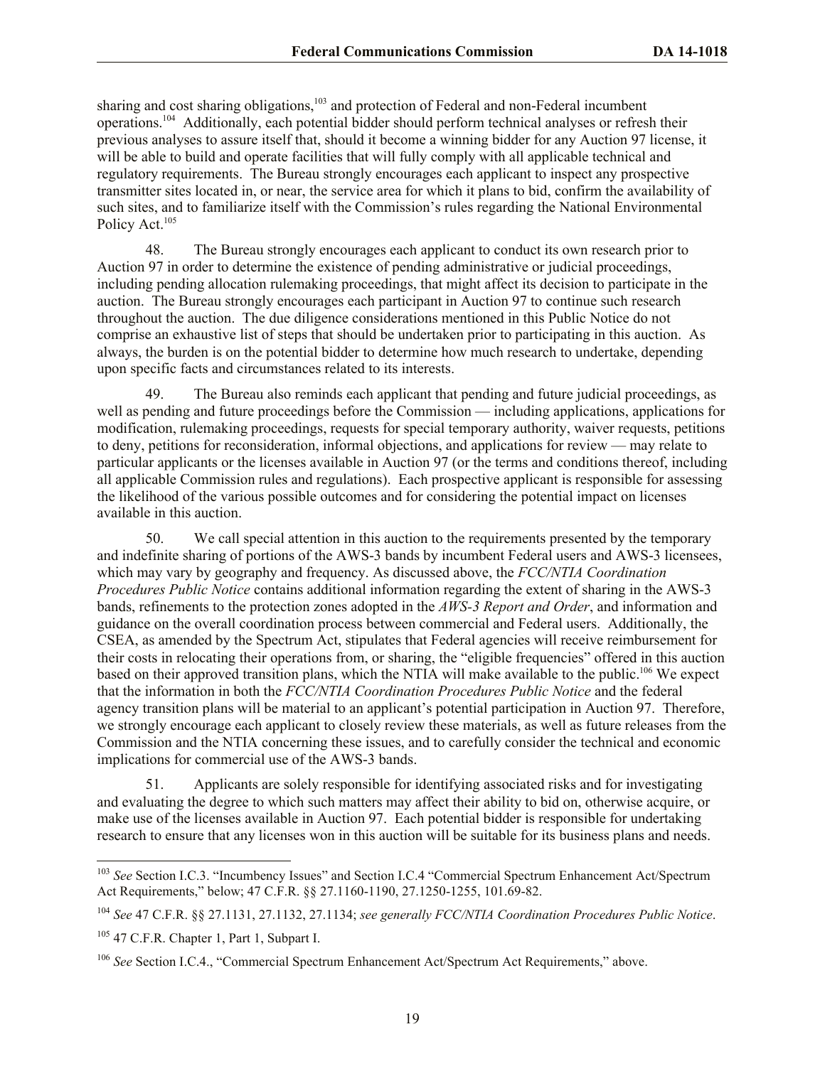sharing and cost sharing obligations,[103] and protection of Federal and non-Federal incumbent operations.[104] Additionally, each potential bidder should perform technical analyses or refresh their previous analyses to assure itself that, should it become a winning bidder for any Auction 97 license, it will be able to build and operate facilities that will fully comply with all applicable technical and regulatory requirements. The Bureau strongly encourages each applicant to inspect any prospective transmitter sites located in, or near, the service area for which it plans to bid, confirm the availability of such sites, and to familiarize itself with the Commission's rules regarding the National Environmental Policy Act.[105]

48. The Bureau strongly encourages each applicant to conduct its own research prior to Auction 97 in order to determine the existence of pending administrative or judicial proceedings, including pending allocation rulemaking proceedings, that might affect its decision to participate in the auction. The Bureau strongly encourages each participant in Auction 97 to continue such research throughout the auction. The due diligence considerations mentioned in this Public Notice do not comprise an exhaustive list of steps that should be undertaken prior to participating in this auction. As always, the burden is on the potential bidder to determine how much research to undertake, depending upon specific facts and circumstances related to its interests.

49. The Bureau also reminds each applicant that pending and future judicial proceedings, as well as pending and future proceedings before the Commission — including applications, applications for modification, rulemaking proceedings, requests for special temporary authority, waiver requests, petitions to deny, petitions for reconsideration, informal objections, and applications for review — may relate to particular applicants or the licenses available in Auction 97 (or the terms and conditions thereof, including all applicable Commission rules and regulations). Each prospective applicant is responsible for assessing the likelihood of the various possible outcomes and for considering the potential impact on licenses available in this auction.

50. We call special attention in this auction to the requirements presented by the temporary and indefinite sharing of portions of the AWS-3 bands by incumbent Federal users and AWS-3 licensees, which may vary by geography and frequency. As discussed above, the *FCC/NTIA Coordination Procedures Public Notice* contains additional information regarding the extent of sharing in the AWS-3 bands, refinements to the protection zones adopted in the *AWS-3 Report and Order*, and information and guidance on the overall coordination process between commercial and Federal users. Additionally, the CSEA, as amended by the Spectrum Act, stipulates that Federal agencies will receive reimbursement for their costs in relocating their operations from, or sharing, the "eligible frequencies" offered in this auction based on their approved transition plans, which the NTIA will make available to the public.[106] We expect that the information in both the *FCC/NTIA Coordination Procedures Public Notice* and the federal agency transition plans will be material to an applicant's potential participation in Auction 97. Therefore, we strongly encourage each applicant to closely review these materials, as well as future releases from the Commission and the NTIA concerning these issues, and to carefully consider the technical and economic implications for commercial use of the AWS-3 bands.

51. Applicants are solely responsible for identifying associated risks and for investigating and evaluating the degree to which such matters may affect their ability to bid on, otherwise acquire, or make use of the licenses available in Auction 97. Each potential bidder is responsible for undertaking research to ensure that any licenses won in this auction will be suitable for its business plans and needs.

---

[103] *See* Section I.C.3. "Incumbency Issues" and Section I.C.4 "Commercial Spectrum Enhancement Act/Spectrum Act Requirements," below; 47 C.F.R. §§ 27.1160-1190, 27.1250-1255, 101.69-82.

[104] *See* 47 C.F.R. §§ 27.1131, 27.1132, 27.1134; *see generally FCC/NTIA Coordination Procedures Public Notice*.

[105] 47 C.F.R. Chapter 1, Part 1, Subpart I.

[106] *See* Section I.C.4., "Commercial Spectrum Enhancement Act/Spectrum Act Requirements," above.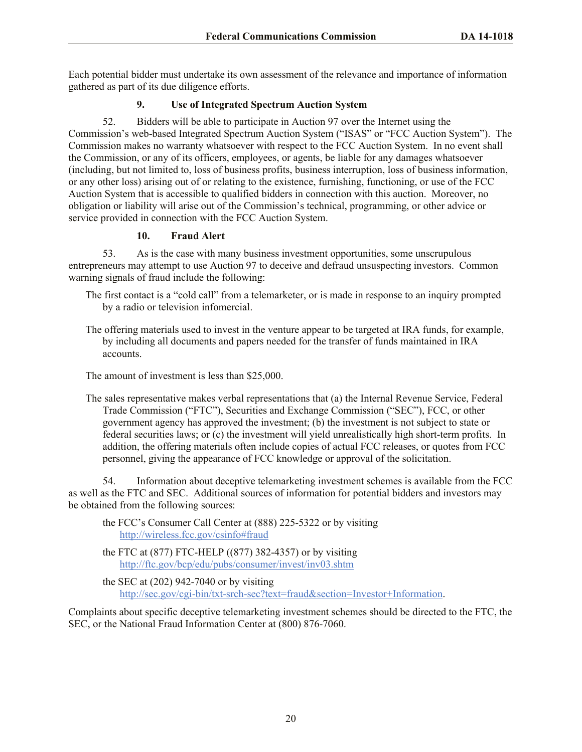Each potential bidder must undertake its own assessment of the relevance and importance of information gathered as part of its due diligence efforts.

### 9. Use of Integrated Spectrum Auction System

52. Bidders will be able to participate in Auction 97 over the Internet using the Commission's web-based Integrated Spectrum Auction System ("ISAS" or "FCC Auction System"). The Commission makes no warranty whatsoever with respect to the FCC Auction System. In no event shall the Commission, or any of its officers, employees, or agents, be liable for any damages whatsoever (including, but not limited to, loss of business profits, business interruption, loss of business information, or any other loss) arising out of or relating to the existence, furnishing, functioning, or use of the FCC Auction System that is accessible to qualified bidders in connection with this auction. Moreover, no obligation or liability will arise out of the Commission's technical, programming, or other advice or service provided in connection with the FCC Auction System.

### 10. Fraud Alert

53. As is the case with many business investment opportunities, some unscrupulous entrepreneurs may attempt to use Auction 97 to deceive and defraud unsuspecting investors. Common warning signals of fraud include the following:

The first contact is a "cold call" from a telemarketer, or is made in response to an inquiry prompted by a radio or television infomercial.

The offering materials used to invest in the venture appear to be targeted at IRA funds, for example, by including all documents and papers needed for the transfer of funds maintained in IRA accounts.

The amount of investment is less than $25,000.

The sales representative makes verbal representations that (a) the Internal Revenue Service, Federal Trade Commission ("FTC"), Securities and Exchange Commission ("SEC"), FCC, or other government agency has approved the investment; (b) the investment is not subject to state or federal securities laws; or (c) the investment will yield unrealistically high short-term profits. In addition, the offering materials often include copies of actual FCC releases, or quotes from FCC personnel, giving the appearance of FCC knowledge or approval of the solicitation.

54. Information about deceptive telemarketing investment schemes is available from the FCC as well as the FTC and SEC. Additional sources of information for potential bidders and investors may be obtained from the following sources:

the FCC's Consumer Call Center at (888) 225-5322 or by visiting http://wireless.fcc.gov/csinfo#fraud

the FTC at (877) FTC-HELP ((877) 382-4357) or by visiting http://ftc.gov/bcp/edu/pubs/consumer/invest/inv03.shtm

the SEC at (202) 942-7040 or by visiting http://sec.gov/cgi-bin/txt-srch-sec?text=fraud&section=Investor+Information.

Complaints about specific deceptive telemarketing investment schemes should be directed to the FTC, the SEC, or the National Fraud Information Center at (800) 876-7060.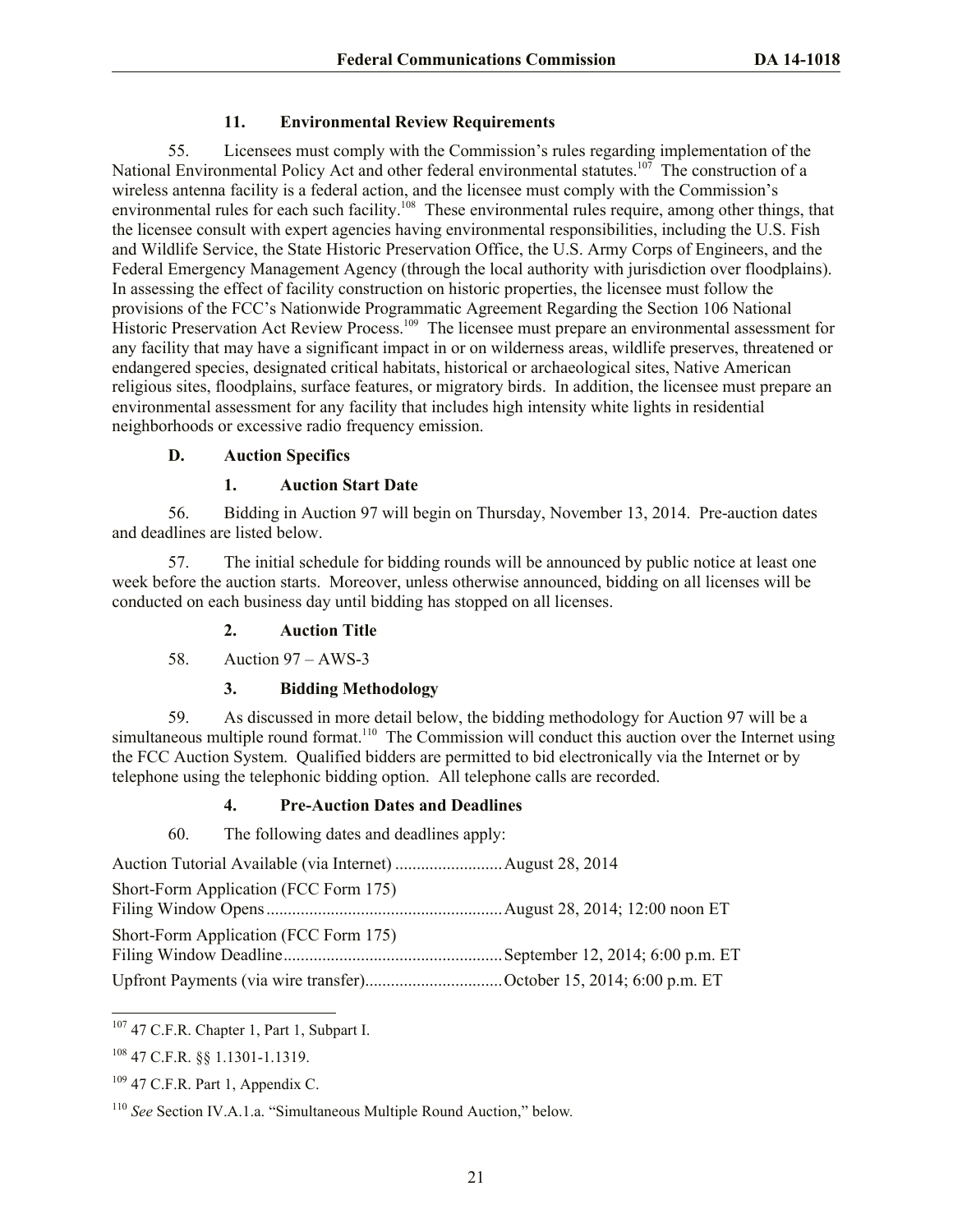### 11. Environmental Review Requirements

55. Licensees must comply with the Commission's rules regarding implementation of the National Environmental Policy Act and other federal environmental statutes.[107] The construction of a wireless antenna facility is a federal action, and the licensee must comply with the Commission's environmental rules for each such facility.[108] These environmental rules require, among other things, that the licensee consult with expert agencies having environmental responsibilities, including the U.S. Fish and Wildlife Service, the State Historic Preservation Office, the U.S. Army Corps of Engineers, and the Federal Emergency Management Agency (through the local authority with jurisdiction over floodplains). In assessing the effect of facility construction on historic properties, the licensee must follow the provisions of the FCC's Nationwide Programmatic Agreement Regarding the Section 106 National Historic Preservation Act Review Process.[109] The licensee must prepare an environmental assessment for any facility that may have a significant impact in or on wilderness areas, wildlife preserves, threatened or endangered species, designated critical habitats, historical or archaeological sites, Native American religious sites, floodplains, surface features, or migratory birds. In addition, the licensee must prepare an environmental assessment for any facility that includes high intensity white lights in residential neighborhoods or excessive radio frequency emission.

## D. Auction Specifics

### 1. Auction Start Date

56. Bidding in Auction 97 will begin on Thursday, November 13, 2014. Pre-auction dates and deadlines are listed below.

57. The initial schedule for bidding rounds will be announced by public notice at least one week before the auction starts. Moreover, unless otherwise announced, bidding on all licenses will be conducted on each business day until bidding has stopped on all licenses.

### 2. Auction Title

58. Auction 97 – AWS-3

### 3. Bidding Methodology

59. As discussed in more detail below, the bidding methodology for Auction 97 will be a simultaneous multiple round format.[110] The Commission will conduct this auction over the Internet using the FCC Auction System. Qualified bidders are permitted to bid electronically via the Internet or by telephone using the telephonic bidding option. All telephone calls are recorded.

### 4. Pre-Auction Dates and Deadlines

60. The following dates and deadlines apply:

Auction Tutorial Available (via Internet) ......................... August 28, 2014

Short-Form Application (FCC Form 175)
Filing Window Opens ....................................................... August 28, 2014; 12:00 noon ET

Short-Form Application (FCC Form 175)
Filing Window Deadline ................................................... September 12, 2014; 6:00 p.m. ET

Upfront Payments (via wire transfer) ................................ October 15, 2014; 6:00 p.m. ET

---

[107] 47 C.F.R. Chapter 1, Part 1, Subpart I.

[108] 47 C.F.R. §§ 1.1301-1.1319.

[109] 47 C.F.R. Part 1, Appendix C.

[110] *See* Section IV.A.1.a. "Simultaneous Multiple Round Auction," below.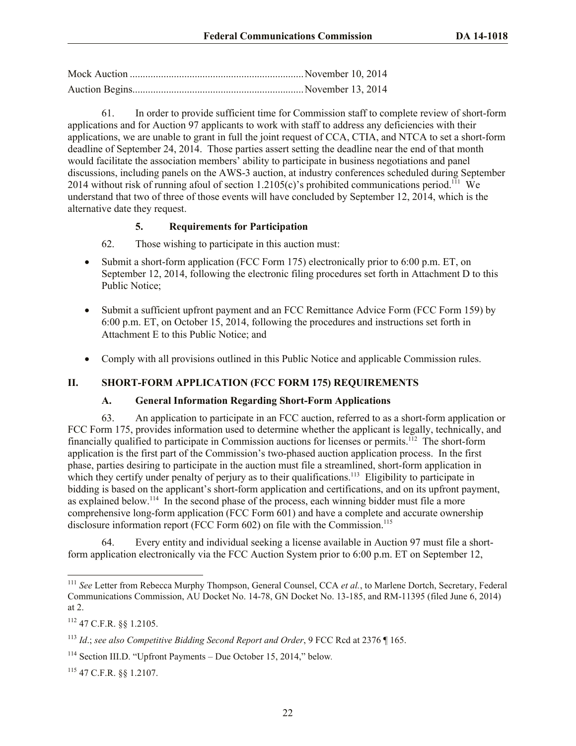Mock Auction ..................................................................November 10, 2014
Auction Begins.................................................................November 13, 2014

61. In order to provide sufficient time for Commission staff to complete review of short-form applications and for Auction 97 applicants to work with staff to address any deficiencies with their applications, we are unable to grant in full the joint request of CCA, CTIA, and NTCA to set a short-form deadline of September 24, 2014. Those parties assert setting the deadline near the end of that month would facilitate the association members' ability to participate in business negotiations and panel discussions, including panels on the AWS-3 auction, at industry conferences scheduled during September 2014 without risk of running afoul of section 1.2105(c)'s prohibited communications period.[111] We understand that two of three of those events will have concluded by September 12, 2014, which is the alternative date they request.

### 5. Requirements for Participation

62. Those wishing to participate in this auction must:

- Submit a short-form application (FCC Form 175) electronically prior to 6:00 p.m. ET, on September 12, 2014, following the electronic filing procedures set forth in Attachment D to this Public Notice;
- Submit a sufficient upfront payment and an FCC Remittance Advice Form (FCC Form 159) by 6:00 p.m. ET, on October 15, 2014, following the procedures and instructions set forth in Attachment E to this Public Notice; and
- Comply with all provisions outlined in this Public Notice and applicable Commission rules.

## II. SHORT-FORM APPLICATION (FCC FORM 175) REQUIREMENTS

### A. General Information Regarding Short-Form Applications

63. An application to participate in an FCC auction, referred to as a short-form application or FCC Form 175, provides information used to determine whether the applicant is legally, technically, and financially qualified to participate in Commission auctions for licenses or permits.[112] The short-form application is the first part of the Commission's two-phased auction application process. In the first phase, parties desiring to participate in the auction must file a streamlined, short-form application in which they certify under penalty of perjury as to their qualifications.[113] Eligibility to participate in bidding is based on the applicant's short-form application and certifications, and on its upfront payment, as explained below.[114] In the second phase of the process, each winning bidder must file a more comprehensive long-form application (FCC Form 601) and have a complete and accurate ownership disclosure information report (FCC Form 602) on file with the Commission.[115]

64. Every entity and individual seeking a license available in Auction 97 must file a short-form application electronically via the FCC Auction System prior to 6:00 p.m. ET on September 12,

---

[111] *See* Letter from Rebecca Murphy Thompson, General Counsel, CCA *et al.*, to Marlene Dortch, Secretary, Federal Communications Commission, AU Docket No. 14-78, GN Docket No. 13-185, and RM-11395 (filed June 6, 2014) at 2.

[112] 47 C.F.R. §§ 1.2105.

[113] *Id*.; *see also Competitive Bidding Second Report and Order*, 9 FCC Rcd at 2376 ¶ 165.

[114] Section III.D. "Upfront Payments – Due October 15, 2014," below.

[115] 47 C.F.R. §§ 1.2107.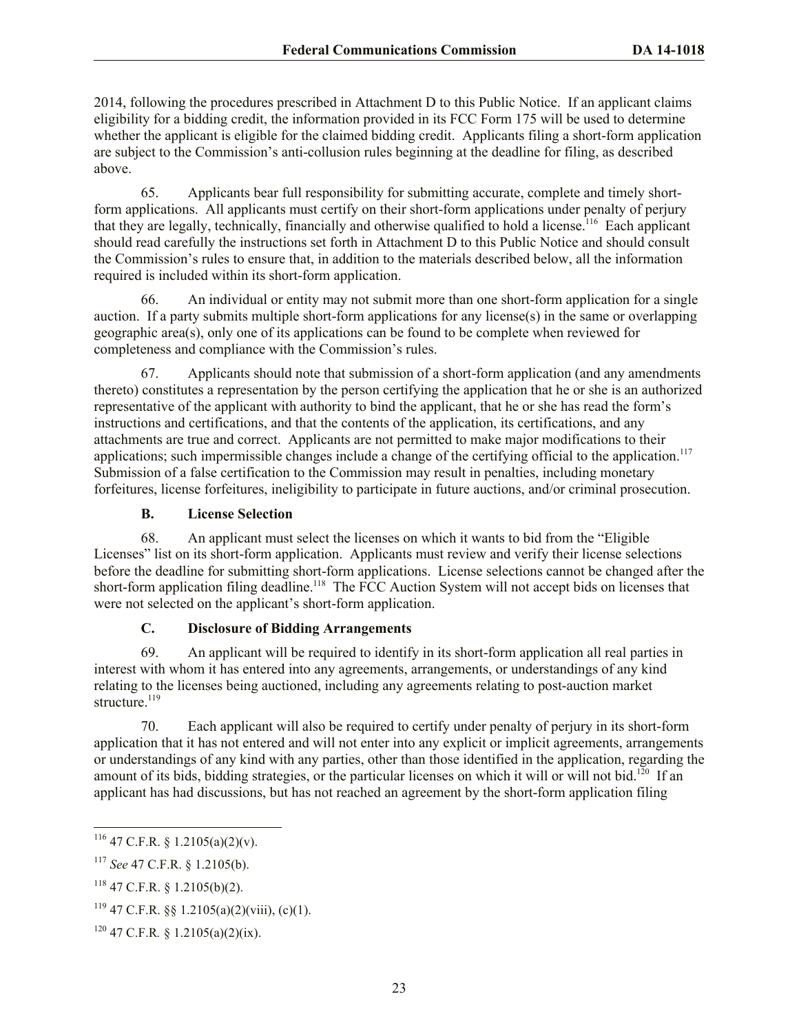2014, following the procedures prescribed in Attachment D to this Public Notice. If an applicant claims eligibility for a bidding credit, the information provided in its FCC Form 175 will be used to determine whether the applicant is eligible for the claimed bidding credit. Applicants filing a short-form application are subject to the Commission's anti-collusion rules beginning at the deadline for filing, as described above.

65. Applicants bear full responsibility for submitting accurate, complete and timely short-form applications. All applicants must certify on their short-form applications under penalty of perjury that they are legally, technically, financially and otherwise qualified to hold a license.[116] Each applicant should read carefully the instructions set forth in Attachment D to this Public Notice and should consult the Commission's rules to ensure that, in addition to the materials described below, all the information required is included within its short-form application.

66. An individual or entity may not submit more than one short-form application for a single auction. If a party submits multiple short-form applications for any license(s) in the same or overlapping geographic area(s), only one of its applications can be found to be complete when reviewed for completeness and compliance with the Commission's rules.

67. Applicants should note that submission of a short-form application (and any amendments thereto) constitutes a representation by the person certifying the application that he or she is an authorized representative of the applicant with authority to bind the applicant, that he or she has read the form's instructions and certifications, and that the contents of the application, its certifications, and any attachments are true and correct. Applicants are not permitted to make major modifications to their applications; such impermissible changes include a change of the certifying official to the application.[117] Submission of a false certification to the Commission may result in penalties, including monetary forfeitures, license forfeitures, ineligibility to participate in future auctions, and/or criminal prosecution.

### B. License Selection

68. An applicant must select the licenses on which it wants to bid from the "Eligible Licenses" list on its short-form application. Applicants must review and verify their license selections before the deadline for submitting short-form applications. License selections cannot be changed after the short-form application filing deadline.[118] The FCC Auction System will not accept bids on licenses that were not selected on the applicant's short-form application.

### C. Disclosure of Bidding Arrangements

69. An applicant will be required to identify in its short-form application all real parties in interest with whom it has entered into any agreements, arrangements, or understandings of any kind relating to the licenses being auctioned, including any agreements relating to post-auction market structure.[119]

70. Each applicant will also be required to certify under penalty of perjury in its short-form application that it has not entered and will not enter into any explicit or implicit agreements, arrangements or understandings of any kind with any parties, other than those identified in the application, regarding the amount of its bids, bidding strategies, or the particular licenses on which it will or will not bid.[120] If an applicant has had discussions, but has not reached an agreement by the short-form application filing

---

[116] 47 C.F.R. § 1.2105(a)(2)(v).

[117] *See* 47 C.F.R. § 1.2105(b).

[118] 47 C.F.R. § 1.2105(b)(2).

[119] 47 C.F.R. §§ 1.2105(a)(2)(viii), (c)(1).

[120] 47 C.F.R. § 1.2105(a)(2)(ix).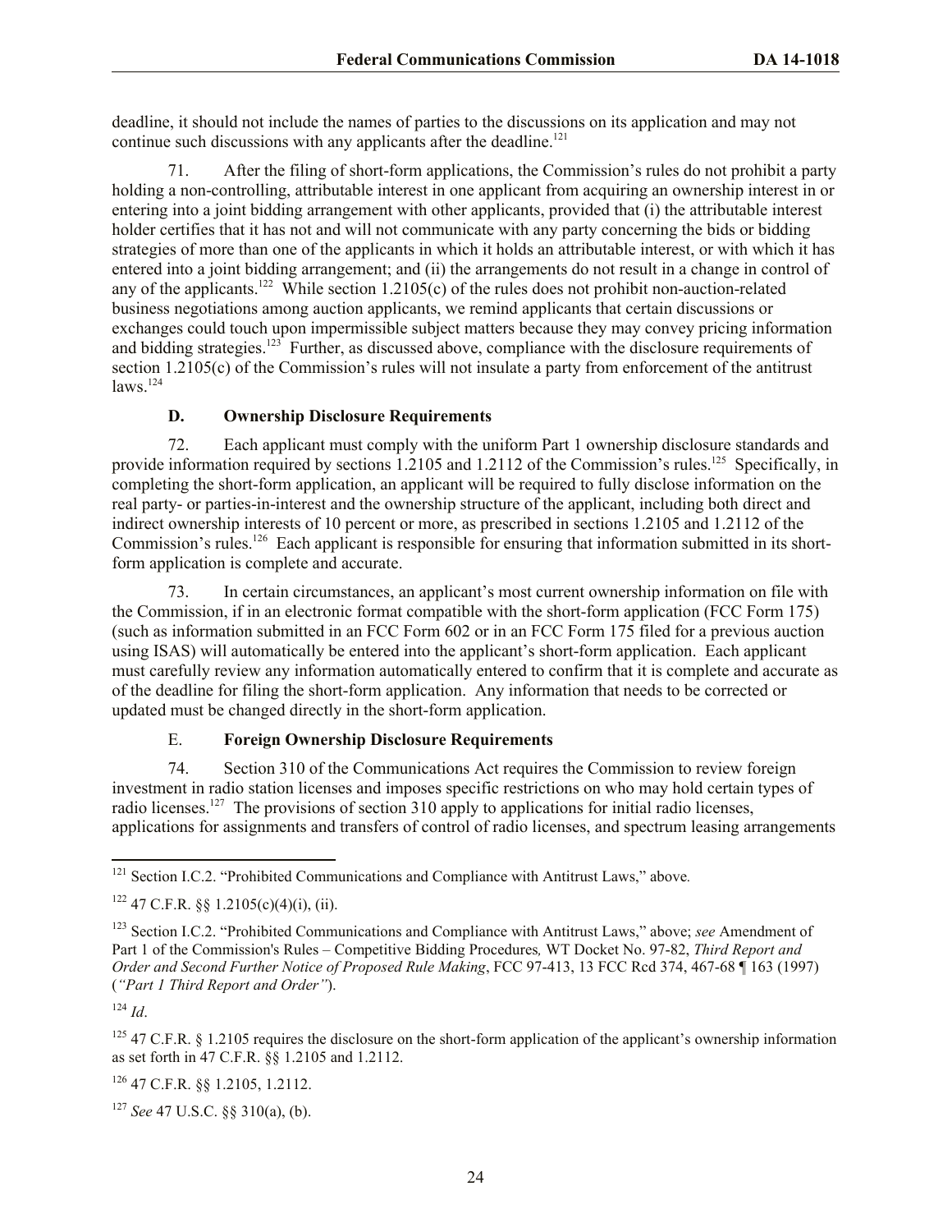deadline, it should not include the names of parties to the discussions on its application and may not continue such discussions with any applicants after the deadline.[121]

71. After the filing of short-form applications, the Commission's rules do not prohibit a party holding a non-controlling, attributable interest in one applicant from acquiring an ownership interest in or entering into a joint bidding arrangement with other applicants, provided that (i) the attributable interest holder certifies that it has not and will not communicate with any party concerning the bids or bidding strategies of more than one of the applicants in which it holds an attributable interest, or with which it has entered into a joint bidding arrangement; and (ii) the arrangements do not result in a change in control of any of the applicants.[122] While section 1.2105(c) of the rules does not prohibit non-auction-related business negotiations among auction applicants, we remind applicants that certain discussions or exchanges could touch upon impermissible subject matters because they may convey pricing information and bidding strategies.[123] Further, as discussed above, compliance with the disclosure requirements of section 1.2105(c) of the Commission's rules will not insulate a party from enforcement of the antitrust laws.[124]

### D. Ownership Disclosure Requirements

72. Each applicant must comply with the uniform Part 1 ownership disclosure standards and provide information required by sections 1.2105 and 1.2112 of the Commission's rules.[125] Specifically, in completing the short-form application, an applicant will be required to fully disclose information on the real party- or parties-in-interest and the ownership structure of the applicant, including both direct and indirect ownership interests of 10 percent or more, as prescribed in sections 1.2105 and 1.2112 of the Commission's rules.[126] Each applicant is responsible for ensuring that information submitted in its short-form application is complete and accurate.

73. In certain circumstances, an applicant's most current ownership information on file with the Commission, if in an electronic format compatible with the short-form application (FCC Form 175) (such as information submitted in an FCC Form 602 or in an FCC Form 175 filed for a previous auction using ISAS) will automatically be entered into the applicant's short-form application. Each applicant must carefully review any information automatically entered to confirm that it is complete and accurate as of the deadline for filing the short-form application. Any information that needs to be corrected or updated must be changed directly in the short-form application.

### E. Foreign Ownership Disclosure Requirements

74. Section 310 of the Communications Act requires the Commission to review foreign investment in radio station licenses and imposes specific restrictions on who may hold certain types of radio licenses.[127] The provisions of section 310 apply to applications for initial radio licenses, applications for assignments and transfers of control of radio licenses, and spectrum leasing arrangements

---

[121] Section I.C.2. "Prohibited Communications and Compliance with Antitrust Laws," above*.*

[122] 47 C.F.R. §§ 1.2105(c)(4)(i), (ii).

[123] Section I.C.2. "Prohibited Communications and Compliance with Antitrust Laws," above; *see* Amendment of Part 1 of the Commission's Rules – Competitive Bidding Procedures*,* WT Docket No. 97-82, *Third Report and Order and Second Further Notice of Proposed Rule Making*, FCC 97-413, 13 FCC Rcd 374, 467-68 ¶ 163 (1997) (*"Part 1 Third Report and Order"*).

[124] *Id*.

[125] 47 C.F.R. § 1.2105 requires the disclosure on the short-form application of the applicant's ownership information as set forth in 47 C.F.R. §§ 1.2105 and 1.2112.

[126] 47 C.F.R. §§ 1.2105, 1.2112.

[127] *See* 47 U.S.C. §§ 310(a), (b).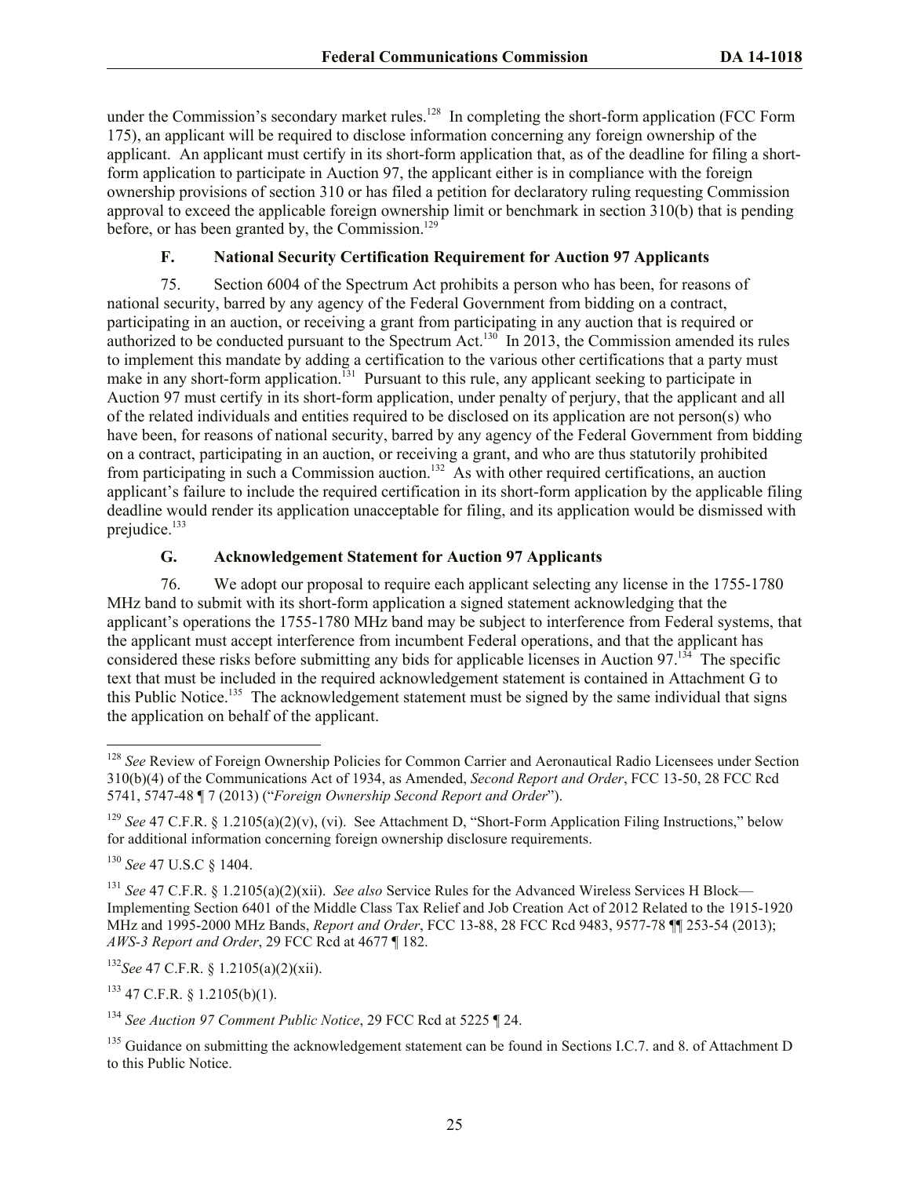under the Commission's secondary market rules.[128] In completing the short-form application (FCC Form 175), an applicant will be required to disclose information concerning any foreign ownership of the applicant. An applicant must certify in its short-form application that, as of the deadline for filing a short-form application to participate in Auction 97, the applicant either is in compliance with the foreign ownership provisions of section 310 or has filed a petition for declaratory ruling requesting Commission approval to exceed the applicable foreign ownership limit or benchmark in section 310(b) that is pending before, or has been granted by, the Commission.[129]

### F. National Security Certification Requirement for Auction 97 Applicants

75. Section 6004 of the Spectrum Act prohibits a person who has been, for reasons of national security, barred by any agency of the Federal Government from bidding on a contract, participating in an auction, or receiving a grant from participating in any auction that is required or authorized to be conducted pursuant to the Spectrum Act.[130] In 2013, the Commission amended its rules to implement this mandate by adding a certification to the various other certifications that a party must make in any short-form application.[131] Pursuant to this rule, any applicant seeking to participate in Auction 97 must certify in its short-form application, under penalty of perjury, that the applicant and all of the related individuals and entities required to be disclosed on its application are not person(s) who have been, for reasons of national security, barred by any agency of the Federal Government from bidding on a contract, participating in an auction, or receiving a grant, and who are thus statutorily prohibited from participating in such a Commission auction.[132] As with other required certifications, an auction applicant's failure to include the required certification in its short-form application by the applicable filing deadline would render its application unacceptable for filing, and its application would be dismissed with prejudice.[133]

### G. Acknowledgement Statement for Auction 97 Applicants

76. We adopt our proposal to require each applicant selecting any license in the 1755-1780 MHz band to submit with its short-form application a signed statement acknowledging that the applicant's operations the 1755-1780 MHz band may be subject to interference from Federal systems, that the applicant must accept interference from incumbent Federal operations, and that the applicant has considered these risks before submitting any bids for applicable licenses in Auction 97.[134] The specific text that must be included in the required acknowledgement statement is contained in Attachment G to this Public Notice.[135] The acknowledgement statement must be signed by the same individual that signs the application on behalf of the applicant.

---

[128] *See* Review of Foreign Ownership Policies for Common Carrier and Aeronautical Radio Licensees under Section 310(b)(4) of the Communications Act of 1934, as Amended, *Second Report and Order*, FCC 13-50, 28 FCC Rcd 5741, 5747-48 ¶ 7 (2013) ("*Foreign Ownership Second Report and Order*").

[129] *See* 47 C.F.R. § 1.2105(a)(2)(v), (vi). See Attachment D, "Short-Form Application Filing Instructions," below for additional information concerning foreign ownership disclosure requirements.

[130] *See* 47 U.S.C § 1404.

[131] *See* 47 C.F.R. § 1.2105(a)(2)(xii). *See also* Service Rules for the Advanced Wireless Services H Block—Implementing Section 6401 of the Middle Class Tax Relief and Job Creation Act of 2012 Related to the 1915-1920 MHz and 1995-2000 MHz Bands, *Report and Order*, FCC 13-88, 28 FCC Rcd 9483, 9577-78 ¶¶ 253-54 (2013); *AWS-3 Report and Order*, 29 FCC Rcd at 4677 ¶ 182.

[132] *See* 47 C.F.R. § 1.2105(a)(2)(xii).

[133] 47 C.F.R. § 1.2105(b)(1).

[134] *See Auction 97 Comment Public Notice*, 29 FCC Rcd at 5225 ¶ 24.

[135] Guidance on submitting the acknowledgement statement can be found in Sections I.C.7. and 8. of Attachment D to this Public Notice.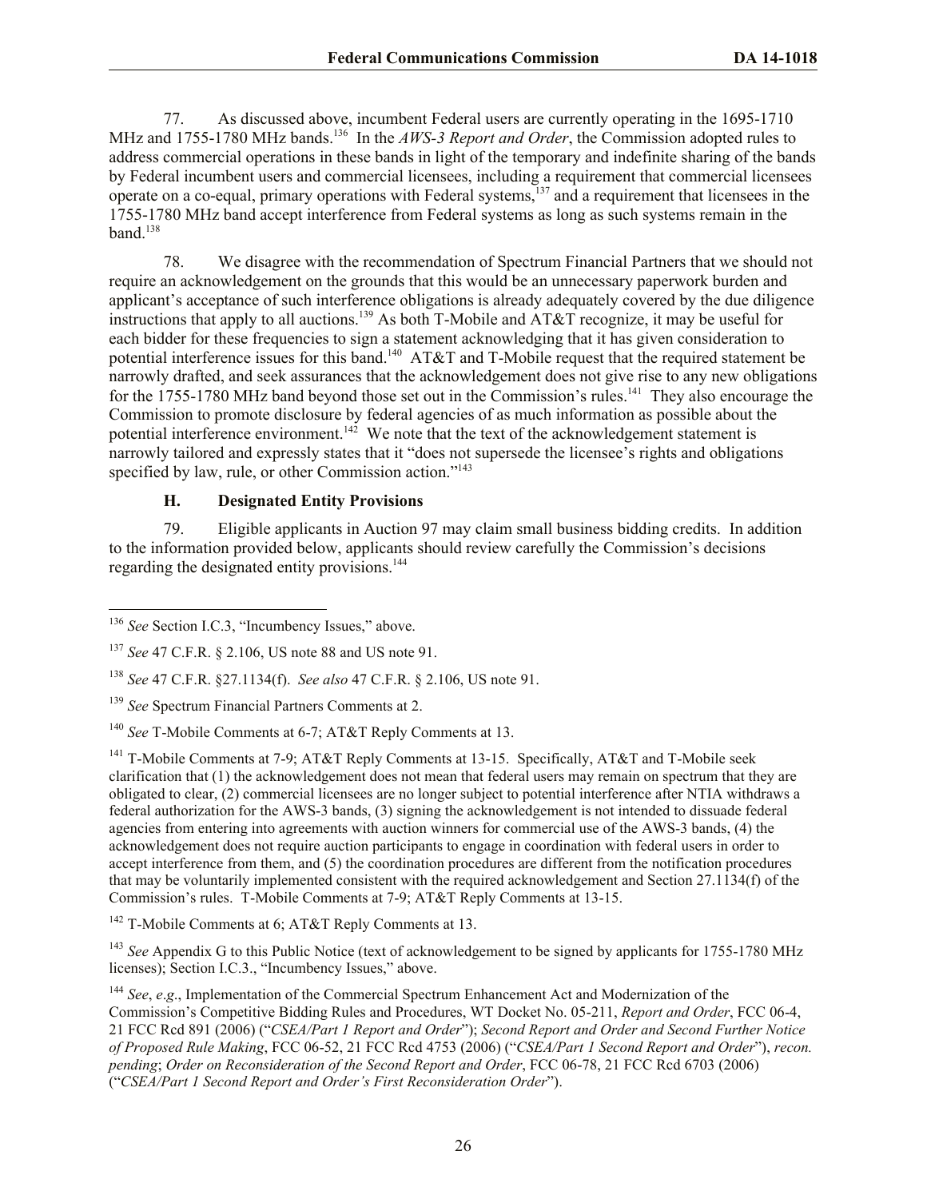77. As discussed above, incumbent Federal users are currently operating in the 1695-1710 MHz and 1755-1780 MHz bands.[136] In the *AWS-3 Report and Order*, the Commission adopted rules to address commercial operations in these bands in light of the temporary and indefinite sharing of the bands by Federal incumbent users and commercial licensees, including a requirement that commercial licensees operate on a co-equal, primary operations with Federal systems,[137] and a requirement that licensees in the 1755-1780 MHz band accept interference from Federal systems as long as such systems remain in the band.[138]

78. We disagree with the recommendation of Spectrum Financial Partners that we should not require an acknowledgement on the grounds that this would be an unnecessary paperwork burden and applicant's acceptance of such interference obligations is already adequately covered by the due diligence instructions that apply to all auctions.[139] As both T-Mobile and AT&T recognize, it may be useful for each bidder for these frequencies to sign a statement acknowledging that it has given consideration to potential interference issues for this band.[140] AT&T and T-Mobile request that the required statement be narrowly drafted, and seek assurances that the acknowledgement does not give rise to any new obligations for the 1755-1780 MHz band beyond those set out in the Commission's rules.[141] They also encourage the Commission to promote disclosure by federal agencies of as much information as possible about the potential interference environment.[142] We note that the text of the acknowledgement statement is narrowly tailored and expressly states that it "does not supersede the licensee's rights and obligations specified by law, rule, or other Commission action."[143]

### H. Designated Entity Provisions

79. Eligible applicants in Auction 97 may claim small business bidding credits. In addition to the information provided below, applicants should review carefully the Commission's decisions regarding the designated entity provisions.[144]

---

[136] *See* Section I.C.3, "Incumbency Issues," above.

[137] *See* 47 C.F.R. § 2.106, US note 88 and US note 91.

[138] *See* 47 C.F.R. §27.1134(f). *See also* 47 C.F.R. § 2.106, US note 91.

[139] *See* Spectrum Financial Partners Comments at 2.

[140] *See* T-Mobile Comments at 6-7; AT&T Reply Comments at 13.

[141] T-Mobile Comments at 7-9; AT&T Reply Comments at 13-15. Specifically, AT&T and T-Mobile seek clarification that (1) the acknowledgement does not mean that federal users may remain on spectrum that they are obligated to clear, (2) commercial licensees are no longer subject to potential interference after NTIA withdraws a federal authorization for the AWS-3 bands, (3) signing the acknowledgement is not intended to dissuade federal agencies from entering into agreements with auction winners for commercial use of the AWS-3 bands, (4) the acknowledgement does not require auction participants to engage in coordination with federal users in order to accept interference from them, and (5) the coordination procedures are different from the notification procedures that may be voluntarily implemented consistent with the required acknowledgement and Section 27.1134(f) of the Commission's rules. T-Mobile Comments at 7-9; AT&T Reply Comments at 13-15.

[142] T-Mobile Comments at 6; AT&T Reply Comments at 13.

[143] *See* Appendix G to this Public Notice (text of acknowledgement to be signed by applicants for 1755-1780 MHz licenses); Section I.C.3., "Incumbency Issues," above.

[144] *See*, *e.g*., Implementation of the Commercial Spectrum Enhancement Act and Modernization of the Commission's Competitive Bidding Rules and Procedures, WT Docket No. 05-211, *Report and Order*, FCC 06-4, 21 FCC Rcd 891 (2006) ("*CSEA/Part 1 Report and Order*"); *Second Report and Order and Second Further Notice of Proposed Rule Making*, FCC 06-52, 21 FCC Rcd 4753 (2006) ("*CSEA/Part 1 Second Report and Order*"), *recon. pending*; *Order on Reconsideration of the Second Report and Order*, FCC 06-78, 21 FCC Rcd 6703 (2006) ("*CSEA/Part 1 Second Report and Order's First Reconsideration Order*").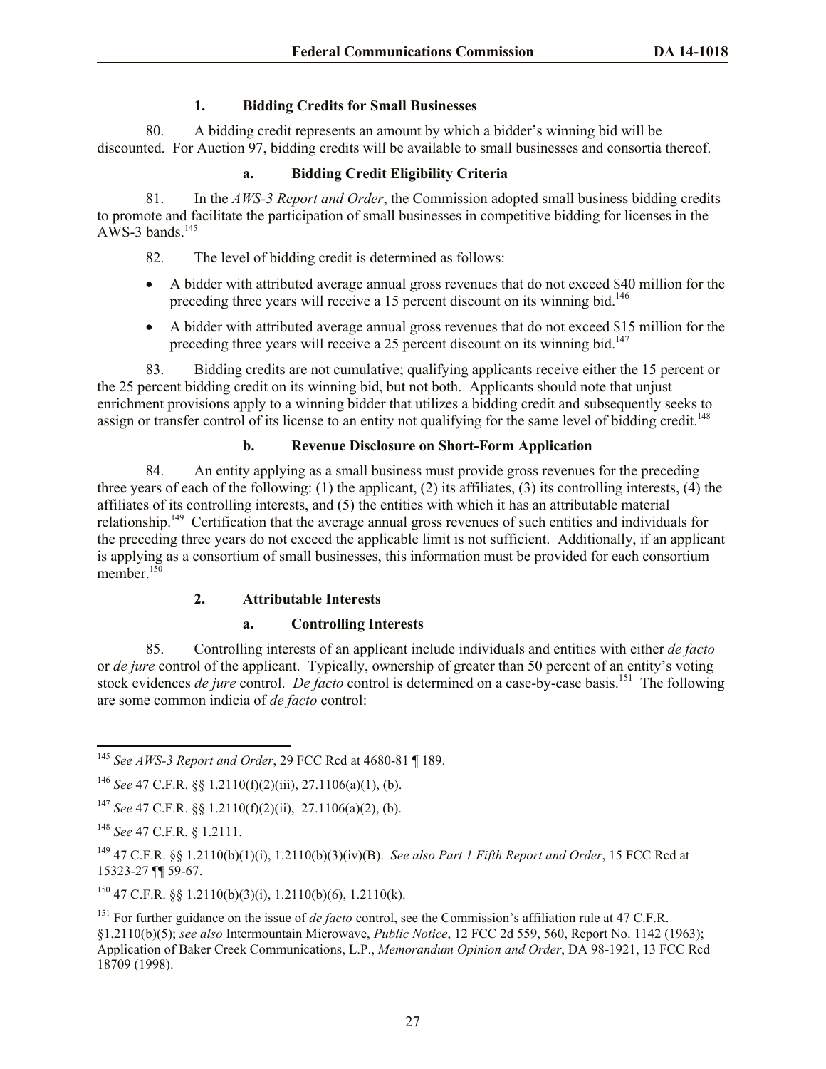### 1. Bidding Credits for Small Businesses

80. A bidding credit represents an amount by which a bidder's winning bid will be discounted. For Auction 97, bidding credits will be available to small businesses and consortia thereof.

#### a. Bidding Credit Eligibility Criteria

81. In the *AWS-3 Report and Order*, the Commission adopted small business bidding credits to promote and facilitate the participation of small businesses in competitive bidding for licenses in the AWS-3 bands.[145]

82. The level of bidding credit is determined as follows:

- A bidder with attributed average annual gross revenues that do not exceed $40 million for the preceding three years will receive a 15 percent discount on its winning bid.[146]
- A bidder with attributed average annual gross revenues that do not exceed $15 million for the preceding three years will receive a 25 percent discount on its winning bid.[147]

83. Bidding credits are not cumulative; qualifying applicants receive either the 15 percent or the 25 percent bidding credit on its winning bid, but not both. Applicants should note that unjust enrichment provisions apply to a winning bidder that utilizes a bidding credit and subsequently seeks to assign or transfer control of its license to an entity not qualifying for the same level of bidding credit.[148]

#### b. Revenue Disclosure on Short-Form Application

84. An entity applying as a small business must provide gross revenues for the preceding three years of each of the following: (1) the applicant, (2) its affiliates, (3) its controlling interests, (4) the affiliates of its controlling interests, and (5) the entities with which it has an attributable material relationship.[149] Certification that the average annual gross revenues of such entities and individuals for the preceding three years do not exceed the applicable limit is not sufficient. Additionally, if an applicant is applying as a consortium of small businesses, this information must be provided for each consortium member.[150]

### 2. Attributable Interests

#### a. Controlling Interests

85. Controlling interests of an applicant include individuals and entities with either *de facto* or *de jure* control of the applicant. Typically, ownership of greater than 50 percent of an entity's voting stock evidences *de jure* control. *De facto* control is determined on a case-by-case basis.[151] The following are some common indicia of *de facto* control:

---

[145] *See AWS-3 Report and Order*, 29 FCC Rcd at 4680-81 ¶ 189.

[146] *See* 47 C.F.R. §§ 1.2110(f)(2)(iii), 27.1106(a)(1), (b).

[147] *See* 47 C.F.R. §§ 1.2110(f)(2)(ii), 27.1106(a)(2), (b).

[148] *See* 47 C.F.R. § 1.2111.

[149] 47 C.F.R. §§ 1.2110(b)(1)(i), 1.2110(b)(3)(iv)(B). *See also Part 1 Fifth Report and Order*, 15 FCC Rcd at 15323-27 ¶¶ 59-67.

[150] 47 C.F.R. §§ 1.2110(b)(3)(i), 1.2110(b)(6), 1.2110(k).

[151] For further guidance on the issue of *de facto* control, see the Commission's affiliation rule at 47 C.F.R. §1.2110(b)(5); *see also* Intermountain Microwave, *Public Notice*, 12 FCC 2d 559, 560, Report No. 1142 (1963); Application of Baker Creek Communications, L.P., *Memorandum Opinion and Order*, DA 98-1921, 13 FCC Rcd 18709 (1998).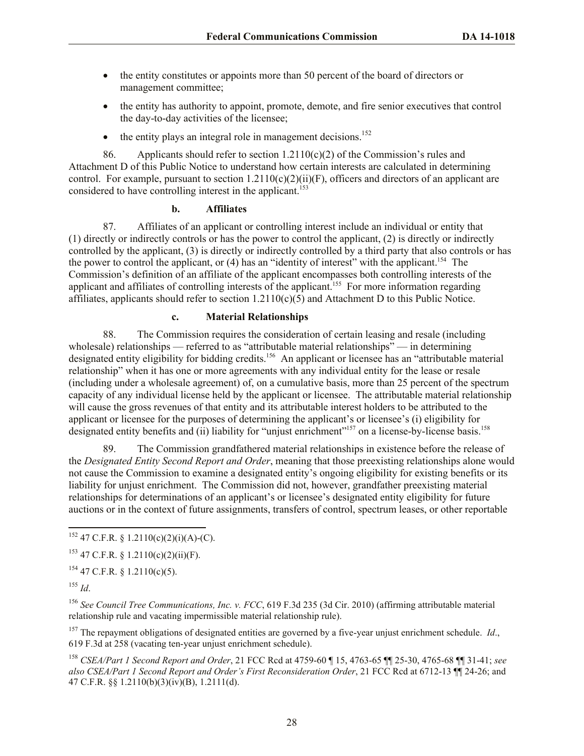- the entity constitutes or appoints more than 50 percent of the board of directors or management committee;
- the entity has authority to appoint, promote, demote, and fire senior executives that control the day-to-day activities of the licensee;
- the entity plays an integral role in management decisions.[152]

86. Applicants should refer to section 1.2110(c)(2) of the Commission's rules and Attachment D of this Public Notice to understand how certain interests are calculated in determining control. For example, pursuant to section 1.2110(c)(2)(ii)(F), officers and directors of an applicant are considered to have controlling interest in the applicant.[153]

#### b. Affiliates

87. Affiliates of an applicant or controlling interest include an individual or entity that (1) directly or indirectly controls or has the power to control the applicant, (2) is directly or indirectly controlled by the applicant, (3) is directly or indirectly controlled by a third party that also controls or has the power to control the applicant, or (4) has an "identity of interest" with the applicant.[154] The Commission's definition of an affiliate of the applicant encompasses both controlling interests of the applicant and affiliates of controlling interests of the applicant.[155] For more information regarding affiliates, applicants should refer to section 1.2110(c)(5) and Attachment D to this Public Notice.

#### c. Material Relationships

88. The Commission requires the consideration of certain leasing and resale (including wholesale) relationships — referred to as "attributable material relationships" — in determining designated entity eligibility for bidding credits.[156] An applicant or licensee has an "attributable material relationship" when it has one or more agreements with any individual entity for the lease or resale (including under a wholesale agreement) of, on a cumulative basis, more than 25 percent of the spectrum capacity of any individual license held by the applicant or licensee. The attributable material relationship will cause the gross revenues of that entity and its attributable interest holders to be attributed to the applicant or licensee for the purposes of determining the applicant's or licensee's (i) eligibility for designated entity benefits and (ii) liability for "unjust enrichment"[157] on a license-by-license basis.[158]

89. The Commission grandfathered material relationships in existence before the release of the *Designated Entity Second Report and Order*, meaning that those preexisting relationships alone would not cause the Commission to examine a designated entity's ongoing eligibility for existing benefits or its liability for unjust enrichment. The Commission did not, however, grandfather preexisting material relationships for determinations of an applicant's or licensee's designated entity eligibility for future auctions or in the context of future assignments, transfers of control, spectrum leases, or other reportable

---

[152] 47 C.F.R. § 1.2110(c)(2)(i)(A)-(C).

[153] 47 C.F.R. § 1.2110(c)(2)(ii)(F).

[154] 47 C.F.R. § 1.2110(c)(5).

[155] *Id*.

[156] *See Council Tree Communications, Inc. v. FCC*, 619 F.3d 235 (3d Cir. 2010) (affirming attributable material relationship rule and vacating impermissible material relationship rule).

[157] The repayment obligations of designated entities are governed by a five-year unjust enrichment schedule. *Id*., 619 F.3d at 258 (vacating ten-year unjust enrichment schedule).

[158] *CSEA/Part 1 Second Report and Order*, 21 FCC Rcd at 4759-60 ¶ 15, 4763-65 ¶¶ 25-30, 4765-68 ¶¶ 31-41; *see also CSEA/Part 1 Second Report and Order's First Reconsideration Order*, 21 FCC Rcd at 6712-13 ¶¶ 24-26; and 47 C.F.R. §§ 1.2110(b)(3)(iv)(B), 1.2111(d).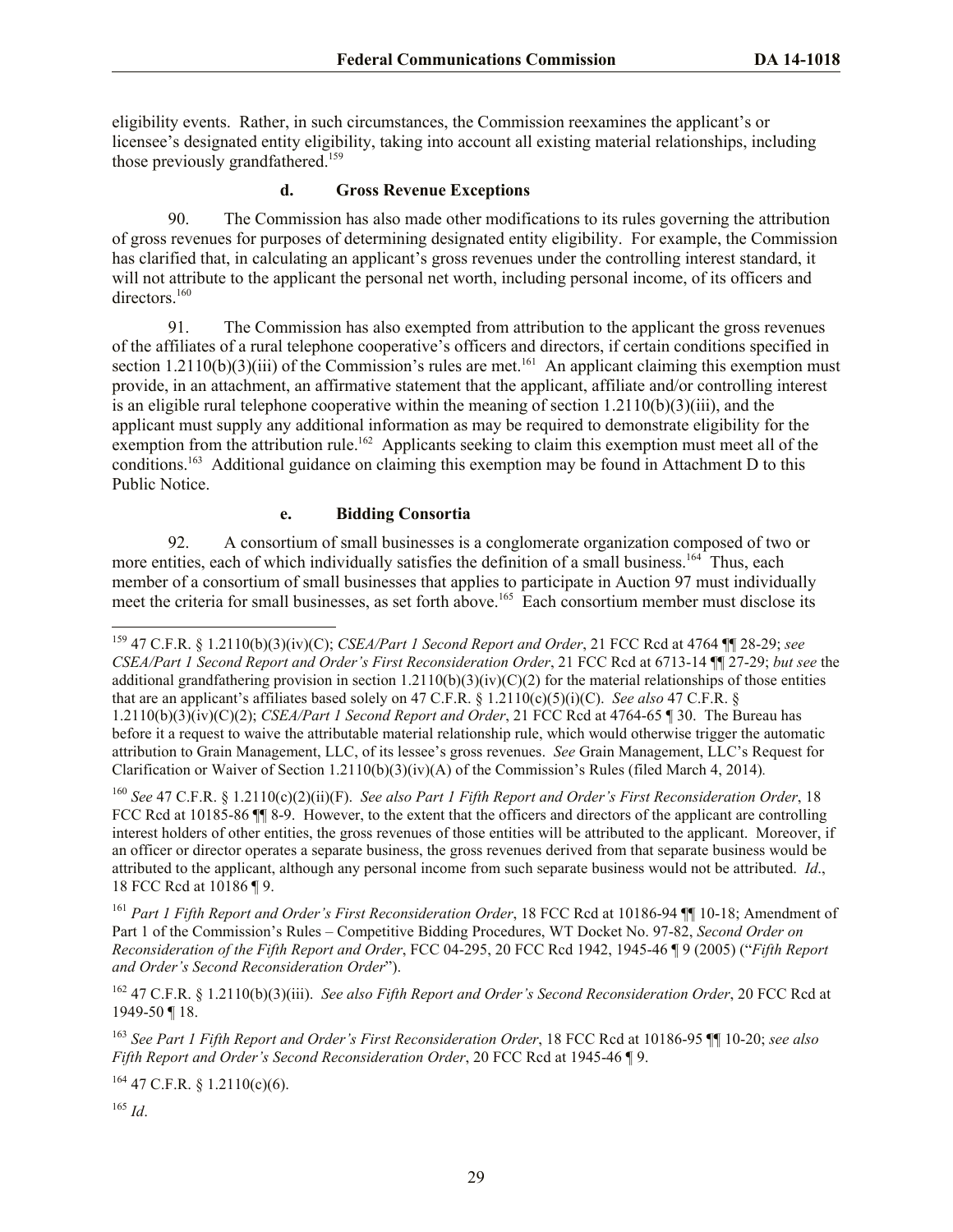eligibility events. Rather, in such circumstances, the Commission reexamines the applicant's or licensee's designated entity eligibility, taking into account all existing material relationships, including those previously grandfathered.[159]

#### d. Gross Revenue Exceptions

90. The Commission has also made other modifications to its rules governing the attribution of gross revenues for purposes of determining designated entity eligibility. For example, the Commission has clarified that, in calculating an applicant's gross revenues under the controlling interest standard, it will not attribute to the applicant the personal net worth, including personal income, of its officers and directors.[160]

91. The Commission has also exempted from attribution to the applicant the gross revenues of the affiliates of a rural telephone cooperative's officers and directors, if certain conditions specified in section 1.2110(b)(3)(iii) of the Commission's rules are met.[161] An applicant claiming this exemption must provide, in an attachment, an affirmative statement that the applicant, affiliate and/or controlling interest is an eligible rural telephone cooperative within the meaning of section 1.2110(b)(3)(iii), and the applicant must supply any additional information as may be required to demonstrate eligibility for the exemption from the attribution rule.[162] Applicants seeking to claim this exemption must meet all of the conditions.[163] Additional guidance on claiming this exemption may be found in Attachment D to this Public Notice.

#### e. Bidding Consortia

92. A consortium of small businesses is a conglomerate organization composed of two or more entities, each of which individually satisfies the definition of a small business.[164] Thus, each member of a consortium of small businesses that applies to participate in Auction 97 must individually meet the criteria for small businesses, as set forth above.[165] Each consortium member must disclose its

---

[159] 47 C.F.R. § 1.2110(b)(3)(iv)(C); *CSEA/Part 1 Second Report and Order*, 21 FCC Rcd at 4764 ¶¶ 28-29; *see CSEA/Part 1 Second Report and Order's First Reconsideration Order*, 21 FCC Rcd at 6713-14 ¶¶ 27-29; *but see* the additional grandfathering provision in section 1.2110(b)(3)(iv)(C)(2) for the material relationships of those entities that are an applicant's affiliates based solely on 47 C.F.R. § 1.2110(c)(5)(i)(C). *See also* 47 C.F.R. § 1.2110(b)(3)(iv)(C)(2); *CSEA/Part 1 Second Report and Order*, 21 FCC Rcd at 4764-65 ¶ 30. The Bureau has before it a request to waive the attributable material relationship rule, which would otherwise trigger the automatic attribution to Grain Management, LLC, of its lessee's gross revenues. *See* Grain Management, LLC's Request for Clarification or Waiver of Section 1.2110(b)(3)(iv)(A) of the Commission's Rules (filed March 4, 2014).

[160] *See* 47 C.F.R. § 1.2110(c)(2)(ii)(F). *See also Part 1 Fifth Report and Order's First Reconsideration Order*, 18 FCC Rcd at 10185-86 ¶¶ 8-9. However, to the extent that the officers and directors of the applicant are controlling interest holders of other entities, the gross revenues of those entities will be attributed to the applicant. Moreover, if an officer or director operates a separate business, the gross revenues derived from that separate business would be attributed to the applicant, although any personal income from such separate business would not be attributed. *Id*., 18 FCC Rcd at 10186 ¶ 9.

[161] *Part 1 Fifth Report and Order's First Reconsideration Order*, 18 FCC Rcd at 10186-94 ¶¶ 10-18; Amendment of Part 1 of the Commission's Rules – Competitive Bidding Procedures, WT Docket No. 97-82, *Second Order on Reconsideration of the Fifth Report and Order*, FCC 04-295, 20 FCC Rcd 1942, 1945-46 ¶ 9 (2005) ("*Fifth Report and Order's Second Reconsideration Order*").

[162] 47 C.F.R. § 1.2110(b)(3)(iii). *See also Fifth Report and Order's Second Reconsideration Order*, 20 FCC Rcd at 1949-50 ¶ 18.

[163] *See Part 1 Fifth Report and Order's First Reconsideration Order*, 18 FCC Rcd at 10186-95 ¶¶ 10-20; *see also Fifth Report and Order's Second Reconsideration Order*, 20 FCC Rcd at 1945-46 ¶ 9.

[164] 47 C.F.R. § 1.2110(c)(6).

[165] *Id*.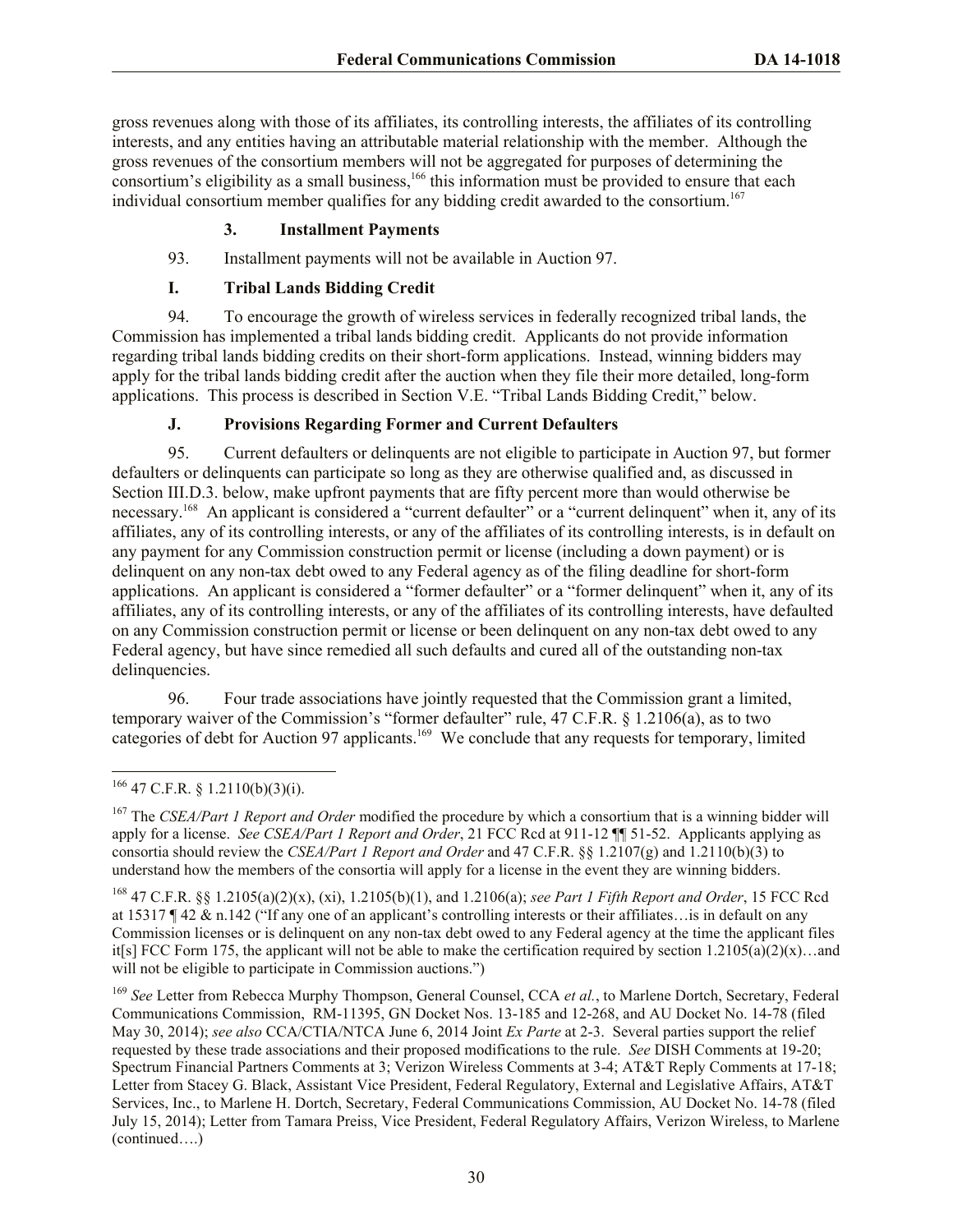gross revenues along with those of its affiliates, its controlling interests, the affiliates of its controlling interests, and any entities having an attributable material relationship with the member. Although the gross revenues of the consortium members will not be aggregated for purposes of determining the consortium's eligibility as a small business,[166] this information must be provided to ensure that each individual consortium member qualifies for any bidding credit awarded to the consortium.[167]

### 3. Installment Payments

93. Installment payments will not be available in Auction 97.

### I. Tribal Lands Bidding Credit

94. To encourage the growth of wireless services in federally recognized tribal lands, the Commission has implemented a tribal lands bidding credit. Applicants do not provide information regarding tribal lands bidding credits on their short-form applications. Instead, winning bidders may apply for the tribal lands bidding credit after the auction when they file their more detailed, long-form applications. This process is described in Section V.E. "Tribal Lands Bidding Credit," below.

### J. Provisions Regarding Former and Current Defaulters

95. Current defaulters or delinquents are not eligible to participate in Auction 97, but former defaulters or delinquents can participate so long as they are otherwise qualified and, as discussed in Section III.D.3. below, make upfront payments that are fifty percent more than would otherwise be necessary.[168] An applicant is considered a "current defaulter" or a "current delinquent" when it, any of its affiliates, any of its controlling interests, or any of the affiliates of its controlling interests, is in default on any payment for any Commission construction permit or license (including a down payment) or is delinquent on any non-tax debt owed to any Federal agency as of the filing deadline for short-form applications. An applicant is considered a "former defaulter" or a "former delinquent" when it, any of its affiliates, any of its controlling interests, or any of the affiliates of its controlling interests, have defaulted on any Commission construction permit or license or been delinquent on any non-tax debt owed to any Federal agency, but have since remedied all such defaults and cured all of the outstanding non-tax delinquencies.

96. Four trade associations have jointly requested that the Commission grant a limited, temporary waiver of the Commission's "former defaulter" rule, 47 C.F.R. § 1.2106(a), as to two categories of debt for Auction 97 applicants.[169] We conclude that any requests for temporary, limited

---

[166] 47 C.F.R. § 1.2110(b)(3)(i).

[167] The *CSEA/Part 1 Report and Order* modified the procedure by which a consortium that is a winning bidder will apply for a license. *See CSEA/Part 1 Report and Order*, 21 FCC Rcd at 911-12 ¶¶ 51-52. Applicants applying as consortia should review the *CSEA/Part 1 Report and Order* and 47 C.F.R. §§ 1.2107(g) and 1.2110(b)(3) to understand how the members of the consortia will apply for a license in the event they are winning bidders.

[168] 47 C.F.R. §§ 1.2105(a)(2)(x), (xi), 1.2105(b)(1), and 1.2106(a); *see Part 1 Fifth Report and Order*, 15 FCC Rcd at 15317 ¶ 42 & n.142 ("If any one of an applicant's controlling interests or their affiliates…is in default on any Commission licenses or is delinquent on any non-tax debt owed to any Federal agency at the time the applicant files it[s] FCC Form 175, the applicant will not be able to make the certification required by section 1.2105(a)(2)(x)…and will not be eligible to participate in Commission auctions.")

[169] *See* Letter from Rebecca Murphy Thompson, General Counsel, CCA *et al.*, to Marlene Dortch, Secretary, Federal Communications Commission, RM-11395, GN Docket Nos. 13-185 and 12-268, and AU Docket No. 14-78 (filed May 30, 2014); *see also* CCA/CTIA/NTCA June 6, 2014 Joint *Ex Parte* at 2-3. Several parties support the relief requested by these trade associations and their proposed modifications to the rule. *See* DISH Comments at 19-20; Spectrum Financial Partners Comments at 3; Verizon Wireless Comments at 3-4; AT&T Reply Comments at 17-18; Letter from Stacey G. Black, Assistant Vice President, Federal Regulatory, External and Legislative Affairs, AT&T Services, Inc., to Marlene H. Dortch, Secretary, Federal Communications Commission, AU Docket No. 14-78 (filed July 15, 2014); Letter from Tamara Preiss, Vice President, Federal Regulatory Affairs, Verizon Wireless, to Marlene (continued….)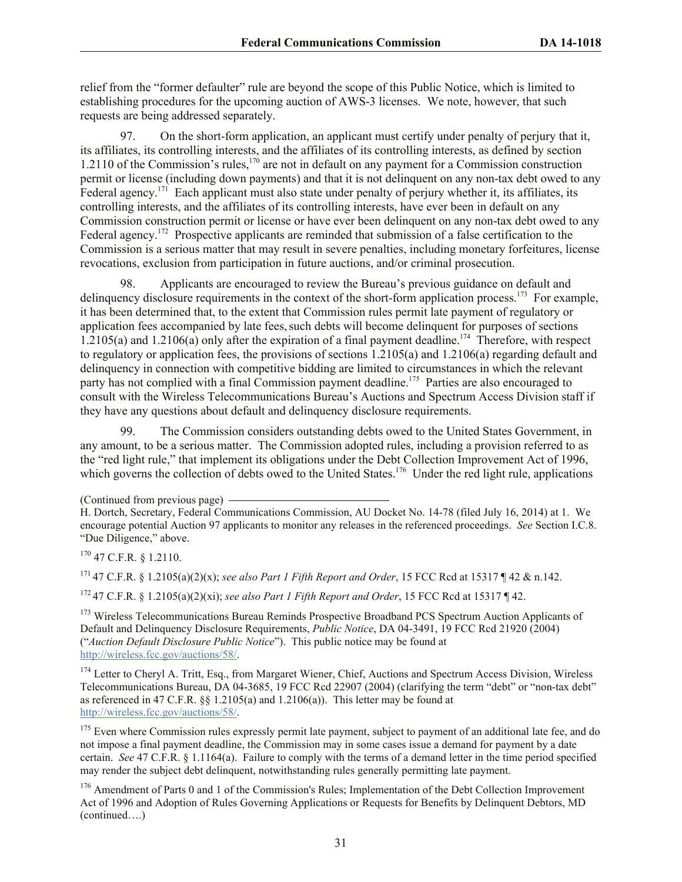relief from the "former defaulter" rule are beyond the scope of this Public Notice, which is limited to establishing procedures for the upcoming auction of AWS-3 licenses. We note, however, that such requests are being addressed separately.

97. On the short-form application, an applicant must certify under penalty of perjury that it, its affiliates, its controlling interests, and the affiliates of its controlling interests, as defined by section 1.2110 of the Commission's rules,[170] are not in default on any payment for a Commission construction permit or license (including down payments) and that it is not delinquent on any non-tax debt owed to any Federal agency.[171] Each applicant must also state under penalty of perjury whether it, its affiliates, its controlling interests, and the affiliates of its controlling interests, have ever been in default on any Commission construction permit or license or have ever been delinquent on any non-tax debt owed to any Federal agency.[172] Prospective applicants are reminded that submission of a false certification to the Commission is a serious matter that may result in severe penalties, including monetary forfeitures, license revocations, exclusion from participation in future auctions, and/or criminal prosecution.

98. Applicants are encouraged to review the Bureau's previous guidance on default and delinquency disclosure requirements in the context of the short-form application process.[173] For example, it has been determined that, to the extent that Commission rules permit late payment of regulatory or application fees accompanied by late fees, such debts will become delinquent for purposes of sections 1.2105(a) and 1.2106(a) only after the expiration of a final payment deadline.[174] Therefore, with respect to regulatory or application fees, the provisions of sections 1.2105(a) and 1.2106(a) regarding default and delinquency in connection with competitive bidding are limited to circumstances in which the relevant party has not complied with a final Commission payment deadline.[175] Parties are also encouraged to consult with the Wireless Telecommunications Bureau's Auctions and Spectrum Access Division staff if they have any questions about default and delinquency disclosure requirements.

99. The Commission considers outstanding debts owed to the United States Government, in any amount, to be a serious matter. The Commission adopted rules, including a provision referred to as the "red light rule," that implement its obligations under the Debt Collection Improvement Act of 1996, which governs the collection of debts owed to the United States.[176] Under the red light rule, applications

---

(Continued from previous page)
H. Dortch, Secretary, Federal Communications Commission, AU Docket No. 14-78 (filed July 16, 2014) at 1. We encourage potential Auction 97 applicants to monitor any releases in the referenced proceedings. *See* Section I.C.8. "Due Diligence," above.

[170] 47 C.F.R. § 1.2110.

[171] 47 C.F.R. § 1.2105(a)(2)(x); *see also Part 1 Fifth Report and Order*, 15 FCC Rcd at 15317 ¶ 42 & n.142.

[172] 47 C.F.R. § 1.2105(a)(2)(xi); *see also Part 1 Fifth Report and Order*, 15 FCC Rcd at 15317 ¶ 42.

[173] Wireless Telecommunications Bureau Reminds Prospective Broadband PCS Spectrum Auction Applicants of Default and Delinquency Disclosure Requirements, *Public Notice*, DA 04-3491, 19 FCC Rcd 21920 (2004) ("*Auction Default Disclosure Public Notice*"). This public notice may be found at http://wireless.fcc.gov/auctions/58/.

[174] Letter to Cheryl A. Tritt, Esq., from Margaret Wiener, Chief, Auctions and Spectrum Access Division, Wireless Telecommunications Bureau, DA 04-3685, 19 FCC Rcd 22907 (2004) (clarifying the term "debt" or "non-tax debt" as referenced in 47 C.F.R. §§ 1.2105(a) and 1.2106(a)). This letter may be found at http://wireless.fcc.gov/auctions/58/.

[175] Even where Commission rules expressly permit late payment, subject to payment of an additional late fee, and do not impose a final payment deadline, the Commission may in some cases issue a demand for payment by a date certain. *See* 47 C.F.R. § 1.1164(a). Failure to comply with the terms of a demand letter in the time period specified may render the subject debt delinquent, notwithstanding rules generally permitting late payment.

[176] Amendment of Parts 0 and 1 of the Commission's Rules; Implementation of the Debt Collection Improvement Act of 1996 and Adoption of Rules Governing Applications or Requests for Benefits by Delinquent Debtors, MD (continued….)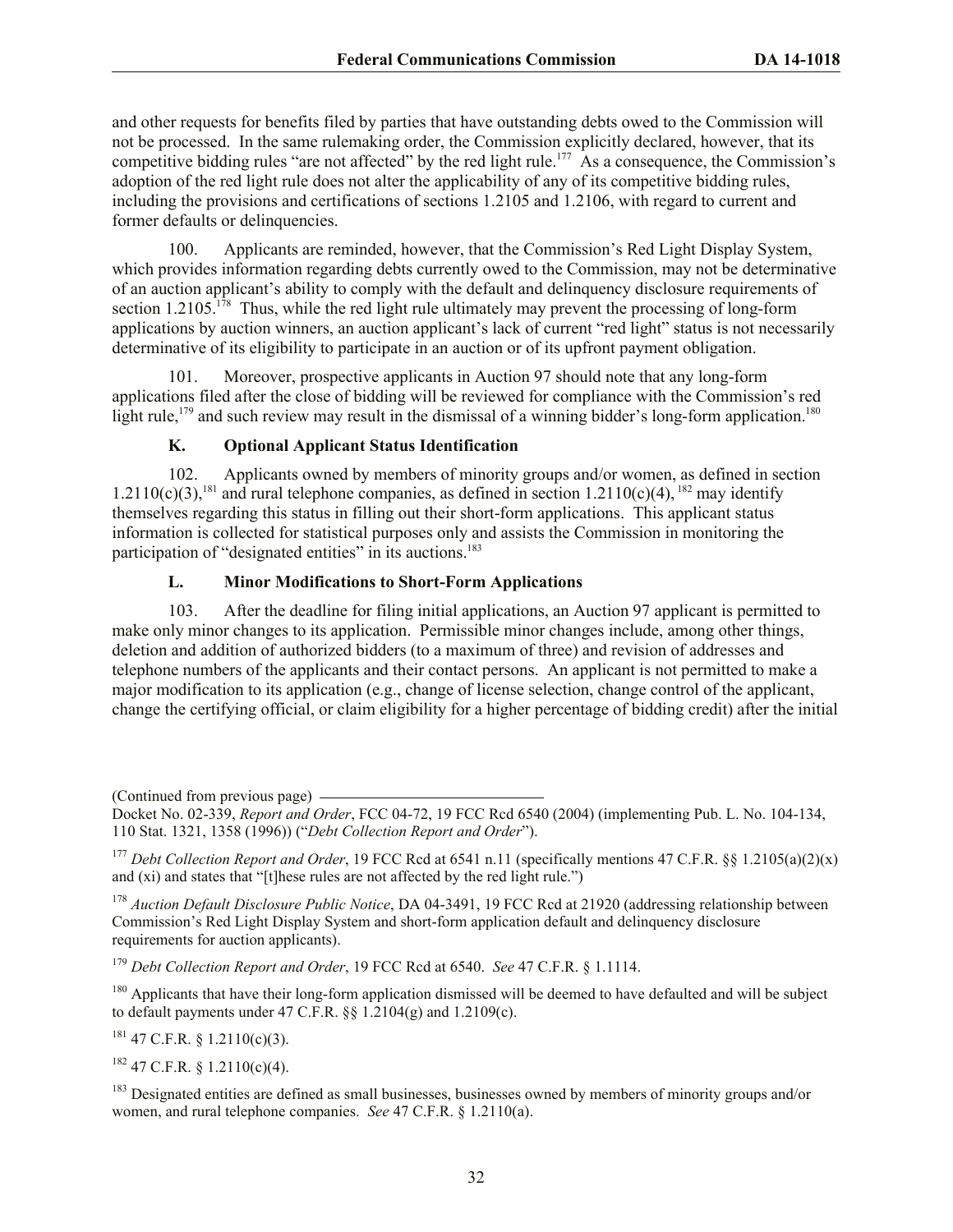and other requests for benefits filed by parties that have outstanding debts owed to the Commission will not be processed. In the same rulemaking order, the Commission explicitly declared, however, that its competitive bidding rules "are not affected" by the red light rule.[177] As a consequence, the Commission's adoption of the red light rule does not alter the applicability of any of its competitive bidding rules, including the provisions and certifications of sections 1.2105 and 1.2106, with regard to current and former defaults or delinquencies.

100. Applicants are reminded, however, that the Commission's Red Light Display System, which provides information regarding debts currently owed to the Commission, may not be determinative of an auction applicant's ability to comply with the default and delinquency disclosure requirements of section 1.2105.[178] Thus, while the red light rule ultimately may prevent the processing of long-form applications by auction winners, an auction applicant's lack of current "red light" status is not necessarily determinative of its eligibility to participate in an auction or of its upfront payment obligation.

101. Moreover, prospective applicants in Auction 97 should note that any long-form applications filed after the close of bidding will be reviewed for compliance with the Commission's red light rule,[179] and such review may result in the dismissal of a winning bidder's long-form application.[180]

### K. Optional Applicant Status Identification

102. Applicants owned by members of minority groups and/or women, as defined in section 1.2110(c)(3),[181] and rural telephone companies, as defined in section 1.2110(c)(4),[182] may identify themselves regarding this status in filling out their short-form applications. This applicant status information is collected for statistical purposes only and assists the Commission in monitoring the participation of "designated entities" in its auctions.[183]

### L. Minor Modifications to Short-Form Applications

103. After the deadline for filing initial applications, an Auction 97 applicant is permitted to make only minor changes to its application. Permissible minor changes include, among other things, deletion and addition of authorized bidders (to a maximum of three) and revision of addresses and telephone numbers of the applicants and their contact persons. An applicant is not permitted to make a major modification to its application (e.g., change of license selection, change control of the applicant, change the certifying official, or claim eligibility for a higher percentage of bidding credit) after the initial

---

(Continued from previous page)

Docket No. 02-339, *Report and Order*, FCC 04-72, 19 FCC Rcd 6540 (2004) (implementing Pub. L. No. 104-134, 110 Stat. 1321, 1358 (1996)) ("*Debt Collection Report and Order*").

[177] *Debt Collection Report and Order*, 19 FCC Rcd at 6541 n.11 (specifically mentions 47 C.F.R. §§ 1.2105(a)(2)(x) and (xi) and states that "[t]hese rules are not affected by the red light rule.")

[178] *Auction Default Disclosure Public Notice*, DA 04-3491, 19 FCC Rcd at 21920 (addressing relationship between Commission's Red Light Display System and short-form application default and delinquency disclosure requirements for auction applicants).

[179] *Debt Collection Report and Order*, 19 FCC Rcd at 6540. *See* 47 C.F.R. § 1.1114.

[180] Applicants that have their long-form application dismissed will be deemed to have defaulted and will be subject to default payments under 47 C.F.R. §§ 1.2104(g) and 1.2109(c).

[181] 47 C.F.R. § 1.2110(c)(3).

[182] 47 C.F.R. § 1.2110(c)(4).

[183] Designated entities are defined as small businesses, businesses owned by members of minority groups and/or women, and rural telephone companies. *See* 47 C.F.R. § 1.2110(a).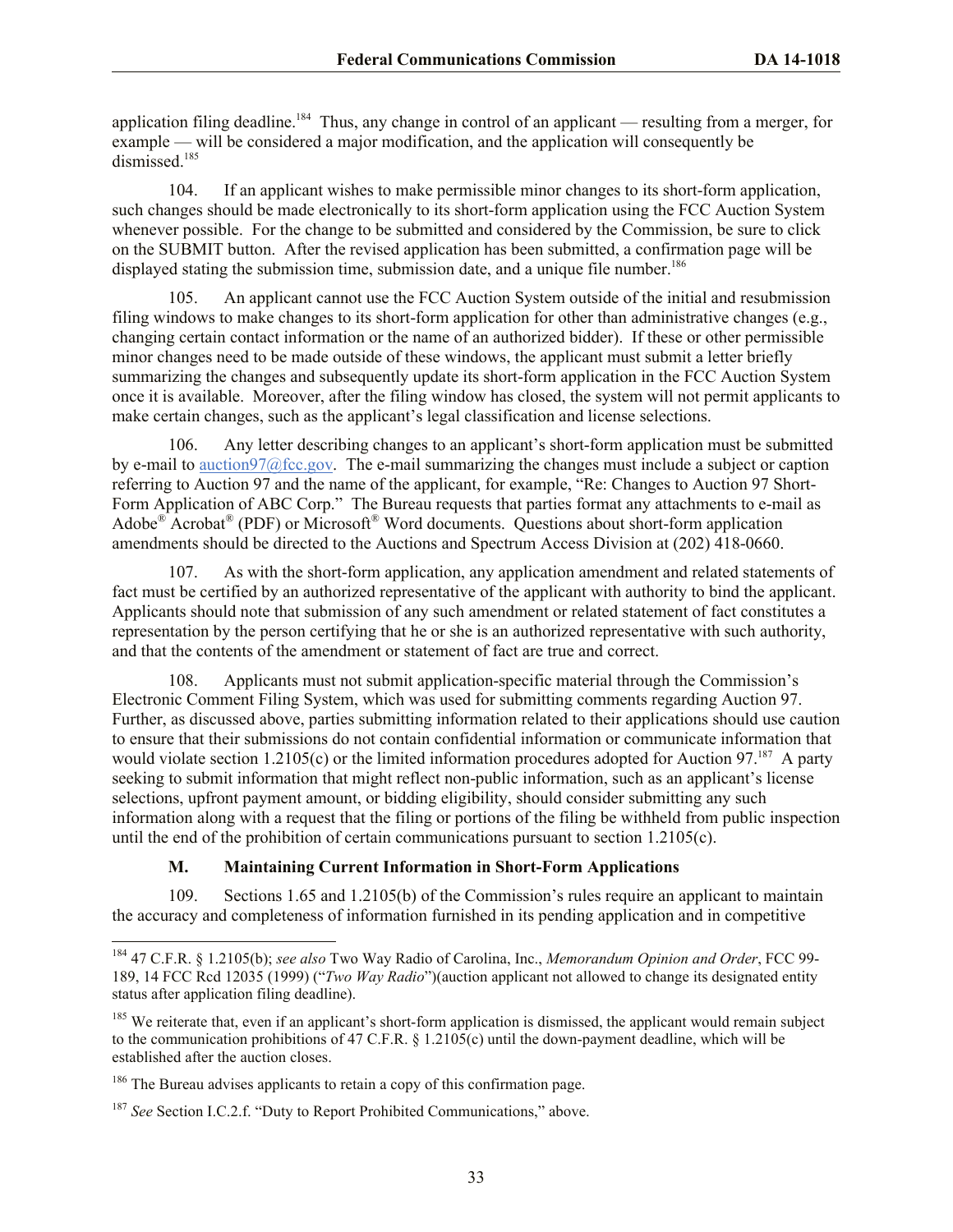application filing deadline.[184] Thus, any change in control of an applicant — resulting from a merger, for example — will be considered a major modification, and the application will consequently be dismissed.[185]

104. If an applicant wishes to make permissible minor changes to its short-form application, such changes should be made electronically to its short-form application using the FCC Auction System whenever possible. For the change to be submitted and considered by the Commission, be sure to click on the SUBMIT button. After the revised application has been submitted, a confirmation page will be displayed stating the submission time, submission date, and a unique file number.[186]

105. An applicant cannot use the FCC Auction System outside of the initial and resubmission filing windows to make changes to its short-form application for other than administrative changes (e.g., changing certain contact information or the name of an authorized bidder). If these or other permissible minor changes need to be made outside of these windows, the applicant must submit a letter briefly summarizing the changes and subsequently update its short-form application in the FCC Auction System once it is available. Moreover, after the filing window has closed, the system will not permit applicants to make certain changes, such as the applicant's legal classification and license selections.

106. Any letter describing changes to an applicant's short-form application must be submitted by e-mail to auction97@fcc.gov. The e-mail summarizing the changes must include a subject or caption referring to Auction 97 and the name of the applicant, for example, "Re: Changes to Auction 97 Short-Form Application of ABC Corp." The Bureau requests that parties format any attachments to e-mail as Adobe® Acrobat® (PDF) or Microsoft® Word documents. Questions about short-form application amendments should be directed to the Auctions and Spectrum Access Division at (202) 418-0660.

107. As with the short-form application, any application amendment and related statements of fact must be certified by an authorized representative of the applicant with authority to bind the applicant. Applicants should note that submission of any such amendment or related statement of fact constitutes a representation by the person certifying that he or she is an authorized representative with such authority, and that the contents of the amendment or statement of fact are true and correct.

108. Applicants must not submit application-specific material through the Commission's Electronic Comment Filing System, which was used for submitting comments regarding Auction 97. Further, as discussed above, parties submitting information related to their applications should use caution to ensure that their submissions do not contain confidential information or communicate information that would violate section 1.2105(c) or the limited information procedures adopted for Auction 97.[187] A party seeking to submit information that might reflect non-public information, such as an applicant's license selections, upfront payment amount, or bidding eligibility, should consider submitting any such information along with a request that the filing or portions of the filing be withheld from public inspection until the end of the prohibition of certain communications pursuant to section 1.2105(c).

### M. Maintaining Current Information in Short-Form Applications

109. Sections 1.65 and 1.2105(b) of the Commission's rules require an applicant to maintain the accuracy and completeness of information furnished in its pending application and in competitive

---

[184] 47 C.F.R. § 1.2105(b); *see also* Two Way Radio of Carolina, Inc., *Memorandum Opinion and Order*, FCC 99-189, 14 FCC Rcd 12035 (1999) ("*Two Way Radio*")(auction applicant not allowed to change its designated entity status after application filing deadline).

[185] We reiterate that, even if an applicant's short-form application is dismissed, the applicant would remain subject to the communication prohibitions of 47 C.F.R. § 1.2105(c) until the down-payment deadline, which will be established after the auction closes.

[186] The Bureau advises applicants to retain a copy of this confirmation page.

[187] *See* Section I.C.2.f. "Duty to Report Prohibited Communications," above.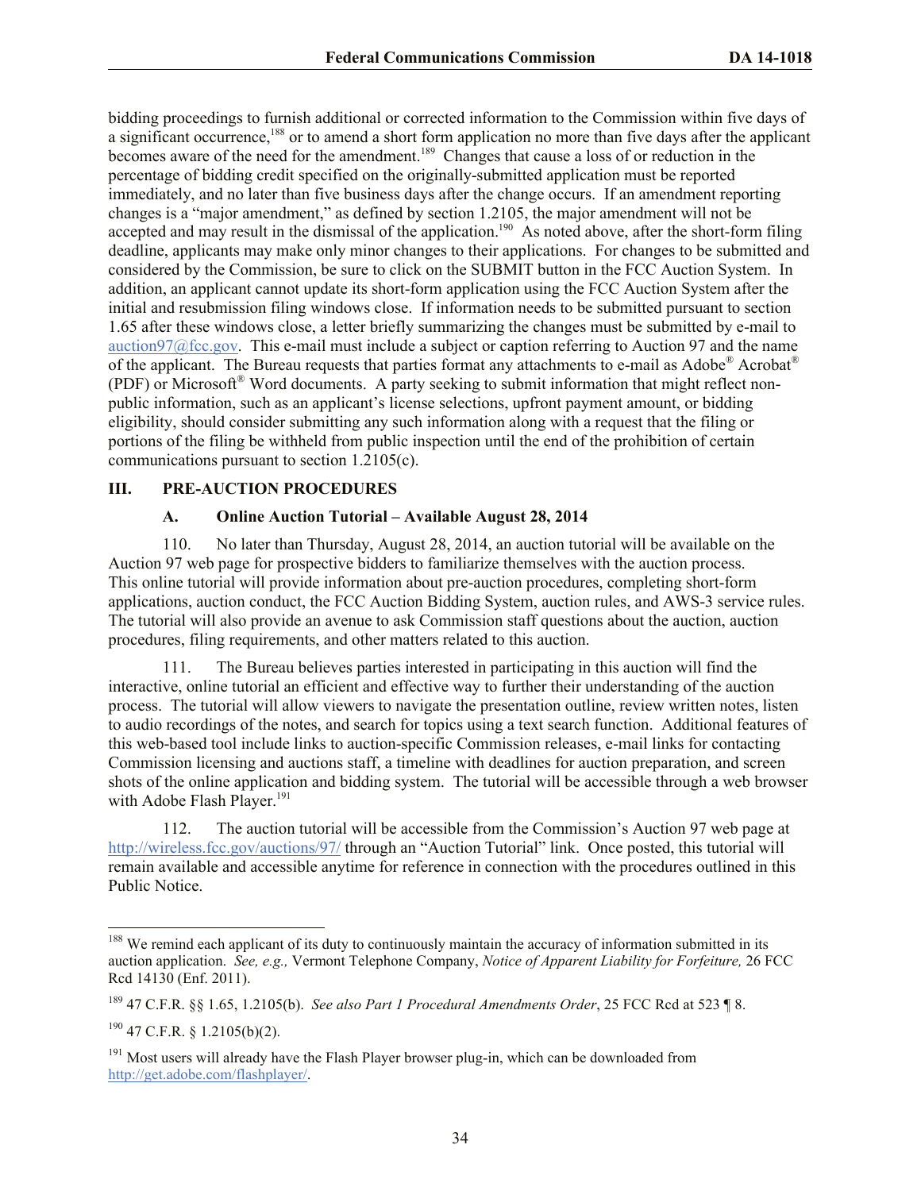bidding proceedings to furnish additional or corrected information to the Commission within five days of a significant occurrence,[188] or to amend a short form application no more than five days after the applicant becomes aware of the need for the amendment.[189] Changes that cause a loss of or reduction in the percentage of bidding credit specified on the originally-submitted application must be reported immediately, and no later than five business days after the change occurs. If an amendment reporting changes is a "major amendment," as defined by section 1.2105, the major amendment will not be accepted and may result in the dismissal of the application.[190] As noted above, after the short-form filing deadline, applicants may make only minor changes to their applications. For changes to be submitted and considered by the Commission, be sure to click on the SUBMIT button in the FCC Auction System. In addition, an applicant cannot update its short-form application using the FCC Auction System after the initial and resubmission filing windows close. If information needs to be submitted pursuant to section 1.65 after these windows close, a letter briefly summarizing the changes must be submitted by e-mail to auction97@fcc.gov. This e-mail must include a subject or caption referring to Auction 97 and the name of the applicant. The Bureau requests that parties format any attachments to e-mail as Adobe® Acrobat® (PDF) or Microsoft® Word documents. A party seeking to submit information that might reflect non-public information, such as an applicant's license selections, upfront payment amount, or bidding eligibility, should consider submitting any such information along with a request that the filing or portions of the filing be withheld from public inspection until the end of the prohibition of certain communications pursuant to section 1.2105(c).

## III. PRE-AUCTION PROCEDURES

### A. Online Auction Tutorial – Available August 28, 2014

110. No later than Thursday, August 28, 2014, an auction tutorial will be available on the Auction 97 web page for prospective bidders to familiarize themselves with the auction process. This online tutorial will provide information about pre-auction procedures, completing short-form applications, auction conduct, the FCC Auction Bidding System, auction rules, and AWS-3 service rules. The tutorial will also provide an avenue to ask Commission staff questions about the auction, auction procedures, filing requirements, and other matters related to this auction.

111. The Bureau believes parties interested in participating in this auction will find the interactive, online tutorial an efficient and effective way to further their understanding of the auction process. The tutorial will allow viewers to navigate the presentation outline, review written notes, listen to audio recordings of the notes, and search for topics using a text search function. Additional features of this web-based tool include links to auction-specific Commission releases, e-mail links for contacting Commission licensing and auctions staff, a timeline with deadlines for auction preparation, and screen shots of the online application and bidding system. The tutorial will be accessible through a web browser with Adobe Flash Player.[191]

112. The auction tutorial will be accessible from the Commission's Auction 97 web page at http://wireless.fcc.gov/auctions/97/ through an "Auction Tutorial" link. Once posted, this tutorial will remain available and accessible anytime for reference in connection with the procedures outlined in this Public Notice.

---

[188] We remind each applicant of its duty to continuously maintain the accuracy of information submitted in its auction application. *See, e.g.,* Vermont Telephone Company, *Notice of Apparent Liability for Forfeiture,* 26 FCC Rcd 14130 (Enf. 2011).

[189] 47 C.F.R. §§ 1.65, 1.2105(b). *See also Part 1 Procedural Amendments Order*, 25 FCC Rcd at 523 ¶ 8.

[190] 47 C.F.R. § 1.2105(b)(2).

[191] Most users will already have the Flash Player browser plug-in, which can be downloaded from http://get.adobe.com/flashplayer/.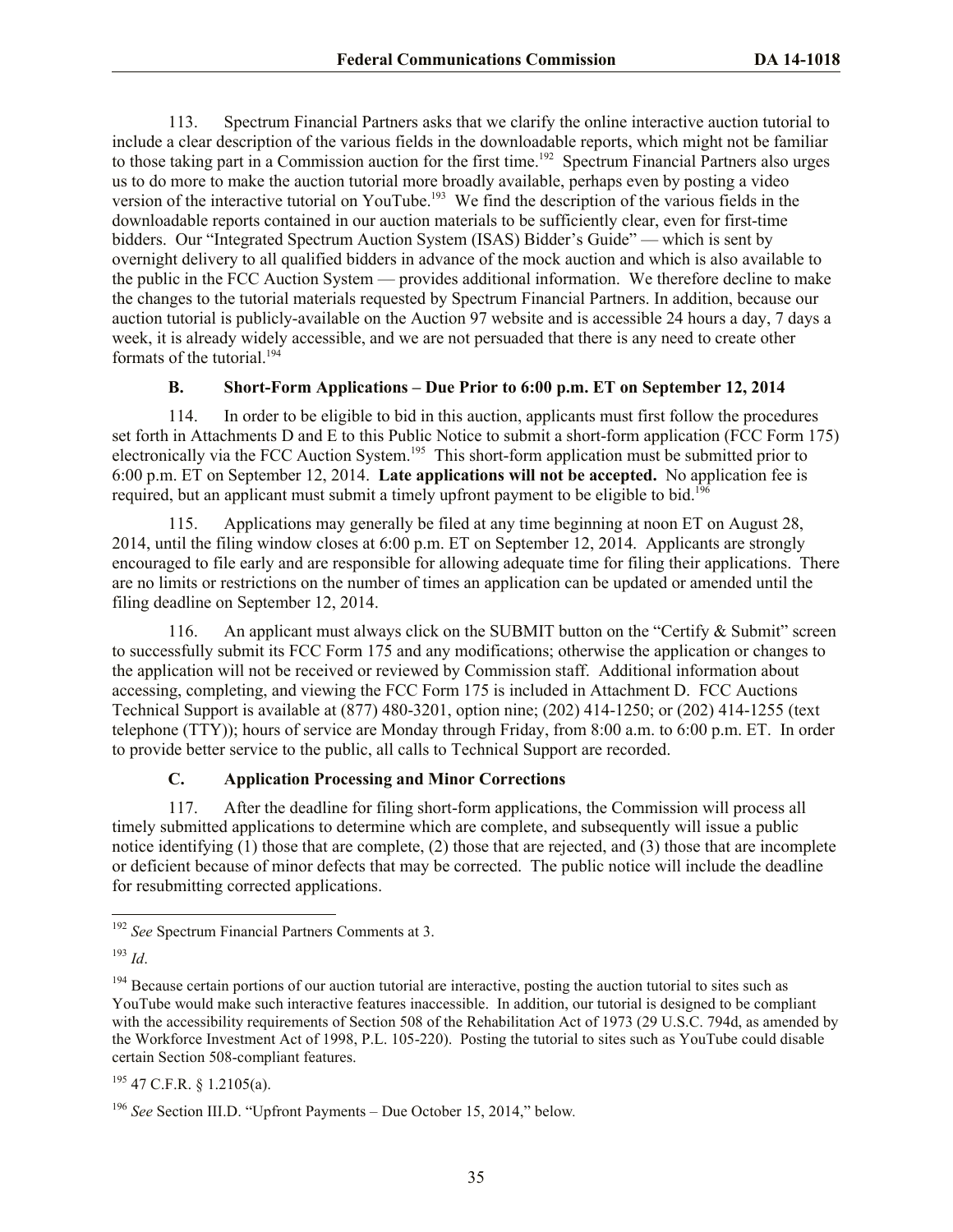113. Spectrum Financial Partners asks that we clarify the online interactive auction tutorial to include a clear description of the various fields in the downloadable reports, which might not be familiar to those taking part in a Commission auction for the first time.[192] Spectrum Financial Partners also urges us to do more to make the auction tutorial more broadly available, perhaps even by posting a video version of the interactive tutorial on YouTube.[193] We find the description of the various fields in the downloadable reports contained in our auction materials to be sufficiently clear, even for first-time bidders. Our "Integrated Spectrum Auction System (ISAS) Bidder's Guide" — which is sent by overnight delivery to all qualified bidders in advance of the mock auction and which is also available to the public in the FCC Auction System — provides additional information. We therefore decline to make the changes to the tutorial materials requested by Spectrum Financial Partners. In addition, because our auction tutorial is publicly-available on the Auction 97 website and is accessible 24 hours a day, 7 days a week, it is already widely accessible, and we are not persuaded that there is any need to create other formats of the tutorial.[194]

### B. Short-Form Applications – Due Prior to 6:00 p.m. ET on September 12, 2014

114. In order to be eligible to bid in this auction, applicants must first follow the procedures set forth in Attachments D and E to this Public Notice to submit a short-form application (FCC Form 175) electronically via the FCC Auction System.[195] This short-form application must be submitted prior to 6:00 p.m. ET on September 12, 2014. **Late applications will not be accepted.** No application fee is required, but an applicant must submit a timely upfront payment to be eligible to bid.[196]

115. Applications may generally be filed at any time beginning at noon ET on August 28, 2014, until the filing window closes at 6:00 p.m. ET on September 12, 2014. Applicants are strongly encouraged to file early and are responsible for allowing adequate time for filing their applications. There are no limits or restrictions on the number of times an application can be updated or amended until the filing deadline on September 12, 2014.

116. An applicant must always click on the SUBMIT button on the "Certify & Submit" screen to successfully submit its FCC Form 175 and any modifications; otherwise the application or changes to the application will not be received or reviewed by Commission staff. Additional information about accessing, completing, and viewing the FCC Form 175 is included in Attachment D. FCC Auctions Technical Support is available at (877) 480-3201, option nine; (202) 414-1250; or (202) 414-1255 (text telephone (TTY)); hours of service are Monday through Friday, from 8:00 a.m. to 6:00 p.m. ET. In order to provide better service to the public, all calls to Technical Support are recorded.

### C. Application Processing and Minor Corrections

117. After the deadline for filing short-form applications, the Commission will process all timely submitted applications to determine which are complete, and subsequently will issue a public notice identifying (1) those that are complete, (2) those that are rejected, and (3) those that are incomplete or deficient because of minor defects that may be corrected. The public notice will include the deadline for resubmitting corrected applications.

---

[192] *See* Spectrum Financial Partners Comments at 3.

[193] *Id*.

[194] Because certain portions of our auction tutorial are interactive, posting the auction tutorial to sites such as YouTube would make such interactive features inaccessible. In addition, our tutorial is designed to be compliant with the accessibility requirements of Section 508 of the Rehabilitation Act of 1973 (29 U.S.C. 794d, as amended by the Workforce Investment Act of 1998, P.L. 105-220). Posting the tutorial to sites such as YouTube could disable certain Section 508-compliant features.

[195] 47 C.F.R. § 1.2105(a).

[196] *See* Section III.D. "Upfront Payments – Due October 15, 2014," below.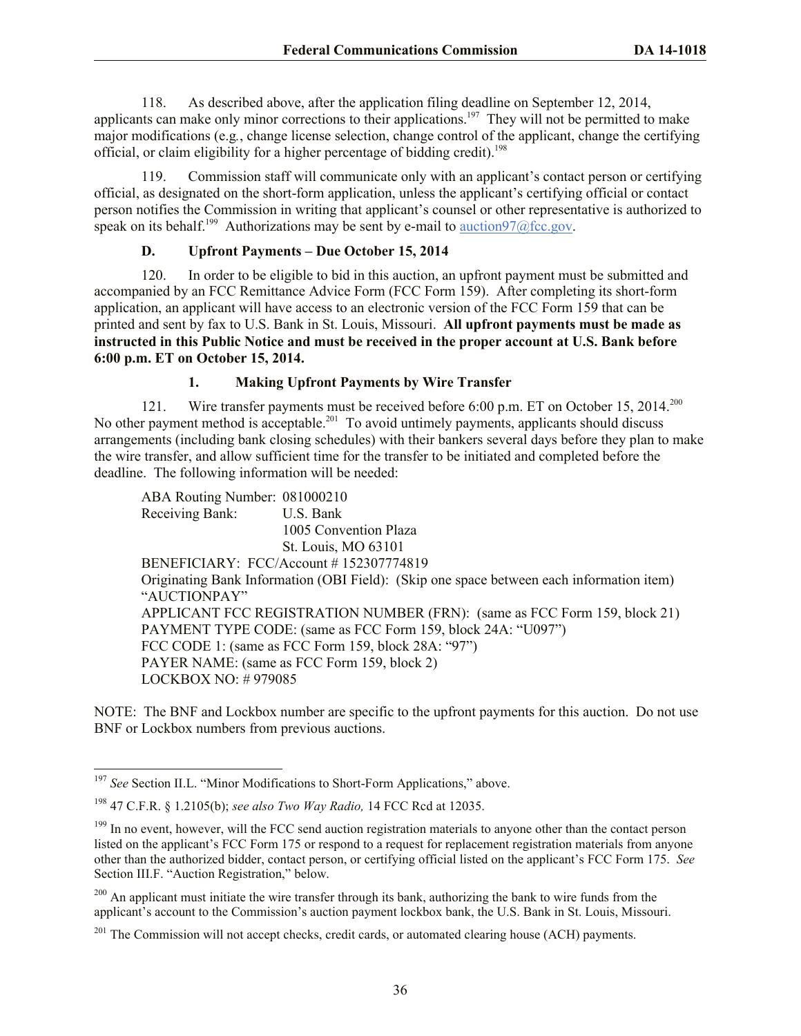118. As described above, after the application filing deadline on September 12, 2014, applicants can make only minor corrections to their applications.[197] They will not be permitted to make major modifications (e.g., change license selection, change control of the applicant, change the certifying official, or claim eligibility for a higher percentage of bidding credit).[198]

119. Commission staff will communicate only with an applicant's contact person or certifying official, as designated on the short-form application, unless the applicant's certifying official or contact person notifies the Commission in writing that applicant's counsel or other representative is authorized to speak on its behalf.[199] Authorizations may be sent by e-mail to auction97@fcc.gov.

### D. Upfront Payments – Due October 15, 2014

120. In order to be eligible to bid in this auction, an upfront payment must be submitted and accompanied by an FCC Remittance Advice Form (FCC Form 159). After completing its short-form application, an applicant will have access to an electronic version of the FCC Form 159 that can be printed and sent by fax to U.S. Bank in St. Louis, Missouri. **All upfront payments must be made as instructed in this Public Notice and must be received in the proper account at U.S. Bank before 6:00 p.m. ET on October 15, 2014.**

#### 1. Making Upfront Payments by Wire Transfer

121. Wire transfer payments must be received before 6:00 p.m. ET on October 15, 2014.[200] No other payment method is acceptable.[201] To avoid untimely payments, applicants should discuss arrangements (including bank closing schedules) with their bankers several days before they plan to make the wire transfer, and allow sufficient time for the transfer to be initiated and completed before the deadline. The following information will be needed:

ABA Routing Number: 081000210
Receiving Bank: U.S. Bank
1005 Convention Plaza
St. Louis, MO 63101
BENEFICIARY: FCC/Account # 152307774819
Originating Bank Information (OBI Field): (Skip one space between each information item)
"AUCTIONPAY"
APPLICANT FCC REGISTRATION NUMBER (FRN): (same as FCC Form 159, block 21)
PAYMENT TYPE CODE: (same as FCC Form 159, block 24A: "U097")
FCC CODE 1: (same as FCC Form 159, block 28A: "97")
PAYER NAME: (same as FCC Form 159, block 2)
LOCKBOX NO: # 979085

NOTE: The BNF and Lockbox number are specific to the upfront payments for this auction. Do not use BNF or Lockbox numbers from previous auctions.

---

[197] *See* Section II.L. "Minor Modifications to Short-Form Applications," above.

[198] 47 C.F.R. § 1.2105(b); *see also Two Way Radio,* 14 FCC Rcd at 12035.

[199] In no event, however, will the FCC send auction registration materials to anyone other than the contact person listed on the applicant's FCC Form 175 or respond to a request for replacement registration materials from anyone other than the authorized bidder, contact person, or certifying official listed on the applicant's FCC Form 175. *See* Section III.F. "Auction Registration," below.

[200] An applicant must initiate the wire transfer through its bank, authorizing the bank to wire funds from the applicant's account to the Commission's auction payment lockbox bank, the U.S. Bank in St. Louis, Missouri.

[201] The Commission will not accept checks, credit cards, or automated clearing house (ACH) payments.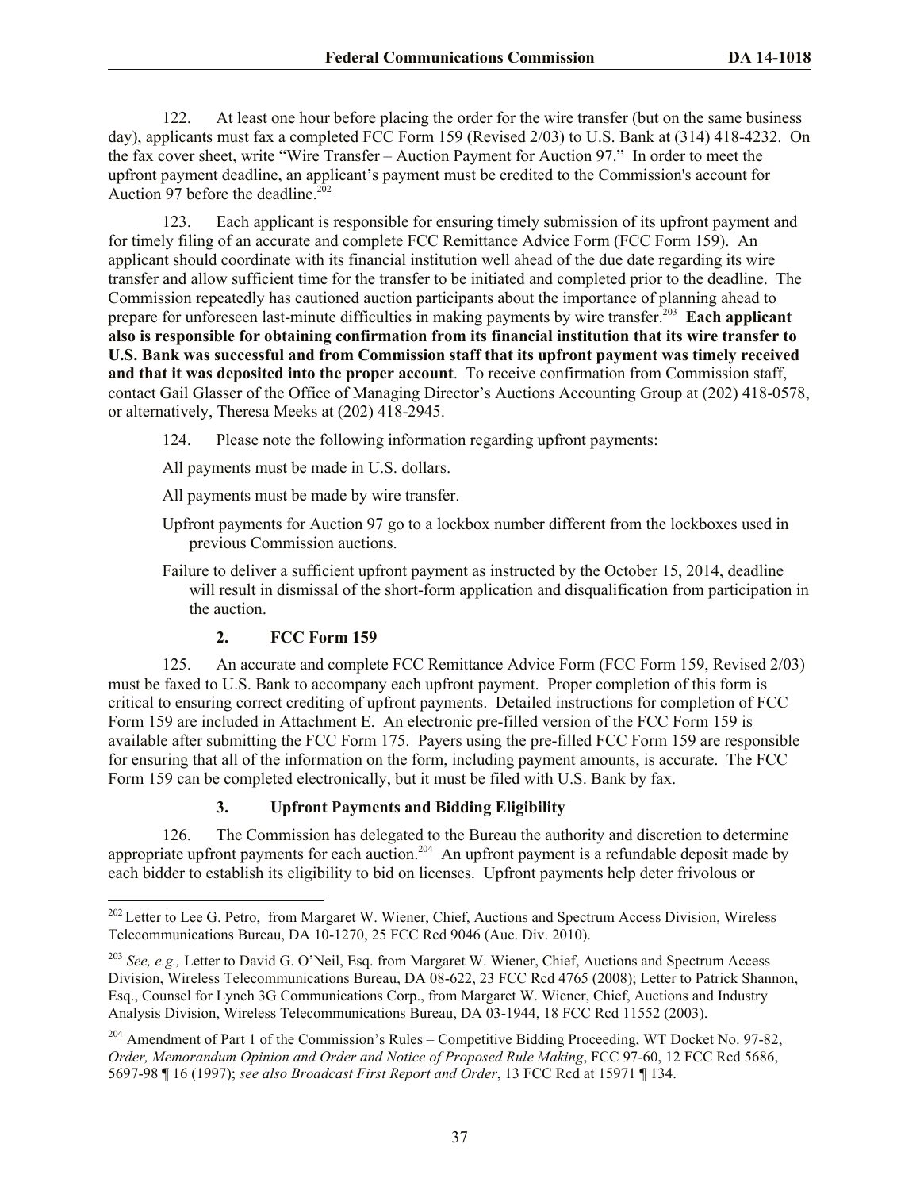122. At least one hour before placing the order for the wire transfer (but on the same business day), applicants must fax a completed FCC Form 159 (Revised 2/03) to U.S. Bank at (314) 418-4232. On the fax cover sheet, write "Wire Transfer – Auction Payment for Auction 97." In order to meet the upfront payment deadline, an applicant's payment must be credited to the Commission's account for Auction 97 before the deadline.[202]

123. Each applicant is responsible for ensuring timely submission of its upfront payment and for timely filing of an accurate and complete FCC Remittance Advice Form (FCC Form 159). An applicant should coordinate with its financial institution well ahead of the due date regarding its wire transfer and allow sufficient time for the transfer to be initiated and completed prior to the deadline. The Commission repeatedly has cautioned auction participants about the importance of planning ahead to prepare for unforeseen last-minute difficulties in making payments by wire transfer.[203] **Each applicant also is responsible for obtaining confirmation from its financial institution that its wire transfer to U.S. Bank was successful and from Commission staff that its upfront payment was timely received and that it was deposited into the proper account**. To receive confirmation from Commission staff, contact Gail Glasser of the Office of Managing Director's Auctions Accounting Group at (202) 418-0578, or alternatively, Theresa Meeks at (202) 418-2945.

124. Please note the following information regarding upfront payments:

All payments must be made in U.S. dollars.

All payments must be made by wire transfer.

Upfront payments for Auction 97 go to a lockbox number different from the lockboxes used in previous Commission auctions.

Failure to deliver a sufficient upfront payment as instructed by the October 15, 2014, deadline will result in dismissal of the short-form application and disqualification from participation in the auction.

### 2. FCC Form 159

125. An accurate and complete FCC Remittance Advice Form (FCC Form 159, Revised 2/03) must be faxed to U.S. Bank to accompany each upfront payment. Proper completion of this form is critical to ensuring correct crediting of upfront payments. Detailed instructions for completion of FCC Form 159 are included in Attachment E. An electronic pre-filled version of the FCC Form 159 is available after submitting the FCC Form 175. Payers using the pre-filled FCC Form 159 are responsible for ensuring that all of the information on the form, including payment amounts, is accurate. The FCC Form 159 can be completed electronically, but it must be filed with U.S. Bank by fax.

### 3. Upfront Payments and Bidding Eligibility

126. The Commission has delegated to the Bureau the authority and discretion to determine appropriate upfront payments for each auction.[204] An upfront payment is a refundable deposit made by each bidder to establish its eligibility to bid on licenses. Upfront payments help deter frivolous or

---

[202] Letter to Lee G. Petro, from Margaret W. Wiener, Chief, Auctions and Spectrum Access Division, Wireless Telecommunications Bureau, DA 10-1270, 25 FCC Rcd 9046 (Auc. Div. 2010).

[203] *See, e.g.,* Letter to David G. O'Neil, Esq. from Margaret W. Wiener, Chief, Auctions and Spectrum Access Division, Wireless Telecommunications Bureau, DA 08-622, 23 FCC Rcd 4765 (2008); Letter to Patrick Shannon, Esq., Counsel for Lynch 3G Communications Corp., from Margaret W. Wiener, Chief, Auctions and Industry Analysis Division, Wireless Telecommunications Bureau, DA 03-1944, 18 FCC Rcd 11552 (2003).

[204] Amendment of Part 1 of the Commission's Rules – Competitive Bidding Proceeding, WT Docket No. 97-82, *Order, Memorandum Opinion and Order and Notice of Proposed Rule Making*, FCC 97-60, 12 FCC Rcd 5686, 5697-98 ¶ 16 (1997); *see also Broadcast First Report and Order*, 13 FCC Rcd at 15971 ¶ 134.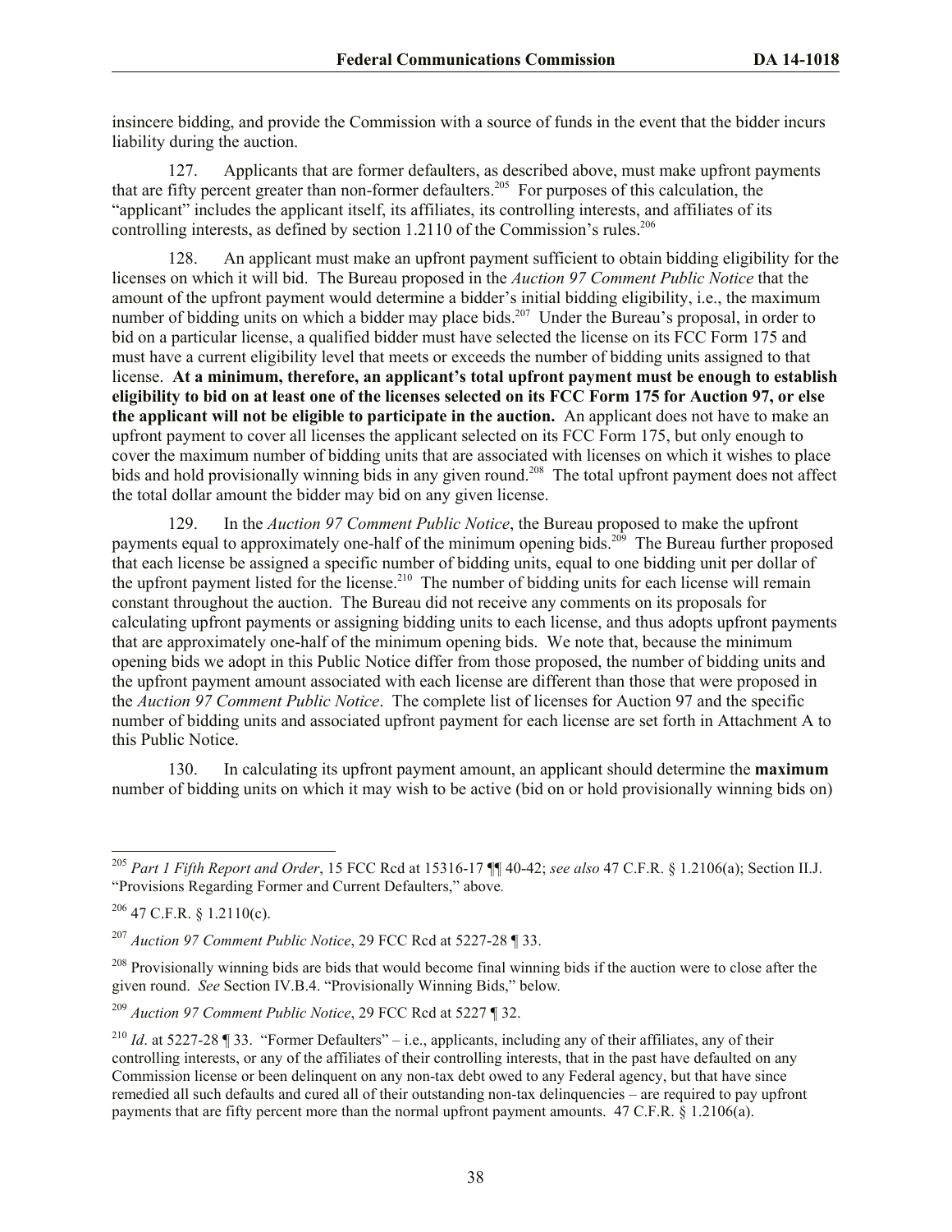insincere bidding, and provide the Commission with a source of funds in the event that the bidder incurs liability during the auction.

127. Applicants that are former defaulters, as described above, must make upfront payments that are fifty percent greater than non-former defaulters.[205] For purposes of this calculation, the "applicant" includes the applicant itself, its affiliates, its controlling interests, and affiliates of its controlling interests, as defined by section 1.2110 of the Commission's rules.[206]

128. An applicant must make an upfront payment sufficient to obtain bidding eligibility for the licenses on which it will bid. The Bureau proposed in the *Auction 97 Comment Public Notice* that the amount of the upfront payment would determine a bidder's initial bidding eligibility, i.e., the maximum number of bidding units on which a bidder may place bids.[207] Under the Bureau's proposal, in order to bid on a particular license, a qualified bidder must have selected the license on its FCC Form 175 and must have a current eligibility level that meets or exceeds the number of bidding units assigned to that license. **At a minimum, therefore, an applicant's total upfront payment must be enough to establish eligibility to bid on at least one of the licenses selected on its FCC Form 175 for Auction 97, or else the applicant will not be eligible to participate in the auction.** An applicant does not have to make an upfront payment to cover all licenses the applicant selected on its FCC Form 175, but only enough to cover the maximum number of bidding units that are associated with licenses on which it wishes to place bids and hold provisionally winning bids in any given round.[208] The total upfront payment does not affect the total dollar amount the bidder may bid on any given license.

129. In the *Auction 97 Comment Public Notice*, the Bureau proposed to make the upfront payments equal to approximately one-half of the minimum opening bids.[209] The Bureau further proposed that each license be assigned a specific number of bidding units, equal to one bidding unit per dollar of the upfront payment listed for the license.[210] The number of bidding units for each license will remain constant throughout the auction. The Bureau did not receive any comments on its proposals for calculating upfront payments or assigning bidding units to each license, and thus adopts upfront payments that are approximately one-half of the minimum opening bids. We note that, because the minimum opening bids we adopt in this Public Notice differ from those proposed, the number of bidding units and the upfront payment amount associated with each license are different than those that were proposed in the *Auction 97 Comment Public Notice*. The complete list of licenses for Auction 97 and the specific number of bidding units and associated upfront payment for each license are set forth in Attachment A to this Public Notice.

130. In calculating its upfront payment amount, an applicant should determine the **maximum** number of bidding units on which it may wish to be active (bid on or hold provisionally winning bids on)

---

[205] *Part 1 Fifth Report and Order*, 15 FCC Rcd at 15316-17 ¶¶ 40-42; *see also* 47 C.F.R. § 1.2106(a); Section II.J. "Provisions Regarding Former and Current Defaulters," above.

[206] 47 C.F.R. § 1.2110(c).

[207] *Auction 97 Comment Public Notice*, 29 FCC Rcd at 5227-28 ¶ 33.

[208] Provisionally winning bids are bids that would become final winning bids if the auction were to close after the given round. *See* Section IV.B.4. "Provisionally Winning Bids," below.

[209] *Auction 97 Comment Public Notice*, 29 FCC Rcd at 5227 ¶ 32.

[210] *Id*. at 5227-28 ¶ 33. "Former Defaulters" – i.e., applicants, including any of their affiliates, any of their controlling interests, or any of the affiliates of their controlling interests, that in the past have defaulted on any Commission license or been delinquent on any non-tax debt owed to any Federal agency, but that have since remedied all such defaults and cured all of their outstanding non-tax delinquencies – are required to pay upfront payments that are fifty percent more than the normal upfront payment amounts. 47 C.F.R. § 1.2106(a).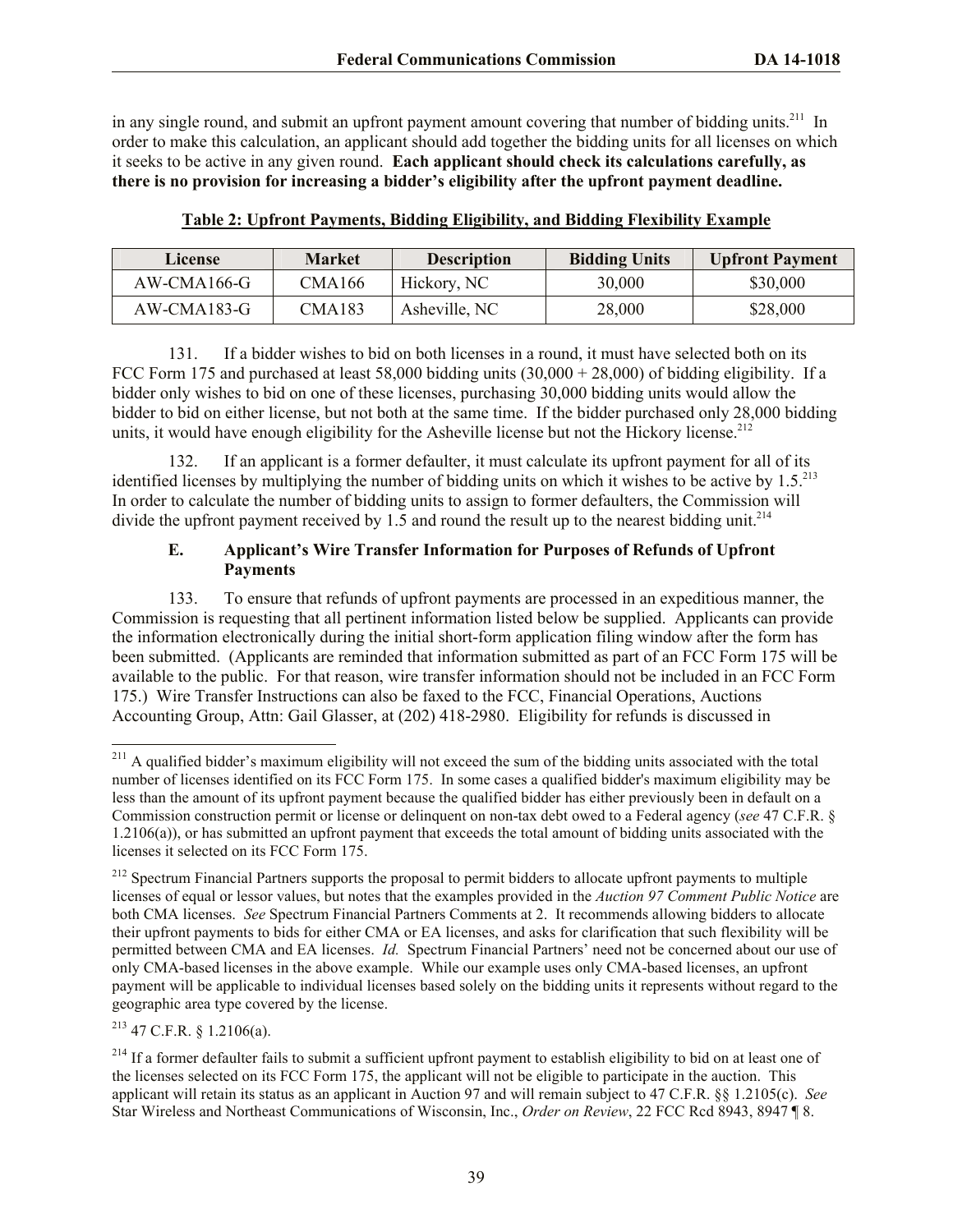in any single round, and submit an upfront payment amount covering that number of bidding units.[211] In order to make this calculation, an applicant should add together the bidding units for all licenses on which it seeks to be active in any given round. **Each applicant should check its calculations carefully, as there is no provision for increasing a bidder's eligibility after the upfront payment deadline.**

**Table 2: Upfront Payments, Bidding Eligibility, and Bidding Flexibility Example**

| License | Market | Description | Bidding Units | Upfront Payment |
|---|---|---|---|---|
| AW-CMA166-G | CMA166 | Hickory, NC | 30,000 | $30,000 |
| AW-CMA183-G | CMA183 | Asheville, NC | 28,000 | $28,000 |

131. If a bidder wishes to bid on both licenses in a round, it must have selected both on its FCC Form 175 and purchased at least 58,000 bidding units (30,000 + 28,000) of bidding eligibility. If a bidder only wishes to bid on one of these licenses, purchasing 30,000 bidding units would allow the bidder to bid on either license, but not both at the same time. If the bidder purchased only 28,000 bidding units, it would have enough eligibility for the Asheville license but not the Hickory license.[212]

132. If an applicant is a former defaulter, it must calculate its upfront payment for all of its identified licenses by multiplying the number of bidding units on which it wishes to be active by 1.5.[213] In order to calculate the number of bidding units to assign to former defaulters, the Commission will divide the upfront payment received by 1.5 and round the result up to the nearest bidding unit.[214]

### E. Applicant's Wire Transfer Information for Purposes of Refunds of Upfront Payments

133. To ensure that refunds of upfront payments are processed in an expeditious manner, the Commission is requesting that all pertinent information listed below be supplied. Applicants can provide the information electronically during the initial short-form application filing window after the form has been submitted. (Applicants are reminded that information submitted as part of an FCC Form 175 will be available to the public. For that reason, wire transfer information should not be included in an FCC Form 175.) Wire Transfer Instructions can also be faxed to the FCC, Financial Operations, Auctions Accounting Group, Attn: Gail Glasser, at (202) 418-2980. Eligibility for refunds is discussed in

---

[211] A qualified bidder's maximum eligibility will not exceed the sum of the bidding units associated with the total number of licenses identified on its FCC Form 175. In some cases a qualified bidder's maximum eligibility may be less than the amount of its upfront payment because the qualified bidder has either previously been in default on a Commission construction permit or license or delinquent on non-tax debt owed to a Federal agency (*see* 47 C.F.R. § 1.2106(a)), or has submitted an upfront payment that exceeds the total amount of bidding units associated with the licenses it selected on its FCC Form 175.

[212] Spectrum Financial Partners supports the proposal to permit bidders to allocate upfront payments to multiple licenses of equal or lessor values, but notes that the examples provided in the *Auction 97 Comment Public Notice* are both CMA licenses. *See* Spectrum Financial Partners Comments at 2. It recommends allowing bidders to allocate their upfront payments to bids for either CMA or EA licenses, and asks for clarification that such flexibility will be permitted between CMA and EA licenses. *Id.* Spectrum Financial Partners' need not be concerned about our use of only CMA-based licenses in the above example. While our example uses only CMA-based licenses, an upfront payment will be applicable to individual licenses based solely on the bidding units it represents without regard to the geographic area type covered by the license.

[213] 47 C.F.R. § 1.2106(a).

[214] If a former defaulter fails to submit a sufficient upfront payment to establish eligibility to bid on at least one of the licenses selected on its FCC Form 175, the applicant will not be eligible to participate in the auction. This applicant will retain its status as an applicant in Auction 97 and will remain subject to 47 C.F.R. §§ 1.2105(c). *See* Star Wireless and Northeast Communications of Wisconsin, Inc., *Order on Review*, 22 FCC Rcd 8943, 8947 ¶ 8.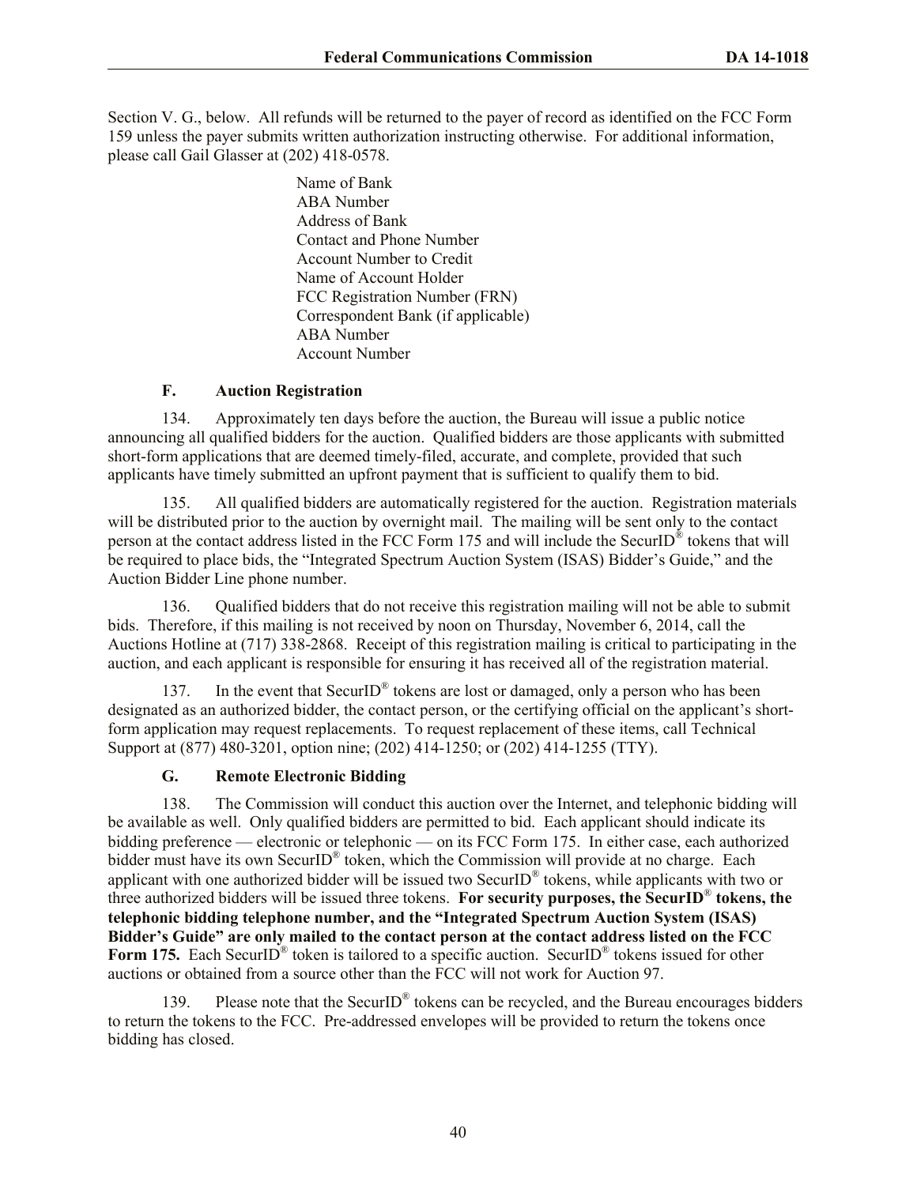Section V. G., below. All refunds will be returned to the payer of record as identified on the FCC Form 159 unless the payer submits written authorization instructing otherwise. For additional information, please call Gail Glasser at (202) 418-0578.

> Name of Bank
> ABA Number
> Address of Bank
> Contact and Phone Number
> Account Number to Credit
> Name of Account Holder
> FCC Registration Number (FRN)
> Correspondent Bank (if applicable)
> ABA Number
> Account Number

### F. Auction Registration

134. Approximately ten days before the auction, the Bureau will issue a public notice announcing all qualified bidders for the auction. Qualified bidders are those applicants with submitted short-form applications that are deemed timely-filed, accurate, and complete, provided that such applicants have timely submitted an upfront payment that is sufficient to qualify them to bid.

135. All qualified bidders are automatically registered for the auction. Registration materials will be distributed prior to the auction by overnight mail. The mailing will be sent only to the contact person at the contact address listed in the FCC Form 175 and will include the SecurID® tokens that will be required to place bids, the "Integrated Spectrum Auction System (ISAS) Bidder's Guide," and the Auction Bidder Line phone number.

136. Qualified bidders that do not receive this registration mailing will not be able to submit bids. Therefore, if this mailing is not received by noon on Thursday, November 6, 2014, call the Auctions Hotline at (717) 338-2868. Receipt of this registration mailing is critical to participating in the auction, and each applicant is responsible for ensuring it has received all of the registration material.

137. In the event that SecurID® tokens are lost or damaged, only a person who has been designated as an authorized bidder, the contact person, or the certifying official on the applicant's short-form application may request replacements. To request replacement of these items, call Technical Support at (877) 480-3201, option nine; (202) 414-1250; or (202) 414-1255 (TTY).

### G. Remote Electronic Bidding

138. The Commission will conduct this auction over the Internet, and telephonic bidding will be available as well. Only qualified bidders are permitted to bid. Each applicant should indicate its bidding preference — electronic or telephonic — on its FCC Form 175. In either case, each authorized bidder must have its own SecurID® token, which the Commission will provide at no charge. Each applicant with one authorized bidder will be issued two SecurID® tokens, while applicants with two or three authorized bidders will be issued three tokens. **For security purposes, the SecurID® tokens, the telephonic bidding telephone number, and the "Integrated Spectrum Auction System (ISAS) Bidder's Guide" are only mailed to the contact person at the contact address listed on the FCC Form 175.** Each SecurID® token is tailored to a specific auction. SecurID® tokens issued for other auctions or obtained from a source other than the FCC will not work for Auction 97.

139. Please note that the SecurID® tokens can be recycled, and the Bureau encourages bidders to return the tokens to the FCC. Pre-addressed envelopes will be provided to return the tokens once bidding has closed.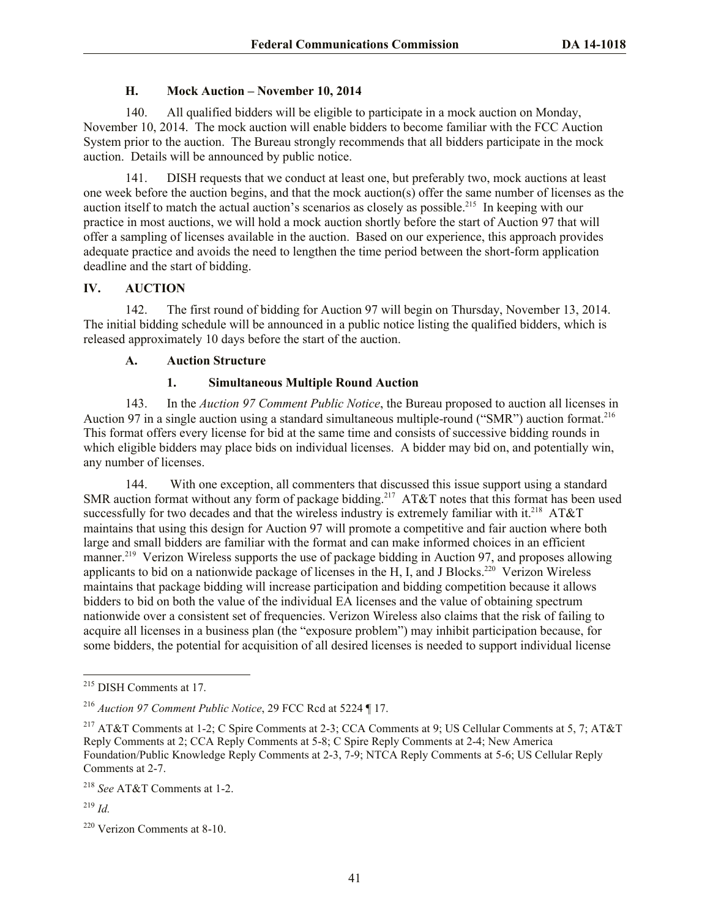### H. Mock Auction – November 10, 2014

140. All qualified bidders will be eligible to participate in a mock auction on Monday, November 10, 2014. The mock auction will enable bidders to become familiar with the FCC Auction System prior to the auction. The Bureau strongly recommends that all bidders participate in the mock auction. Details will be announced by public notice.

141. DISH requests that we conduct at least one, but preferably two, mock auctions at least one week before the auction begins, and that the mock auction(s) offer the same number of licenses as the auction itself to match the actual auction's scenarios as closely as possible.[215] In keeping with our practice in most auctions, we will hold a mock auction shortly before the start of Auction 97 that will offer a sampling of licenses available in the auction. Based on our experience, this approach provides adequate practice and avoids the need to lengthen the time period between the short-form application deadline and the start of bidding.

## IV. AUCTION

142. The first round of bidding for Auction 97 will begin on Thursday, November 13, 2014. The initial bidding schedule will be announced in a public notice listing the qualified bidders, which is released approximately 10 days before the start of the auction.

### A. Auction Structure

#### 1. Simultaneous Multiple Round Auction

143. In the *Auction 97 Comment Public Notice*, the Bureau proposed to auction all licenses in Auction 97 in a single auction using a standard simultaneous multiple-round ("SMR") auction format.[216] This format offers every license for bid at the same time and consists of successive bidding rounds in which eligible bidders may place bids on individual licenses. A bidder may bid on, and potentially win, any number of licenses.

144. With one exception, all commenters that discussed this issue support using a standard SMR auction format without any form of package bidding.[217] AT&T notes that this format has been used successfully for two decades and that the wireless industry is extremely familiar with it.[218] AT&T maintains that using this design for Auction 97 will promote a competitive and fair auction where both large and small bidders are familiar with the format and can make informed choices in an efficient manner.[219] Verizon Wireless supports the use of package bidding in Auction 97, and proposes allowing applicants to bid on a nationwide package of licenses in the H, I, and J Blocks.[220] Verizon Wireless maintains that package bidding will increase participation and bidding competition because it allows bidders to bid on both the value of the individual EA licenses and the value of obtaining spectrum nationwide over a consistent set of frequencies. Verizon Wireless also claims that the risk of failing to acquire all licenses in a business plan (the "exposure problem") may inhibit participation because, for some bidders, the potential for acquisition of all desired licenses is needed to support individual license

---

[215] DISH Comments at 17.

[216] *Auction 97 Comment Public Notice*, 29 FCC Rcd at 5224 ¶ 17.

[217] AT&T Comments at 1-2; C Spire Comments at 2-3; CCA Comments at 9; US Cellular Comments at 5, 7; AT&T Reply Comments at 2; CCA Reply Comments at 5-8; C Spire Reply Comments at 2-4; New America Foundation/Public Knowledge Reply Comments at 2-3, 7-9; NTCA Reply Comments at 5-6; US Cellular Reply Comments at 2-7.

[218] *See* AT&T Comments at 1-2.

[219] *Id.*

[220] Verizon Comments at 8-10.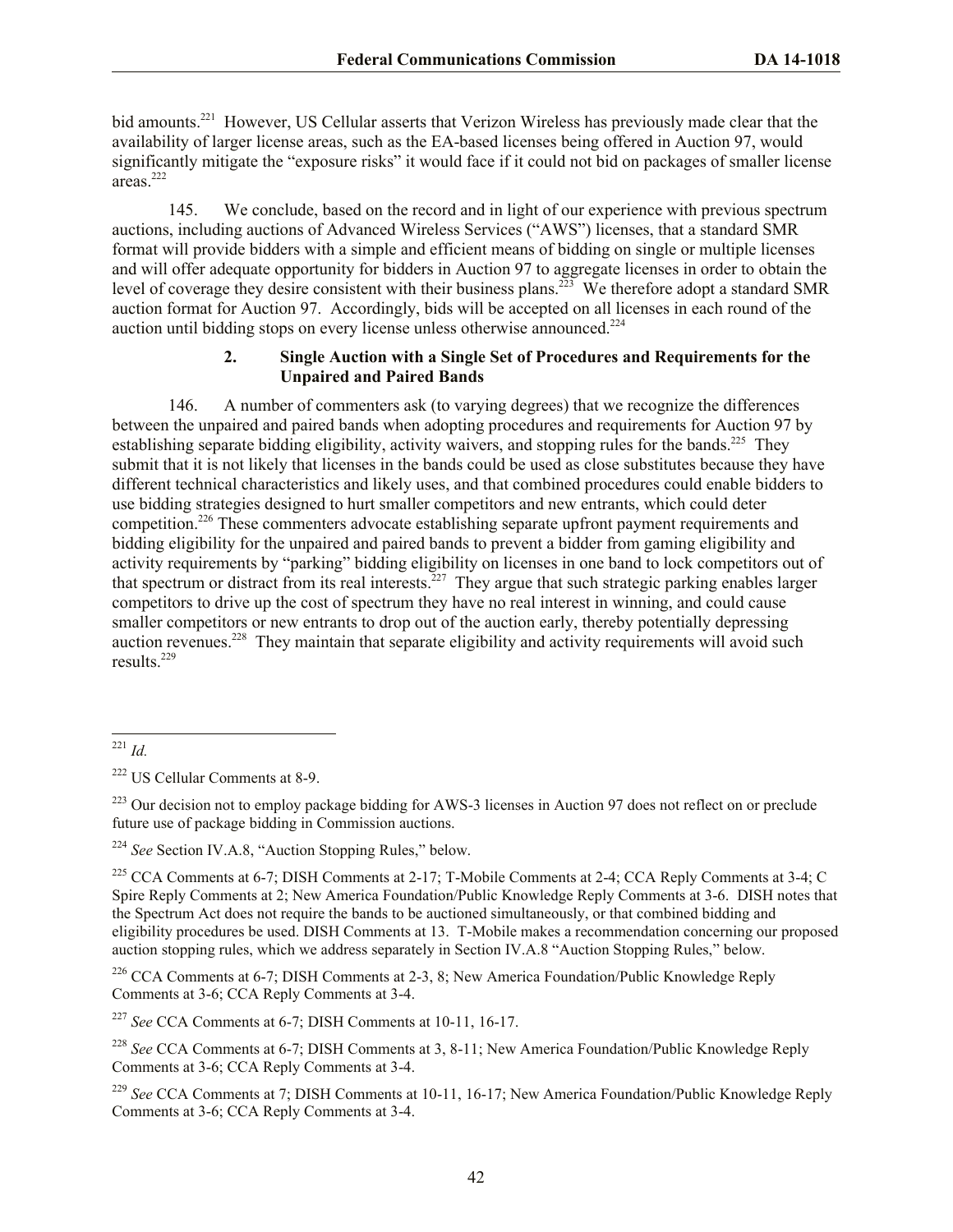bid amounts.[221] However, US Cellular asserts that Verizon Wireless has previously made clear that the availability of larger license areas, such as the EA-based licenses being offered in Auction 97, would significantly mitigate the "exposure risks" it would face if it could not bid on packages of smaller license areas.[222]

145. We conclude, based on the record and in light of our experience with previous spectrum auctions, including auctions of Advanced Wireless Services ("AWS") licenses, that a standard SMR format will provide bidders with a simple and efficient means of bidding on single or multiple licenses and will offer adequate opportunity for bidders in Auction 97 to aggregate licenses in order to obtain the level of coverage they desire consistent with their business plans.[223] We therefore adopt a standard SMR auction format for Auction 97. Accordingly, bids will be accepted on all licenses in each round of the auction until bidding stops on every license unless otherwise announced.[224]

### 2. Single Auction with a Single Set of Procedures and Requirements for the Unpaired and Paired Bands

146. A number of commenters ask (to varying degrees) that we recognize the differences between the unpaired and paired bands when adopting procedures and requirements for Auction 97 by establishing separate bidding eligibility, activity waivers, and stopping rules for the bands.[225] They submit that it is not likely that licenses in the bands could be used as close substitutes because they have different technical characteristics and likely uses, and that combined procedures could enable bidders to use bidding strategies designed to hurt smaller competitors and new entrants, which could deter competition.[226] These commenters advocate establishing separate upfront payment requirements and bidding eligibility for the unpaired and paired bands to prevent a bidder from gaming eligibility and activity requirements by "parking" bidding eligibility on licenses in one band to lock competitors out of that spectrum or distract from its real interests.[227] They argue that such strategic parking enables larger competitors to drive up the cost of spectrum they have no real interest in winning, and could cause smaller competitors or new entrants to drop out of the auction early, thereby potentially depressing auction revenues.[228] They maintain that separate eligibility and activity requirements will avoid such results.[229]

---

[221] *Id.*

[222] US Cellular Comments at 8-9.

[223] Our decision not to employ package bidding for AWS-3 licenses in Auction 97 does not reflect on or preclude future use of package bidding in Commission auctions.

[224] *See* Section IV.A.8, "Auction Stopping Rules," below.

[225] CCA Comments at 6-7; DISH Comments at 2-17; T-Mobile Comments at 2-4; CCA Reply Comments at 3-4; C Spire Reply Comments at 2; New America Foundation/Public Knowledge Reply Comments at 3-6. DISH notes that the Spectrum Act does not require the bands to be auctioned simultaneously, or that combined bidding and eligibility procedures be used. DISH Comments at 13. T-Mobile makes a recommendation concerning our proposed auction stopping rules, which we address separately in Section IV.A.8 "Auction Stopping Rules," below.

[226] CCA Comments at 6-7; DISH Comments at 2-3, 8; New America Foundation/Public Knowledge Reply Comments at 3-6; CCA Reply Comments at 3-4.

[227] *See* CCA Comments at 6-7; DISH Comments at 10-11, 16-17.

[228] *See* CCA Comments at 6-7; DISH Comments at 3, 8-11; New America Foundation/Public Knowledge Reply Comments at 3-6; CCA Reply Comments at 3-4.

[229] *See* CCA Comments at 7; DISH Comments at 10-11, 16-17; New America Foundation/Public Knowledge Reply Comments at 3-6; CCA Reply Comments at 3-4.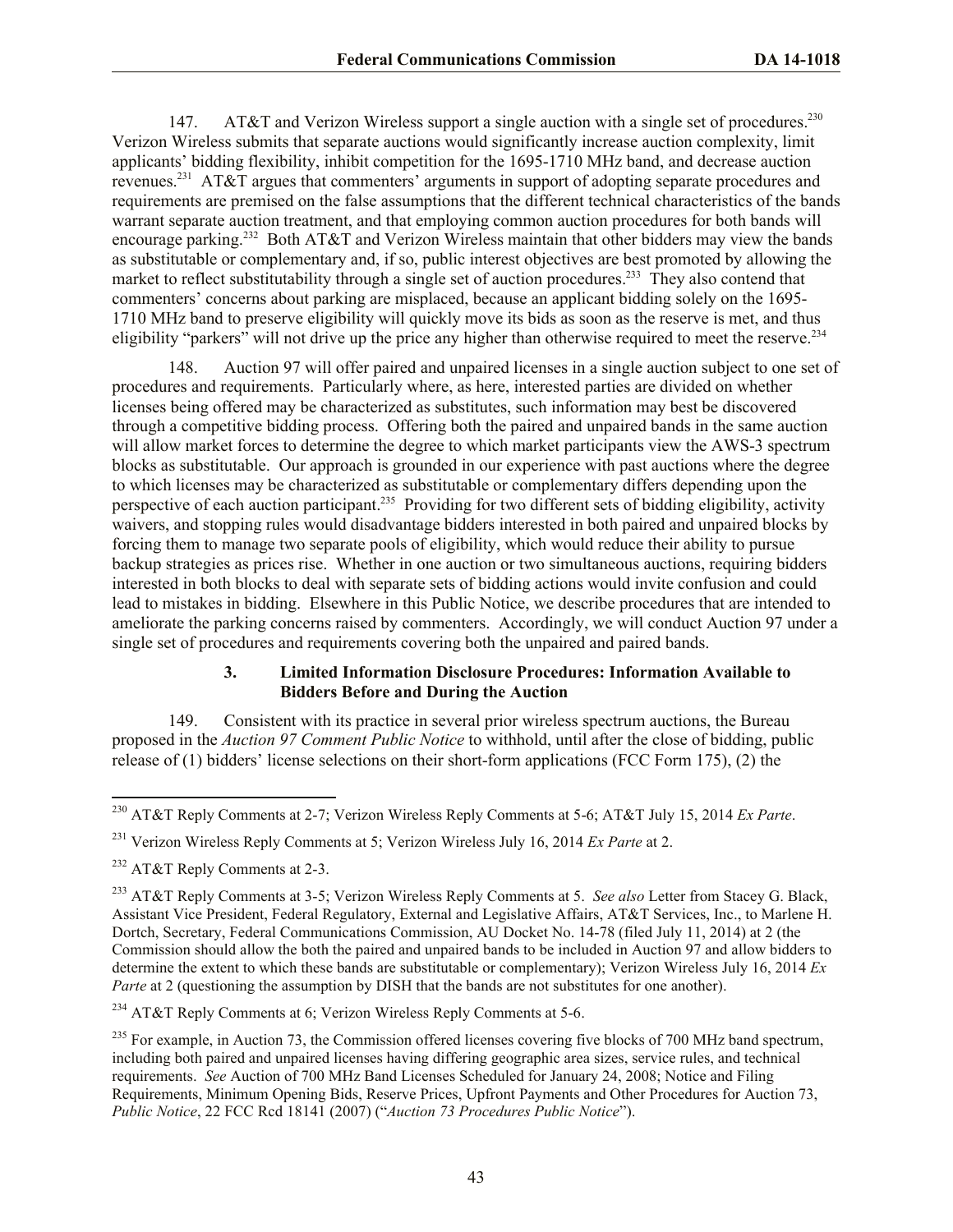147. AT&T and Verizon Wireless support a single auction with a single set of procedures.[230] Verizon Wireless submits that separate auctions would significantly increase auction complexity, limit applicants' bidding flexibility, inhibit competition for the 1695-1710 MHz band, and decrease auction revenues.[231] AT&T argues that commenters' arguments in support of adopting separate procedures and requirements are premised on the false assumptions that the different technical characteristics of the bands warrant separate auction treatment, and that employing common auction procedures for both bands will encourage parking.[232] Both AT&T and Verizon Wireless maintain that other bidders may view the bands as substitutable or complementary and, if so, public interest objectives are best promoted by allowing the market to reflect substitutability through a single set of auction procedures.[233] They also contend that commenters' concerns about parking are misplaced, because an applicant bidding solely on the 1695-1710 MHz band to preserve eligibility will quickly move its bids as soon as the reserve is met, and thus eligibility "parkers" will not drive up the price any higher than otherwise required to meet the reserve.[234]

148. Auction 97 will offer paired and unpaired licenses in a single auction subject to one set of procedures and requirements. Particularly where, as here, interested parties are divided on whether licenses being offered may be characterized as substitutes, such information may best be discovered through a competitive bidding process. Offering both the paired and unpaired bands in the same auction will allow market forces to determine the degree to which market participants view the AWS-3 spectrum blocks as substitutable. Our approach is grounded in our experience with past auctions where the degree to which licenses may be characterized as substitutable or complementary differs depending upon the perspective of each auction participant.[235] Providing for two different sets of bidding eligibility, activity waivers, and stopping rules would disadvantage bidders interested in both paired and unpaired blocks by forcing them to manage two separate pools of eligibility, which would reduce their ability to pursue backup strategies as prices rise. Whether in one auction or two simultaneous auctions, requiring bidders interested in both blocks to deal with separate sets of bidding actions would invite confusion and could lead to mistakes in bidding. Elsewhere in this Public Notice, we describe procedures that are intended to ameliorate the parking concerns raised by commenters. Accordingly, we will conduct Auction 97 under a single set of procedures and requirements covering both the unpaired and paired bands.

### 3. Limited Information Disclosure Procedures: Information Available to Bidders Before and During the Auction

149. Consistent with its practice in several prior wireless spectrum auctions, the Bureau proposed in the *Auction 97 Comment Public Notice* to withhold, until after the close of bidding, public release of (1) bidders' license selections on their short-form applications (FCC Form 175), (2) the

---

[230] AT&T Reply Comments at 2-7; Verizon Wireless Reply Comments at 5-6; AT&T July 15, 2014 *Ex Parte*.

[231] Verizon Wireless Reply Comments at 5; Verizon Wireless July 16, 2014 *Ex Parte* at 2.

[232] AT&T Reply Comments at 2-3.

[233] AT&T Reply Comments at 3-5; Verizon Wireless Reply Comments at 5. *See also* Letter from Stacey G. Black, Assistant Vice President, Federal Regulatory, External and Legislative Affairs, AT&T Services, Inc., to Marlene H. Dortch, Secretary, Federal Communications Commission, AU Docket No. 14-78 (filed July 11, 2014) at 2 (the Commission should allow the both the paired and unpaired bands to be included in Auction 97 and allow bidders to determine the extent to which these bands are substitutable or complementary); Verizon Wireless July 16, 2014 *Ex Parte* at 2 (questioning the assumption by DISH that the bands are not substitutes for one another).

[234] AT&T Reply Comments at 6; Verizon Wireless Reply Comments at 5-6.

[235] For example, in Auction 73, the Commission offered licenses covering five blocks of 700 MHz band spectrum, including both paired and unpaired licenses having differing geographic area sizes, service rules, and technical requirements. *See* Auction of 700 MHz Band Licenses Scheduled for January 24, 2008; Notice and Filing Requirements, Minimum Opening Bids, Reserve Prices, Upfront Payments and Other Procedures for Auction 73, *Public Notice*, 22 FCC Rcd 18141 (2007) ("*Auction 73 Procedures Public Notice*").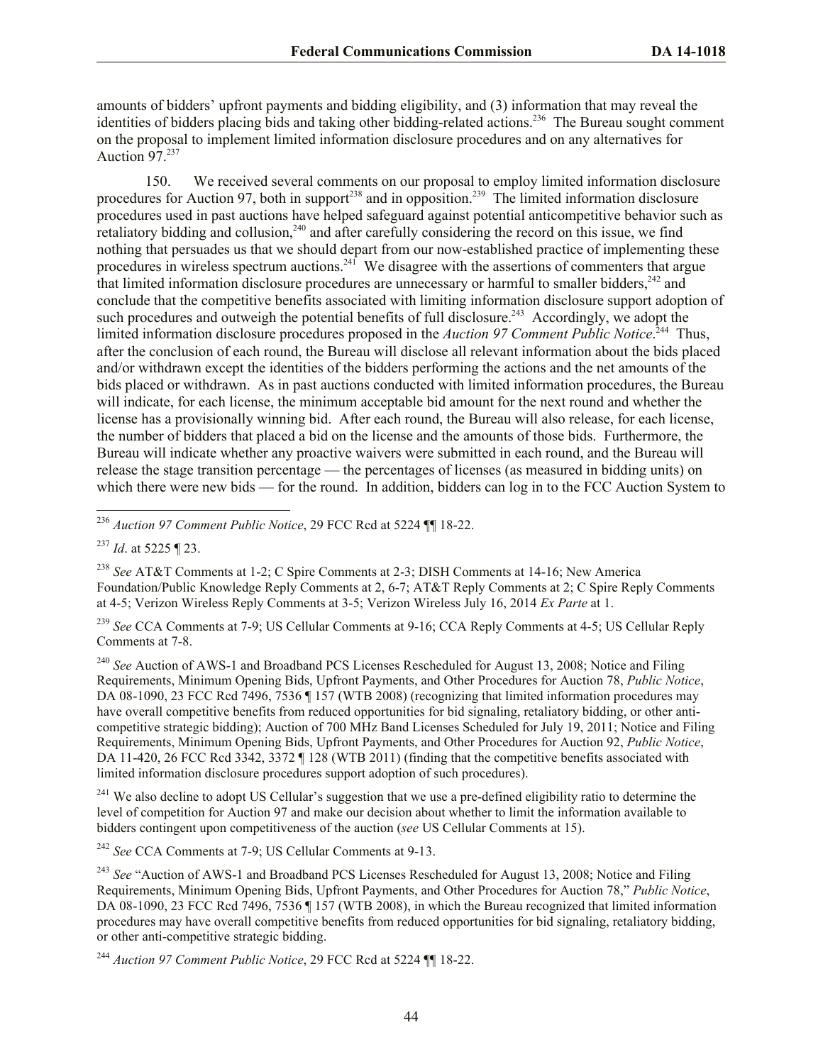amounts of bidders' upfront payments and bidding eligibility, and (3) information that may reveal the identities of bidders placing bids and taking other bidding-related actions.[236] The Bureau sought comment on the proposal to implement limited information disclosure procedures and on any alternatives for Auction 97.[237]

150. We received several comments on our proposal to employ limited information disclosure procedures for Auction 97, both in support[238] and in opposition.[239] The limited information disclosure procedures used in past auctions have helped safeguard against potential anticompetitive behavior such as retaliatory bidding and collusion,[240] and after carefully considering the record on this issue, we find nothing that persuades us that we should depart from our now-established practice of implementing these procedures in wireless spectrum auctions.[241] We disagree with the assertions of commenters that argue that limited information disclosure procedures are unnecessary or harmful to smaller bidders,[242] and conclude that the competitive benefits associated with limiting information disclosure support adoption of such procedures and outweigh the potential benefits of full disclosure.[243] Accordingly, we adopt the limited information disclosure procedures proposed in the *Auction 97 Comment Public Notice*.[244] Thus, after the conclusion of each round, the Bureau will disclose all relevant information about the bids placed and/or withdrawn except the identities of the bidders performing the actions and the net amounts of the bids placed or withdrawn. As in past auctions conducted with limited information procedures, the Bureau will indicate, for each license, the minimum acceptable bid amount for the next round and whether the license has a provisionally winning bid. After each round, the Bureau will also release, for each license, the number of bidders that placed a bid on the license and the amounts of those bids. Furthermore, the Bureau will indicate whether any proactive waivers were submitted in each round, and the Bureau will release the stage transition percentage — the percentages of licenses (as measured in bidding units) on which there were new bids — for the round. In addition, bidders can log in to the FCC Auction System to

---

[236] *Auction 97 Comment Public Notice*, 29 FCC Rcd at 5224 ¶¶ 18-22.

[237] *Id*. at 5225 ¶ 23.

[238] *See* AT&T Comments at 1-2; C Spire Comments at 2-3; DISH Comments at 14-16; New America Foundation/Public Knowledge Reply Comments at 2, 6-7; AT&T Reply Comments at 2; C Spire Reply Comments at 4-5; Verizon Wireless Reply Comments at 3-5; Verizon Wireless July 16, 2014 *Ex Parte* at 1.

[239] *See* CCA Comments at 7-9; US Cellular Comments at 9-16; CCA Reply Comments at 4-5; US Cellular Reply Comments at 7-8.

[240] *See* Auction of AWS-1 and Broadband PCS Licenses Rescheduled for August 13, 2008; Notice and Filing Requirements, Minimum Opening Bids, Upfront Payments, and Other Procedures for Auction 78, *Public Notice*, DA 08-1090, 23 FCC Rcd 7496, 7536 ¶ 157 (WTB 2008) (recognizing that limited information procedures may have overall competitive benefits from reduced opportunities for bid signaling, retaliatory bidding, or other anti-competitive strategic bidding); Auction of 700 MHz Band Licenses Scheduled for July 19, 2011; Notice and Filing Requirements, Minimum Opening Bids, Upfront Payments, and Other Procedures for Auction 92, *Public Notice*, DA 11-420, 26 FCC Rcd 3342, 3372 ¶ 128 (WTB 2011) (finding that the competitive benefits associated with limited information disclosure procedures support adoption of such procedures).

[241] We also decline to adopt US Cellular's suggestion that we use a pre-defined eligibility ratio to determine the level of competition for Auction 97 and make our decision about whether to limit the information available to bidders contingent upon competitiveness of the auction (*see* US Cellular Comments at 15).

[242] *See* CCA Comments at 7-9; US Cellular Comments at 9-13.

[243] *See* "Auction of AWS-1 and Broadband PCS Licenses Rescheduled for August 13, 2008; Notice and Filing Requirements, Minimum Opening Bids, Upfront Payments, and Other Procedures for Auction 78," *Public Notice*, DA 08-1090, 23 FCC Rcd 7496, 7536 ¶ 157 (WTB 2008), in which the Bureau recognized that limited information procedures may have overall competitive benefits from reduced opportunities for bid signaling, retaliatory bidding, or other anti-competitive strategic bidding.

[244] *Auction 97 Comment Public Notice*, 29 FCC Rcd at 5224 ¶¶ 18-22.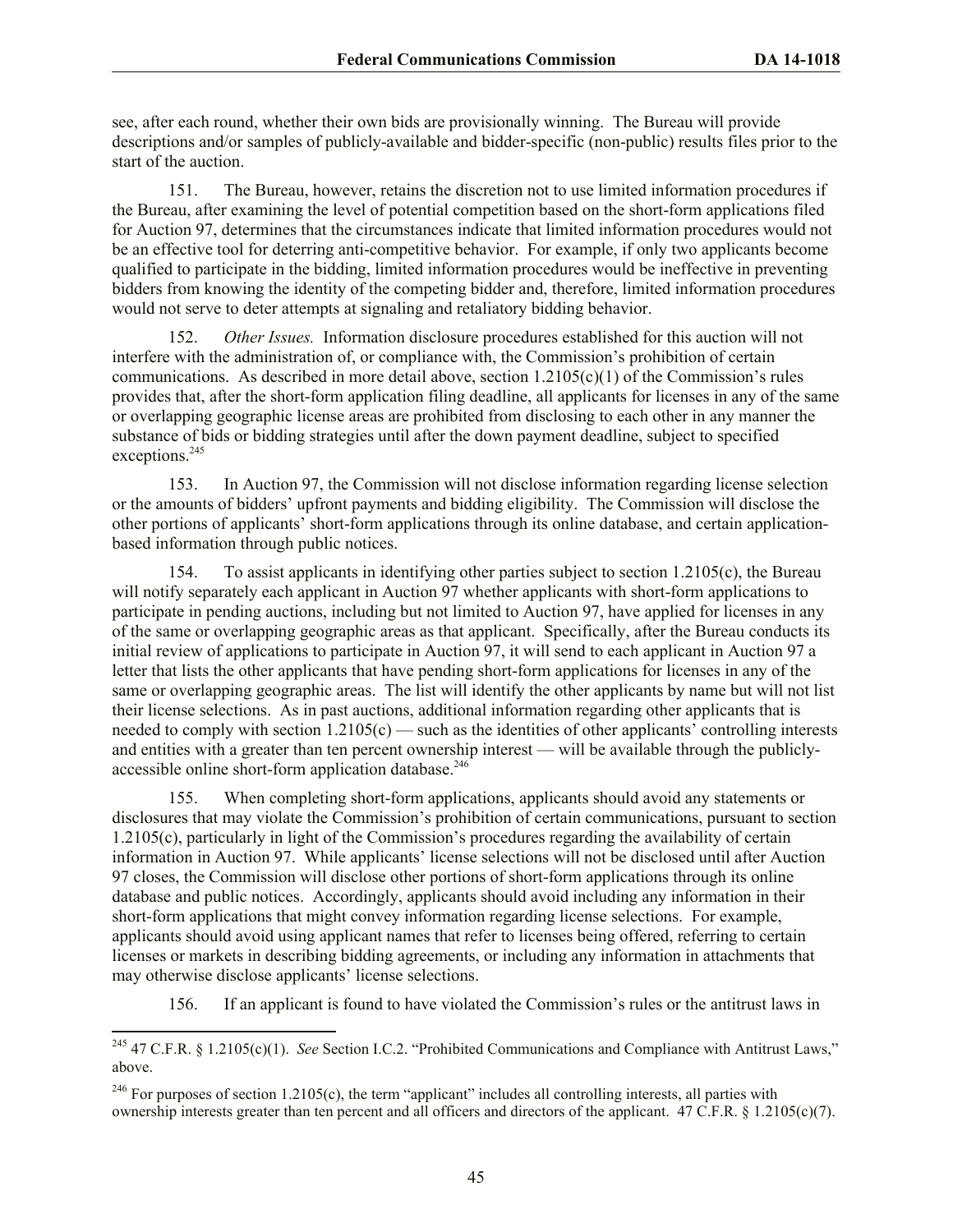see, after each round, whether their own bids are provisionally winning. The Bureau will provide descriptions and/or samples of publicly-available and bidder-specific (non-public) results files prior to the start of the auction.

151. The Bureau, however, retains the discretion not to use limited information procedures if the Bureau, after examining the level of potential competition based on the short-form applications filed for Auction 97, determines that the circumstances indicate that limited information procedures would not be an effective tool for deterring anti-competitive behavior. For example, if only two applicants become qualified to participate in the bidding, limited information procedures would be ineffective in preventing bidders from knowing the identity of the competing bidder and, therefore, limited information procedures would not serve to deter attempts at signaling and retaliatory bidding behavior.

152. *Other Issues.* Information disclosure procedures established for this auction will not interfere with the administration of, or compliance with, the Commission's prohibition of certain communications. As described in more detail above, section 1.2105(c)(1) of the Commission's rules provides that, after the short-form application filing deadline, all applicants for licenses in any of the same or overlapping geographic license areas are prohibited from disclosing to each other in any manner the substance of bids or bidding strategies until after the down payment deadline, subject to specified exceptions.[245]

153. In Auction 97, the Commission will not disclose information regarding license selection or the amounts of bidders' upfront payments and bidding eligibility. The Commission will disclose the other portions of applicants' short-form applications through its online database, and certain application-based information through public notices.

154. To assist applicants in identifying other parties subject to section 1.2105(c), the Bureau will notify separately each applicant in Auction 97 whether applicants with short-form applications to participate in pending auctions, including but not limited to Auction 97, have applied for licenses in any of the same or overlapping geographic areas as that applicant. Specifically, after the Bureau conducts its initial review of applications to participate in Auction 97, it will send to each applicant in Auction 97 a letter that lists the other applicants that have pending short-form applications for licenses in any of the same or overlapping geographic areas. The list will identify the other applicants by name but will not list their license selections. As in past auctions, additional information regarding other applicants that is needed to comply with section 1.2105(c) — such as the identities of other applicants' controlling interests and entities with a greater than ten percent ownership interest — will be available through the publicly-accessible online short-form application database.[246]

155. When completing short-form applications, applicants should avoid any statements or disclosures that may violate the Commission's prohibition of certain communications, pursuant to section 1.2105(c), particularly in light of the Commission's procedures regarding the availability of certain information in Auction 97. While applicants' license selections will not be disclosed until after Auction 97 closes, the Commission will disclose other portions of short-form applications through its online database and public notices. Accordingly, applicants should avoid including any information in their short-form applications that might convey information regarding license selections. For example, applicants should avoid using applicant names that refer to licenses being offered, referring to certain licenses or markets in describing bidding agreements, or including any information in attachments that may otherwise disclose applicants' license selections.

156. If an applicant is found to have violated the Commission's rules or the antitrust laws in

---

[245] 47 C.F.R. § 1.2105(c)(1). *See* Section I.C.2. "Prohibited Communications and Compliance with Antitrust Laws," above.

[246] For purposes of section 1.2105(c), the term "applicant" includes all controlling interests, all parties with ownership interests greater than ten percent and all officers and directors of the applicant. 47 C.F.R. § 1.2105(c)(7).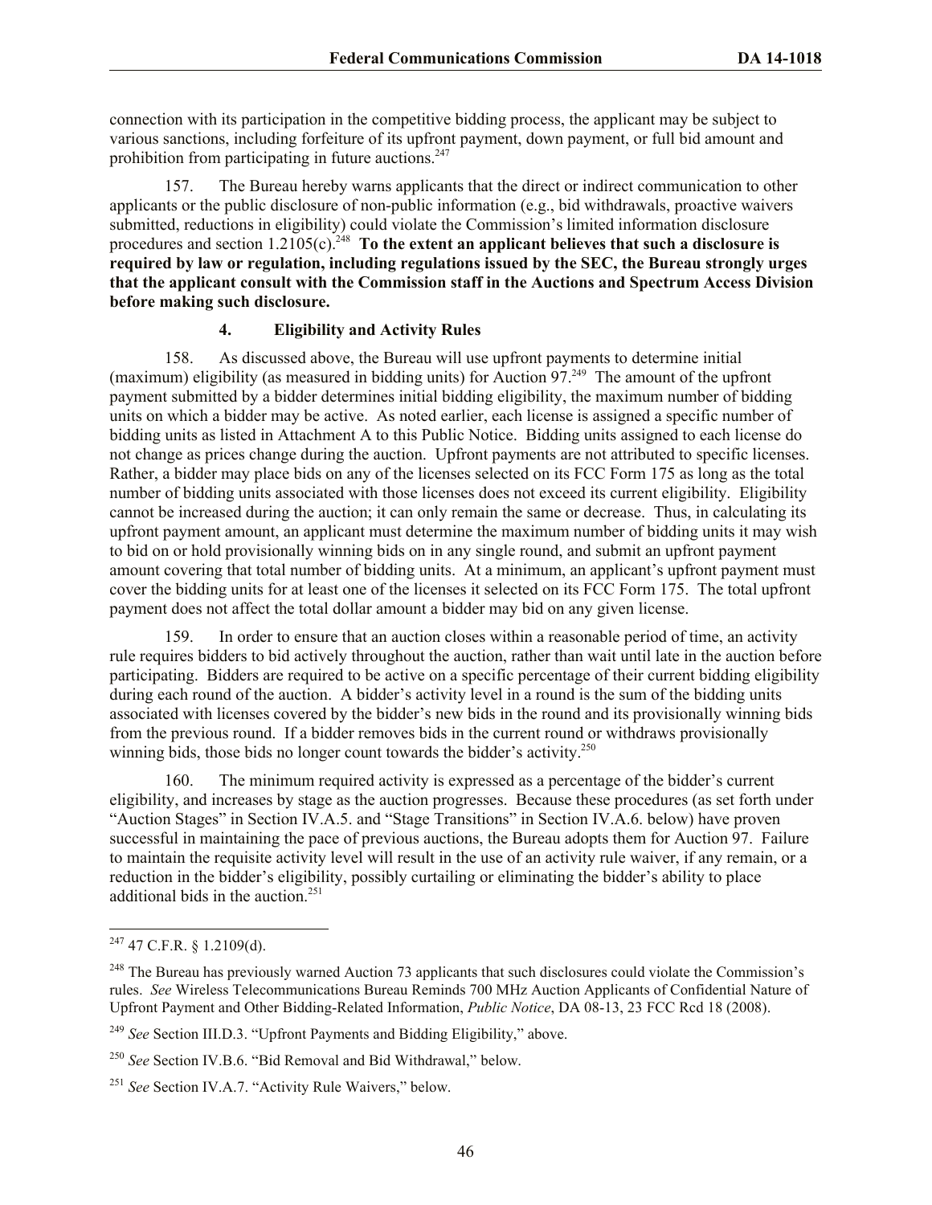connection with its participation in the competitive bidding process, the applicant may be subject to various sanctions, including forfeiture of its upfront payment, down payment, or full bid amount and prohibition from participating in future auctions.[247]

157. The Bureau hereby warns applicants that the direct or indirect communication to other applicants or the public disclosure of non-public information (e.g., bid withdrawals, proactive waivers submitted, reductions in eligibility) could violate the Commission's limited information disclosure procedures and section 1.2105(c).[248] **To the extent an applicant believes that such a disclosure is required by law or regulation, including regulations issued by the SEC, the Bureau strongly urges that the applicant consult with the Commission staff in the Auctions and Spectrum Access Division before making such disclosure.**

### 4. Eligibility and Activity Rules

158. As discussed above, the Bureau will use upfront payments to determine initial (maximum) eligibility (as measured in bidding units) for Auction 97.[249] The amount of the upfront payment submitted by a bidder determines initial bidding eligibility, the maximum number of bidding units on which a bidder may be active. As noted earlier, each license is assigned a specific number of bidding units as listed in Attachment A to this Public Notice. Bidding units assigned to each license do not change as prices change during the auction. Upfront payments are not attributed to specific licenses. Rather, a bidder may place bids on any of the licenses selected on its FCC Form 175 as long as the total number of bidding units associated with those licenses does not exceed its current eligibility. Eligibility cannot be increased during the auction; it can only remain the same or decrease. Thus, in calculating its upfront payment amount, an applicant must determine the maximum number of bidding units it may wish to bid on or hold provisionally winning bids on in any single round, and submit an upfront payment amount covering that total number of bidding units. At a minimum, an applicant's upfront payment must cover the bidding units for at least one of the licenses it selected on its FCC Form 175. The total upfront payment does not affect the total dollar amount a bidder may bid on any given license.

159. In order to ensure that an auction closes within a reasonable period of time, an activity rule requires bidders to bid actively throughout the auction, rather than wait until late in the auction before participating. Bidders are required to be active on a specific percentage of their current bidding eligibility during each round of the auction. A bidder's activity level in a round is the sum of the bidding units associated with licenses covered by the bidder's new bids in the round and its provisionally winning bids from the previous round. If a bidder removes bids in the current round or withdraws provisionally winning bids, those bids no longer count towards the bidder's activity.[250]

160. The minimum required activity is expressed as a percentage of the bidder's current eligibility, and increases by stage as the auction progresses. Because these procedures (as set forth under "Auction Stages" in Section IV.A.5. and "Stage Transitions" in Section IV.A.6. below) have proven successful in maintaining the pace of previous auctions, the Bureau adopts them for Auction 97. Failure to maintain the requisite activity level will result in the use of an activity rule waiver, if any remain, or a reduction in the bidder's eligibility, possibly curtailing or eliminating the bidder's ability to place additional bids in the auction.[251]

---

[247] 47 C.F.R. § 1.2109(d).

[248] The Bureau has previously warned Auction 73 applicants that such disclosures could violate the Commission's rules. *See* Wireless Telecommunications Bureau Reminds 700 MHz Auction Applicants of Confidential Nature of Upfront Payment and Other Bidding-Related Information, *Public Notice*, DA 08-13, 23 FCC Rcd 18 (2008).

[249] *See* Section III.D.3. "Upfront Payments and Bidding Eligibility," above.

[250] *See* Section IV.B.6. "Bid Removal and Bid Withdrawal," below.

[251] *See* Section IV.A.7. "Activity Rule Waivers," below.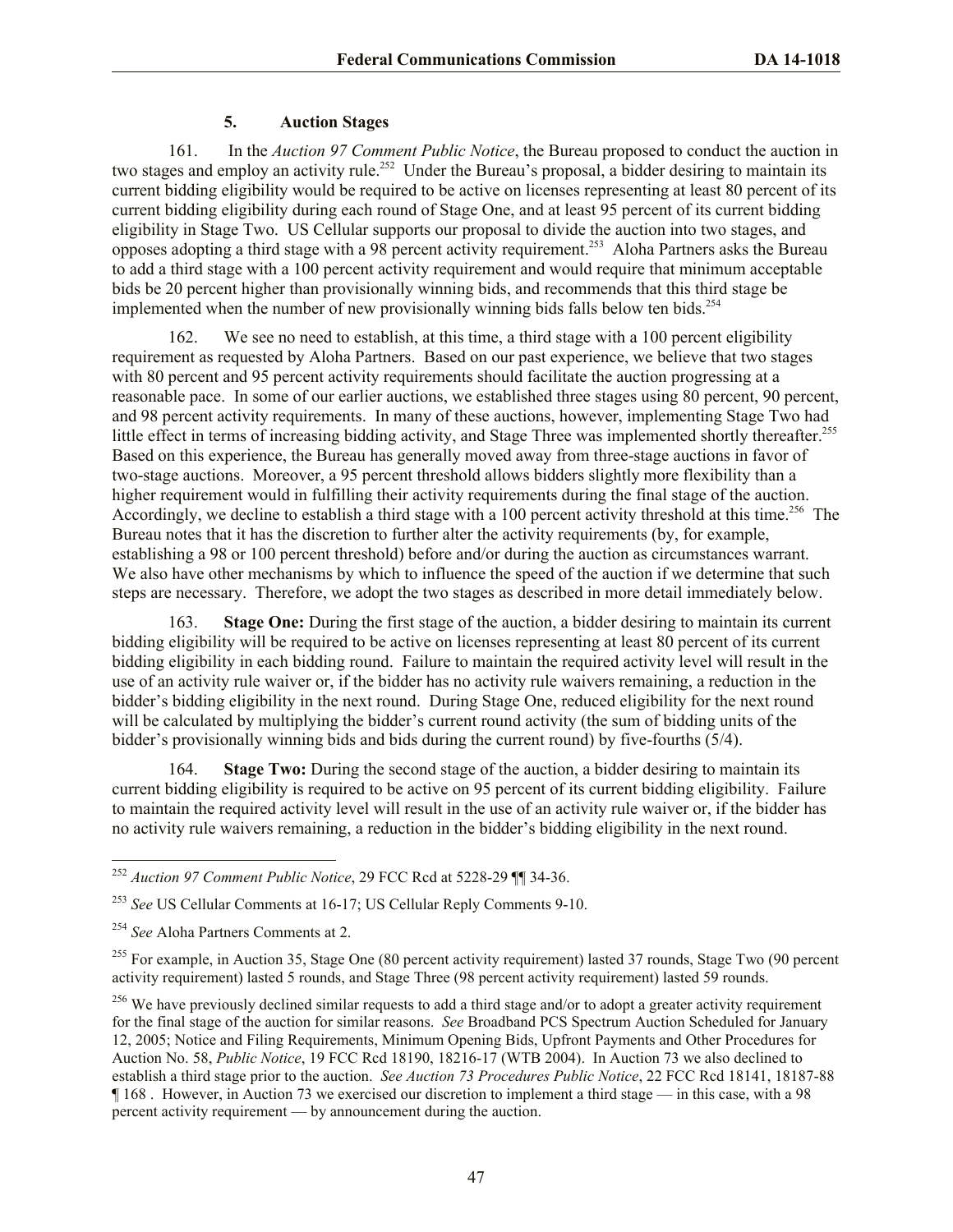### 5. Auction Stages

161. In the *Auction 97 Comment Public Notice*, the Bureau proposed to conduct the auction in two stages and employ an activity rule.[252] Under the Bureau's proposal, a bidder desiring to maintain its current bidding eligibility would be required to be active on licenses representing at least 80 percent of its current bidding eligibility during each round of Stage One, and at least 95 percent of its current bidding eligibility in Stage Two. US Cellular supports our proposal to divide the auction into two stages, and opposes adopting a third stage with a 98 percent activity requirement.[253] Aloha Partners asks the Bureau to add a third stage with a 100 percent activity requirement and would require that minimum acceptable bids be 20 percent higher than provisionally winning bids, and recommends that this third stage be implemented when the number of new provisionally winning bids falls below ten bids.[254]

162. We see no need to establish, at this time, a third stage with a 100 percent eligibility requirement as requested by Aloha Partners. Based on our past experience, we believe that two stages with 80 percent and 95 percent activity requirements should facilitate the auction progressing at a reasonable pace. In some of our earlier auctions, we established three stages using 80 percent, 90 percent, and 98 percent activity requirements. In many of these auctions, however, implementing Stage Two had little effect in terms of increasing bidding activity, and Stage Three was implemented shortly thereafter.[255] Based on this experience, the Bureau has generally moved away from three-stage auctions in favor of two-stage auctions. Moreover, a 95 percent threshold allows bidders slightly more flexibility than a higher requirement would in fulfilling their activity requirements during the final stage of the auction. Accordingly, we decline to establish a third stage with a 100 percent activity threshold at this time.[256] The Bureau notes that it has the discretion to further alter the activity requirements (by, for example, establishing a 98 or 100 percent threshold) before and/or during the auction as circumstances warrant. We also have other mechanisms by which to influence the speed of the auction if we determine that such steps are necessary. Therefore, we adopt the two stages as described in more detail immediately below.

163. **Stage One:** During the first stage of the auction, a bidder desiring to maintain its current bidding eligibility will be required to be active on licenses representing at least 80 percent of its current bidding eligibility in each bidding round. Failure to maintain the required activity level will result in the use of an activity rule waiver or, if the bidder has no activity rule waivers remaining, a reduction in the bidder's bidding eligibility in the next round. During Stage One, reduced eligibility for the next round will be calculated by multiplying the bidder's current round activity (the sum of bidding units of the bidder's provisionally winning bids and bids during the current round) by five-fourths (5/4).

164. **Stage Two:** During the second stage of the auction, a bidder desiring to maintain its current bidding eligibility is required to be active on 95 percent of its current bidding eligibility. Failure to maintain the required activity level will result in the use of an activity rule waiver or, if the bidder has no activity rule waivers remaining, a reduction in the bidder's bidding eligibility in the next round.

---

[252] *Auction 97 Comment Public Notice*, 29 FCC Rcd at 5228-29 ¶¶ 34-36.

[253] *See* US Cellular Comments at 16-17; US Cellular Reply Comments 9-10.

[254] *See* Aloha Partners Comments at 2.

[255] For example, in Auction 35, Stage One (80 percent activity requirement) lasted 37 rounds, Stage Two (90 percent activity requirement) lasted 5 rounds, and Stage Three (98 percent activity requirement) lasted 59 rounds.

[256] We have previously declined similar requests to add a third stage and/or to adopt a greater activity requirement for the final stage of the auction for similar reasons. *See* Broadband PCS Spectrum Auction Scheduled for January 12, 2005; Notice and Filing Requirements, Minimum Opening Bids, Upfront Payments and Other Procedures for Auction No. 58, *Public Notice*, 19 FCC Rcd 18190, 18216-17 (WTB 2004). In Auction 73 we also declined to establish a third stage prior to the auction. *See Auction 73 Procedures Public Notice*, 22 FCC Rcd 18141, 18187-88 ¶ 168 . However, in Auction 73 we exercised our discretion to implement a third stage — in this case, with a 98 percent activity requirement — by announcement during the auction.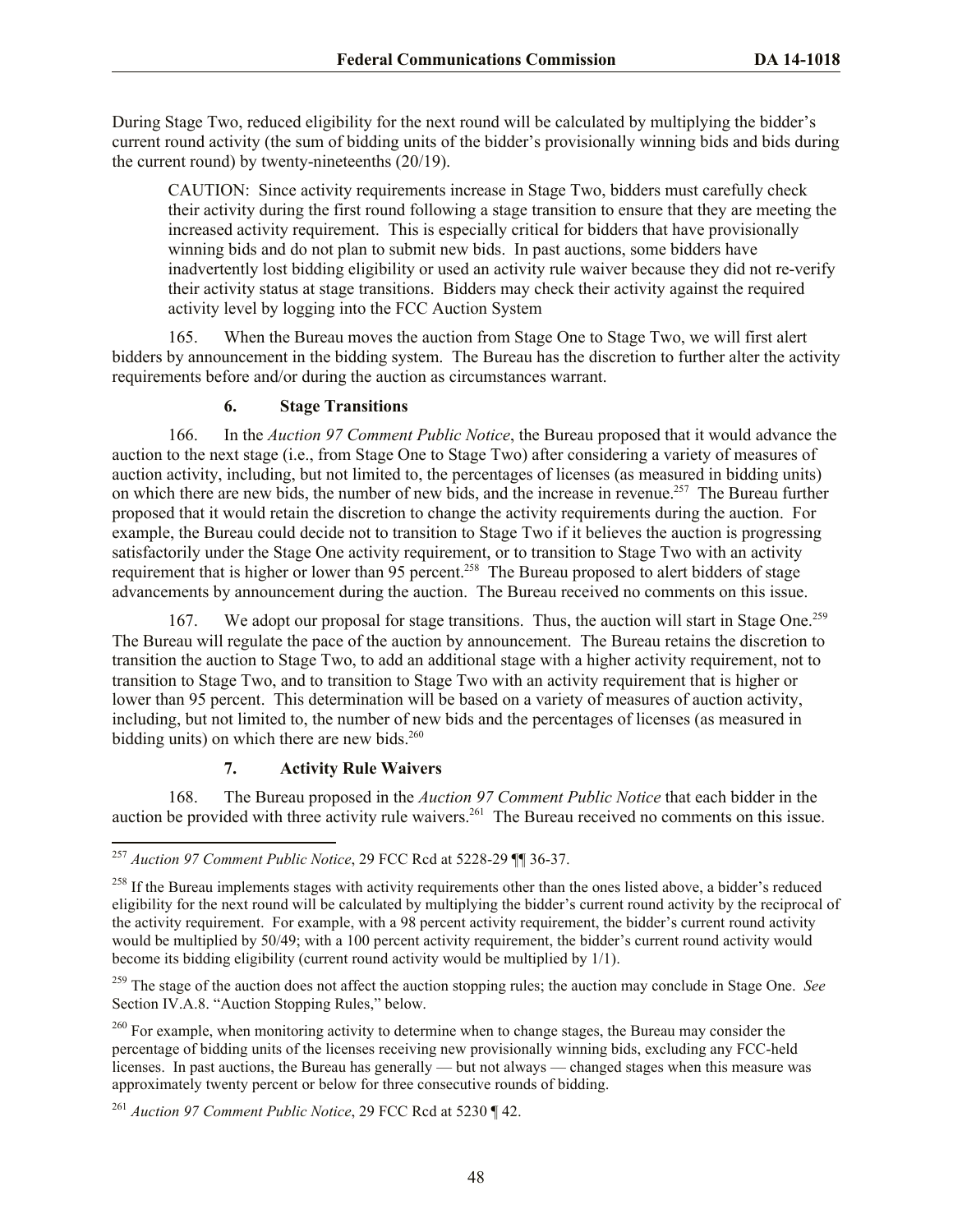During Stage Two, reduced eligibility for the next round will be calculated by multiplying the bidder's current round activity (the sum of bidding units of the bidder's provisionally winning bids and bids during the current round) by twenty-nineteenths (20/19).

> CAUTION: Since activity requirements increase in Stage Two, bidders must carefully check their activity during the first round following a stage transition to ensure that they are meeting the increased activity requirement. This is especially critical for bidders that have provisionally winning bids and do not plan to submit new bids. In past auctions, some bidders have inadvertently lost bidding eligibility or used an activity rule waiver because they did not re-verify their activity status at stage transitions. Bidders may check their activity against the required activity level by logging into the FCC Auction System

165. When the Bureau moves the auction from Stage One to Stage Two, we will first alert bidders by announcement in the bidding system. The Bureau has the discretion to further alter the activity requirements before and/or during the auction as circumstances warrant.

### 6. Stage Transitions

166. In the *Auction 97 Comment Public Notice*, the Bureau proposed that it would advance the auction to the next stage (i.e., from Stage One to Stage Two) after considering a variety of measures of auction activity, including, but not limited to, the percentages of licenses (as measured in bidding units) on which there are new bids, the number of new bids, and the increase in revenue.[257] The Bureau further proposed that it would retain the discretion to change the activity requirements during the auction. For example, the Bureau could decide not to transition to Stage Two if it believes the auction is progressing satisfactorily under the Stage One activity requirement, or to transition to Stage Two with an activity requirement that is higher or lower than 95 percent.[258] The Bureau proposed to alert bidders of stage advancements by announcement during the auction. The Bureau received no comments on this issue.

167. We adopt our proposal for stage transitions. Thus, the auction will start in Stage One.[259] The Bureau will regulate the pace of the auction by announcement. The Bureau retains the discretion to transition the auction to Stage Two, to add an additional stage with a higher activity requirement, not to transition to Stage Two, and to transition to Stage Two with an activity requirement that is higher or lower than 95 percent. This determination will be based on a variety of measures of auction activity, including, but not limited to, the number of new bids and the percentages of licenses (as measured in bidding units) on which there are new bids.[260]

### 7. Activity Rule Waivers

168. The Bureau proposed in the *Auction 97 Comment Public Notice* that each bidder in the auction be provided with three activity rule waivers.[261] The Bureau received no comments on this issue.

---

[257] *Auction 97 Comment Public Notice*, 29 FCC Rcd at 5228-29 ¶¶ 36-37.

[258] If the Bureau implements stages with activity requirements other than the ones listed above, a bidder's reduced eligibility for the next round will be calculated by multiplying the bidder's current round activity by the reciprocal of the activity requirement. For example, with a 98 percent activity requirement, the bidder's current round activity would be multiplied by 50/49; with a 100 percent activity requirement, the bidder's current round activity would become its bidding eligibility (current round activity would be multiplied by 1/1).

[259] The stage of the auction does not affect the auction stopping rules; the auction may conclude in Stage One. *See* Section IV.A.8. "Auction Stopping Rules," below.

[260] For example, when monitoring activity to determine when to change stages, the Bureau may consider the percentage of bidding units of the licenses receiving new provisionally winning bids, excluding any FCC-held licenses. In past auctions, the Bureau has generally — but not always — changed stages when this measure was approximately twenty percent or below for three consecutive rounds of bidding.

[261] *Auction 97 Comment Public Notice*, 29 FCC Rcd at 5230 ¶ 42.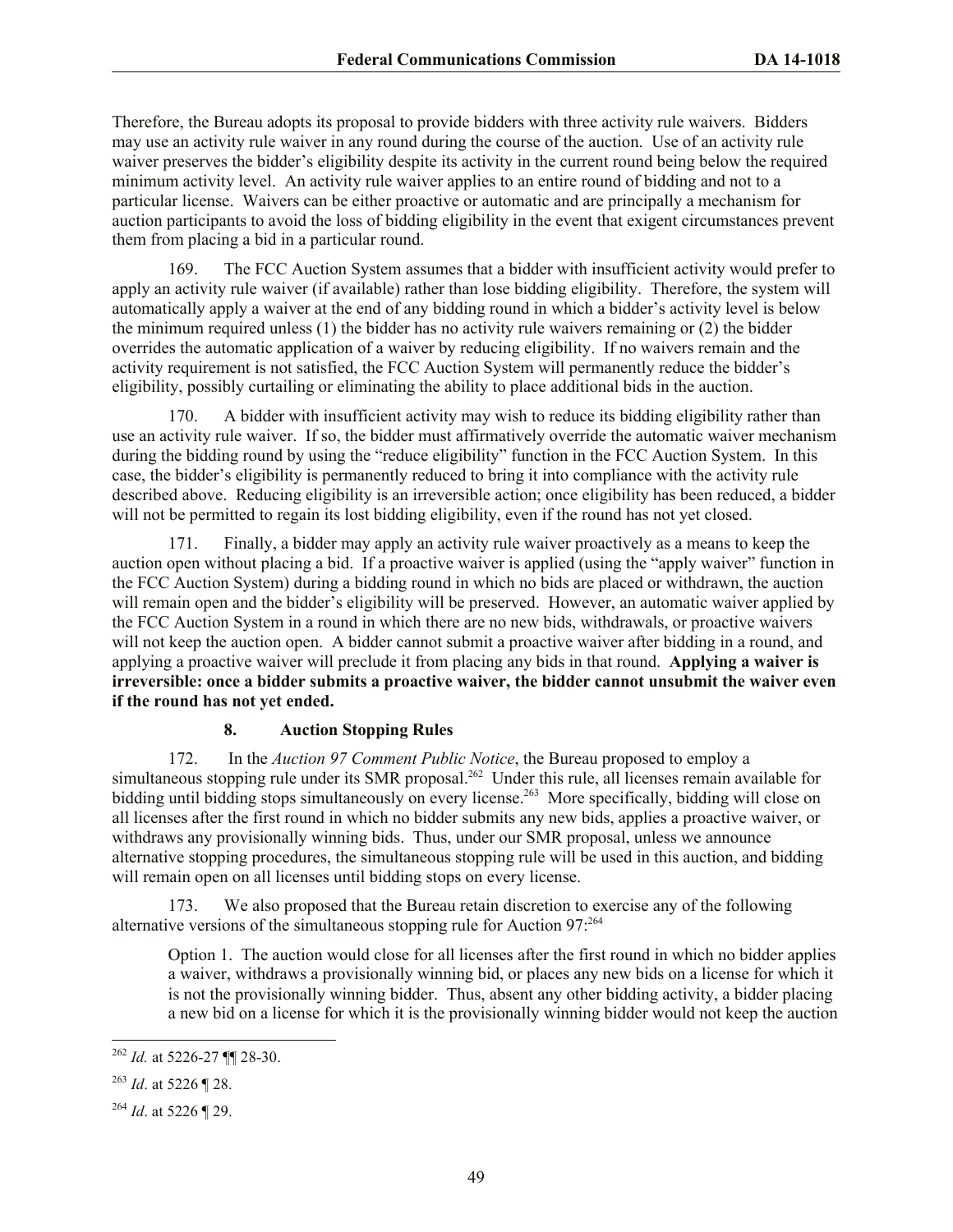Therefore, the Bureau adopts its proposal to provide bidders with three activity rule waivers. Bidders may use an activity rule waiver in any round during the course of the auction. Use of an activity rule waiver preserves the bidder's eligibility despite its activity in the current round being below the required minimum activity level. An activity rule waiver applies to an entire round of bidding and not to a particular license. Waivers can be either proactive or automatic and are principally a mechanism for auction participants to avoid the loss of bidding eligibility in the event that exigent circumstances prevent them from placing a bid in a particular round.

169. The FCC Auction System assumes that a bidder with insufficient activity would prefer to apply an activity rule waiver (if available) rather than lose bidding eligibility. Therefore, the system will automatically apply a waiver at the end of any bidding round in which a bidder's activity level is below the minimum required unless (1) the bidder has no activity rule waivers remaining or (2) the bidder overrides the automatic application of a waiver by reducing eligibility. If no waivers remain and the activity requirement is not satisfied, the FCC Auction System will permanently reduce the bidder's eligibility, possibly curtailing or eliminating the ability to place additional bids in the auction.

170. A bidder with insufficient activity may wish to reduce its bidding eligibility rather than use an activity rule waiver. If so, the bidder must affirmatively override the automatic waiver mechanism during the bidding round by using the "reduce eligibility" function in the FCC Auction System. In this case, the bidder's eligibility is permanently reduced to bring it into compliance with the activity rule described above. Reducing eligibility is an irreversible action; once eligibility has been reduced, a bidder will not be permitted to regain its lost bidding eligibility, even if the round has not yet closed.

171. Finally, a bidder may apply an activity rule waiver proactively as a means to keep the auction open without placing a bid. If a proactive waiver is applied (using the "apply waiver" function in the FCC Auction System) during a bidding round in which no bids are placed or withdrawn, the auction will remain open and the bidder's eligibility will be preserved. However, an automatic waiver applied by the FCC Auction System in a round in which there are no new bids, withdrawals, or proactive waivers will not keep the auction open. A bidder cannot submit a proactive waiver after bidding in a round, and applying a proactive waiver will preclude it from placing any bids in that round. **Applying a waiver is irreversible: once a bidder submits a proactive waiver, the bidder cannot unsubmit the waiver even if the round has not yet ended.**

### 8. Auction Stopping Rules

172. In the *Auction 97 Comment Public Notice*, the Bureau proposed to employ a simultaneous stopping rule under its SMR proposal.[262] Under this rule, all licenses remain available for bidding until bidding stops simultaneously on every license.[263] More specifically, bidding will close on all licenses after the first round in which no bidder submits any new bids, applies a proactive waiver, or withdraws any provisionally winning bids. Thus, under our SMR proposal, unless we announce alternative stopping procedures, the simultaneous stopping rule will be used in this auction, and bidding will remain open on all licenses until bidding stops on every license.

173. We also proposed that the Bureau retain discretion to exercise any of the following alternative versions of the simultaneous stopping rule for Auction 97:[264]

> Option 1. The auction would close for all licenses after the first round in which no bidder applies a waiver, withdraws a provisionally winning bid, or places any new bids on a license for which it is not the provisionally winning bidder. Thus, absent any other bidding activity, a bidder placing a new bid on a license for which it is the provisionally winning bidder would not keep the auction

---

[262] *Id.* at 5226-27 ¶¶ 28-30.

[263] *Id*. at 5226 ¶ 28.

[264] *Id*. at 5226 ¶ 29.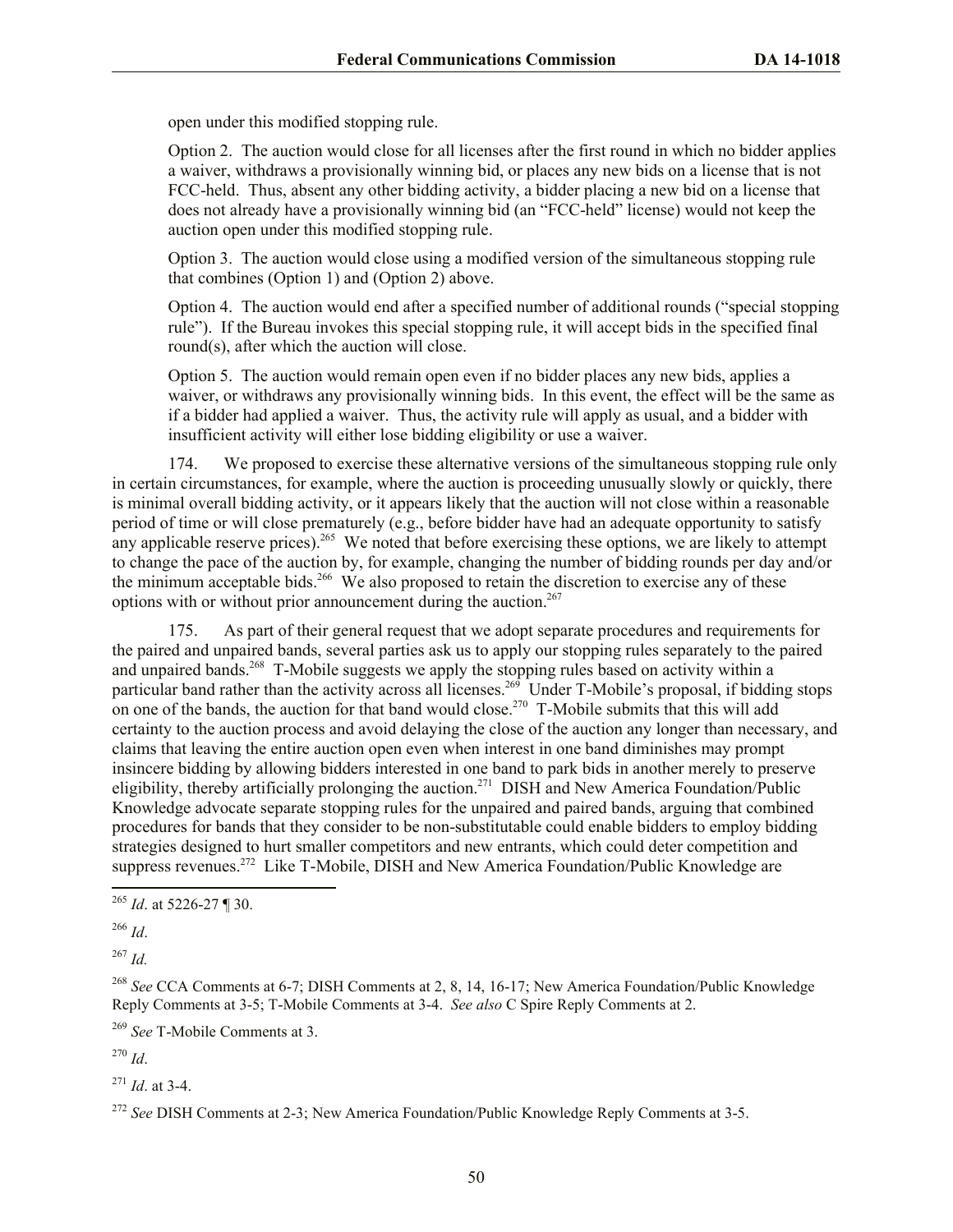open under this modified stopping rule.

Option 2. The auction would close for all licenses after the first round in which no bidder applies a waiver, withdraws a provisionally winning bid, or places any new bids on a license that is not FCC-held. Thus, absent any other bidding activity, a bidder placing a new bid on a license that does not already have a provisionally winning bid (an "FCC-held" license) would not keep the auction open under this modified stopping rule.

Option 3. The auction would close using a modified version of the simultaneous stopping rule that combines (Option 1) and (Option 2) above.

Option 4. The auction would end after a specified number of additional rounds ("special stopping rule"). If the Bureau invokes this special stopping rule, it will accept bids in the specified final round(s), after which the auction will close.

Option 5. The auction would remain open even if no bidder places any new bids, applies a waiver, or withdraws any provisionally winning bids. In this event, the effect will be the same as if a bidder had applied a waiver. Thus, the activity rule will apply as usual, and a bidder with insufficient activity will either lose bidding eligibility or use a waiver.

174. We proposed to exercise these alternative versions of the simultaneous stopping rule only in certain circumstances, for example, where the auction is proceeding unusually slowly or quickly, there is minimal overall bidding activity, or it appears likely that the auction will not close within a reasonable period of time or will close prematurely (e.g., before bidder have had an adequate opportunity to satisfy any applicable reserve prices).[265] We noted that before exercising these options, we are likely to attempt to change the pace of the auction by, for example, changing the number of bidding rounds per day and/or the minimum acceptable bids.[266] We also proposed to retain the discretion to exercise any of these options with or without prior announcement during the auction.[267]

175. As part of their general request that we adopt separate procedures and requirements for the paired and unpaired bands, several parties ask us to apply our stopping rules separately to the paired and unpaired bands.[268] T-Mobile suggests we apply the stopping rules based on activity within a particular band rather than the activity across all licenses.[269] Under T-Mobile's proposal, if bidding stops on one of the bands, the auction for that band would close.[270] T-Mobile submits that this will add certainty to the auction process and avoid delaying the close of the auction any longer than necessary, and claims that leaving the entire auction open even when interest in one band diminishes may prompt insincere bidding by allowing bidders interested in one band to park bids in another merely to preserve eligibility, thereby artificially prolonging the auction.[271] DISH and New America Foundation/Public Knowledge advocate separate stopping rules for the unpaired and paired bands, arguing that combined procedures for bands that they consider to be non-substitutable could enable bidders to employ bidding strategies designed to hurt smaller competitors and new entrants, which could deter competition and suppress revenues.[272] Like T-Mobile, DISH and New America Foundation/Public Knowledge are

[265] *Id*. at 5226-27 ¶ 30.

[266] *Id*.

[267] *Id.*

[268] *See* CCA Comments at 6-7; DISH Comments at 2, 8, 14, 16-17; New America Foundation/Public Knowledge Reply Comments at 3-5; T-Mobile Comments at 3-4. *See also* C Spire Reply Comments at 2.

[269] *See* T-Mobile Comments at 3.

[270] *Id*.

[271] *Id*. at 3-4.

[272] *See* DISH Comments at 2-3; New America Foundation/Public Knowledge Reply Comments at 3-5.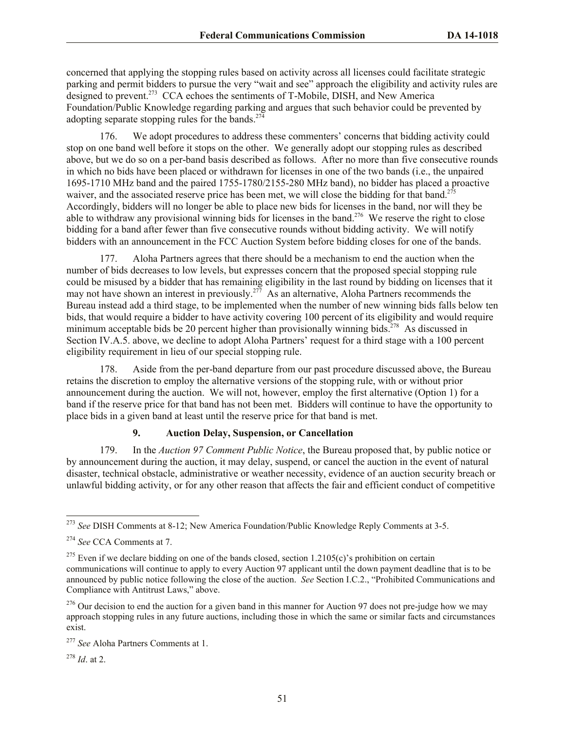concerned that applying the stopping rules based on activity across all licenses could facilitate strategic parking and permit bidders to pursue the very "wait and see" approach the eligibility and activity rules are designed to prevent.[273] CCA echoes the sentiments of T-Mobile, DISH, and New America Foundation/Public Knowledge regarding parking and argues that such behavior could be prevented by adopting separate stopping rules for the bands.[274]

176. We adopt procedures to address these commenters' concerns that bidding activity could stop on one band well before it stops on the other. We generally adopt our stopping rules as described above, but we do so on a per-band basis described as follows. After no more than five consecutive rounds in which no bids have been placed or withdrawn for licenses in one of the two bands (i.e., the unpaired 1695-1710 MHz band and the paired 1755-1780/2155-280 MHz band), no bidder has placed a proactive waiver, and the associated reserve price has been met, we will close the bidding for that band.[275] Accordingly, bidders will no longer be able to place new bids for licenses in the band, nor will they be able to withdraw any provisional winning bids for licenses in the band.[276] We reserve the right to close bidding for a band after fewer than five consecutive rounds without bidding activity. We will notify bidders with an announcement in the FCC Auction System before bidding closes for one of the bands.

177. Aloha Partners agrees that there should be a mechanism to end the auction when the number of bids decreases to low levels, but expresses concern that the proposed special stopping rule could be misused by a bidder that has remaining eligibility in the last round by bidding on licenses that it may not have shown an interest in previously.[277] As an alternative, Aloha Partners recommends the Bureau instead add a third stage, to be implemented when the number of new winning bids falls below ten bids, that would require a bidder to have activity covering 100 percent of its eligibility and would require minimum acceptable bids be 20 percent higher than provisionally winning bids.[278] As discussed in Section IV.A.5. above, we decline to adopt Aloha Partners' request for a third stage with a 100 percent eligibility requirement in lieu of our special stopping rule.

178. Aside from the per-band departure from our past procedure discussed above, the Bureau retains the discretion to employ the alternative versions of the stopping rule, with or without prior announcement during the auction. We will not, however, employ the first alternative (Option 1) for a band if the reserve price for that band has not been met. Bidders will continue to have the opportunity to place bids in a given band at least until the reserve price for that band is met.

### 9. Auction Delay, Suspension, or Cancellation

179. In the *Auction 97 Comment Public Notice*, the Bureau proposed that, by public notice or by announcement during the auction, it may delay, suspend, or cancel the auction in the event of natural disaster, technical obstacle, administrative or weather necessity, evidence of an auction security breach or unlawful bidding activity, or for any other reason that affects the fair and efficient conduct of competitive

---

[273] *See* DISH Comments at 8-12; New America Foundation/Public Knowledge Reply Comments at 3-5.

[274] *See* CCA Comments at 7.

[275] Even if we declare bidding on one of the bands closed, section 1.2105(c)'s prohibition on certain communications will continue to apply to every Auction 97 applicant until the down payment deadline that is to be announced by public notice following the close of the auction. *See* Section I.C.2., "Prohibited Communications and Compliance with Antitrust Laws," above.

[276] Our decision to end the auction for a given band in this manner for Auction 97 does not pre-judge how we may approach stopping rules in any future auctions, including those in which the same or similar facts and circumstances exist.

[277] *See* Aloha Partners Comments at 1.

[278] *Id*. at 2.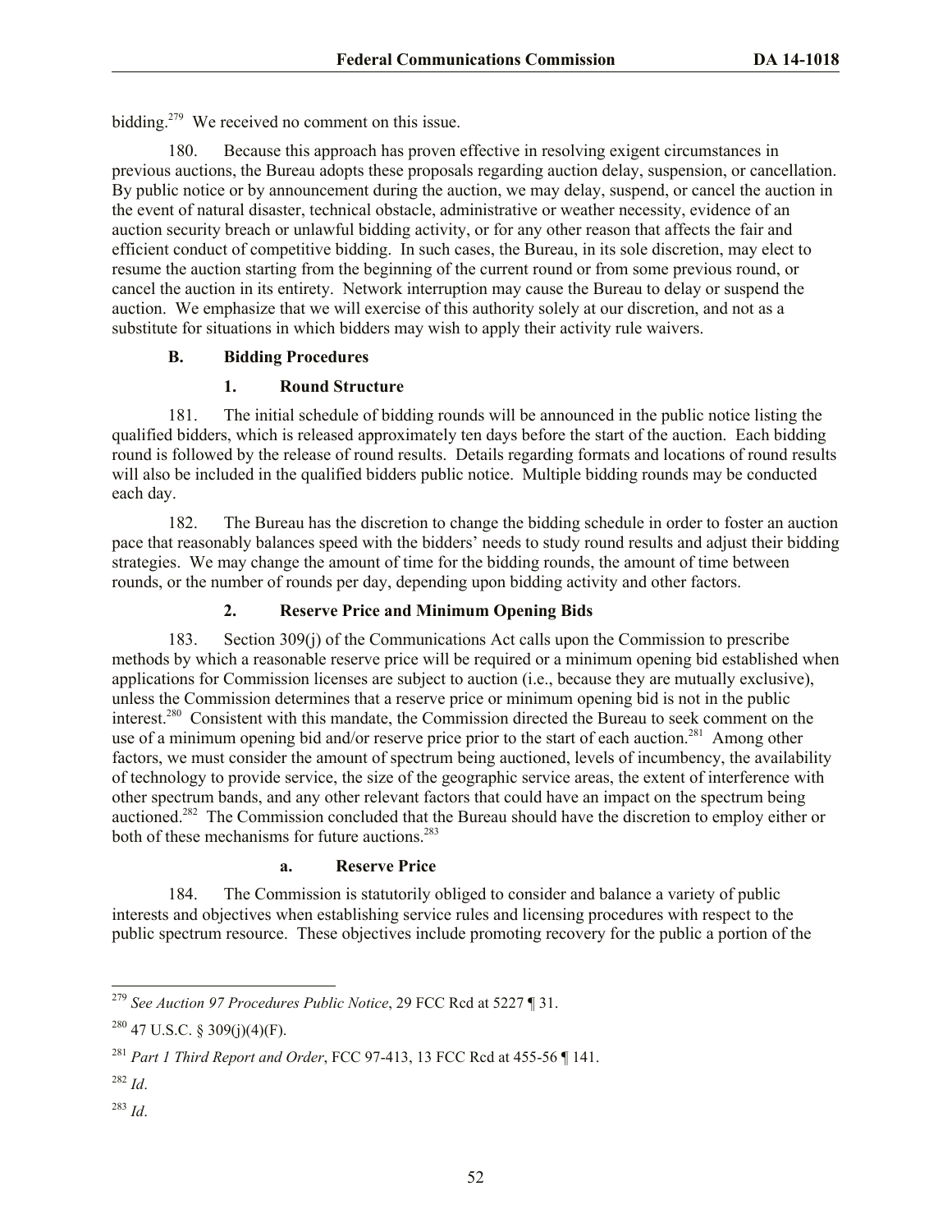bidding.[279] We received no comment on this issue.

180. Because this approach has proven effective in resolving exigent circumstances in previous auctions, the Bureau adopts these proposals regarding auction delay, suspension, or cancellation. By public notice or by announcement during the auction, we may delay, suspend, or cancel the auction in the event of natural disaster, technical obstacle, administrative or weather necessity, evidence of an auction security breach or unlawful bidding activity, or for any other reason that affects the fair and efficient conduct of competitive bidding. In such cases, the Bureau, in its sole discretion, may elect to resume the auction starting from the beginning of the current round or from some previous round, or cancel the auction in its entirety. Network interruption may cause the Bureau to delay or suspend the auction. We emphasize that we will exercise of this authority solely at our discretion, and not as a substitute for situations in which bidders may wish to apply their activity rule waivers.

### B. Bidding Procedures

#### 1. Round Structure

181. The initial schedule of bidding rounds will be announced in the public notice listing the qualified bidders, which is released approximately ten days before the start of the auction. Each bidding round is followed by the release of round results. Details regarding formats and locations of round results will also be included in the qualified bidders public notice. Multiple bidding rounds may be conducted each day.

182. The Bureau has the discretion to change the bidding schedule in order to foster an auction pace that reasonably balances speed with the bidders' needs to study round results and adjust their bidding strategies. We may change the amount of time for the bidding rounds, the amount of time between rounds, or the number of rounds per day, depending upon bidding activity and other factors.

#### 2. Reserve Price and Minimum Opening Bids

183. Section 309(j) of the Communications Act calls upon the Commission to prescribe methods by which a reasonable reserve price will be required or a minimum opening bid established when applications for Commission licenses are subject to auction (i.e., because they are mutually exclusive), unless the Commission determines that a reserve price or minimum opening bid is not in the public interest.[280] Consistent with this mandate, the Commission directed the Bureau to seek comment on the use of a minimum opening bid and/or reserve price prior to the start of each auction.[281] Among other factors, we must consider the amount of spectrum being auctioned, levels of incumbency, the availability of technology to provide service, the size of the geographic service areas, the extent of interference with other spectrum bands, and any other relevant factors that could have an impact on the spectrum being auctioned.[282] The Commission concluded that the Bureau should have the discretion to employ either or both of these mechanisms for future auctions.[283]

##### a. Reserve Price

184. The Commission is statutorily obliged to consider and balance a variety of public interests and objectives when establishing service rules and licensing procedures with respect to the public spectrum resource. These objectives include promoting recovery for the public a portion of the

---

[279] *See Auction 97 Procedures Public Notice*, 29 FCC Rcd at 5227 ¶ 31.

[280] 47 U.S.C. § 309(j)(4)(F).

[281] *Part 1 Third Report and Order*, FCC 97-413, 13 FCC Rcd at 455-56 ¶ 141.

[282] *Id*.

[283] *Id*.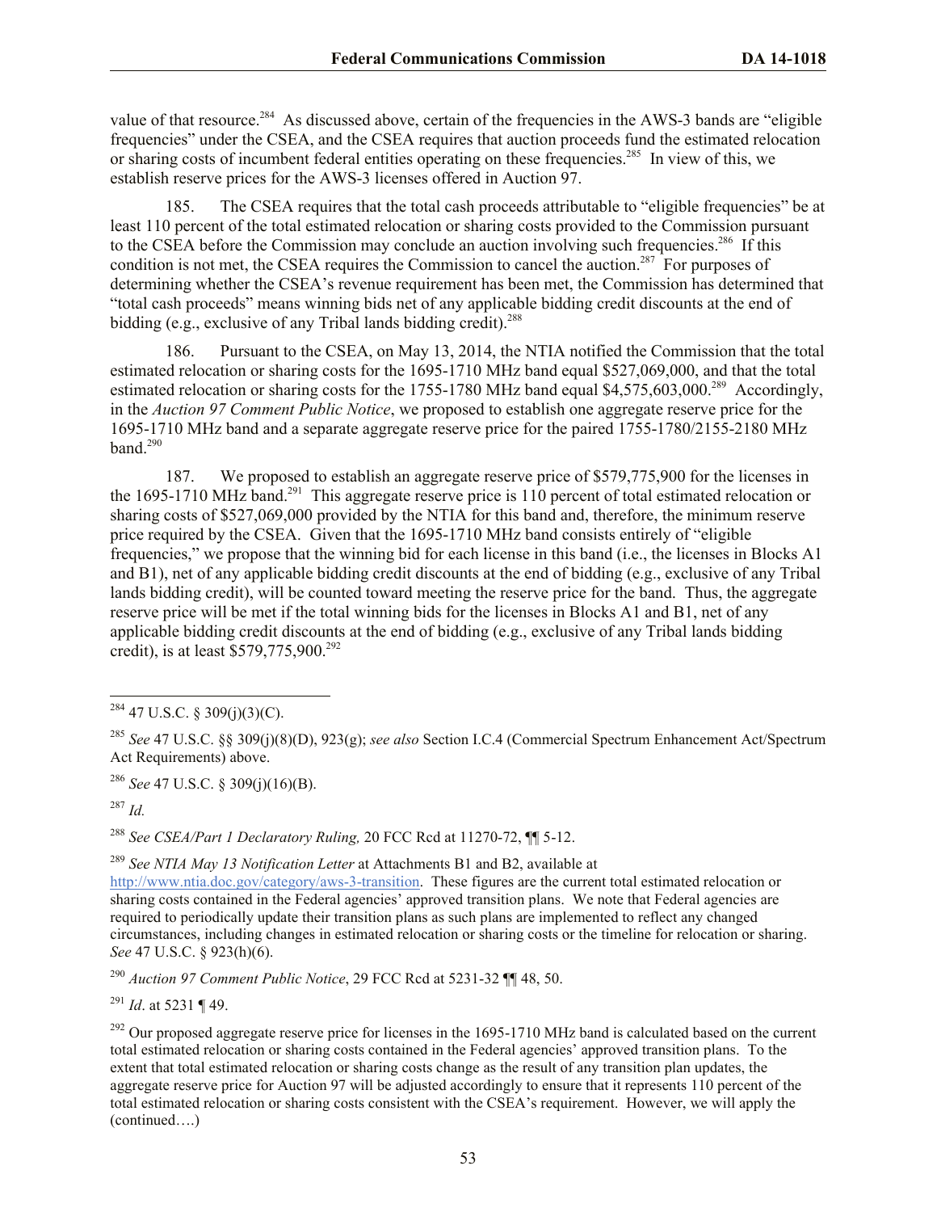value of that resource.[284] As discussed above, certain of the frequencies in the AWS-3 bands are "eligible frequencies" under the CSEA, and the CSEA requires that auction proceeds fund the estimated relocation or sharing costs of incumbent federal entities operating on these frequencies.[285] In view of this, we establish reserve prices for the AWS-3 licenses offered in Auction 97.

185. The CSEA requires that the total cash proceeds attributable to "eligible frequencies" be at least 110 percent of the total estimated relocation or sharing costs provided to the Commission pursuant to the CSEA before the Commission may conclude an auction involving such frequencies.[286] If this condition is not met, the CSEA requires the Commission to cancel the auction.[287] For purposes of determining whether the CSEA's revenue requirement has been met, the Commission has determined that "total cash proceeds" means winning bids net of any applicable bidding credit discounts at the end of bidding (e.g., exclusive of any Tribal lands bidding credit).[288]

186. Pursuant to the CSEA, on May 13, 2014, the NTIA notified the Commission that the total estimated relocation or sharing costs for the 1695-1710 MHz band equal $527,069,000, and that the total estimated relocation or sharing costs for the 1755-1780 MHz band equal $4,575,603,000.[289] Accordingly, in the *Auction 97 Comment Public Notice*, we proposed to establish one aggregate reserve price for the 1695-1710 MHz band and a separate aggregate reserve price for the paired 1755-1780/2155-2180 MHz band.[290]

187. We proposed to establish an aggregate reserve price of $579,775,900 for the licenses in the 1695-1710 MHz band.[291] This aggregate reserve price is 110 percent of total estimated relocation or sharing costs of $527,069,000 provided by the NTIA for this band and, therefore, the minimum reserve price required by the CSEA. Given that the 1695-1710 MHz band consists entirely of "eligible frequencies," we propose that the winning bid for each license in this band (i.e., the licenses in Blocks A1 and B1), net of any applicable bidding credit discounts at the end of bidding (e.g., exclusive of any Tribal lands bidding credit), will be counted toward meeting the reserve price for the band. Thus, the aggregate reserve price will be met if the total winning bids for the licenses in Blocks A1 and B1, net of any applicable bidding credit discounts at the end of bidding (e.g., exclusive of any Tribal lands bidding credit), is at least $579,775,900.[292]

---

[284] 47 U.S.C. § 309(j)(3)(C).

[285] *See* 47 U.S.C. §§ 309(j)(8)(D), 923(g); *see also* Section I.C.4 (Commercial Spectrum Enhancement Act/Spectrum Act Requirements) above.

[286] *See* 47 U.S.C. § 309(j)(16)(B).

[287] *Id.*

[288] *See CSEA/Part 1 Declaratory Ruling,* 20 FCC Rcd at 11270-72, ¶¶ 5-12.

[289] *See NTIA May 13 Notification Letter* at Attachments B1 and B2, available at http://www.ntia.doc.gov/category/aws-3-transition. These figures are the current total estimated relocation or sharing costs contained in the Federal agencies' approved transition plans. We note that Federal agencies are required to periodically update their transition plans as such plans are implemented to reflect any changed circumstances, including changes in estimated relocation or sharing costs or the timeline for relocation or sharing. *See* 47 U.S.C. § 923(h)(6).

[290] *Auction 97 Comment Public Notice*, 29 FCC Rcd at 5231-32 ¶¶ 48, 50.

[291] *Id*. at 5231 ¶ 49.

[292] Our proposed aggregate reserve price for licenses in the 1695-1710 MHz band is calculated based on the current total estimated relocation or sharing costs contained in the Federal agencies' approved transition plans. To the extent that total estimated relocation or sharing costs change as the result of any transition plan updates, the aggregate reserve price for Auction 97 will be adjusted accordingly to ensure that it represents 110 percent of the total estimated relocation or sharing costs consistent with the CSEA's requirement. However, we will apply the (continued….)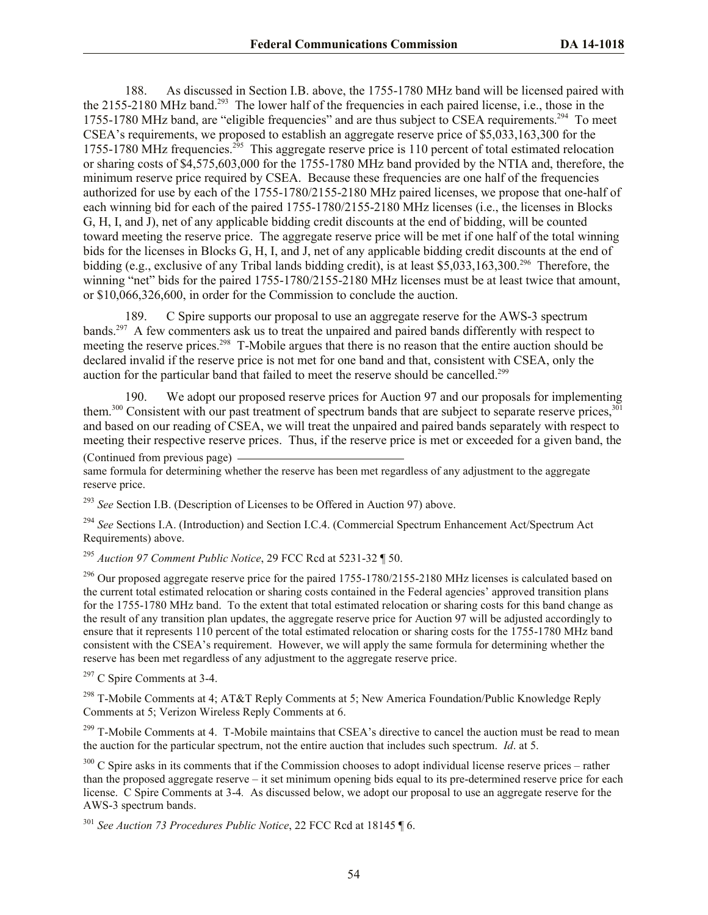188. As discussed in Section I.B. above, the 1755-1780 MHz band will be licensed paired with the 2155-2180 MHz band.[293] The lower half of the frequencies in each paired license, i.e., those in the 1755-1780 MHz band, are "eligible frequencies" and are thus subject to CSEA requirements.[294] To meet CSEA's requirements, we proposed to establish an aggregate reserve price of $5,033,163,300 for the 1755-1780 MHz frequencies.[295] This aggregate reserve price is 110 percent of total estimated relocation or sharing costs of $4,575,603,000 for the 1755-1780 MHz band provided by the NTIA and, therefore, the minimum reserve price required by CSEA. Because these frequencies are one half of the frequencies authorized for use by each of the 1755-1780/2155-2180 MHz paired licenses, we propose that one-half of each winning bid for each of the paired 1755-1780/2155-2180 MHz licenses (i.e., the licenses in Blocks G, H, I, and J), net of any applicable bidding credit discounts at the end of bidding, will be counted toward meeting the reserve price. The aggregate reserve price will be met if one half of the total winning bids for the licenses in Blocks G, H, I, and J, net of any applicable bidding credit discounts at the end of bidding (e.g., exclusive of any Tribal lands bidding credit), is at least $5,033,163,300.[296] Therefore, the winning "net" bids for the paired 1755-1780/2155-2180 MHz licenses must be at least twice that amount, or $10,066,326,600, in order for the Commission to conclude the auction.

189. C Spire supports our proposal to use an aggregate reserve for the AWS-3 spectrum bands.[297] A few commenters ask us to treat the unpaired and paired bands differently with respect to meeting the reserve prices.[298] T-Mobile argues that there is no reason that the entire auction should be declared invalid if the reserve price is not met for one band and that, consistent with CSEA, only the auction for the particular band that failed to meet the reserve should be cancelled.[299]

190. We adopt our proposed reserve prices for Auction 97 and our proposals for implementing them.[300] Consistent with our past treatment of spectrum bands that are subject to separate reserve prices,[301] and based on our reading of CSEA, we will treat the unpaired and paired bands separately with respect to meeting their respective reserve prices. Thus, if the reserve price is met or exceeded for a given band, the

(Continued from previous page)
same formula for determining whether the reserve has been met regardless of any adjustment to the aggregate reserve price.

[293] *See* Section I.B. (Description of Licenses to be Offered in Auction 97) above.

[294] *See* Sections I.A. (Introduction) and Section I.C.4. (Commercial Spectrum Enhancement Act/Spectrum Act Requirements) above.

[295] *Auction 97 Comment Public Notice*, 29 FCC Rcd at 5231-32 ¶ 50.

[296] Our proposed aggregate reserve price for the paired 1755-1780/2155-2180 MHz licenses is calculated based on the current total estimated relocation or sharing costs contained in the Federal agencies' approved transition plans for the 1755-1780 MHz band. To the extent that total estimated relocation or sharing costs for this band change as the result of any transition plan updates, the aggregate reserve price for Auction 97 will be adjusted accordingly to ensure that it represents 110 percent of the total estimated relocation or sharing costs for the 1755-1780 MHz band consistent with the CSEA's requirement. However, we will apply the same formula for determining whether the reserve has been met regardless of any adjustment to the aggregate reserve price.

[297] C Spire Comments at 3-4.

[298] T-Mobile Comments at 4; AT&T Reply Comments at 5; New America Foundation/Public Knowledge Reply Comments at 5; Verizon Wireless Reply Comments at 6.

[299] T-Mobile Comments at 4. T-Mobile maintains that CSEA's directive to cancel the auction must be read to mean the auction for the particular spectrum, not the entire auction that includes such spectrum. *Id*. at 5.

[300] C Spire asks in its comments that if the Commission chooses to adopt individual license reserve prices – rather than the proposed aggregate reserve – it set minimum opening bids equal to its pre-determined reserve price for each license. C Spire Comments at 3-4. As discussed below, we adopt our proposal to use an aggregate reserve for the AWS-3 spectrum bands.

[301] *See Auction 73 Procedures Public Notice*, 22 FCC Rcd at 18145 ¶ 6.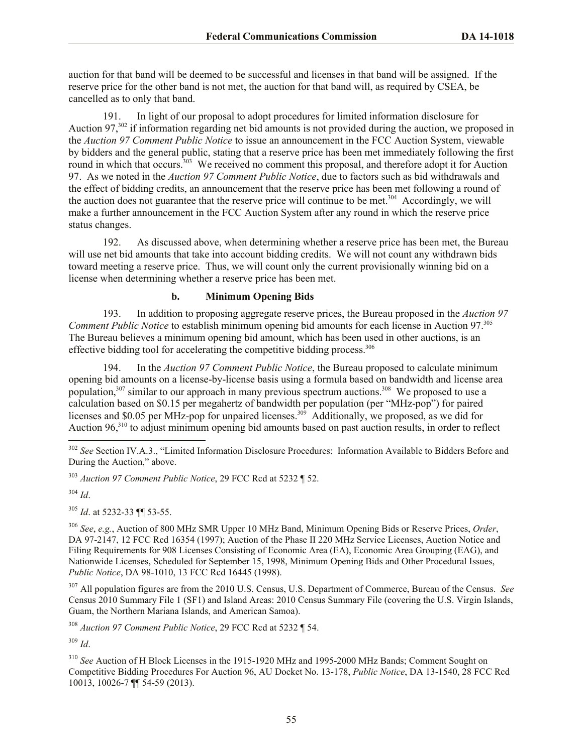auction for that band will be deemed to be successful and licenses in that band will be assigned. If the reserve price for the other band is not met, the auction for that band will, as required by CSEA, be cancelled as to only that band.

191. In light of our proposal to adopt procedures for limited information disclosure for Auction 97,[302] if information regarding net bid amounts is not provided during the auction, we proposed in the *Auction 97 Comment Public Notice* to issue an announcement in the FCC Auction System, viewable by bidders and the general public, stating that a reserve price has been met immediately following the first round in which that occurs.[303] We received no comment this proposal, and therefore adopt it for Auction 97. As we noted in the *Auction 97 Comment Public Notice*, due to factors such as bid withdrawals and the effect of bidding credits, an announcement that the reserve price has been met following a round of the auction does not guarantee that the reserve price will continue to be met.[304] Accordingly, we will make a further announcement in the FCC Auction System after any round in which the reserve price status changes.

192. As discussed above, when determining whether a reserve price has been met, the Bureau will use net bid amounts that take into account bidding credits. We will not count any withdrawn bids toward meeting a reserve price. Thus, we will count only the current provisionally winning bid on a license when determining whether a reserve price has been met.

### b. Minimum Opening Bids

193. In addition to proposing aggregate reserve prices, the Bureau proposed in the *Auction 97 Comment Public Notice* to establish minimum opening bid amounts for each license in Auction 97.[305] The Bureau believes a minimum opening bid amount, which has been used in other auctions, is an effective bidding tool for accelerating the competitive bidding process.[306]

194. In the *Auction 97 Comment Public Notice*, the Bureau proposed to calculate minimum opening bid amounts on a license-by-license basis using a formula based on bandwidth and license area population,[307] similar to our approach in many previous spectrum auctions.[308] We proposed to use a calculation based on $0.15 per megahertz of bandwidth per population (per "MHz-pop") for paired licenses and $0.05 per MHz-pop for unpaired licenses.[309] Additionally, we proposed, as we did for Auction 96,[310] to adjust minimum opening bid amounts based on past auction results, in order to reflect

---

[302] *See* Section IV.A.3., "Limited Information Disclosure Procedures: Information Available to Bidders Before and During the Auction," above.

[303] *Auction 97 Comment Public Notice*, 29 FCC Rcd at 5232 ¶ 52.

[304] *Id*.

[305] *Id*. at 5232-33 ¶¶ 53-55.

[306] *See*, *e.g.*, Auction of 800 MHz SMR Upper 10 MHz Band, Minimum Opening Bids or Reserve Prices, *Order*, DA 97-2147, 12 FCC Rcd 16354 (1997); Auction of the Phase II 220 MHz Service Licenses, Auction Notice and Filing Requirements for 908 Licenses Consisting of Economic Area (EA), Economic Area Grouping (EAG), and Nationwide Licenses, Scheduled for September 15, 1998, Minimum Opening Bids and Other Procedural Issues, *Public Notice*, DA 98-1010, 13 FCC Rcd 16445 (1998).

[307] All population figures are from the 2010 U.S. Census, U.S. Department of Commerce, Bureau of the Census. *See* Census 2010 Summary File 1 (SF1) and Island Areas: 2010 Census Summary File (covering the U.S. Virgin Islands, Guam, the Northern Mariana Islands, and American Samoa).

[308] *Auction 97 Comment Public Notice*, 29 FCC Rcd at 5232 ¶ 54.

[309] *Id*.

[310] *See* Auction of H Block Licenses in the 1915-1920 MHz and 1995-2000 MHz Bands; Comment Sought on Competitive Bidding Procedures For Auction 96, AU Docket No. 13-178, *Public Notice*, DA 13-1540, 28 FCC Rcd 10013, 10026-7 ¶¶ 54-59 (2013).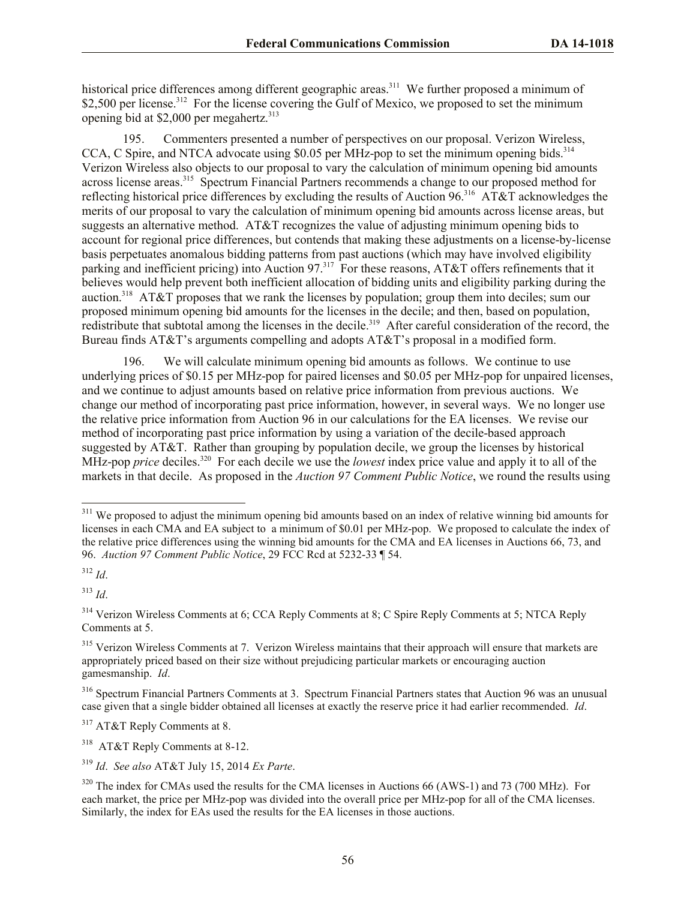historical price differences among different geographic areas.[311] We further proposed a minimum of $2,500 per license.[312] For the license covering the Gulf of Mexico, we proposed to set the minimum opening bid at $2,000 per megahertz.[313]

195. Commenters presented a number of perspectives on our proposal. Verizon Wireless, CCA, C Spire, and NTCA advocate using $0.05 per MHz-pop to set the minimum opening bids.[314] Verizon Wireless also objects to our proposal to vary the calculation of minimum opening bid amounts across license areas.[315] Spectrum Financial Partners recommends a change to our proposed method for reflecting historical price differences by excluding the results of Auction 96.[316] AT&T acknowledges the merits of our proposal to vary the calculation of minimum opening bid amounts across license areas, but suggests an alternative method. AT&T recognizes the value of adjusting minimum opening bids to account for regional price differences, but contends that making these adjustments on a license-by-license basis perpetuates anomalous bidding patterns from past auctions (which may have involved eligibility parking and inefficient pricing) into Auction 97.[317] For these reasons, AT&T offers refinements that it believes would help prevent both inefficient allocation of bidding units and eligibility parking during the auction.[318] AT&T proposes that we rank the licenses by population; group them into deciles; sum our proposed minimum opening bid amounts for the licenses in the decile; and then, based on population, redistribute that subtotal among the licenses in the decile.[319] After careful consideration of the record, the Bureau finds AT&T's arguments compelling and adopts AT&T's proposal in a modified form.

196. We will calculate minimum opening bid amounts as follows. We continue to use underlying prices of $0.15 per MHz-pop for paired licenses and $0.05 per MHz-pop for unpaired licenses, and we continue to adjust amounts based on relative price information from previous auctions. We change our method of incorporating past price information, however, in several ways. We no longer use the relative price information from Auction 96 in our calculations for the EA licenses. We revise our method of incorporating past price information by using a variation of the decile-based approach suggested by AT&T. Rather than grouping by population decile, we group the licenses by historical MHz-pop *price* deciles.[320] For each decile we use the *lowest* index price value and apply it to all of the markets in that decile. As proposed in the *Auction 97 Comment Public Notice*, we round the results using

---

[311] We proposed to adjust the minimum opening bid amounts based on an index of relative winning bid amounts for licenses in each CMA and EA subject to a minimum of $0.01 per MHz-pop. We proposed to calculate the index of the relative price differences using the winning bid amounts for the CMA and EA licenses in Auctions 66, 73, and 96. *Auction 97 Comment Public Notice*, 29 FCC Rcd at 5232-33 ¶ 54.

[312] *Id*.

[313] *Id*.

[314] Verizon Wireless Comments at 6; CCA Reply Comments at 8; C Spire Reply Comments at 5; NTCA Reply Comments at 5.

[315] Verizon Wireless Comments at 7. Verizon Wireless maintains that their approach will ensure that markets are appropriately priced based on their size without prejudicing particular markets or encouraging auction gamesmanship. *Id*.

[316] Spectrum Financial Partners Comments at 3. Spectrum Financial Partners states that Auction 96 was an unusual case given that a single bidder obtained all licenses at exactly the reserve price it had earlier recommended. *Id*.

[317] AT&T Reply Comments at 8.

[318] AT&T Reply Comments at 8-12.

[319] *Id*. *See also* AT&T July 15, 2014 *Ex Parte*.

[320] The index for CMAs used the results for the CMA licenses in Auctions 66 (AWS-1) and 73 (700 MHz). For each market, the price per MHz-pop was divided into the overall price per MHz-pop for all of the CMA licenses. Similarly, the index for EAs used the results for the EA licenses in those auctions.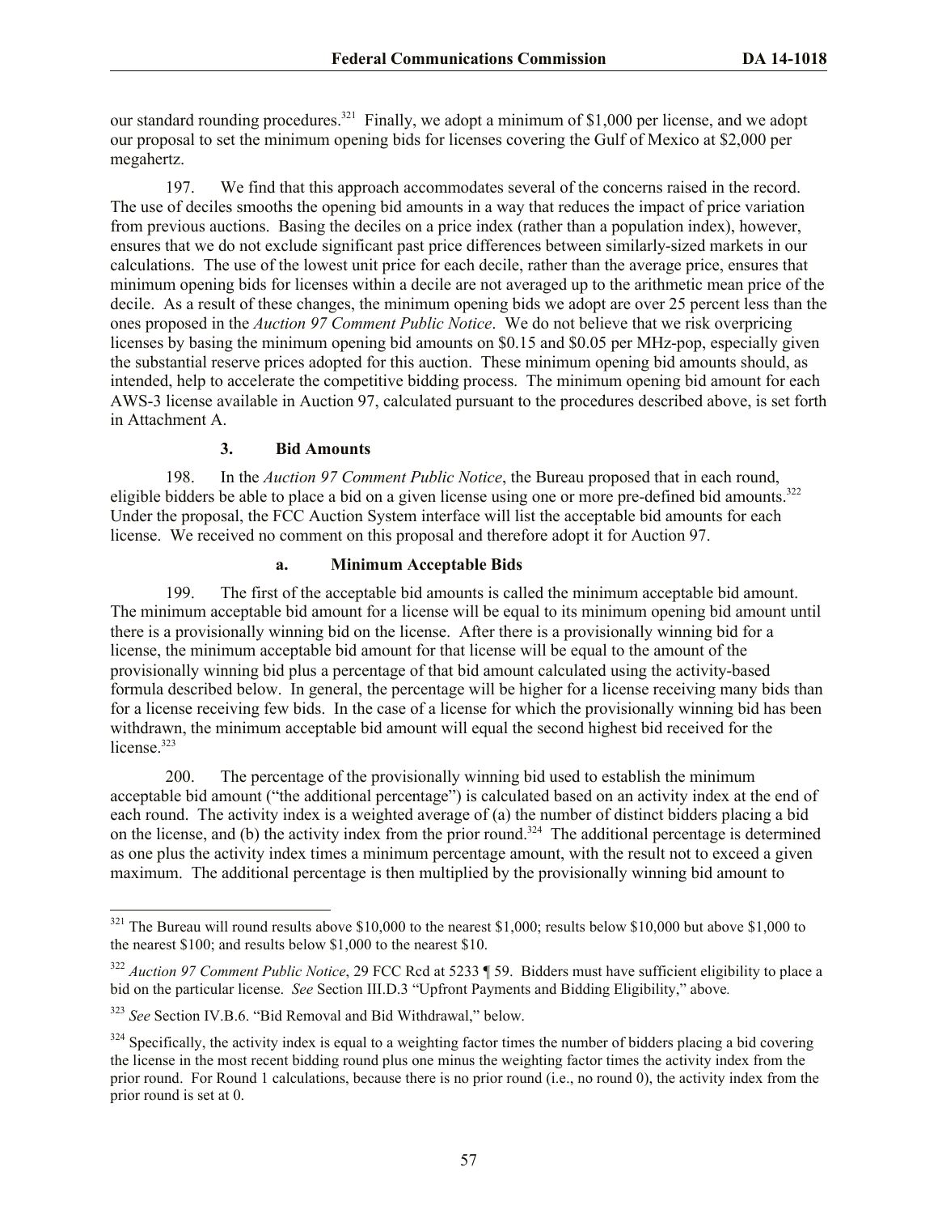our standard rounding procedures.[321] Finally, we adopt a minimum of $1,000 per license, and we adopt our proposal to set the minimum opening bids for licenses covering the Gulf of Mexico at $2,000 per megahertz.

197. We find that this approach accommodates several of the concerns raised in the record. The use of deciles smooths the opening bid amounts in a way that reduces the impact of price variation from previous auctions. Basing the deciles on a price index (rather than a population index), however, ensures that we do not exclude significant past price differences between similarly-sized markets in our calculations. The use of the lowest unit price for each decile, rather than the average price, ensures that minimum opening bids for licenses within a decile are not averaged up to the arithmetic mean price of the decile. As a result of these changes, the minimum opening bids we adopt are over 25 percent less than the ones proposed in the *Auction 97 Comment Public Notice*. We do not believe that we risk overpricing licenses by basing the minimum opening bid amounts on $0.15 and $0.05 per MHz-pop, especially given the substantial reserve prices adopted for this auction. These minimum opening bid amounts should, as intended, help to accelerate the competitive bidding process. The minimum opening bid amount for each AWS-3 license available in Auction 97, calculated pursuant to the procedures described above, is set forth in Attachment A.

### 3. Bid Amounts

198. In the *Auction 97 Comment Public Notice*, the Bureau proposed that in each round, eligible bidders be able to place a bid on a given license using one or more pre-defined bid amounts.[322] Under the proposal, the FCC Auction System interface will list the acceptable bid amounts for each license. We received no comment on this proposal and therefore adopt it for Auction 97.

#### a. Minimum Acceptable Bids

199. The first of the acceptable bid amounts is called the minimum acceptable bid amount. The minimum acceptable bid amount for a license will be equal to its minimum opening bid amount until there is a provisionally winning bid on the license. After there is a provisionally winning bid for a license, the minimum acceptable bid amount for that license will be equal to the amount of the provisionally winning bid plus a percentage of that bid amount calculated using the activity-based formula described below. In general, the percentage will be higher for a license receiving many bids than for a license receiving few bids. In the case of a license for which the provisionally winning bid has been withdrawn, the minimum acceptable bid amount will equal the second highest bid received for the license.[323]

200. The percentage of the provisionally winning bid used to establish the minimum acceptable bid amount ("the additional percentage") is calculated based on an activity index at the end of each round. The activity index is a weighted average of (a) the number of distinct bidders placing a bid on the license, and (b) the activity index from the prior round.[324] The additional percentage is determined as one plus the activity index times a minimum percentage amount, with the result not to exceed a given maximum. The additional percentage is then multiplied by the provisionally winning bid amount to

---

[321] The Bureau will round results above $10,000 to the nearest $1,000; results below $10,000 but above $1,000 to the nearest $100; and results below $1,000 to the nearest $10.

[322] *Auction 97 Comment Public Notice*, 29 FCC Rcd at 5233 ¶ 59. Bidders must have sufficient eligibility to place a bid on the particular license. *See* Section III.D.3 "Upfront Payments and Bidding Eligibility," above.

[323] *See* Section IV.B.6. "Bid Removal and Bid Withdrawal," below.

[324] Specifically, the activity index is equal to a weighting factor times the number of bidders placing a bid covering the license in the most recent bidding round plus one minus the weighting factor times the activity index from the prior round. For Round 1 calculations, because there is no prior round (i.e., no round 0), the activity index from the prior round is set at 0.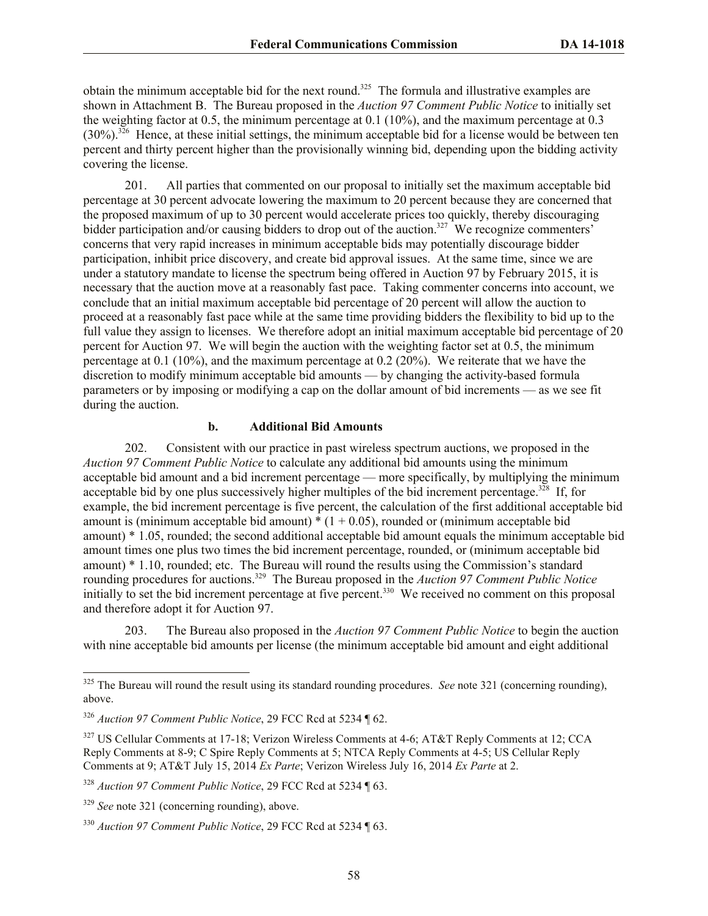obtain the minimum acceptable bid for the next round.[325] The formula and illustrative examples are shown in Attachment B. The Bureau proposed in the *Auction 97 Comment Public Notice* to initially set the weighting factor at 0.5, the minimum percentage at 0.1 (10%), and the maximum percentage at 0.3 (30%).[326] Hence, at these initial settings, the minimum acceptable bid for a license would be between ten percent and thirty percent higher than the provisionally winning bid, depending upon the bidding activity covering the license.

201. All parties that commented on our proposal to initially set the maximum acceptable bid percentage at 30 percent advocate lowering the maximum to 20 percent because they are concerned that the proposed maximum of up to 30 percent would accelerate prices too quickly, thereby discouraging bidder participation and/or causing bidders to drop out of the auction.[327] We recognize commenters' concerns that very rapid increases in minimum acceptable bids may potentially discourage bidder participation, inhibit price discovery, and create bid approval issues. At the same time, since we are under a statutory mandate to license the spectrum being offered in Auction 97 by February 2015, it is necessary that the auction move at a reasonably fast pace. Taking commenter concerns into account, we conclude that an initial maximum acceptable bid percentage of 20 percent will allow the auction to proceed at a reasonably fast pace while at the same time providing bidders the flexibility to bid up to the full value they assign to licenses. We therefore adopt an initial maximum acceptable bid percentage of 20 percent for Auction 97. We will begin the auction with the weighting factor set at 0.5, the minimum percentage at 0.1 (10%), and the maximum percentage at 0.2 (20%). We reiterate that we have the discretion to modify minimum acceptable bid amounts — by changing the activity-based formula parameters or by imposing or modifying a cap on the dollar amount of bid increments — as we see fit during the auction.

#### b. Additional Bid Amounts

202. Consistent with our practice in past wireless spectrum auctions, we proposed in the *Auction 97 Comment Public Notice* to calculate any additional bid amounts using the minimum acceptable bid amount and a bid increment percentage — more specifically, by multiplying the minimum acceptable bid by one plus successively higher multiples of the bid increment percentage.[328] If, for example, the bid increment percentage is five percent, the calculation of the first additional acceptable bid amount is (minimum acceptable bid amount) * (1 + 0.05), rounded or (minimum acceptable bid amount) * 1.05, rounded; the second additional acceptable bid amount equals the minimum acceptable bid amount times one plus two times the bid increment percentage, rounded, or (minimum acceptable bid amount) * 1.10, rounded; etc. The Bureau will round the results using the Commission's standard rounding procedures for auctions.[329] The Bureau proposed in the *Auction 97 Comment Public Notice* initially to set the bid increment percentage at five percent.[330] We received no comment on this proposal and therefore adopt it for Auction 97.

203. The Bureau also proposed in the *Auction 97 Comment Public Notice* to begin the auction with nine acceptable bid amounts per license (the minimum acceptable bid amount and eight additional

---

[325] The Bureau will round the result using its standard rounding procedures. *See* note 321 (concerning rounding), above.

[326] *Auction 97 Comment Public Notice*, 29 FCC Rcd at 5234 ¶ 62.

[327] US Cellular Comments at 17-18; Verizon Wireless Comments at 4-6; AT&T Reply Comments at 12; CCA Reply Comments at 8-9; C Spire Reply Comments at 5; NTCA Reply Comments at 4-5; US Cellular Reply Comments at 9; AT&T July 15, 2014 *Ex Parte*; Verizon Wireless July 16, 2014 *Ex Parte* at 2.

[328] *Auction 97 Comment Public Notice*, 29 FCC Rcd at 5234 ¶ 63.

[329] *See* note 321 (concerning rounding), above.

[330] *Auction 97 Comment Public Notice*, 29 FCC Rcd at 5234 ¶ 63.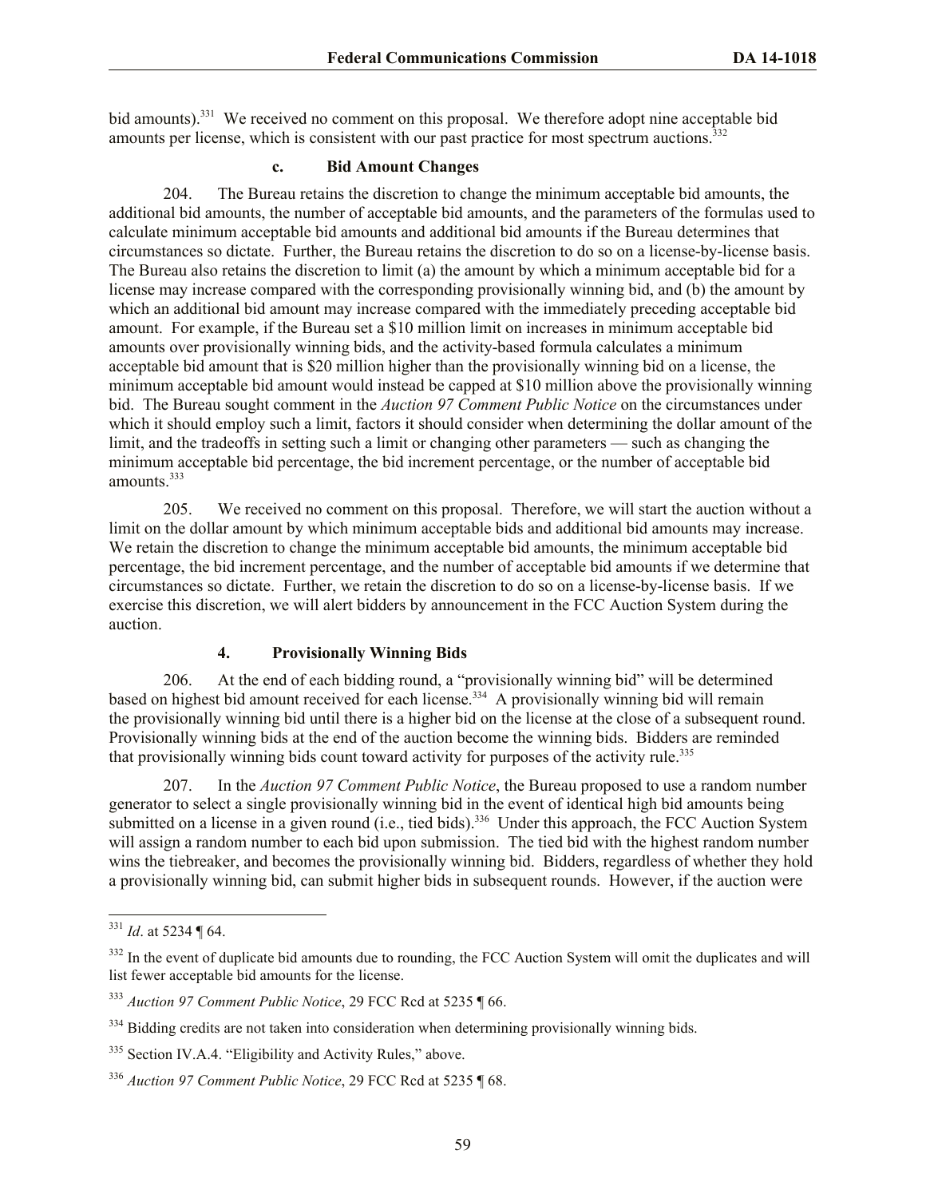bid amounts).[331] We received no comment on this proposal. We therefore adopt nine acceptable bid amounts per license, which is consistent with our past practice for most spectrum auctions.[332]

#### c. Bid Amount Changes

204. The Bureau retains the discretion to change the minimum acceptable bid amounts, the additional bid amounts, the number of acceptable bid amounts, and the parameters of the formulas used to calculate minimum acceptable bid amounts and additional bid amounts if the Bureau determines that circumstances so dictate. Further, the Bureau retains the discretion to do so on a license-by-license basis. The Bureau also retains the discretion to limit (a) the amount by which a minimum acceptable bid for a license may increase compared with the corresponding provisionally winning bid, and (b) the amount by which an additional bid amount may increase compared with the immediately preceding acceptable bid amount. For example, if the Bureau set a $10 million limit on increases in minimum acceptable bid amounts over provisionally winning bids, and the activity-based formula calculates a minimum acceptable bid amount that is $20 million higher than the provisionally winning bid on a license, the minimum acceptable bid amount would instead be capped at $10 million above the provisionally winning bid. The Bureau sought comment in the *Auction 97 Comment Public Notice* on the circumstances under which it should employ such a limit, factors it should consider when determining the dollar amount of the limit, and the tradeoffs in setting such a limit or changing other parameters — such as changing the minimum acceptable bid percentage, the bid increment percentage, or the number of acceptable bid amounts.[333]

205. We received no comment on this proposal. Therefore, we will start the auction without a limit on the dollar amount by which minimum acceptable bids and additional bid amounts may increase. We retain the discretion to change the minimum acceptable bid amounts, the minimum acceptable bid percentage, the bid increment percentage, and the number of acceptable bid amounts if we determine that circumstances so dictate. Further, we retain the discretion to do so on a license-by-license basis. If we exercise this discretion, we will alert bidders by announcement in the FCC Auction System during the auction.

### 4. Provisionally Winning Bids

206. At the end of each bidding round, a "provisionally winning bid" will be determined based on highest bid amount received for each license.[334] A provisionally winning bid will remain the provisionally winning bid until there is a higher bid on the license at the close of a subsequent round. Provisionally winning bids at the end of the auction become the winning bids. Bidders are reminded that provisionally winning bids count toward activity for purposes of the activity rule.[335]

207. In the *Auction 97 Comment Public Notice*, the Bureau proposed to use a random number generator to select a single provisionally winning bid in the event of identical high bid amounts being submitted on a license in a given round (i.e., tied bids).[336] Under this approach, the FCC Auction System will assign a random number to each bid upon submission. The tied bid with the highest random number wins the tiebreaker, and becomes the provisionally winning bid. Bidders, regardless of whether they hold a provisionally winning bid, can submit higher bids in subsequent rounds. However, if the auction were

---

[331] *Id*. at 5234 ¶ 64.

[332] In the event of duplicate bid amounts due to rounding, the FCC Auction System will omit the duplicates and will list fewer acceptable bid amounts for the license.

[333] *Auction 97 Comment Public Notice*, 29 FCC Rcd at 5235 ¶ 66.

[334] Bidding credits are not taken into consideration when determining provisionally winning bids.

[335] Section IV.A.4. "Eligibility and Activity Rules," above.

[336] *Auction 97 Comment Public Notice*, 29 FCC Rcd at 5235 ¶ 68.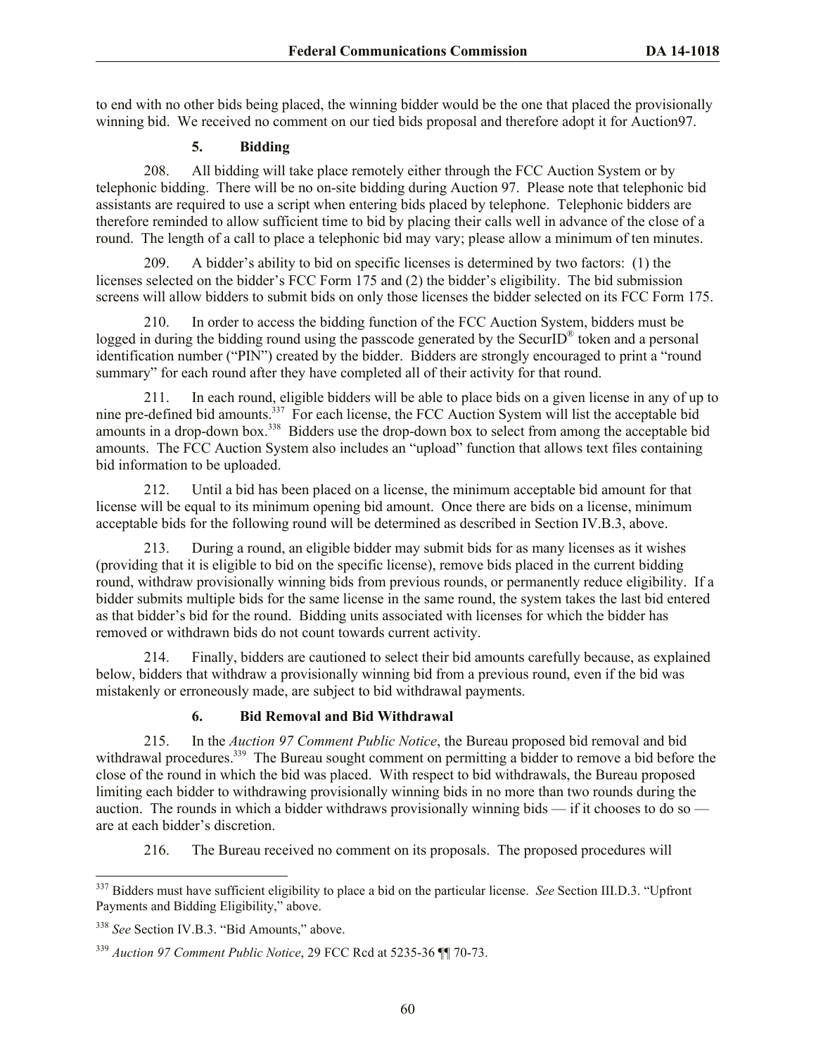to end with no other bids being placed, the winning bidder would be the one that placed the provisionally winning bid. We received no comment on our tied bids proposal and therefore adopt it for Auction97.

### 5. Bidding

208. All bidding will take place remotely either through the FCC Auction System or by telephonic bidding. There will be no on-site bidding during Auction 97. Please note that telephonic bid assistants are required to use a script when entering bids placed by telephone. Telephonic bidders are therefore reminded to allow sufficient time to bid by placing their calls well in advance of the close of a round. The length of a call to place a telephonic bid may vary; please allow a minimum of ten minutes.

209. A bidder's ability to bid on specific licenses is determined by two factors: (1) the licenses selected on the bidder's FCC Form 175 and (2) the bidder's eligibility. The bid submission screens will allow bidders to submit bids on only those licenses the bidder selected on its FCC Form 175.

210. In order to access the bidding function of the FCC Auction System, bidders must be logged in during the bidding round using the passcode generated by the SecurID® token and a personal identification number ("PIN") created by the bidder. Bidders are strongly encouraged to print a "round summary" for each round after they have completed all of their activity for that round.

211. In each round, eligible bidders will be able to place bids on a given license in any of up to nine pre-defined bid amounts.[337] For each license, the FCC Auction System will list the acceptable bid amounts in a drop-down box.[338] Bidders use the drop-down box to select from among the acceptable bid amounts. The FCC Auction System also includes an "upload" function that allows text files containing bid information to be uploaded.

212. Until a bid has been placed on a license, the minimum acceptable bid amount for that license will be equal to its minimum opening bid amount. Once there are bids on a license, minimum acceptable bids for the following round will be determined as described in Section IV.B.3, above.

213. During a round, an eligible bidder may submit bids for as many licenses as it wishes (providing that it is eligible to bid on the specific license), remove bids placed in the current bidding round, withdraw provisionally winning bids from previous rounds, or permanently reduce eligibility. If a bidder submits multiple bids for the same license in the same round, the system takes the last bid entered as that bidder's bid for the round. Bidding units associated with licenses for which the bidder has removed or withdrawn bids do not count towards current activity.

214. Finally, bidders are cautioned to select their bid amounts carefully because, as explained below, bidders that withdraw a provisionally winning bid from a previous round, even if the bid was mistakenly or erroneously made, are subject to bid withdrawal payments.

### 6. Bid Removal and Bid Withdrawal

215. In the *Auction 97 Comment Public Notice*, the Bureau proposed bid removal and bid withdrawal procedures.[339] The Bureau sought comment on permitting a bidder to remove a bid before the close of the round in which the bid was placed. With respect to bid withdrawals, the Bureau proposed limiting each bidder to withdrawing provisionally winning bids in no more than two rounds during the auction. The rounds in which a bidder withdraws provisionally winning bids — if it chooses to do so — are at each bidder's discretion.

216. The Bureau received no comment on its proposals. The proposed procedures will

---

[337] Bidders must have sufficient eligibility to place a bid on the particular license. *See* Section III.D.3. "Upfront Payments and Bidding Eligibility," above.

[338] *See* Section IV.B.3. "Bid Amounts," above.

[339] *Auction 97 Comment Public Notice*, 29 FCC Rcd at 5235-36 ¶¶ 70-73.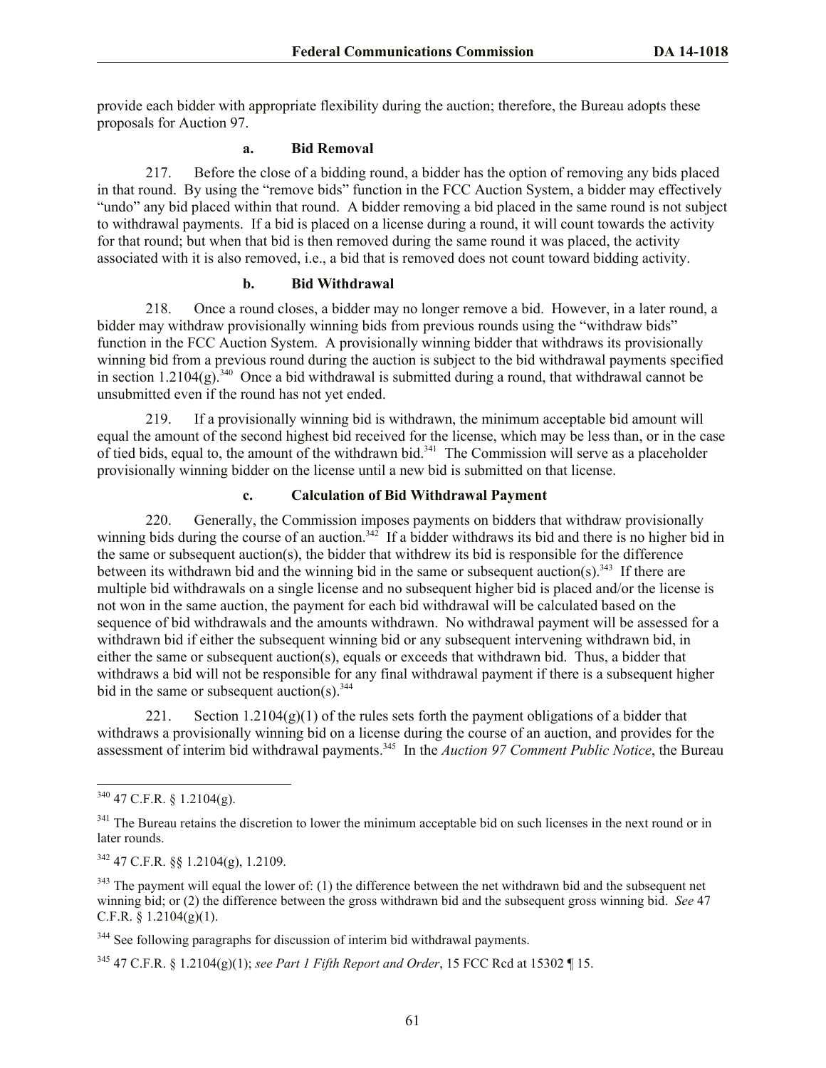provide each bidder with appropriate flexibility during the auction; therefore, the Bureau adopts these proposals for Auction 97.

#### a. Bid Removal

217. Before the close of a bidding round, a bidder has the option of removing any bids placed in that round. By using the "remove bids" function in the FCC Auction System, a bidder may effectively "undo" any bid placed within that round. A bidder removing a bid placed in the same round is not subject to withdrawal payments. If a bid is placed on a license during a round, it will count towards the activity for that round; but when that bid is then removed during the same round it was placed, the activity associated with it is also removed, i.e., a bid that is removed does not count toward bidding activity.

#### b. Bid Withdrawal

218. Once a round closes, a bidder may no longer remove a bid. However, in a later round, a bidder may withdraw provisionally winning bids from previous rounds using the "withdraw bids" function in the FCC Auction System. A provisionally winning bidder that withdraws its provisionally winning bid from a previous round during the auction is subject to the bid withdrawal payments specified in section 1.2104(g).[340] Once a bid withdrawal is submitted during a round, that withdrawal cannot be unsubmitted even if the round has not yet ended.

219. If a provisionally winning bid is withdrawn, the minimum acceptable bid amount will equal the amount of the second highest bid received for the license, which may be less than, or in the case of tied bids, equal to, the amount of the withdrawn bid.[341] The Commission will serve as a placeholder provisionally winning bidder on the license until a new bid is submitted on that license.

#### c. Calculation of Bid Withdrawal Payment

220. Generally, the Commission imposes payments on bidders that withdraw provisionally winning bids during the course of an auction.[342] If a bidder withdraws its bid and there is no higher bid in the same or subsequent auction(s), the bidder that withdrew its bid is responsible for the difference between its withdrawn bid and the winning bid in the same or subsequent auction(s).[343] If there are multiple bid withdrawals on a single license and no subsequent higher bid is placed and/or the license is not won in the same auction, the payment for each bid withdrawal will be calculated based on the sequence of bid withdrawals and the amounts withdrawn. No withdrawal payment will be assessed for a withdrawn bid if either the subsequent winning bid or any subsequent intervening withdrawn bid, in either the same or subsequent auction(s), equals or exceeds that withdrawn bid. Thus, a bidder that withdraws a bid will not be responsible for any final withdrawal payment if there is a subsequent higher bid in the same or subsequent auction(s).[344]

221. Section 1.2104(g)(1) of the rules sets forth the payment obligations of a bidder that withdraws a provisionally winning bid on a license during the course of an auction, and provides for the assessment of interim bid withdrawal payments.[345] In the *Auction 97 Comment Public Notice*, the Bureau

---

[340] 47 C.F.R. § 1.2104(g).

[341] The Bureau retains the discretion to lower the minimum acceptable bid on such licenses in the next round or in later rounds.

[342] 47 C.F.R. §§ 1.2104(g), 1.2109.

[343] The payment will equal the lower of: (1) the difference between the net withdrawn bid and the subsequent net winning bid; or (2) the difference between the gross withdrawn bid and the subsequent gross winning bid. *See* 47 C.F.R. § 1.2104(g)(1).

[344] See following paragraphs for discussion of interim bid withdrawal payments.

[345] 47 C.F.R. § 1.2104(g)(1); *see Part 1 Fifth Report and Order*, 15 FCC Rcd at 15302 ¶ 15.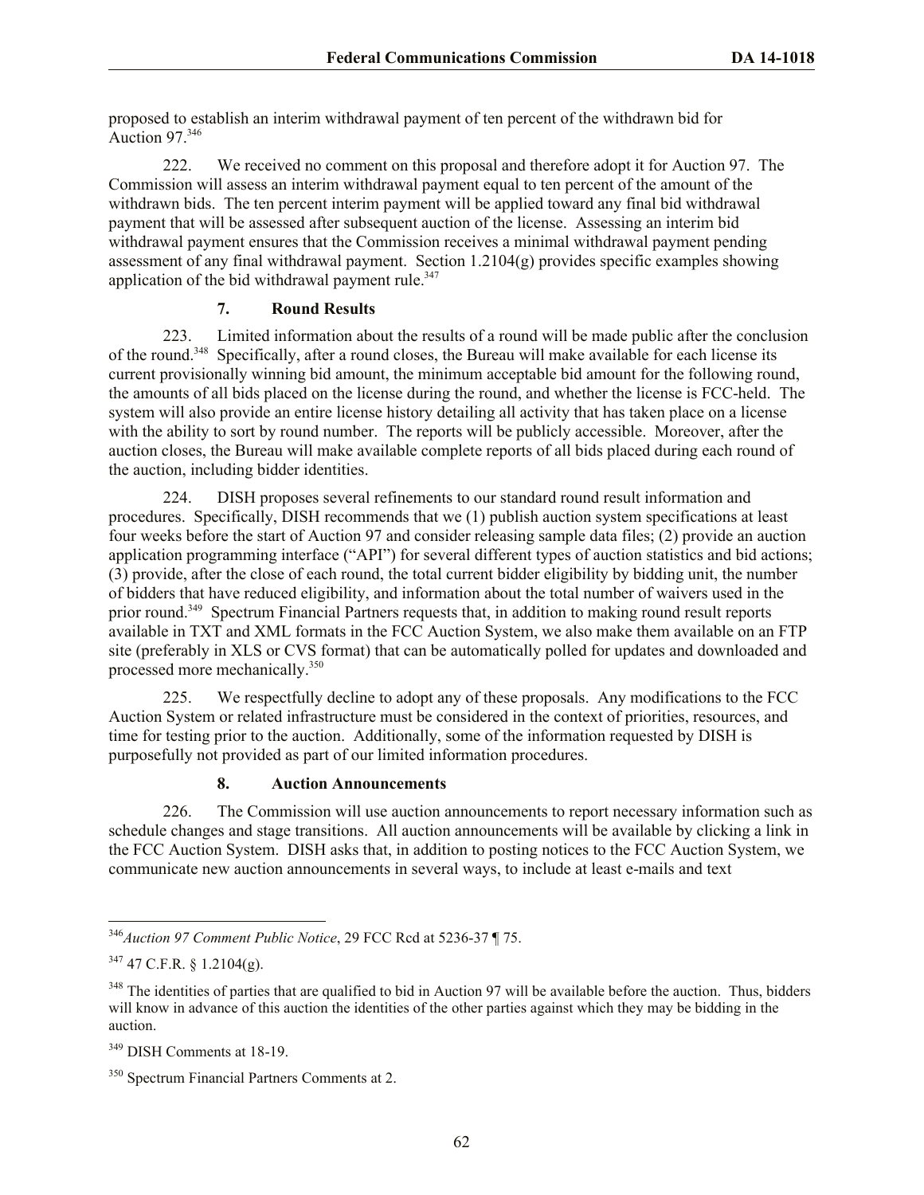proposed to establish an interim withdrawal payment of ten percent of the withdrawn bid for Auction 97.[346]

222. We received no comment on this proposal and therefore adopt it for Auction 97. The Commission will assess an interim withdrawal payment equal to ten percent of the amount of the withdrawn bids. The ten percent interim payment will be applied toward any final bid withdrawal payment that will be assessed after subsequent auction of the license. Assessing an interim bid withdrawal payment ensures that the Commission receives a minimal withdrawal payment pending assessment of any final withdrawal payment. Section 1.2104(g) provides specific examples showing application of the bid withdrawal payment rule.[347]

### 7. Round Results

223. Limited information about the results of a round will be made public after the conclusion of the round.[348] Specifically, after a round closes, the Bureau will make available for each license its current provisionally winning bid amount, the minimum acceptable bid amount for the following round, the amounts of all bids placed on the license during the round, and whether the license is FCC-held. The system will also provide an entire license history detailing all activity that has taken place on a license with the ability to sort by round number. The reports will be publicly accessible. Moreover, after the auction closes, the Bureau will make available complete reports of all bids placed during each round of the auction, including bidder identities.

224. DISH proposes several refinements to our standard round result information and procedures. Specifically, DISH recommends that we (1) publish auction system specifications at least four weeks before the start of Auction 97 and consider releasing sample data files; (2) provide an auction application programming interface ("API") for several different types of auction statistics and bid actions; (3) provide, after the close of each round, the total current bidder eligibility by bidding unit, the number of bidders that have reduced eligibility, and information about the total number of waivers used in the prior round.[349] Spectrum Financial Partners requests that, in addition to making round result reports available in TXT and XML formats in the FCC Auction System, we also make them available on an FTP site (preferably in XLS or CVS format) that can be automatically polled for updates and downloaded and processed more mechanically.[350]

225. We respectfully decline to adopt any of these proposals. Any modifications to the FCC Auction System or related infrastructure must be considered in the context of priorities, resources, and time for testing prior to the auction. Additionally, some of the information requested by DISH is purposefully not provided as part of our limited information procedures.

### 8. Auction Announcements

226. The Commission will use auction announcements to report necessary information such as schedule changes and stage transitions. All auction announcements will be available by clicking a link in the FCC Auction System. DISH asks that, in addition to posting notices to the FCC Auction System, we communicate new auction announcements in several ways, to include at least e-mails and text

---

[346] *Auction 97 Comment Public Notice*, 29 FCC Rcd at 5236-37 ¶ 75.

[347] 47 C.F.R. § 1.2104(g).

[348] The identities of parties that are qualified to bid in Auction 97 will be available before the auction. Thus, bidders will know in advance of this auction the identities of the other parties against which they may be bidding in the auction.

[349] DISH Comments at 18-19.

[350] Spectrum Financial Partners Comments at 2.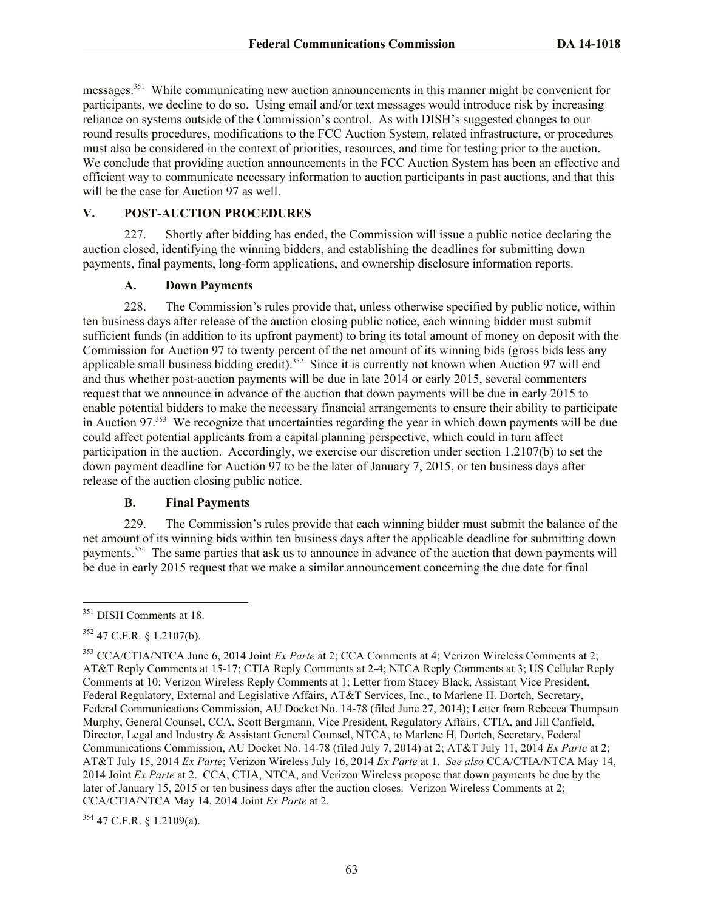messages.[351] While communicating new auction announcements in this manner might be convenient for participants, we decline to do so. Using email and/or text messages would introduce risk by increasing reliance on systems outside of the Commission's control. As with DISH's suggested changes to our round results procedures, modifications to the FCC Auction System, related infrastructure, or procedures must also be considered in the context of priorities, resources, and time for testing prior to the auction. We conclude that providing auction announcements in the FCC Auction System has been an effective and efficient way to communicate necessary information to auction participants in past auctions, and that this will be the case for Auction 97 as well.

## V. POST-AUCTION PROCEDURES

227. Shortly after bidding has ended, the Commission will issue a public notice declaring the auction closed, identifying the winning bidders, and establishing the deadlines for submitting down payments, final payments, long-form applications, and ownership disclosure information reports.

### A. Down Payments

228. The Commission's rules provide that, unless otherwise specified by public notice, within ten business days after release of the auction closing public notice, each winning bidder must submit sufficient funds (in addition to its upfront payment) to bring its total amount of money on deposit with the Commission for Auction 97 to twenty percent of the net amount of its winning bids (gross bids less any applicable small business bidding credit).[352] Since it is currently not known when Auction 97 will end and thus whether post-auction payments will be due in late 2014 or early 2015, several commenters request that we announce in advance of the auction that down payments will be due in early 2015 to enable potential bidders to make the necessary financial arrangements to ensure their ability to participate in Auction 97.[353] We recognize that uncertainties regarding the year in which down payments will be due could affect potential applicants from a capital planning perspective, which could in turn affect participation in the auction. Accordingly, we exercise our discretion under section 1.2107(b) to set the down payment deadline for Auction 97 to be the later of January 7, 2015, or ten business days after release of the auction closing public notice.

### B. Final Payments

229. The Commission's rules provide that each winning bidder must submit the balance of the net amount of its winning bids within ten business days after the applicable deadline for submitting down payments.[354] The same parties that ask us to announce in advance of the auction that down payments will be due in early 2015 request that we make a similar announcement concerning the due date for final

---

[351] DISH Comments at 18.

[352] 47 C.F.R. § 1.2107(b).

[353] CCA/CTIA/NTCA June 6, 2014 Joint *Ex Parte* at 2; CCA Comments at 4; Verizon Wireless Comments at 2; AT&T Reply Comments at 15-17; CTIA Reply Comments at 2-4; NTCA Reply Comments at 3; US Cellular Reply Comments at 10; Verizon Wireless Reply Comments at 1; Letter from Stacey Black, Assistant Vice President, Federal Regulatory, External and Legislative Affairs, AT&T Services, Inc., to Marlene H. Dortch, Secretary, Federal Communications Commission, AU Docket No. 14-78 (filed June 27, 2014); Letter from Rebecca Thompson Murphy, General Counsel, CCA, Scott Bergmann, Vice President, Regulatory Affairs, CTIA, and Jill Canfield, Director, Legal and Industry & Assistant General Counsel, NTCA, to Marlene H. Dortch, Secretary, Federal Communications Commission, AU Docket No. 14-78 (filed July 7, 2014) at 2; AT&T July 11, 2014 *Ex Parte* at 2; AT&T July 15, 2014 *Ex Parte*; Verizon Wireless July 16, 2014 *Ex Parte* at 1. *See also* CCA/CTIA/NTCA May 14, 2014 Joint *Ex Parte* at 2. CCA, CTIA, NTCA, and Verizon Wireless propose that down payments be due by the later of January 15, 2015 or ten business days after the auction closes. Verizon Wireless Comments at 2; CCA/CTIA/NTCA May 14, 2014 Joint *Ex Parte* at 2.

[354] 47 C.F.R. § 1.2109(a).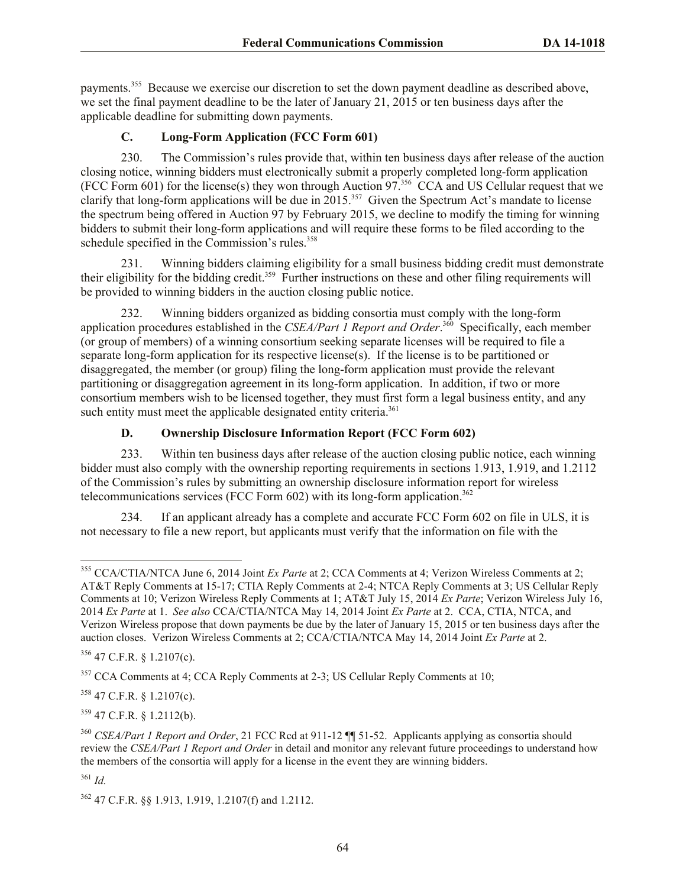payments.[355] Because we exercise our discretion to set the down payment deadline as described above, we set the final payment deadline to be the later of January 21, 2015 or ten business days after the applicable deadline for submitting down payments.

### C. Long-Form Application (FCC Form 601)

230. The Commission's rules provide that, within ten business days after release of the auction closing notice, winning bidders must electronically submit a properly completed long-form application (FCC Form 601) for the license(s) they won through Auction 97.[356] CCA and US Cellular request that we clarify that long-form applications will be due in 2015.[357] Given the Spectrum Act's mandate to license the spectrum being offered in Auction 97 by February 2015, we decline to modify the timing for winning bidders to submit their long-form applications and will require these forms to be filed according to the schedule specified in the Commission's rules.[358]

231. Winning bidders claiming eligibility for a small business bidding credit must demonstrate their eligibility for the bidding credit.[359] Further instructions on these and other filing requirements will be provided to winning bidders in the auction closing public notice.

232. Winning bidders organized as bidding consortia must comply with the long-form application procedures established in the *CSEA/Part 1 Report and Order*.[360] Specifically, each member (or group of members) of a winning consortium seeking separate licenses will be required to file a separate long-form application for its respective license(s). If the license is to be partitioned or disaggregated, the member (or group) filing the long-form application must provide the relevant partitioning or disaggregation agreement in its long-form application. In addition, if two or more consortium members wish to be licensed together, they must first form a legal business entity, and any such entity must meet the applicable designated entity criteria.[361]

### D. Ownership Disclosure Information Report (FCC Form 602)

233. Within ten business days after release of the auction closing public notice, each winning bidder must also comply with the ownership reporting requirements in sections 1.913, 1.919, and 1.2112 of the Commission's rules by submitting an ownership disclosure information report for wireless telecommunications services (FCC Form 602) with its long-form application.[362]

234. If an applicant already has a complete and accurate FCC Form 602 on file in ULS, it is not necessary to file a new report, but applicants must verify that the information on file with the

---

[355] CCA/CTIA/NTCA June 6, 2014 Joint *Ex Parte* at 2; CCA Comments at 4; Verizon Wireless Comments at 2; AT&T Reply Comments at 15-17; CTIA Reply Comments at 2-4; NTCA Reply Comments at 3; US Cellular Reply Comments at 10; Verizon Wireless Reply Comments at 1; AT&T July 15, 2014 *Ex Parte*; Verizon Wireless July 16, 2014 *Ex Parte* at 1. *See also* CCA/CTIA/NTCA May 14, 2014 Joint *Ex Parte* at 2. CCA, CTIA, NTCA, and Verizon Wireless propose that down payments be due by the later of January 15, 2015 or ten business days after the auction closes. Verizon Wireless Comments at 2; CCA/CTIA/NTCA May 14, 2014 Joint *Ex Parte* at 2.

[356] 47 C.F.R. § 1.2107(c).

[357] CCA Comments at 4; CCA Reply Comments at 2-3; US Cellular Reply Comments at 10;

[358] 47 C.F.R. § 1.2107(c).

[359] 47 C.F.R. § 1.2112(b).

[360] *CSEA/Part 1 Report and Order*, 21 FCC Rcd at 911-12 ¶¶ 51-52. Applicants applying as consortia should review the *CSEA/Part 1 Report and Order* in detail and monitor any relevant future proceedings to understand how the members of the consortia will apply for a license in the event they are winning bidders.

[361] *Id.*

[362] 47 C.F.R. §§ 1.913, 1.919, 1.2107(f) and 1.2112.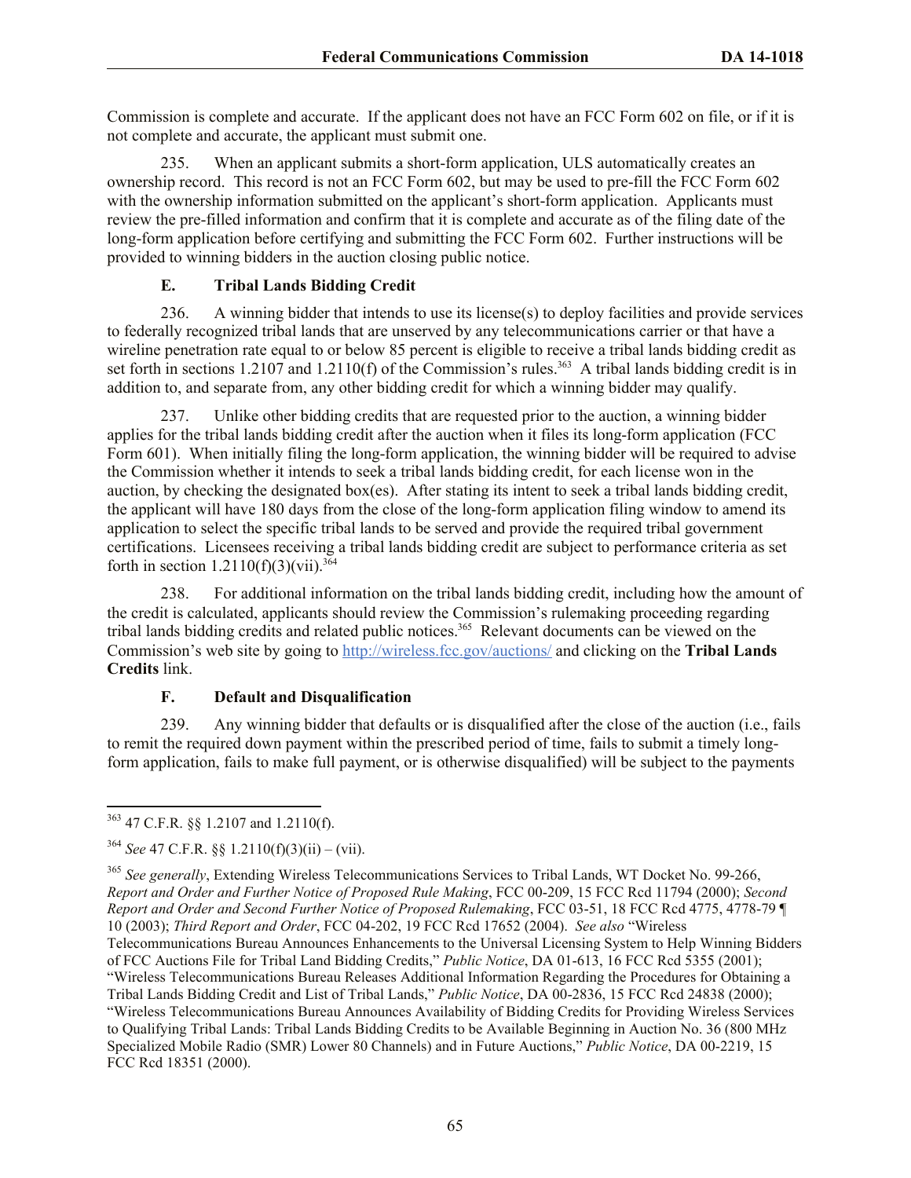Commission is complete and accurate. If the applicant does not have an FCC Form 602 on file, or if it is not complete and accurate, the applicant must submit one.

235. When an applicant submits a short-form application, ULS automatically creates an ownership record. This record is not an FCC Form 602, but may be used to pre-fill the FCC Form 602 with the ownership information submitted on the applicant's short-form application. Applicants must review the pre-filled information and confirm that it is complete and accurate as of the filing date of the long-form application before certifying and submitting the FCC Form 602. Further instructions will be provided to winning bidders in the auction closing public notice.

### E. Tribal Lands Bidding Credit

236. A winning bidder that intends to use its license(s) to deploy facilities and provide services to federally recognized tribal lands that are unserved by any telecommunications carrier or that have a wireline penetration rate equal to or below 85 percent is eligible to receive a tribal lands bidding credit as set forth in sections 1.2107 and 1.2110(f) of the Commission's rules.[363] A tribal lands bidding credit is in addition to, and separate from, any other bidding credit for which a winning bidder may qualify.

237. Unlike other bidding credits that are requested prior to the auction, a winning bidder applies for the tribal lands bidding credit after the auction when it files its long-form application (FCC Form 601). When initially filing the long-form application, the winning bidder will be required to advise the Commission whether it intends to seek a tribal lands bidding credit, for each license won in the auction, by checking the designated box(es). After stating its intent to seek a tribal lands bidding credit, the applicant will have 180 days from the close of the long-form application filing window to amend its application to select the specific tribal lands to be served and provide the required tribal government certifications. Licensees receiving a tribal lands bidding credit are subject to performance criteria as set forth in section 1.2110(f)(3)(vii).[364]

238. For additional information on the tribal lands bidding credit, including how the amount of the credit is calculated, applicants should review the Commission's rulemaking proceeding regarding tribal lands bidding credits and related public notices.[365] Relevant documents can be viewed on the Commission's web site by going to http://wireless.fcc.gov/auctions/ and clicking on the **Tribal Lands Credits** link.

### F. Default and Disqualification

239. Any winning bidder that defaults or is disqualified after the close of the auction (i.e., fails to remit the required down payment within the prescribed period of time, fails to submit a timely long-form application, fails to make full payment, or is otherwise disqualified) will be subject to the payments

---

[363] 47 C.F.R. §§ 1.2107 and 1.2110(f).

[364] *See* 47 C.F.R. §§ 1.2110(f)(3)(ii) – (vii).

[365] *See generally*, Extending Wireless Telecommunications Services to Tribal Lands, WT Docket No. 99-266, *Report and Order and Further Notice of Proposed Rule Making*, FCC 00-209, 15 FCC Rcd 11794 (2000); *Second Report and Order and Second Further Notice of Proposed Rulemaking*, FCC 03-51, 18 FCC Rcd 4775, 4778-79 ¶ 10 (2003); *Third Report and Order*, FCC 04-202, 19 FCC Rcd 17652 (2004). *See also* "Wireless Telecommunications Bureau Announces Enhancements to the Universal Licensing System to Help Winning Bidders of FCC Auctions File for Tribal Land Bidding Credits," *Public Notice*, DA 01-613, 16 FCC Rcd 5355 (2001); "Wireless Telecommunications Bureau Releases Additional Information Regarding the Procedures for Obtaining a Tribal Lands Bidding Credit and List of Tribal Lands," *Public Notice*, DA 00-2836, 15 FCC Rcd 24838 (2000); "Wireless Telecommunications Bureau Announces Availability of Bidding Credits for Providing Wireless Services to Qualifying Tribal Lands: Tribal Lands Bidding Credits to be Available Beginning in Auction No. 36 (800 MHz Specialized Mobile Radio (SMR) Lower 80 Channels) and in Future Auctions," *Public Notice*, DA 00-2219, 15 FCC Rcd 18351 (2000).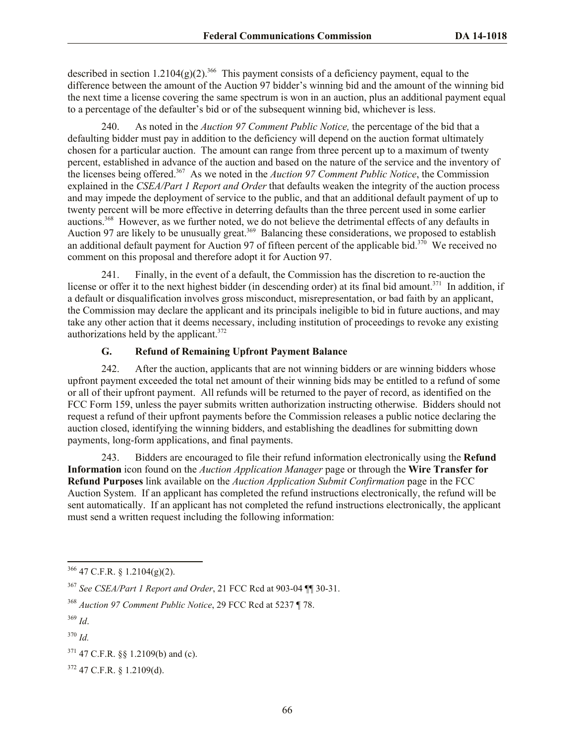described in section 1.2104(g)(2).[366] This payment consists of a deficiency payment, equal to the difference between the amount of the Auction 97 bidder's winning bid and the amount of the winning bid the next time a license covering the same spectrum is won in an auction, plus an additional payment equal to a percentage of the defaulter's bid or of the subsequent winning bid, whichever is less.

240. As noted in the *Auction 97 Comment Public Notice,* the percentage of the bid that a defaulting bidder must pay in addition to the deficiency will depend on the auction format ultimately chosen for a particular auction. The amount can range from three percent up to a maximum of twenty percent, established in advance of the auction and based on the nature of the service and the inventory of the licenses being offered.[367] As we noted in the *Auction 97 Comment Public Notice*, the Commission explained in the *CSEA/Part 1 Report and Order* that defaults weaken the integrity of the auction process and may impede the deployment of service to the public, and that an additional default payment of up to twenty percent will be more effective in deterring defaults than the three percent used in some earlier auctions.[368] However, as we further noted, we do not believe the detrimental effects of any defaults in Auction 97 are likely to be unusually great.[369] Balancing these considerations, we proposed to establish an additional default payment for Auction 97 of fifteen percent of the applicable bid.[370] We received no comment on this proposal and therefore adopt it for Auction 97.

241. Finally, in the event of a default, the Commission has the discretion to re-auction the license or offer it to the next highest bidder (in descending order) at its final bid amount.[371] In addition, if a default or disqualification involves gross misconduct, misrepresentation, or bad faith by an applicant, the Commission may declare the applicant and its principals ineligible to bid in future auctions, and may take any other action that it deems necessary, including institution of proceedings to revoke any existing authorizations held by the applicant.[372]

### G. Refund of Remaining Upfront Payment Balance

242. After the auction, applicants that are not winning bidders or are winning bidders whose upfront payment exceeded the total net amount of their winning bids may be entitled to a refund of some or all of their upfront payment. All refunds will be returned to the payer of record, as identified on the FCC Form 159, unless the payer submits written authorization instructing otherwise. Bidders should not request a refund of their upfront payments before the Commission releases a public notice declaring the auction closed, identifying the winning bidders, and establishing the deadlines for submitting down payments, long-form applications, and final payments.

243. Bidders are encouraged to file their refund information electronically using the **Refund Information** icon found on the *Auction Application Manager* page or through the **Wire Transfer for Refund Purposes** link available on the *Auction Application Submit Confirmation* page in the FCC Auction System. If an applicant has completed the refund instructions electronically, the refund will be sent automatically. If an applicant has not completed the refund instructions electronically, the applicant must send a written request including the following information:

---

[366] 47 C.F.R. § 1.2104(g)(2).

[367] *See CSEA/Part 1 Report and Order*, 21 FCC Rcd at 903-04 ¶¶ 30-31.

[368] *Auction 97 Comment Public Notice*, 29 FCC Rcd at 5237 ¶ 78.

[369] *Id*.

[370] *Id.*

[371] 47 C.F.R. §§ 1.2109(b) and (c).

[372] 47 C.F.R. § 1.2109(d).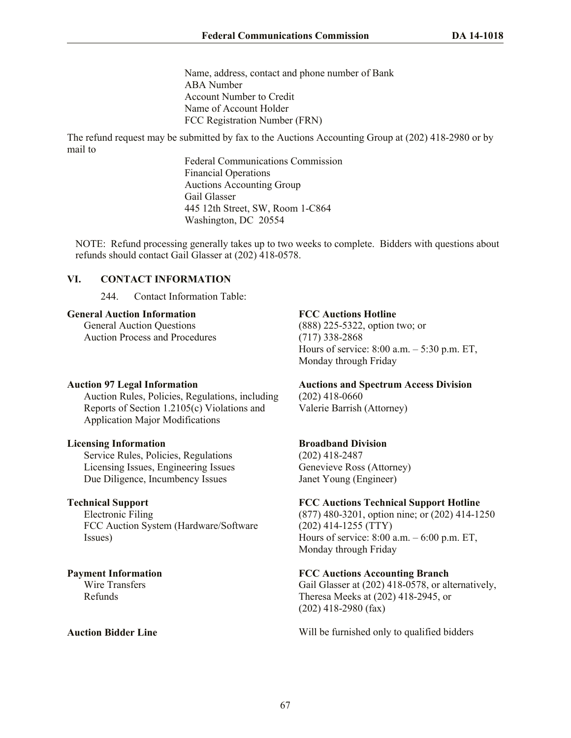Name, address, contact and phone number of Bank
ABA Number
Account Number to Credit
Name of Account Holder
FCC Registration Number (FRN)

The refund request may be submitted by fax to the Auctions Accounting Group at (202) 418-2980 or by mail to

Federal Communications Commission
Financial Operations
Auctions Accounting Group
Gail Glasser
445 12th Street, SW, Room 1-C864
Washington, DC 20554

NOTE: Refund processing generally takes up to two weeks to complete. Bidders with questions about refunds should contact Gail Glasser at (202) 418-0578.

## VI. CONTACT INFORMATION

244. Contact Information Table:

| | |
|---|---|
| **General Auction Information**<br>General Auction Questions<br>Auction Process and Procedures | **FCC Auctions Hotline**<br>(888) 225-5322, option two; or<br>(717) 338-2868<br>Hours of service: 8:00 a.m. – 5:30 p.m. ET, Monday through Friday |
| **Auction 97 Legal Information**<br>Auction Rules, Policies, Regulations, including Reports of Section 1.2105(c) Violations and Application Major Modifications | **Auctions and Spectrum Access Division**<br>(202) 418-0660<br>Valerie Barrish (Attorney) |
| **Licensing Information**<br>Service Rules, Policies, Regulations<br>Licensing Issues, Engineering Issues<br>Due Diligence, Incumbency Issues | **Broadband Division**<br>(202) 418-2487<br>Genevieve Ross (Attorney)<br>Janet Young (Engineer) |
| **Technical Support**<br>Electronic Filing<br>FCC Auction System (Hardware/Software Issues) | **FCC Auctions Technical Support Hotline**<br>(877) 480-3201, option nine; or (202) 414-1250<br>(202) 414-1255 (TTY)<br>Hours of service: 8:00 a.m. – 6:00 p.m. ET, Monday through Friday |
| **Payment Information**<br>Wire Transfers<br>Refunds | **FCC Auctions Accounting Branch**<br>Gail Glasser at (202) 418-0578, or alternatively, Theresa Meeks at (202) 418-2945, or<br>(202) 418-2980 (fax) |
| **Auction Bidder Line** | Will be furnished only to qualified bidders |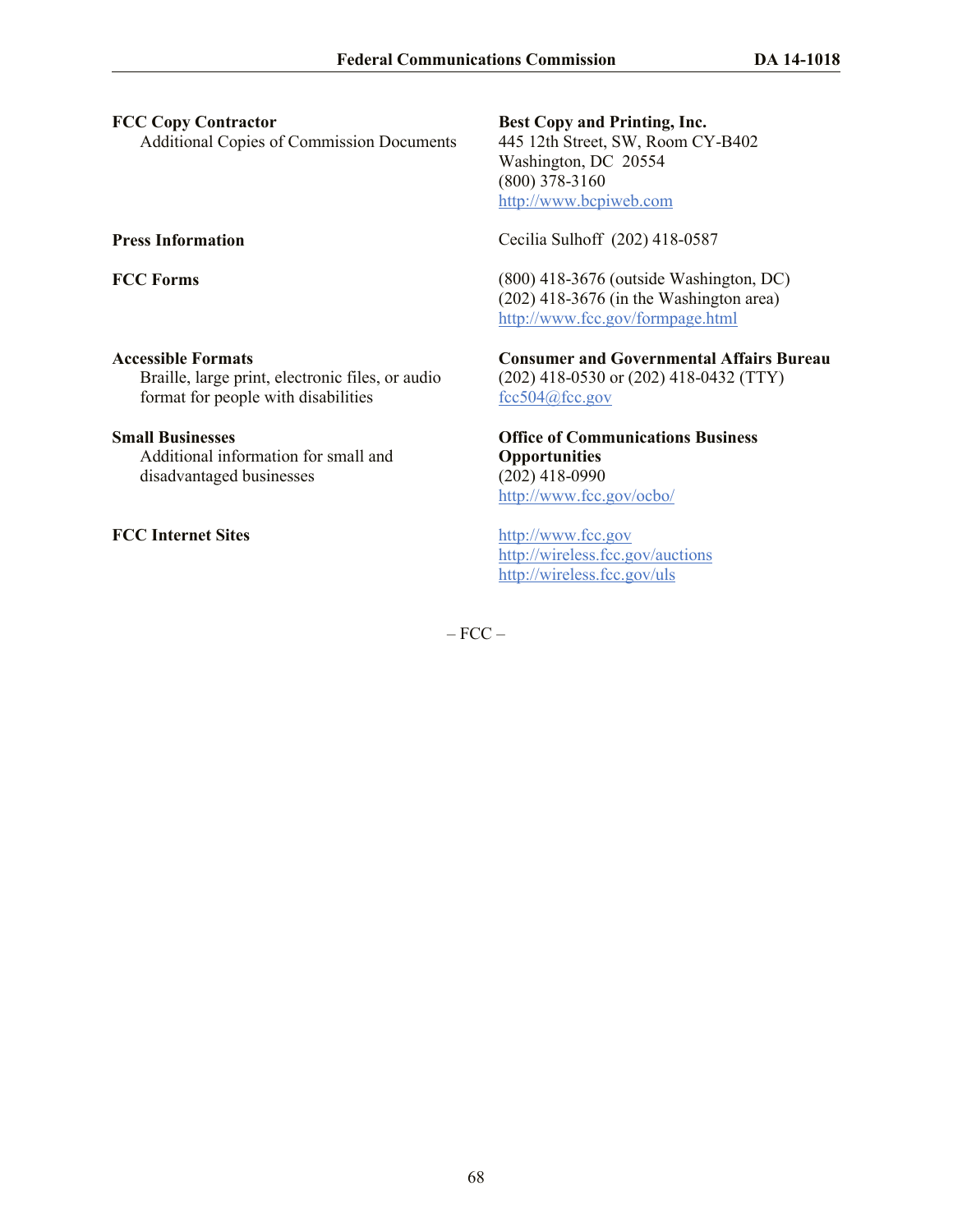**FCC Copy Contractor**
Additional Copies of Commission Documents

**Best Copy and Printing, Inc.**
445 12th Street, SW, Room CY-B402
Washington, DC 20554
(800) 378-3160
http://www.bcpiweb.com

**Press Information**

Cecilia Sulhoff (202) 418-0587

**FCC Forms**

(800) 418-3676 (outside Washington, DC)
(202) 418-3676 (in the Washington area)
http://www.fcc.gov/formpage.html

**Accessible Formats**
Braille, large print, electronic files, or audio format for people with disabilities

**Consumer and Governmental Affairs Bureau**
(202) 418-0530 or (202) 418-0432 (TTY)
fcc504@fcc.gov

**Small Businesses**
Additional information for small and disadvantaged businesses

**Office of Communications Business Opportunities**
(202) 418-0990
http://www.fcc.gov/ocbo/

**FCC Internet Sites**

http://www.fcc.gov
http://wireless.fcc.gov/auctions
http://wireless.fcc.gov/uls

– FCC –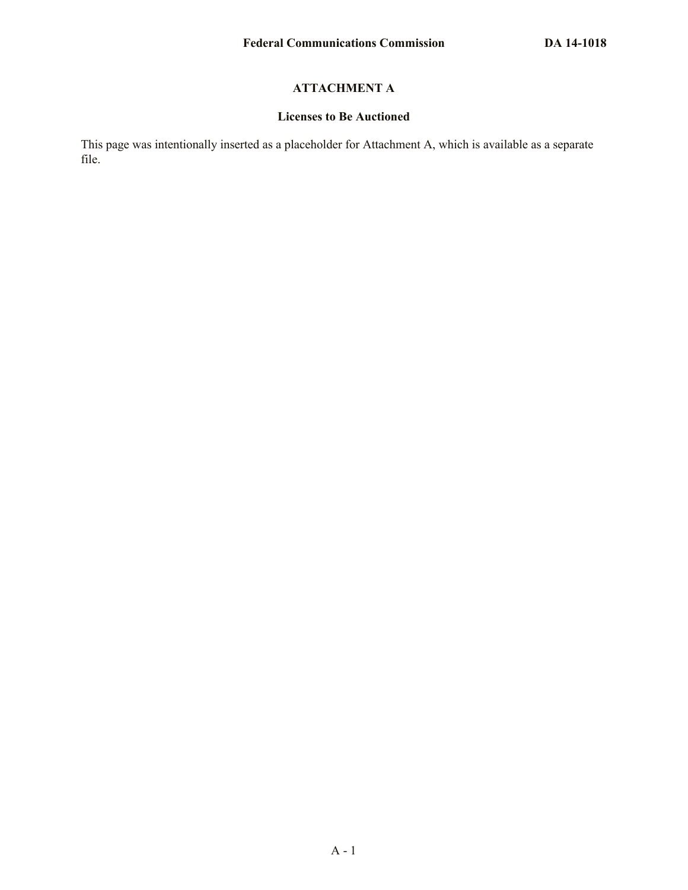## ATTACHMENT A

### Licenses to Be Auctioned

This page was intentionally inserted as a placeholder for Attachment A, which is available as a separate file.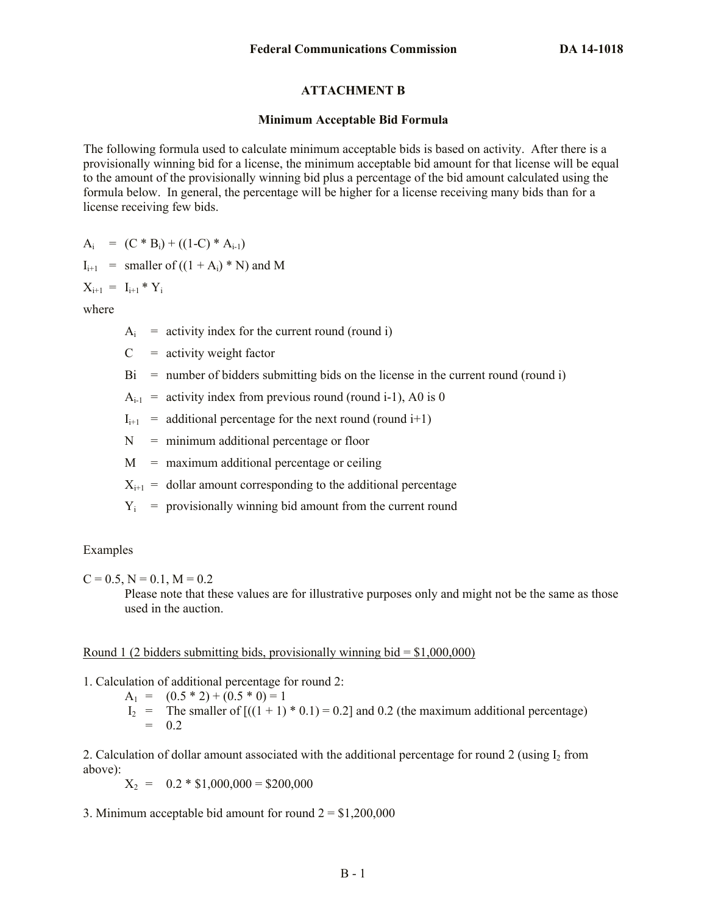# ATTACHMENT B

## Minimum Acceptable Bid Formula

The following formula used to calculate minimum acceptable bids is based on activity. After there is a provisionally winning bid for a license, the minimum acceptable bid amount for that license will be equal to the amount of the provisionally winning bid plus a percentage of the bid amount calculated using the formula below. In general, the percentage will be higher for a license receiving many bids than for a license receiving few bids.

$A_i = (C * B_i) + ((1\text{-}C) * A_{i\text{-}1})$

$I_{i+1}$ = smaller of $((1 + A_i) * N)$ and M

$X_{i+1} = I_{i+1} * Y_i$

where

- $A_i$ = activity index for the current round (round i)
- C = activity weight factor
- Bi = number of bidders submitting bids on the license in the current round (round i)
- $A_{i\text{-}1}$ = activity index from previous round (round i-1), A0 is 0
- $I_{i+1}$ = additional percentage for the next round (round i+1)
- N = minimum additional percentage or floor
- M = maximum additional percentage or ceiling
- $X_{i+1}$ = dollar amount corresponding to the additional percentage
- $Y_i$ = provisionally winning bid amount from the current round

Examples

C = 0.5, N = 0.1, M = 0.2

Please note that these values are for illustrative purposes only and might not be the same as those used in the auction.

<u>Round 1 (2 bidders submitting bids, provisionally winning bid = $1,000,000)</u>

1. Calculation of additional percentage for round 2:

$A_1 = (0.5 * 2) + (0.5 * 0) = 1$

$I_2$ = The smaller of [((1 + 1) * 0.1) = 0.2] and 0.2 (the maximum additional percentage) = 0.2

2. Calculation of dollar amount associated with the additional percentage for round 2 (using $I_2$ from above):

$X_2$ = 0.2 * $1,000,000 = $200,000

3. Minimum acceptable bid amount for round 2 = $1,200,000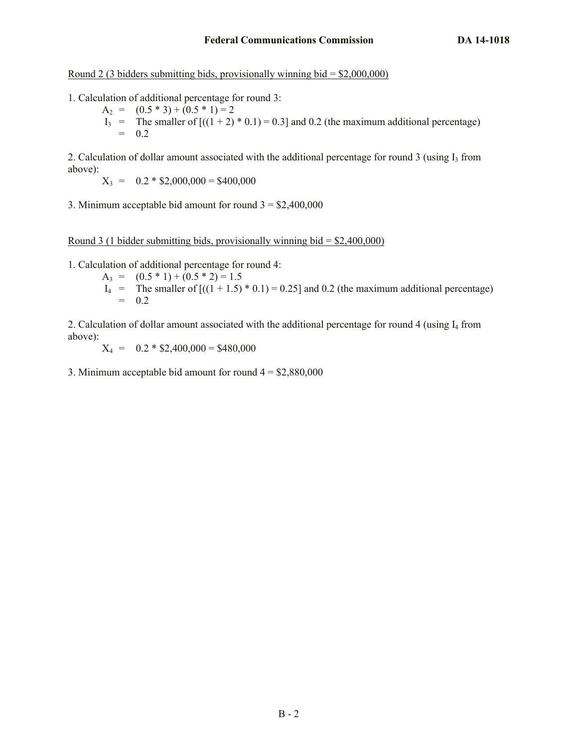<u>Round 2 (3 bidders submitting bids, provisionally winning bid = $2,000,000)</u>

1. Calculation of additional percentage for round 3:

$A_2$ = (0.5 * 3) + (0.5 * 1) = 2

$I_3$ = The smaller of [((1 + 2) * 0.1) = 0.3] and 0.2 (the maximum additional percentage)
= 0.2

2. Calculation of dollar amount associated with the additional percentage for round 3 (using $I_3$ from above):

$X_3$ = 0.2 * $2,000,000 = $400,000

3. Minimum acceptable bid amount for round 3 = $2,400,000

<u>Round 3 (1 bidder submitting bids, provisionally winning bid = $2,400,000)</u>

1. Calculation of additional percentage for round 4:

$A_3$ = (0.5 * 1) + (0.5 * 2) = 1.5

$I_4$ = The smaller of [((1 + 1.5) * 0.1) = 0.25] and 0.2 (the maximum additional percentage)
= 0.2

2. Calculation of dollar amount associated with the additional percentage for round 4 (using $I_4$ from above):

$X_4$ = 0.2 * $2,400,000 = $480,000

3. Minimum acceptable bid amount for round 4 = $2,880,000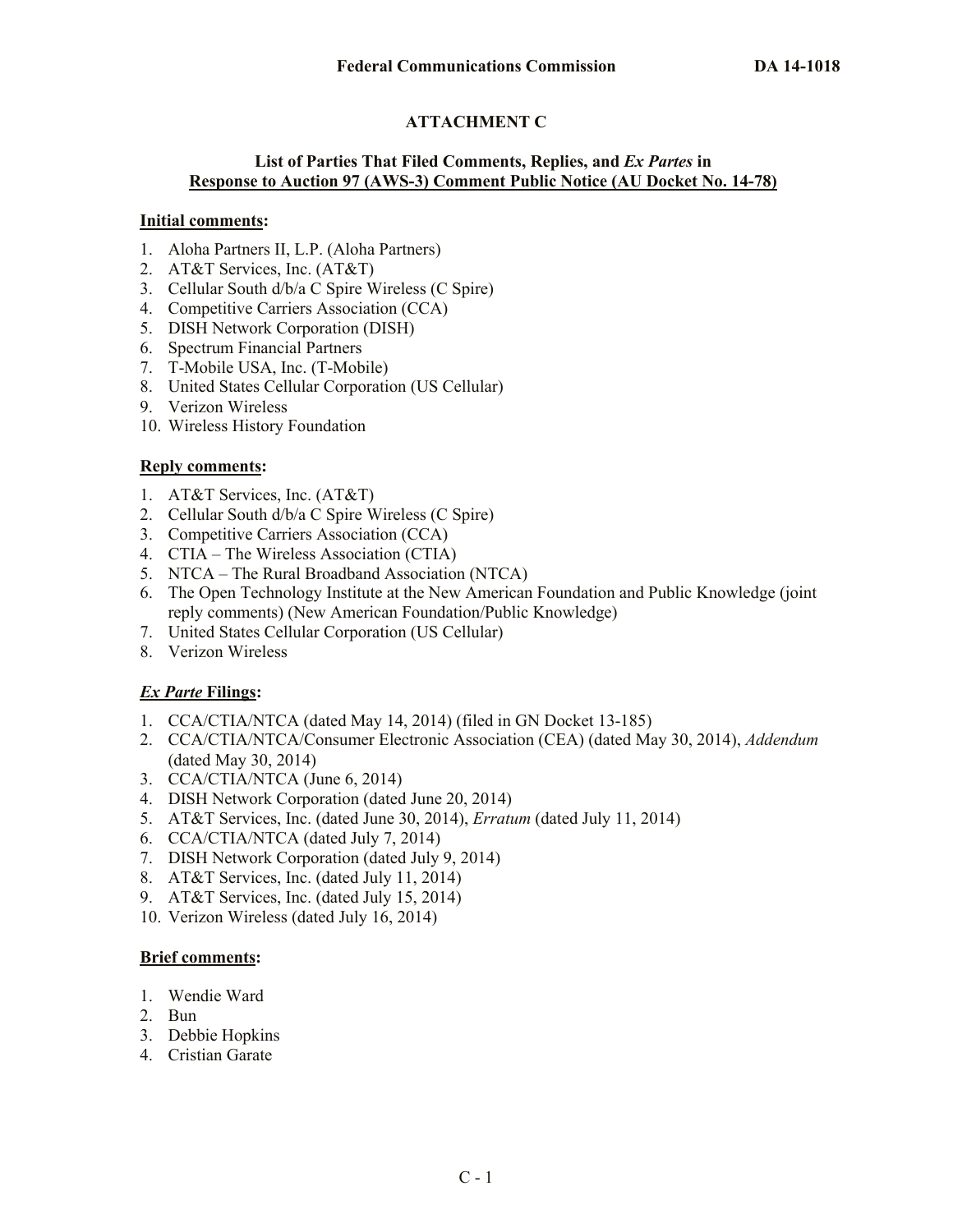## ATTACHMENT C

### List of Parties That Filed Comments, Replies, and *Ex Partes* in Response to Auction 97 (AWS-3) Comment Public Notice (AU Docket No. 14-78)

**Initial comments:**

1. Aloha Partners II, L.P. (Aloha Partners)
2. AT&T Services, Inc. (AT&T)
3. Cellular South d/b/a C Spire Wireless (C Spire)
4. Competitive Carriers Association (CCA)
5. DISH Network Corporation (DISH)
6. Spectrum Financial Partners
7. T-Mobile USA, Inc. (T-Mobile)
8. United States Cellular Corporation (US Cellular)
9. Verizon Wireless
10. Wireless History Foundation

**Reply comments:**

1. AT&T Services, Inc. (AT&T)
2. Cellular South d/b/a C Spire Wireless (C Spire)
3. Competitive Carriers Association (CCA)
4. CTIA – The Wireless Association (CTIA)
5. NTCA – The Rural Broadband Association (NTCA)
6. The Open Technology Institute at the New American Foundation and Public Knowledge (joint reply comments) (New American Foundation/Public Knowledge)
7. United States Cellular Corporation (US Cellular)
8. Verizon Wireless

***Ex Parte* Filings:**

1. CCA/CTIA/NTCA (dated May 14, 2014) (filed in GN Docket 13-185)
2. CCA/CTIA/NTCA/Consumer Electronic Association (CEA) (dated May 30, 2014), *Addendum* (dated May 30, 2014)
3. CCA/CTIA/NTCA (June 6, 2014)
4. DISH Network Corporation (dated June 20, 2014)
5. AT&T Services, Inc. (dated June 30, 2014), *Erratum* (dated July 11, 2014)
6. CCA/CTIA/NTCA (dated July 7, 2014)
7. DISH Network Corporation (dated July 9, 2014)
8. AT&T Services, Inc. (dated July 11, 2014)
9. AT&T Services, Inc. (dated July 15, 2014)
10. Verizon Wireless (dated July 16, 2014)

**Brief comments:**

1. Wendie Ward
2. Bun
3. Debbie Hopkins
4. Cristian Garate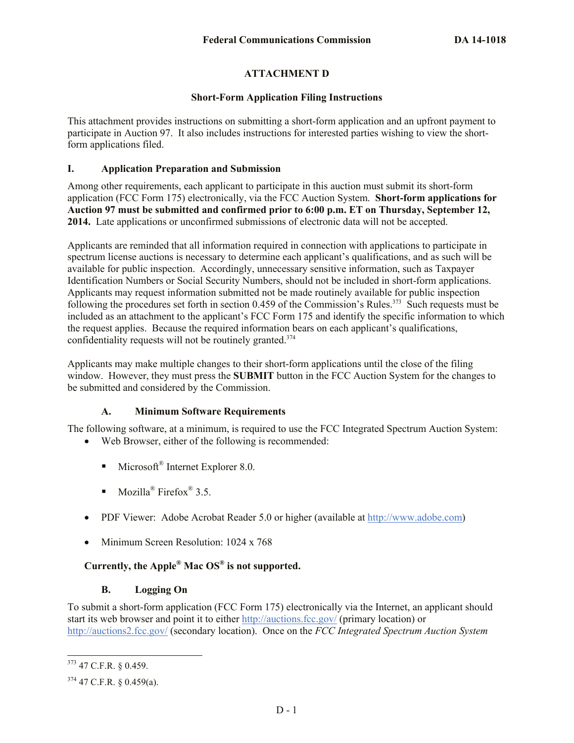## ATTACHMENT D

### Short-Form Application Filing Instructions

This attachment provides instructions on submitting a short-form application and an upfront payment to participate in Auction 97. It also includes instructions for interested parties wishing to view the short-form applications filed.

### I. Application Preparation and Submission

Among other requirements, each applicant to participate in this auction must submit its short-form application (FCC Form 175) electronically, via the FCC Auction System. **Short-form applications for Auction 97 must be submitted and confirmed prior to 6:00 p.m. ET on Thursday, September 12, 2014.** Late applications or unconfirmed submissions of electronic data will not be accepted.

Applicants are reminded that all information required in connection with applications to participate in spectrum license auctions is necessary to determine each applicant's qualifications, and as such will be available for public inspection. Accordingly, unnecessary sensitive information, such as Taxpayer Identification Numbers or Social Security Numbers, should not be included in short-form applications. Applicants may request information submitted not be made routinely available for public inspection following the procedures set forth in section 0.459 of the Commission's Rules.[373] Such requests must be included as an attachment to the applicant's FCC Form 175 and identify the specific information to which the request applies. Because the required information bears on each applicant's qualifications, confidentiality requests will not be routinely granted.[374]

Applicants may make multiple changes to their short-form applications until the close of the filing window. However, they must press the **SUBMIT** button in the FCC Auction System for the changes to be submitted and considered by the Commission.

#### A. Minimum Software Requirements

The following software, at a minimum, is required to use the FCC Integrated Spectrum Auction System:

- Web Browser, either of the following is recommended:
  - Microsoft® Internet Explorer 8.0.
  - Mozilla® Firefox® 3.5.
- PDF Viewer: Adobe Acrobat Reader 5.0 or higher (available at http://www.adobe.com)
- Minimum Screen Resolution: 1024 x 768

**Currently, the Apple® Mac OS® is not supported.**

#### B. Logging On

To submit a short-form application (FCC Form 175) electronically via the Internet, an applicant should start its web browser and point it to either http://auctions.fcc.gov/ (primary location) or http://auctions2.fcc.gov/ (secondary location). Once on the *FCC Integrated Spectrum Auction System*

---

[373] 47 C.F.R. § 0.459.

[374] 47 C.F.R. § 0.459(a).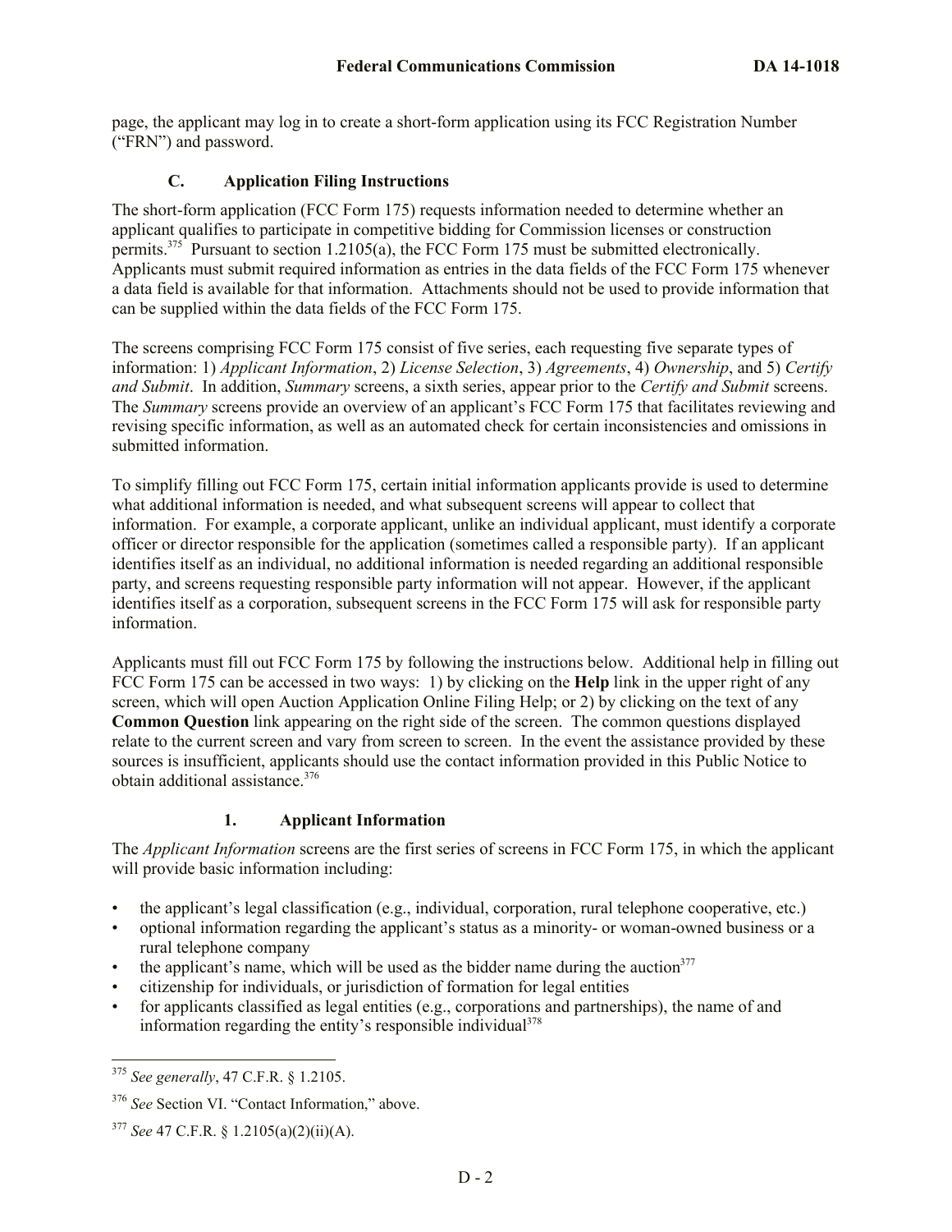page, the applicant may log in to create a short-form application using its FCC Registration Number ("FRN") and password.

### C. Application Filing Instructions

The short-form application (FCC Form 175) requests information needed to determine whether an applicant qualifies to participate in competitive bidding for Commission licenses or construction permits.[375] Pursuant to section 1.2105(a), the FCC Form 175 must be submitted electronically. Applicants must submit required information as entries in the data fields of the FCC Form 175 whenever a data field is available for that information. Attachments should not be used to provide information that can be supplied within the data fields of the FCC Form 175.

The screens comprising FCC Form 175 consist of five series, each requesting five separate types of information: 1) *Applicant Information*, 2) *License Selection*, 3) *Agreements*, 4) *Ownership*, and 5) *Certify and Submit*. In addition, *Summary* screens, a sixth series, appear prior to the *Certify and Submit* screens. The *Summary* screens provide an overview of an applicant's FCC Form 175 that facilitates reviewing and revising specific information, as well as an automated check for certain inconsistencies and omissions in submitted information.

To simplify filling out FCC Form 175, certain initial information applicants provide is used to determine what additional information is needed, and what subsequent screens will appear to collect that information. For example, a corporate applicant, unlike an individual applicant, must identify a corporate officer or director responsible for the application (sometimes called a responsible party). If an applicant identifies itself as an individual, no additional information is needed regarding an additional responsible party, and screens requesting responsible party information will not appear. However, if the applicant identifies itself as a corporation, subsequent screens in the FCC Form 175 will ask for responsible party information.

Applicants must fill out FCC Form 175 by following the instructions below. Additional help in filling out FCC Form 175 can be accessed in two ways: 1) by clicking on the **Help** link in the upper right of any screen, which will open Auction Application Online Filing Help; or 2) by clicking on the text of any **Common Question** link appearing on the right side of the screen. The common questions displayed relate to the current screen and vary from screen to screen. In the event the assistance provided by these sources is insufficient, applicants should use the contact information provided in this Public Notice to obtain additional assistance.[376]

#### 1. Applicant Information

The *Applicant Information* screens are the first series of screens in FCC Form 175, in which the applicant will provide basic information including:

- the applicant's legal classification (e.g., individual, corporation, rural telephone cooperative, etc.)
- optional information regarding the applicant's status as a minority- or woman-owned business or a rural telephone company
- the applicant's name, which will be used as the bidder name during the auction[377]
- citizenship for individuals, or jurisdiction of formation for legal entities
- for applicants classified as legal entities (e.g., corporations and partnerships), the name of and information regarding the entity's responsible individual[378]

---

[375] *See generally*, 47 C.F.R. § 1.2105.

[376] *See* Section VI. "Contact Information," above.

[377] *See* 47 C.F.R. § 1.2105(a)(2)(ii)(A).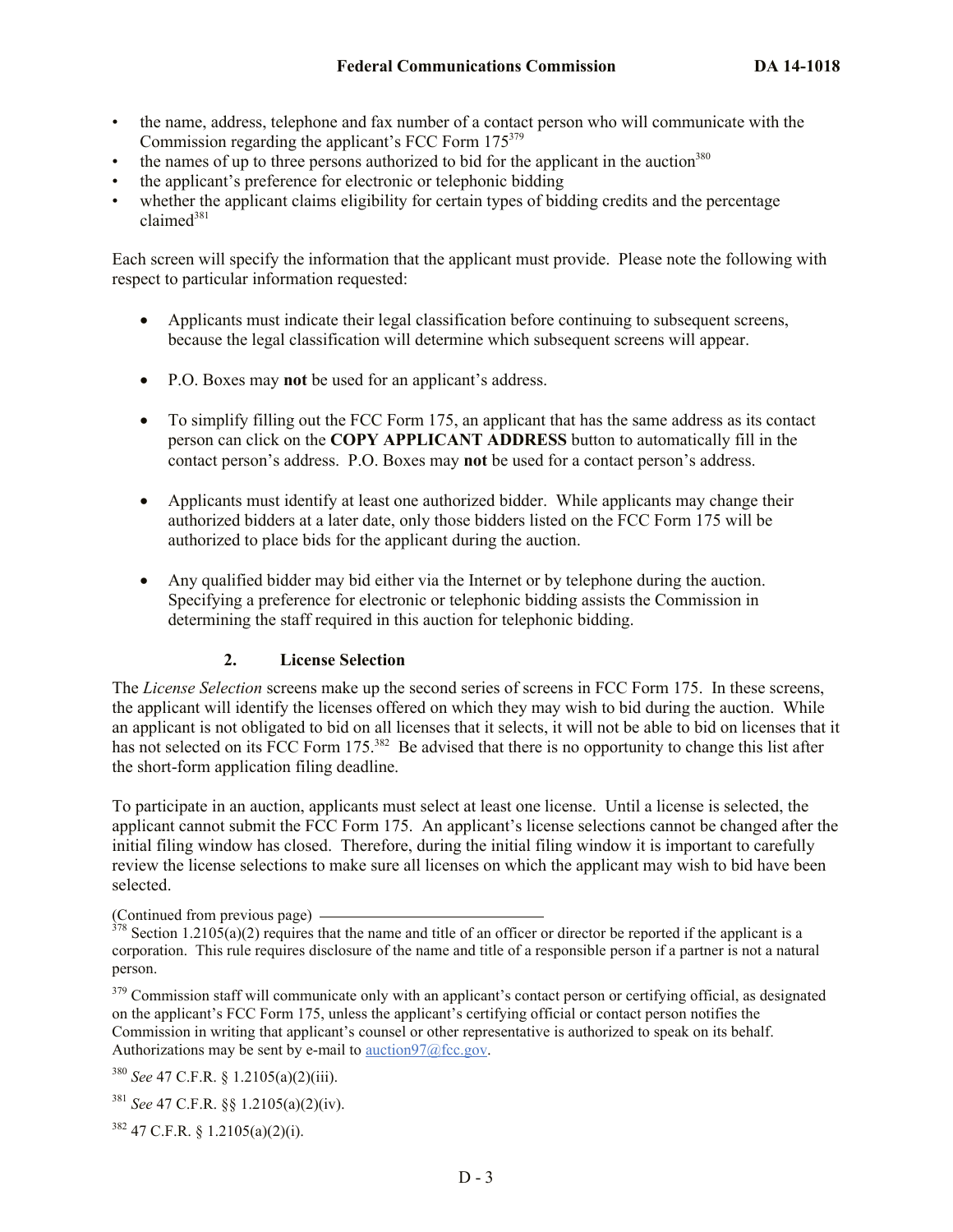- the name, address, telephone and fax number of a contact person who will communicate with the Commission regarding the applicant's FCC Form 175[379]
- the names of up to three persons authorized to bid for the applicant in the auction[380]
- the applicant's preference for electronic or telephonic bidding
- whether the applicant claims eligibility for certain types of bidding credits and the percentage claimed[381]

Each screen will specify the information that the applicant must provide. Please note the following with respect to particular information requested:

- Applicants must indicate their legal classification before continuing to subsequent screens, because the legal classification will determine which subsequent screens will appear.

- P.O. Boxes may **not** be used for an applicant's address.

- To simplify filling out the FCC Form 175, an applicant that has the same address as its contact person can click on the **COPY APPLICANT ADDRESS** button to automatically fill in the contact person's address. P.O. Boxes may **not** be used for a contact person's address.

- Applicants must identify at least one authorized bidder. While applicants may change their authorized bidders at a later date, only those bidders listed on the FCC Form 175 will be authorized to place bids for the applicant during the auction.

- Any qualified bidder may bid either via the Internet or by telephone during the auction. Specifying a preference for electronic or telephonic bidding assists the Commission in determining the staff required in this auction for telephonic bidding.

### 2. License Selection

The *License Selection* screens make up the second series of screens in FCC Form 175. In these screens, the applicant will identify the licenses offered on which they may wish to bid during the auction. While an applicant is not obligated to bid on all licenses that it selects, it will not be able to bid on licenses that it has not selected on its FCC Form 175.[382] Be advised that there is no opportunity to change this list after the short-form application filing deadline.

To participate in an auction, applicants must select at least one license. Until a license is selected, the applicant cannot submit the FCC Form 175. An applicant's license selections cannot be changed after the initial filing window has closed. Therefore, during the initial filing window it is important to carefully review the license selections to make sure all licenses on which the applicant may wish to bid have been selected.

(Continued from previous page)

[378] Section 1.2105(a)(2) requires that the name and title of an officer or director be reported if the applicant is a corporation. This rule requires disclosure of the name and title of a responsible person if a partner is not a natural person.

[379] Commission staff will communicate only with an applicant's contact person or certifying official, as designated on the applicant's FCC Form 175, unless the applicant's certifying official or contact person notifies the Commission in writing that applicant's counsel or other representative is authorized to speak on its behalf. Authorizations may be sent by e-mail to auction97@fcc.gov.

[380] *See* 47 C.F.R. § 1.2105(a)(2)(iii).

[381] *See* 47 C.F.R. §§ 1.2105(a)(2)(iv).

[382] 47 C.F.R. § 1.2105(a)(2)(i).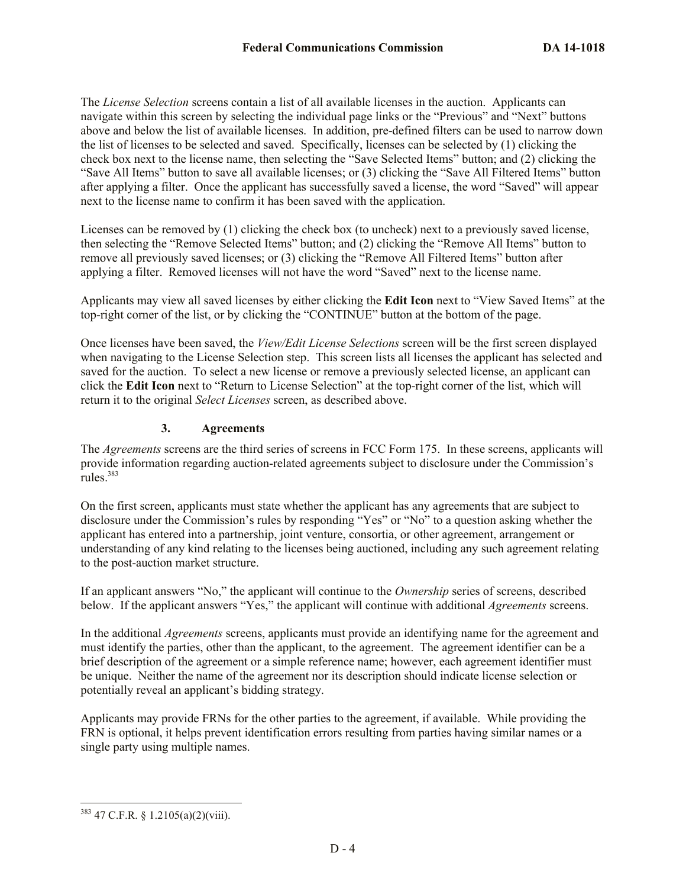The *License Selection* screens contain a list of all available licenses in the auction. Applicants can navigate within this screen by selecting the individual page links or the "Previous" and "Next" buttons above and below the list of available licenses. In addition, pre-defined filters can be used to narrow down the list of licenses to be selected and saved. Specifically, licenses can be selected by (1) clicking the check box next to the license name, then selecting the "Save Selected Items" button; and (2) clicking the "Save All Items" button to save all available licenses; or (3) clicking the "Save All Filtered Items" button after applying a filter. Once the applicant has successfully saved a license, the word "Saved" will appear next to the license name to confirm it has been saved with the application.

Licenses can be removed by (1) clicking the check box (to uncheck) next to a previously saved license, then selecting the "Remove Selected Items" button; and (2) clicking the "Remove All Items" button to remove all previously saved licenses; or (3) clicking the "Remove All Filtered Items" button after applying a filter. Removed licenses will not have the word "Saved" next to the license name.

Applicants may view all saved licenses by either clicking the **Edit Icon** next to "View Saved Items" at the top-right corner of the list, or by clicking the "CONTINUE" button at the bottom of the page.

Once licenses have been saved, the *View/Edit License Selections* screen will be the first screen displayed when navigating to the License Selection step. This screen lists all licenses the applicant has selected and saved for the auction. To select a new license or remove a previously selected license, an applicant can click the **Edit Icon** next to "Return to License Selection" at the top-right corner of the list, which will return it to the original *Select Licenses* screen, as described above.

### 3. Agreements

The *Agreements* screens are the third series of screens in FCC Form 175. In these screens, applicants will provide information regarding auction-related agreements subject to disclosure under the Commission's rules.[383]

On the first screen, applicants must state whether the applicant has any agreements that are subject to disclosure under the Commission's rules by responding "Yes" or "No" to a question asking whether the applicant has entered into a partnership, joint venture, consortia, or other agreement, arrangement or understanding of any kind relating to the licenses being auctioned, including any such agreement relating to the post-auction market structure.

If an applicant answers "No," the applicant will continue to the *Ownership* series of screens, described below. If the applicant answers "Yes," the applicant will continue with additional *Agreements* screens.

In the additional *Agreements* screens, applicants must provide an identifying name for the agreement and must identify the parties, other than the applicant, to the agreement. The agreement identifier can be a brief description of the agreement or a simple reference name; however, each agreement identifier must be unique. Neither the name of the agreement nor its description should indicate license selection or potentially reveal an applicant's bidding strategy.

Applicants may provide FRNs for the other parties to the agreement, if available. While providing the FRN is optional, it helps prevent identification errors resulting from parties having similar names or a single party using multiple names.

---

[383] 47 C.F.R. § 1.2105(a)(2)(viii).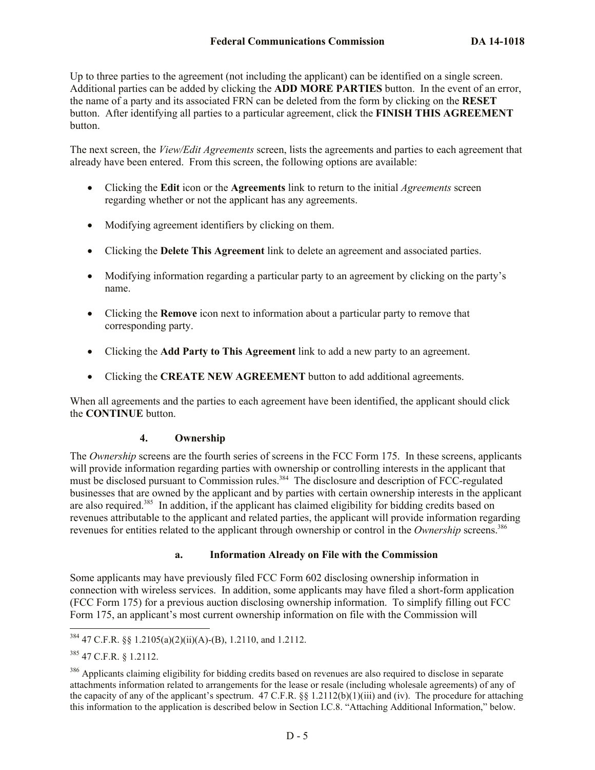Up to three parties to the agreement (not including the applicant) can be identified on a single screen. Additional parties can be added by clicking the **ADD MORE PARTIES** button. In the event of an error, the name of a party and its associated FRN can be deleted from the form by clicking on the **RESET** button. After identifying all parties to a particular agreement, click the **FINISH THIS AGREEMENT** button.

The next screen, the *View/Edit Agreements* screen, lists the agreements and parties to each agreement that already have been entered. From this screen, the following options are available:

- Clicking the **Edit** icon or the **Agreements** link to return to the initial *Agreements* screen regarding whether or not the applicant has any agreements.
- Modifying agreement identifiers by clicking on them.
- Clicking the **Delete This Agreement** link to delete an agreement and associated parties.
- Modifying information regarding a particular party to an agreement by clicking on the party's name.
- Clicking the **Remove** icon next to information about a particular party to remove that corresponding party.
- Clicking the **Add Party to This Agreement** link to add a new party to an agreement.
- Clicking the **CREATE NEW AGREEMENT** button to add additional agreements.

When all agreements and the parties to each agreement have been identified, the applicant should click the **CONTINUE** button.

### 4. Ownership

The *Ownership* screens are the fourth series of screens in the FCC Form 175. In these screens, applicants will provide information regarding parties with ownership or controlling interests in the applicant that must be disclosed pursuant to Commission rules.[384] The disclosure and description of FCC-regulated businesses that are owned by the applicant and by parties with certain ownership interests in the applicant are also required.[385] In addition, if the applicant has claimed eligibility for bidding credits based on revenues attributable to the applicant and related parties, the applicant will provide information regarding revenues for entities related to the applicant through ownership or control in the *Ownership* screens.[386]

#### a. Information Already on File with the Commission

Some applicants may have previously filed FCC Form 602 disclosing ownership information in connection with wireless services. In addition, some applicants may have filed a short-form application (FCC Form 175) for a previous auction disclosing ownership information. To simplify filling out FCC Form 175, an applicant's most current ownership information on file with the Commission will

---

[384] 47 C.F.R. §§ 1.2105(a)(2)(ii)(A)-(B), 1.2110, and 1.2112.

[385] 47 C.F.R. § 1.2112.

[386] Applicants claiming eligibility for bidding credits based on revenues are also required to disclose in separate attachments information related to arrangements for the lease or resale (including wholesale agreements) of any of the capacity of any of the applicant's spectrum. 47 C.F.R. §§ 1.2112(b)(1)(iii) and (iv). The procedure for attaching this information to the application is described below in Section I.C.8. "Attaching Additional Information," below.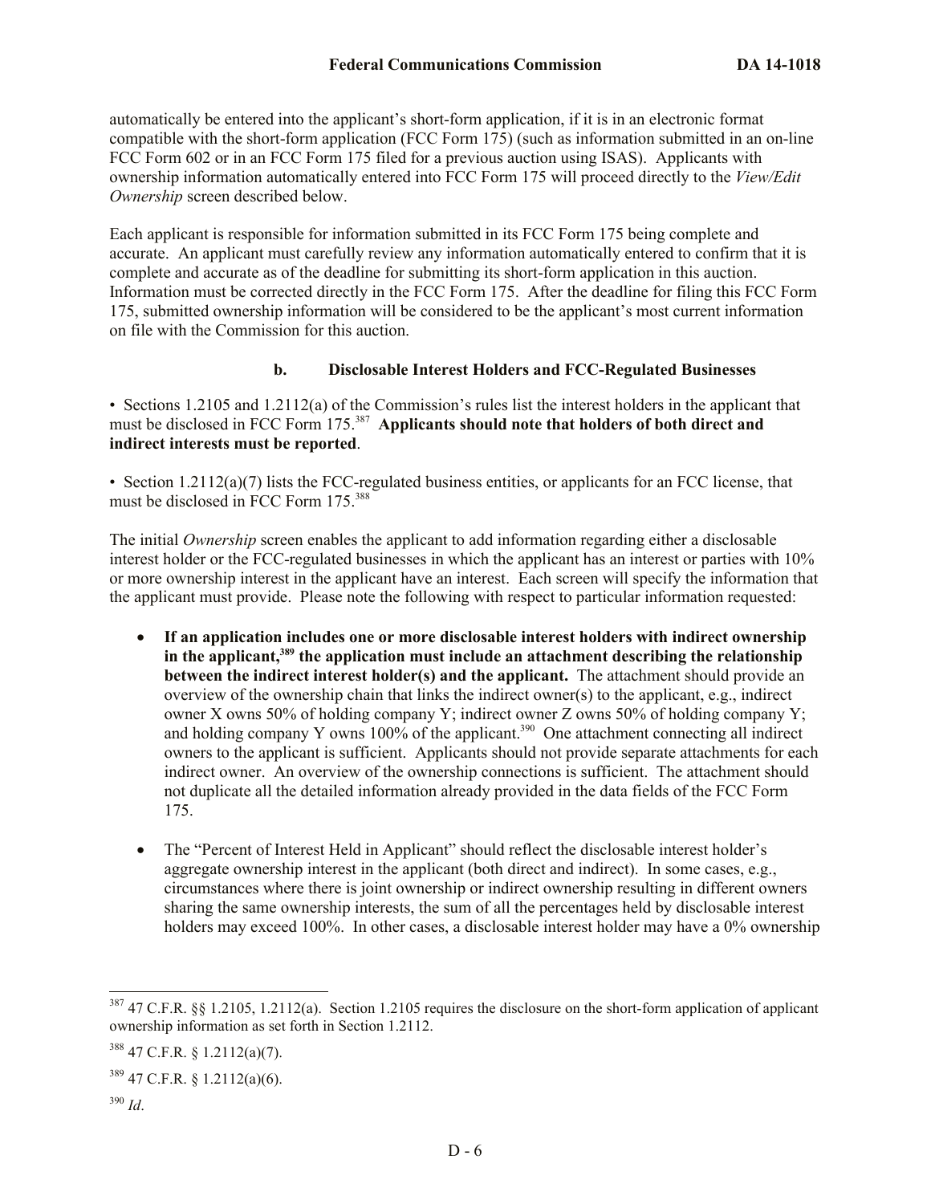automatically be entered into the applicant's short-form application, if it is in an electronic format compatible with the short-form application (FCC Form 175) (such as information submitted in an on-line FCC Form 602 or in an FCC Form 175 filed for a previous auction using ISAS). Applicants with ownership information automatically entered into FCC Form 175 will proceed directly to the *View/Edit Ownership* screen described below.

Each applicant is responsible for information submitted in its FCC Form 175 being complete and accurate. An applicant must carefully review any information automatically entered to confirm that it is complete and accurate as of the deadline for submitting its short-form application in this auction. Information must be corrected directly in the FCC Form 175. After the deadline for filing this FCC Form 175, submitted ownership information will be considered to be the applicant's most current information on file with the Commission for this auction.

#### b. Disclosable Interest Holders and FCC-Regulated Businesses

• Sections 1.2105 and 1.2112(a) of the Commission's rules list the interest holders in the applicant that must be disclosed in FCC Form 175.[387] **Applicants should note that holders of both direct and indirect interests must be reported**.

• Section 1.2112(a)(7) lists the FCC-regulated business entities, or applicants for an FCC license, that must be disclosed in FCC Form 175.[388]

The initial *Ownership* screen enables the applicant to add information regarding either a disclosable interest holder or the FCC-regulated businesses in which the applicant has an interest or parties with 10% or more ownership interest in the applicant have an interest. Each screen will specify the information that the applicant must provide. Please note the following with respect to particular information requested:

- **If an application includes one or more disclosable interest holders with indirect ownership in the applicant,[389] the application must include an attachment describing the relationship between the indirect interest holder(s) and the applicant.** The attachment should provide an overview of the ownership chain that links the indirect owner(s) to the applicant, e.g., indirect owner X owns 50% of holding company Y; indirect owner Z owns 50% of holding company Y; and holding company Y owns 100% of the applicant.[390] One attachment connecting all indirect owners to the applicant is sufficient. Applicants should not provide separate attachments for each indirect owner. An overview of the ownership connections is sufficient. The attachment should not duplicate all the detailed information already provided in the data fields of the FCC Form 175.

- The "Percent of Interest Held in Applicant" should reflect the disclosable interest holder's aggregate ownership interest in the applicant (both direct and indirect). In some cases, e.g., circumstances where there is joint ownership or indirect ownership resulting in different owners sharing the same ownership interests, the sum of all the percentages held by disclosable interest holders may exceed 100%. In other cases, a disclosable interest holder may have a 0% ownership

---

[387] 47 C.F.R. §§ 1.2105, 1.2112(a). Section 1.2105 requires the disclosure on the short-form application of applicant ownership information as set forth in Section 1.2112.

[388] 47 C.F.R. § 1.2112(a)(7).

[389] 47 C.F.R. § 1.2112(a)(6).

[390] *Id*.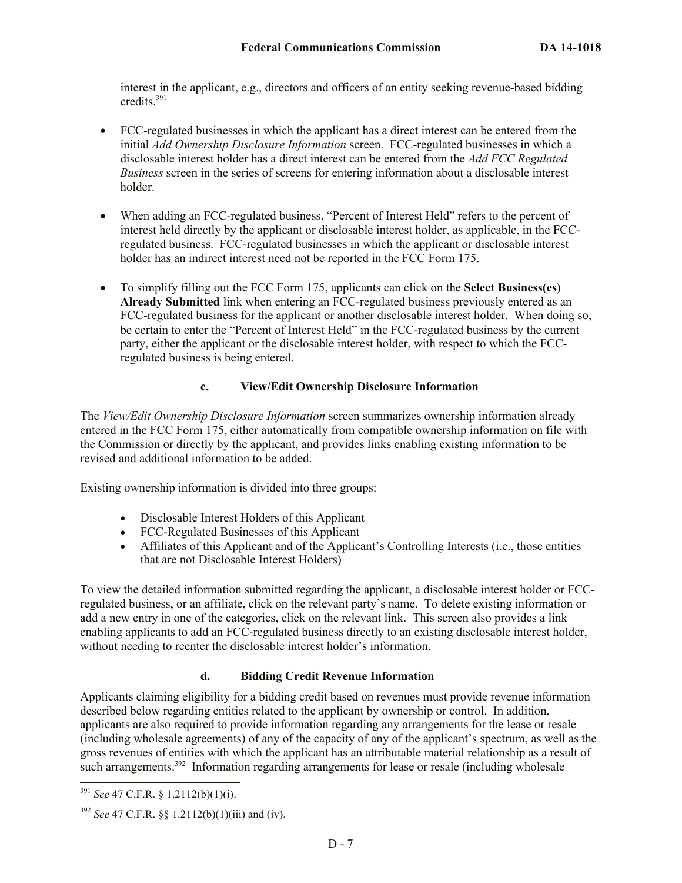interest in the applicant, e.g., directors and officers of an entity seeking revenue-based bidding credits.[391]

- FCC-regulated businesses in which the applicant has a direct interest can be entered from the initial *Add Ownership Disclosure Information* screen. FCC-regulated businesses in which a disclosable interest holder has a direct interest can be entered from the *Add FCC Regulated Business* screen in the series of screens for entering information about a disclosable interest holder.

- When adding an FCC-regulated business, "Percent of Interest Held" refers to the percent of interest held directly by the applicant or disclosable interest holder, as applicable, in the FCC-regulated business. FCC-regulated businesses in which the applicant or disclosable interest holder has an indirect interest need not be reported in the FCC Form 175.

- To simplify filling out the FCC Form 175, applicants can click on the **Select Business(es) Already Submitted** link when entering an FCC-regulated business previously entered as an FCC-regulated business for the applicant or another disclosable interest holder. When doing so, be certain to enter the "Percent of Interest Held" in the FCC-regulated business by the current party, either the applicant or the disclosable interest holder, with respect to which the FCC-regulated business is being entered.

### c. View/Edit Ownership Disclosure Information

The *View/Edit Ownership Disclosure Information* screen summarizes ownership information already entered in the FCC Form 175, either automatically from compatible ownership information on file with the Commission or directly by the applicant, and provides links enabling existing information to be revised and additional information to be added.

Existing ownership information is divided into three groups:

- Disclosable Interest Holders of this Applicant
- FCC-Regulated Businesses of this Applicant
- Affiliates of this Applicant and of the Applicant's Controlling Interests (i.e., those entities that are not Disclosable Interest Holders)

To view the detailed information submitted regarding the applicant, a disclosable interest holder or FCC-regulated business, or an affiliate, click on the relevant party's name. To delete existing information or add a new entry in one of the categories, click on the relevant link. This screen also provides a link enabling applicants to add an FCC-regulated business directly to an existing disclosable interest holder, without needing to reenter the disclosable interest holder's information.

### d. Bidding Credit Revenue Information

Applicants claiming eligibility for a bidding credit based on revenues must provide revenue information described below regarding entities related to the applicant by ownership or control. In addition, applicants are also required to provide information regarding any arrangements for the lease or resale (including wholesale agreements) of any of the capacity of any of the applicant's spectrum, as well as the gross revenues of entities with which the applicant has an attributable material relationship as a result of such arrangements.[392] Information regarding arrangements for lease or resale (including wholesale

---

[391] *See* 47 C.F.R. § 1.2112(b)(1)(i).

[392] *See* 47 C.F.R. §§ 1.2112(b)(1)(iii) and (iv).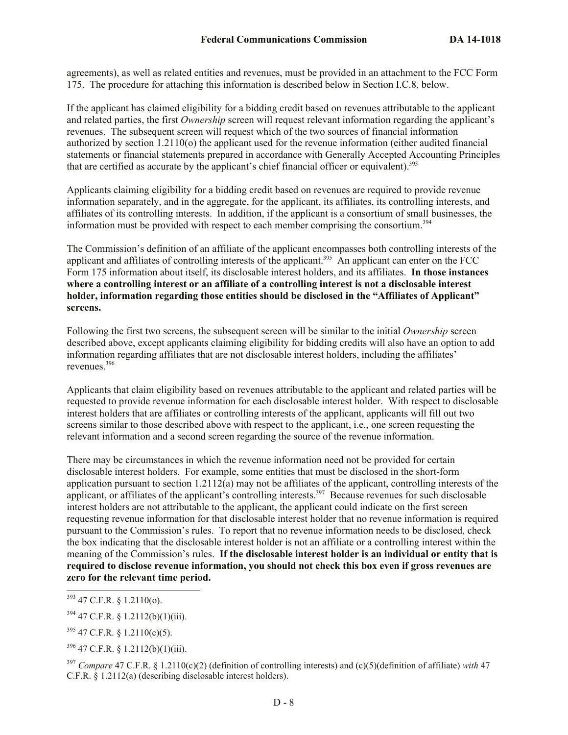agreements), as well as related entities and revenues, must be provided in an attachment to the FCC Form 175. The procedure for attaching this information is described below in Section I.C.8, below.

If the applicant has claimed eligibility for a bidding credit based on revenues attributable to the applicant and related parties, the first *Ownership* screen will request relevant information regarding the applicant's revenues. The subsequent screen will request which of the two sources of financial information authorized by section 1.2110(o) the applicant used for the revenue information (either audited financial statements or financial statements prepared in accordance with Generally Accepted Accounting Principles that are certified as accurate by the applicant's chief financial officer or equivalent).[393]

Applicants claiming eligibility for a bidding credit based on revenues are required to provide revenue information separately, and in the aggregate, for the applicant, its affiliates, its controlling interests, and affiliates of its controlling interests. In addition, if the applicant is a consortium of small businesses, the information must be provided with respect to each member comprising the consortium.[394]

The Commission's definition of an affiliate of the applicant encompasses both controlling interests of the applicant and affiliates of controlling interests of the applicant.[395] An applicant can enter on the FCC Form 175 information about itself, its disclosable interest holders, and its affiliates. **In those instances where a controlling interest or an affiliate of a controlling interest is not a disclosable interest holder, information regarding those entities should be disclosed in the "Affiliates of Applicant" screens.**

Following the first two screens, the subsequent screen will be similar to the initial *Ownership* screen described above, except applicants claiming eligibility for bidding credits will also have an option to add information regarding affiliates that are not disclosable interest holders, including the affiliates' revenues.[396]

Applicants that claim eligibility based on revenues attributable to the applicant and related parties will be requested to provide revenue information for each disclosable interest holder. With respect to disclosable interest holders that are affiliates or controlling interests of the applicant, applicants will fill out two screens similar to those described above with respect to the applicant, i.e., one screen requesting the relevant information and a second screen regarding the source of the revenue information.

There may be circumstances in which the revenue information need not be provided for certain disclosable interest holders. For example, some entities that must be disclosed in the short-form application pursuant to section 1.2112(a) may not be affiliates of the applicant, controlling interests of the applicant, or affiliates of the applicant's controlling interests.[397] Because revenues for such disclosable interest holders are not attributable to the applicant, the applicant could indicate on the first screen requesting revenue information for that disclosable interest holder that no revenue information is required pursuant to the Commission's rules. To report that no revenue information needs to be disclosed, check the box indicating that the disclosable interest holder is not an affiliate or a controlling interest within the meaning of the Commission's rules. **If the disclosable interest holder is an individual or entity that is required to disclose revenue information, you should not check this box even if gross revenues are zero for the relevant time period.**

---

[393] 47 C.F.R. § 1.2110(o).

[394] 47 C.F.R. § 1.2112(b)(1)(iii).

[395] 47 C.F.R. § 1.2110(c)(5).

[396] 47 C.F.R. § 1.2112(b)(1)(iii).

[397] *Compare* 47 C.F.R. § 1.2110(c)(2) (definition of controlling interests) and (c)(5)(definition of affiliate) *with* 47 C.F.R. § 1.2112(a) (describing disclosable interest holders).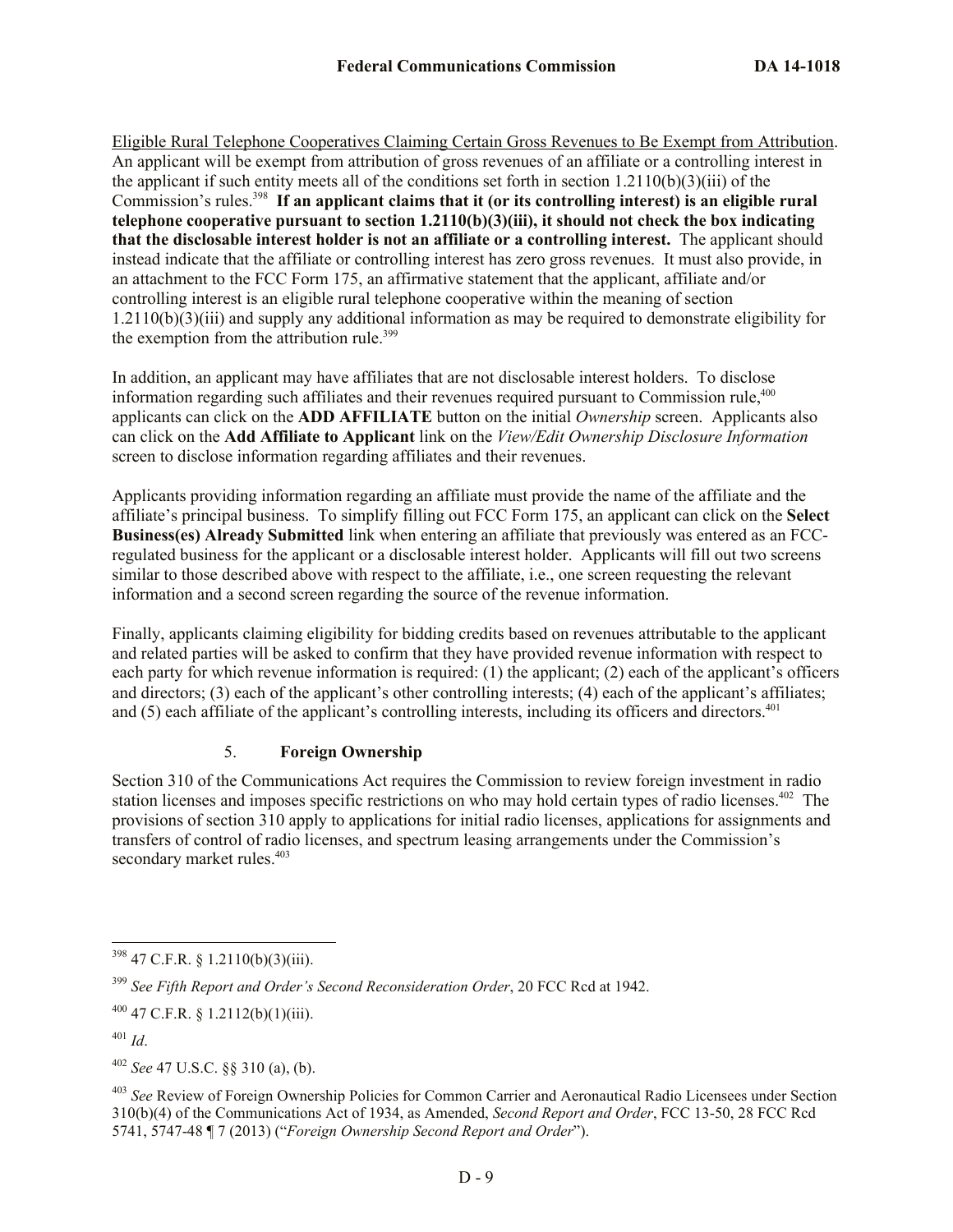<u>Eligible Rural Telephone Cooperatives Claiming Certain Gross Revenues to Be Exempt from Attribution</u>. An applicant will be exempt from attribution of gross revenues of an affiliate or a controlling interest in the applicant if such entity meets all of the conditions set forth in section 1.2110(b)(3)(iii) of the Commission's rules.[398] **If an applicant claims that it (or its controlling interest) is an eligible rural telephone cooperative pursuant to section 1.2110(b)(3)(iii), it should not check the box indicating that the disclosable interest holder is not an affiliate or a controlling interest.** The applicant should instead indicate that the affiliate or controlling interest has zero gross revenues. It must also provide, in an attachment to the FCC Form 175, an affirmative statement that the applicant, affiliate and/or controlling interest is an eligible rural telephone cooperative within the meaning of section 1.2110(b)(3)(iii) and supply any additional information as may be required to demonstrate eligibility for the exemption from the attribution rule.[399]

In addition, an applicant may have affiliates that are not disclosable interest holders. To disclose information regarding such affiliates and their revenues required pursuant to Commission rule,[400] applicants can click on the **ADD AFFILIATE** button on the initial *Ownership* screen. Applicants also can click on the **Add Affiliate to Applicant** link on the *View/Edit Ownership Disclosure Information* screen to disclose information regarding affiliates and their revenues.

Applicants providing information regarding an affiliate must provide the name of the affiliate and the affiliate's principal business. To simplify filling out FCC Form 175, an applicant can click on the **Select Business(es) Already Submitted** link when entering an affiliate that previously was entered as an FCC-regulated business for the applicant or a disclosable interest holder. Applicants will fill out two screens similar to those described above with respect to the affiliate, i.e., one screen requesting the relevant information and a second screen regarding the source of the revenue information.

Finally, applicants claiming eligibility for bidding credits based on revenues attributable to the applicant and related parties will be asked to confirm that they have provided revenue information with respect to each party for which revenue information is required: (1) the applicant; (2) each of the applicant's officers and directors; (3) each of the applicant's other controlling interests; (4) each of the applicant's affiliates; and (5) each affiliate of the applicant's controlling interests, including its officers and directors.[401]

### 5. Foreign Ownership

Section 310 of the Communications Act requires the Commission to review foreign investment in radio station licenses and imposes specific restrictions on who may hold certain types of radio licenses.[402] The provisions of section 310 apply to applications for initial radio licenses, applications for assignments and transfers of control of radio licenses, and spectrum leasing arrangements under the Commission's secondary market rules.[403]

---

[398] 47 C.F.R. § 1.2110(b)(3)(iii).

[399] *See Fifth Report and Order's Second Reconsideration Order*, 20 FCC Rcd at 1942.

[400] 47 C.F.R. § 1.2112(b)(1)(iii).

[401] *Id*.

[402] *See* 47 U.S.C. §§ 310 (a), (b).

[403] *See* Review of Foreign Ownership Policies for Common Carrier and Aeronautical Radio Licensees under Section 310(b)(4) of the Communications Act of 1934, as Amended, *Second Report and Order*, FCC 13-50, 28 FCC Rcd 5741, 5747-48 ¶ 7 (2013) ("*Foreign Ownership Second Report and Order*").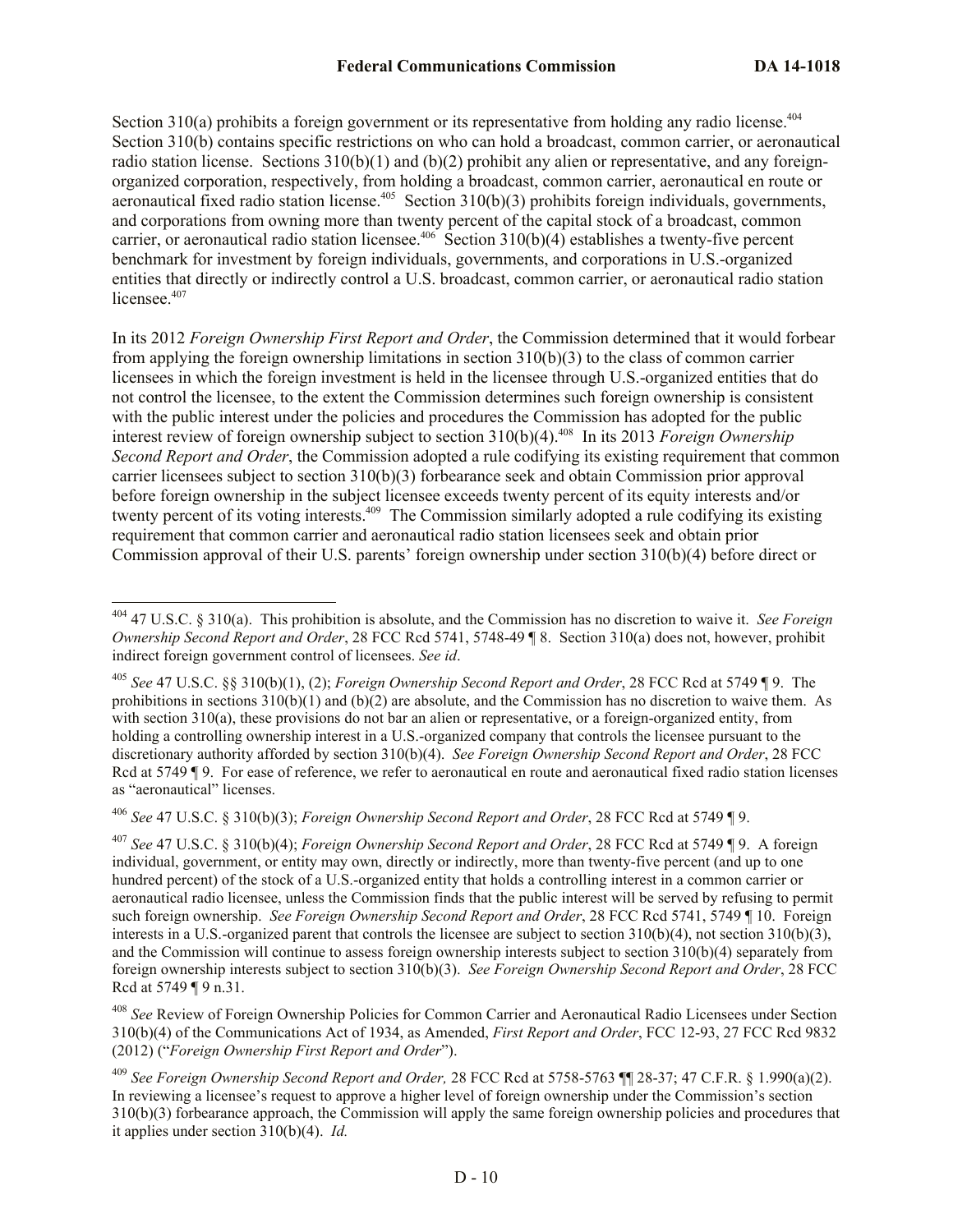Section 310(a) prohibits a foreign government or its representative from holding any radio license.[404] Section 310(b) contains specific restrictions on who can hold a broadcast, common carrier, or aeronautical radio station license. Sections 310(b)(1) and (b)(2) prohibit any alien or representative, and any foreign-organized corporation, respectively, from holding a broadcast, common carrier, aeronautical en route or aeronautical fixed radio station license.[405] Section 310(b)(3) prohibits foreign individuals, governments, and corporations from owning more than twenty percent of the capital stock of a broadcast, common carrier, or aeronautical radio station licensee.[406] Section 310(b)(4) establishes a twenty-five percent benchmark for investment by foreign individuals, governments, and corporations in U.S.-organized entities that directly or indirectly control a U.S. broadcast, common carrier, or aeronautical radio station licensee.[407]

In its 2012 *Foreign Ownership First Report and Order*, the Commission determined that it would forbear from applying the foreign ownership limitations in section 310(b)(3) to the class of common carrier licensees in which the foreign investment is held in the licensee through U.S.-organized entities that do not control the licensee, to the extent the Commission determines such foreign ownership is consistent with the public interest under the policies and procedures the Commission has adopted for the public interest review of foreign ownership subject to section 310(b)(4).[408] In its 2013 *Foreign Ownership Second Report and Order*, the Commission adopted a rule codifying its existing requirement that common carrier licensees subject to section 310(b)(3) forbearance seek and obtain Commission prior approval before foreign ownership in the subject licensee exceeds twenty percent of its equity interests and/or twenty percent of its voting interests.[409] The Commission similarly adopted a rule codifying its existing requirement that common carrier and aeronautical radio station licensees seek and obtain prior Commission approval of their U.S. parents' foreign ownership under section 310(b)(4) before direct or

[404] 47 U.S.C. § 310(a). This prohibition is absolute, and the Commission has no discretion to waive it. *See Foreign Ownership Second Report and Order*, 28 FCC Rcd 5741, 5748-49 ¶ 8. Section 310(a) does not, however, prohibit indirect foreign government control of licensees. *See id*.

[405] *See* 47 U.S.C. §§ 310(b)(1), (2); *Foreign Ownership Second Report and Order*, 28 FCC Rcd at 5749 ¶ 9. The prohibitions in sections 310(b)(1) and (b)(2) are absolute, and the Commission has no discretion to waive them. As with section 310(a), these provisions do not bar an alien or representative, or a foreign-organized entity, from holding a controlling ownership interest in a U.S.-organized company that controls the licensee pursuant to the discretionary authority afforded by section 310(b)(4). *See Foreign Ownership Second Report and Order*, 28 FCC Rcd at 5749 ¶ 9. For ease of reference, we refer to aeronautical en route and aeronautical fixed radio station licenses as "aeronautical" licenses.

[406] *See* 47 U.S.C. § 310(b)(3); *Foreign Ownership Second Report and Order*, 28 FCC Rcd at 5749 ¶ 9.

[407] *See* 47 U.S.C. § 310(b)(4); *Foreign Ownership Second Report and Order*, 28 FCC Rcd at 5749 ¶ 9. A foreign individual, government, or entity may own, directly or indirectly, more than twenty-five percent (and up to one hundred percent) of the stock of a U.S.-organized entity that holds a controlling interest in a common carrier or aeronautical radio licensee, unless the Commission finds that the public interest will be served by refusing to permit such foreign ownership. *See Foreign Ownership Second Report and Order*, 28 FCC Rcd 5741, 5749 ¶ 10. Foreign interests in a U.S.-organized parent that controls the licensee are subject to section 310(b)(4), not section 310(b)(3), and the Commission will continue to assess foreign ownership interests subject to section 310(b)(4) separately from foreign ownership interests subject to section 310(b)(3). *See Foreign Ownership Second Report and Order*, 28 FCC Rcd at 5749 ¶ 9 n.31.

[408] *See* Review of Foreign Ownership Policies for Common Carrier and Aeronautical Radio Licensees under Section 310(b)(4) of the Communications Act of 1934, as Amended, *First Report and Order*, FCC 12-93, 27 FCC Rcd 9832 (2012) ("*Foreign Ownership First Report and Order*").

[409] *See Foreign Ownership Second Report and Order,* 28 FCC Rcd at 5758-5763 ¶¶ 28-37; 47 C.F.R. § 1.990(a)(2). In reviewing a licensee's request to approve a higher level of foreign ownership under the Commission's section 310(b)(3) forbearance approach, the Commission will apply the same foreign ownership policies and procedures that it applies under section 310(b)(4). *Id.*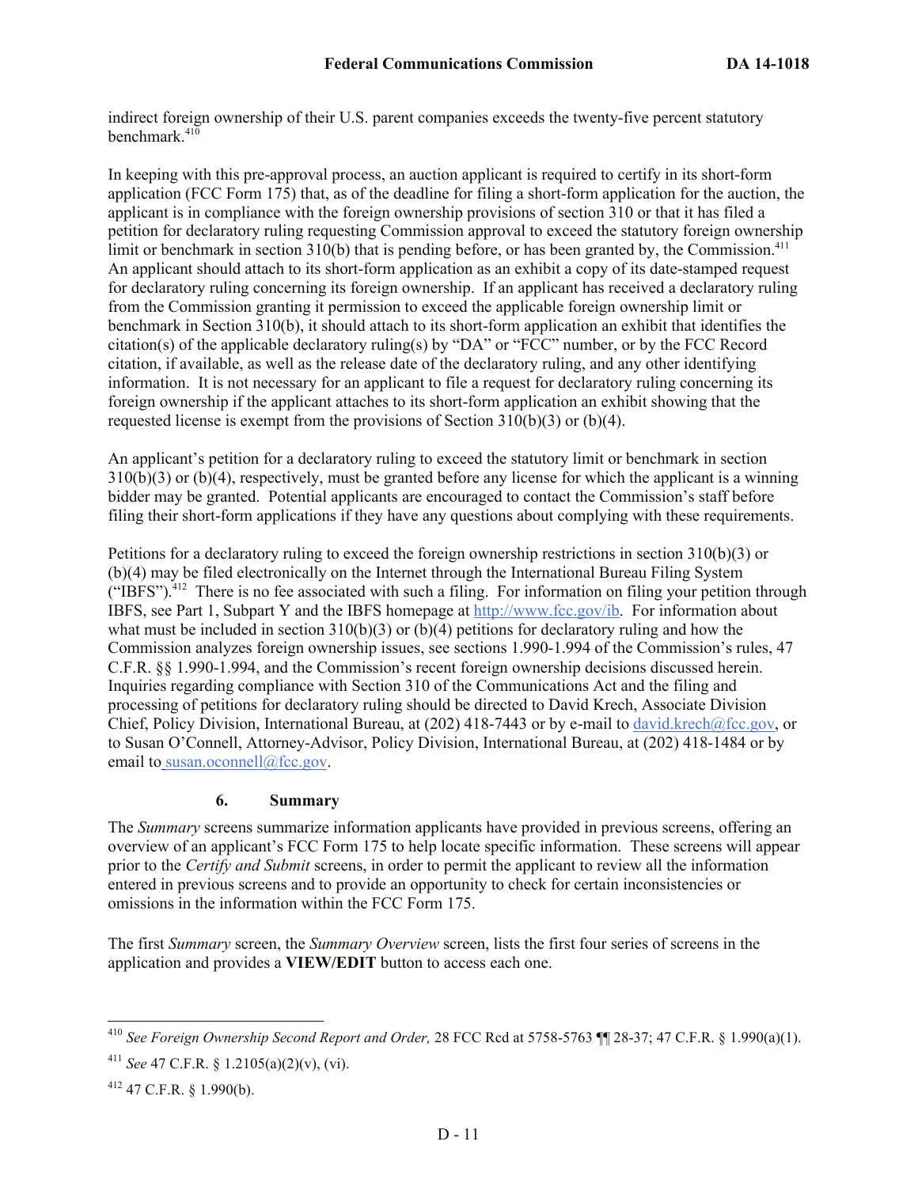indirect foreign ownership of their U.S. parent companies exceeds the twenty-five percent statutory benchmark.[410]

In keeping with this pre-approval process, an auction applicant is required to certify in its short-form application (FCC Form 175) that, as of the deadline for filing a short-form application for the auction, the applicant is in compliance with the foreign ownership provisions of section 310 or that it has filed a petition for declaratory ruling requesting Commission approval to exceed the statutory foreign ownership limit or benchmark in section 310(b) that is pending before, or has been granted by, the Commission.[411] An applicant should attach to its short-form application as an exhibit a copy of its date-stamped request for declaratory ruling concerning its foreign ownership. If an applicant has received a declaratory ruling from the Commission granting it permission to exceed the applicable foreign ownership limit or benchmark in Section 310(b), it should attach to its short-form application an exhibit that identifies the citation(s) of the applicable declaratory ruling(s) by "DA" or "FCC" number, or by the FCC Record citation, if available, as well as the release date of the declaratory ruling, and any other identifying information. It is not necessary for an applicant to file a request for declaratory ruling concerning its foreign ownership if the applicant attaches to its short-form application an exhibit showing that the requested license is exempt from the provisions of Section 310(b)(3) or (b)(4).

An applicant's petition for a declaratory ruling to exceed the statutory limit or benchmark in section 310(b)(3) or (b)(4), respectively, must be granted before any license for which the applicant is a winning bidder may be granted. Potential applicants are encouraged to contact the Commission's staff before filing their short-form applications if they have any questions about complying with these requirements.

Petitions for a declaratory ruling to exceed the foreign ownership restrictions in section 310(b)(3) or (b)(4) may be filed electronically on the Internet through the International Bureau Filing System ("IBFS").[412] There is no fee associated with such a filing. For information on filing your petition through IBFS, see Part 1, Subpart Y and the IBFS homepage at http://www.fcc.gov/ib. For information about what must be included in section 310(b)(3) or (b)(4) petitions for declaratory ruling and how the Commission analyzes foreign ownership issues, see sections 1.990-1.994 of the Commission's rules, 47 C.F.R. §§ 1.990-1.994, and the Commission's recent foreign ownership decisions discussed herein. Inquiries regarding compliance with Section 310 of the Communications Act and the filing and processing of petitions for declaratory ruling should be directed to David Krech, Associate Division Chief, Policy Division, International Bureau, at (202) 418-7443 or by e-mail to david.krech@fcc.gov, or to Susan O'Connell, Attorney-Advisor, Policy Division, International Bureau, at (202) 418-1484 or by email to susan.oconnell@fcc.gov.

### 6. Summary

The *Summary* screens summarize information applicants have provided in previous screens, offering an overview of an applicant's FCC Form 175 to help locate specific information. These screens will appear prior to the *Certify and Submit* screens, in order to permit the applicant to review all the information entered in previous screens and to provide an opportunity to check for certain inconsistencies or omissions in the information within the FCC Form 175.

The first *Summary* screen, the *Summary Overview* screen, lists the first four series of screens in the application and provides a **VIEW/EDIT** button to access each one.

---

[410] *See Foreign Ownership Second Report and Order,* 28 FCC Rcd at 5758-5763 ¶¶ 28-37; 47 C.F.R. § 1.990(a)(1).

[411] *See* 47 C.F.R. § 1.2105(a)(2)(v), (vi).

[412] 47 C.F.R. § 1.990(b).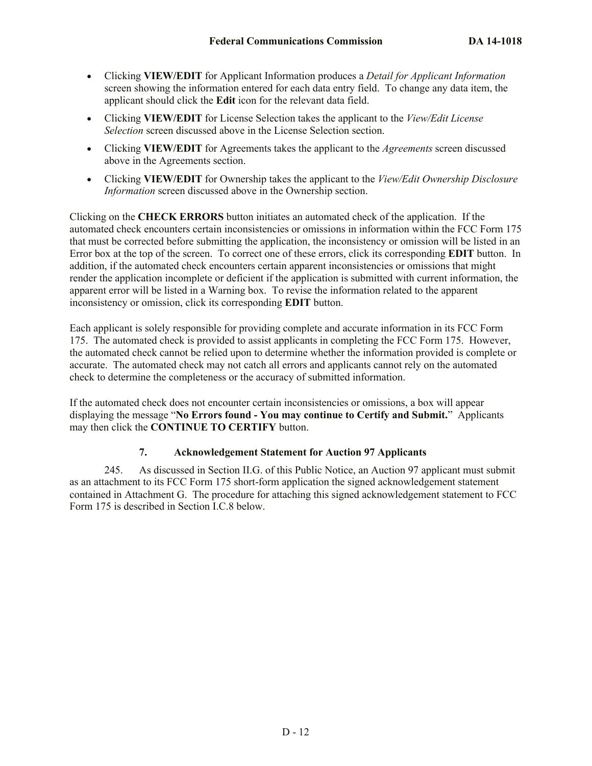- Clicking **VIEW/EDIT** for Applicant Information produces a *Detail for Applicant Information* screen showing the information entered for each data entry field. To change any data item, the applicant should click the **Edit** icon for the relevant data field.
- Clicking **VIEW/EDIT** for License Selection takes the applicant to the *View/Edit License Selection* screen discussed above in the License Selection section.
- Clicking **VIEW/EDIT** for Agreements takes the applicant to the *Agreements* screen discussed above in the Agreements section.
- Clicking **VIEW/EDIT** for Ownership takes the applicant to the *View/Edit Ownership Disclosure Information* screen discussed above in the Ownership section.

Clicking on the **CHECK ERRORS** button initiates an automated check of the application. If the automated check encounters certain inconsistencies or omissions in information within the FCC Form 175 that must be corrected before submitting the application, the inconsistency or omission will be listed in an Error box at the top of the screen. To correct one of these errors, click its corresponding **EDIT** button. In addition, if the automated check encounters certain apparent inconsistencies or omissions that might render the application incomplete or deficient if the application is submitted with current information, the apparent error will be listed in a Warning box. To revise the information related to the apparent inconsistency or omission, click its corresponding **EDIT** button.

Each applicant is solely responsible for providing complete and accurate information in its FCC Form 175. The automated check is provided to assist applicants in completing the FCC Form 175. However, the automated check cannot be relied upon to determine whether the information provided is complete or accurate. The automated check may not catch all errors and applicants cannot rely on the automated check to determine the completeness or the accuracy of submitted information.

If the automated check does not encounter certain inconsistencies or omissions, a box will appear displaying the message "**No Errors found - You may continue to Certify and Submit.**" Applicants may then click the **CONTINUE TO CERTIFY** button.

### 7. Acknowledgement Statement for Auction 97 Applicants

245. As discussed in Section II.G. of this Public Notice, an Auction 97 applicant must submit as an attachment to its FCC Form 175 short-form application the signed acknowledgement statement contained in Attachment G. The procedure for attaching this signed acknowledgement statement to FCC Form 175 is described in Section I.C.8 below.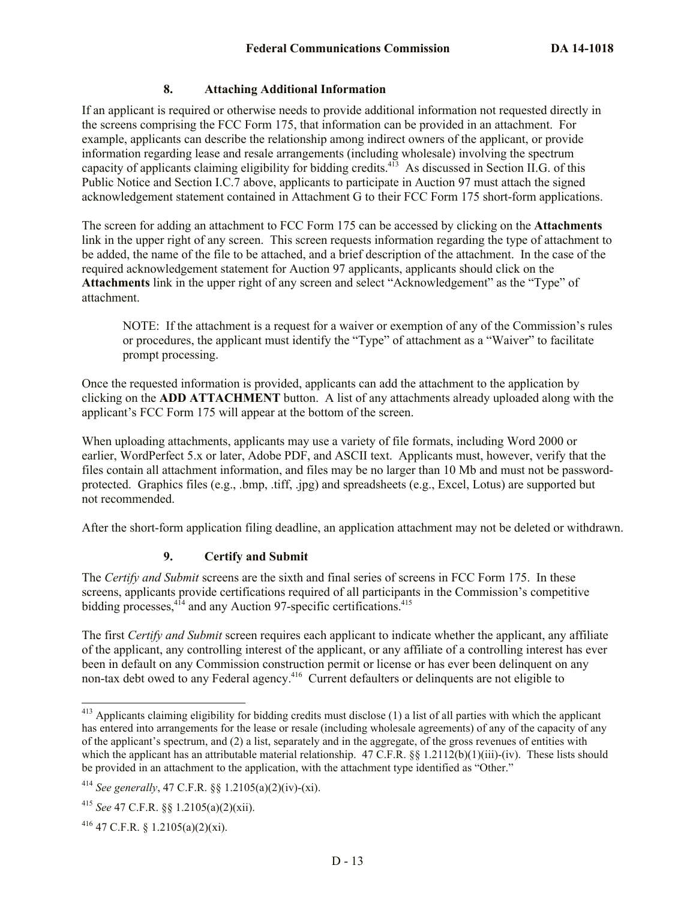### 8. Attaching Additional Information

If an applicant is required or otherwise needs to provide additional information not requested directly in the screens comprising the FCC Form 175, that information can be provided in an attachment. For example, applicants can describe the relationship among indirect owners of the applicant, or provide information regarding lease and resale arrangements (including wholesale) involving the spectrum capacity of applicants claiming eligibility for bidding credits.[413] As discussed in Section II.G. of this Public Notice and Section I.C.7 above, applicants to participate in Auction 97 must attach the signed acknowledgement statement contained in Attachment G to their FCC Form 175 short-form applications.

The screen for adding an attachment to FCC Form 175 can be accessed by clicking on the **Attachments** link in the upper right of any screen. This screen requests information regarding the type of attachment to be added, the name of the file to be attached, and a brief description of the attachment. In the case of the required acknowledgement statement for Auction 97 applicants, applicants should click on the **Attachments** link in the upper right of any screen and select "Acknowledgement" as the "Type" of attachment.

> NOTE: If the attachment is a request for a waiver or exemption of any of the Commission's rules or procedures, the applicant must identify the "Type" of attachment as a "Waiver" to facilitate prompt processing.

Once the requested information is provided, applicants can add the attachment to the application by clicking on the **ADD ATTACHMENT** button. A list of any attachments already uploaded along with the applicant's FCC Form 175 will appear at the bottom of the screen.

When uploading attachments, applicants may use a variety of file formats, including Word 2000 or earlier, WordPerfect 5.x or later, Adobe PDF, and ASCII text. Applicants must, however, verify that the files contain all attachment information, and files may be no larger than 10 Mb and must not be password-protected. Graphics files (e.g., .bmp, .tiff, .jpg) and spreadsheets (e.g., Excel, Lotus) are supported but not recommended.

After the short-form application filing deadline, an application attachment may not be deleted or withdrawn.

### 9. Certify and Submit

The *Certify and Submit* screens are the sixth and final series of screens in FCC Form 175. In these screens, applicants provide certifications required of all participants in the Commission's competitive bidding processes,[414] and any Auction 97-specific certifications.[415]

The first *Certify and Submit* screen requires each applicant to indicate whether the applicant, any affiliate of the applicant, any controlling interest of the applicant, or any affiliate of a controlling interest has ever been in default on any Commission construction permit or license or has ever been delinquent on any non-tax debt owed to any Federal agency.[416] Current defaulters or delinquents are not eligible to

---

[413] Applicants claiming eligibility for bidding credits must disclose (1) a list of all parties with which the applicant has entered into arrangements for the lease or resale (including wholesale agreements) of any of the capacity of any of the applicant's spectrum, and (2) a list, separately and in the aggregate, of the gross revenues of entities with which the applicant has an attributable material relationship. 47 C.F.R. §§ 1.2112(b)(1)(iii)-(iv). These lists should be provided in an attachment to the application, with the attachment type identified as "Other."

[414] *See generally*, 47 C.F.R. §§ 1.2105(a)(2)(iv)-(xi).

[415] *See* 47 C.F.R. §§ 1.2105(a)(2)(xii).

[416] 47 C.F.R. § 1.2105(a)(2)(xi).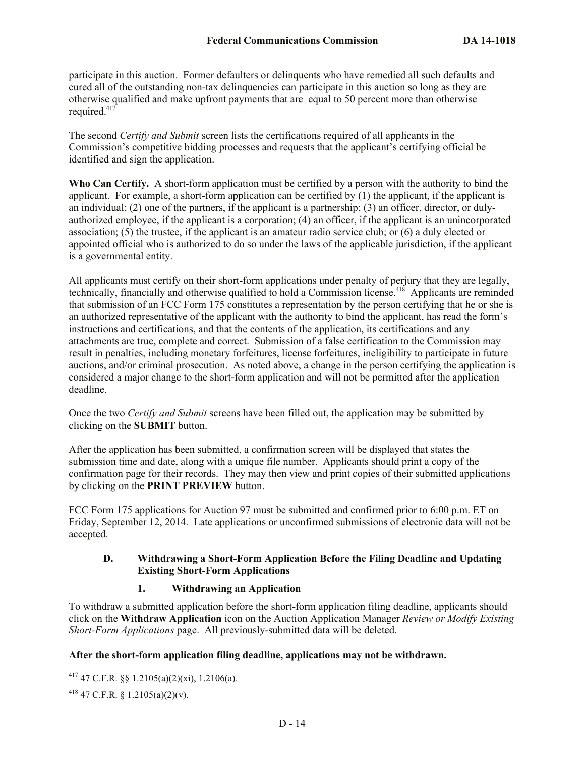participate in this auction. Former defaulters or delinquents who have remedied all such defaults and cured all of the outstanding non-tax delinquencies can participate in this auction so long as they are otherwise qualified and make upfront payments that are equal to 50 percent more than otherwise required.[417]

The second *Certify and Submit* screen lists the certifications required of all applicants in the Commission's competitive bidding processes and requests that the applicant's certifying official be identified and sign the application.

**Who Can Certify.** A short-form application must be certified by a person with the authority to bind the applicant. For example, a short-form application can be certified by (1) the applicant, if the applicant is an individual; (2) one of the partners, if the applicant is a partnership; (3) an officer, director, or duly-authorized employee, if the applicant is a corporation; (4) an officer, if the applicant is an unincorporated association; (5) the trustee, if the applicant is an amateur radio service club; or (6) a duly elected or appointed official who is authorized to do so under the laws of the applicable jurisdiction, if the applicant is a governmental entity.

All applicants must certify on their short-form applications under penalty of perjury that they are legally, technically, financially and otherwise qualified to hold a Commission license.[418] Applicants are reminded that submission of an FCC Form 175 constitutes a representation by the person certifying that he or she is an authorized representative of the applicant with the authority to bind the applicant, has read the form's instructions and certifications, and that the contents of the application, its certifications and any attachments are true, complete and correct. Submission of a false certification to the Commission may result in penalties, including monetary forfeitures, license forfeitures, ineligibility to participate in future auctions, and/or criminal prosecution. As noted above, a change in the person certifying the application is considered a major change to the short-form application and will not be permitted after the application deadline.

Once the two *Certify and Submit* screens have been filled out, the application may be submitted by clicking on the **SUBMIT** button.

After the application has been submitted, a confirmation screen will be displayed that states the submission time and date, along with a unique file number. Applicants should print a copy of the confirmation page for their records. They may then view and print copies of their submitted applications by clicking on the **PRINT PREVIEW** button.

FCC Form 175 applications for Auction 97 must be submitted and confirmed prior to 6:00 p.m. ET on Friday, September 12, 2014. Late applications or unconfirmed submissions of electronic data will not be accepted.

### D. Withdrawing a Short-Form Application Before the Filing Deadline and Updating Existing Short-Form Applications

#### 1. Withdrawing an Application

To withdraw a submitted application before the short-form application filing deadline, applicants should click on the **Withdraw Application** icon on the Auction Application Manager *Review or Modify Existing Short-Form Applications* page. All previously-submitted data will be deleted.

**After the short-form application filing deadline, applications may not be withdrawn.**

---

[417] 47 C.F.R. §§ 1.2105(a)(2)(xi), 1.2106(a).

[418] 47 C.F.R. § 1.2105(a)(2)(v).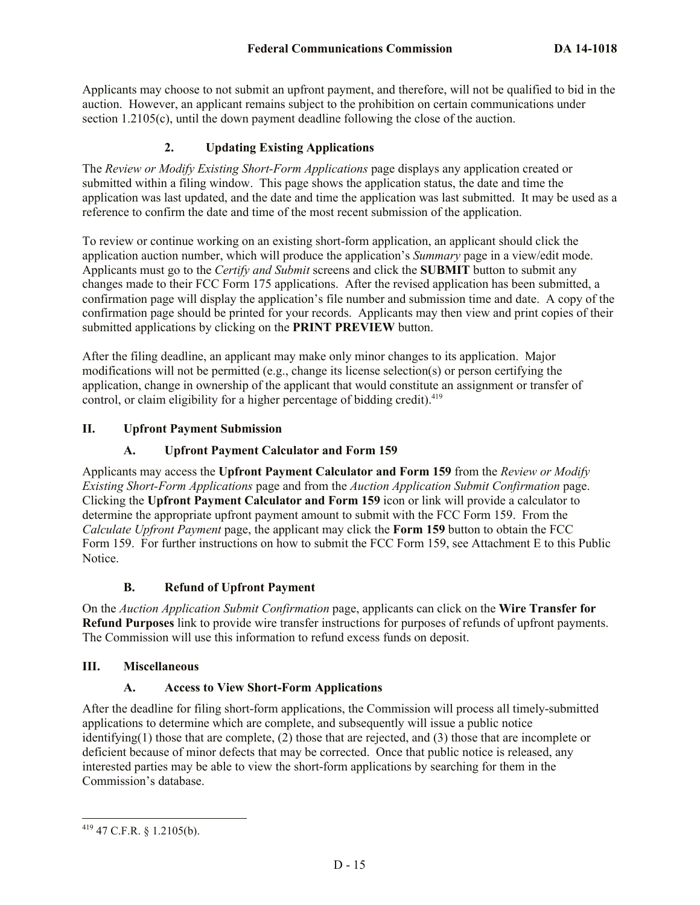Applicants may choose to not submit an upfront payment, and therefore, will not be qualified to bid in the auction. However, an applicant remains subject to the prohibition on certain communications under section 1.2105(c), until the down payment deadline following the close of the auction.

### 2. Updating Existing Applications

The *Review or Modify Existing Short-Form Applications* page displays any application created or submitted within a filing window. This page shows the application status, the date and time the application was last updated, and the date and time the application was last submitted. It may be used as a reference to confirm the date and time of the most recent submission of the application.

To review or continue working on an existing short-form application, an applicant should click the application auction number, which will produce the application's *Summary* page in a view/edit mode. Applicants must go to the *Certify and Submit* screens and click the **SUBMIT** button to submit any changes made to their FCC Form 175 applications. After the revised application has been submitted, a confirmation page will display the application's file number and submission time and date. A copy of the confirmation page should be printed for your records. Applicants may then view and print copies of their submitted applications by clicking on the **PRINT PREVIEW** button.

After the filing deadline, an applicant may make only minor changes to its application. Major modifications will not be permitted (e.g., change its license selection(s) or person certifying the application, change in ownership of the applicant that would constitute an assignment or transfer of control, or claim eligibility for a higher percentage of bidding credit).[419]

## II. Upfront Payment Submission

### A. Upfront Payment Calculator and Form 159

Applicants may access the **Upfront Payment Calculator and Form 159** from the *Review or Modify Existing Short-Form Applications* page and from the *Auction Application Submit Confirmation* page. Clicking the **Upfront Payment Calculator and Form 159** icon or link will provide a calculator to determine the appropriate upfront payment amount to submit with the FCC Form 159. From the *Calculate Upfront Payment* page, the applicant may click the **Form 159** button to obtain the FCC Form 159. For further instructions on how to submit the FCC Form 159, see Attachment E to this Public Notice.

### B. Refund of Upfront Payment

On the *Auction Application Submit Confirmation* page, applicants can click on the **Wire Transfer for Refund Purposes** link to provide wire transfer instructions for purposes of refunds of upfront payments. The Commission will use this information to refund excess funds on deposit.

## III. Miscellaneous

### A. Access to View Short-Form Applications

After the deadline for filing short-form applications, the Commission will process all timely-submitted applications to determine which are complete, and subsequently will issue a public notice identifying(1) those that are complete, (2) those that are rejected, and (3) those that are incomplete or deficient because of minor defects that may be corrected. Once that public notice is released, any interested parties may be able to view the short-form applications by searching for them in the Commission's database.

---

[419] 47 C.F.R. § 1.2105(b).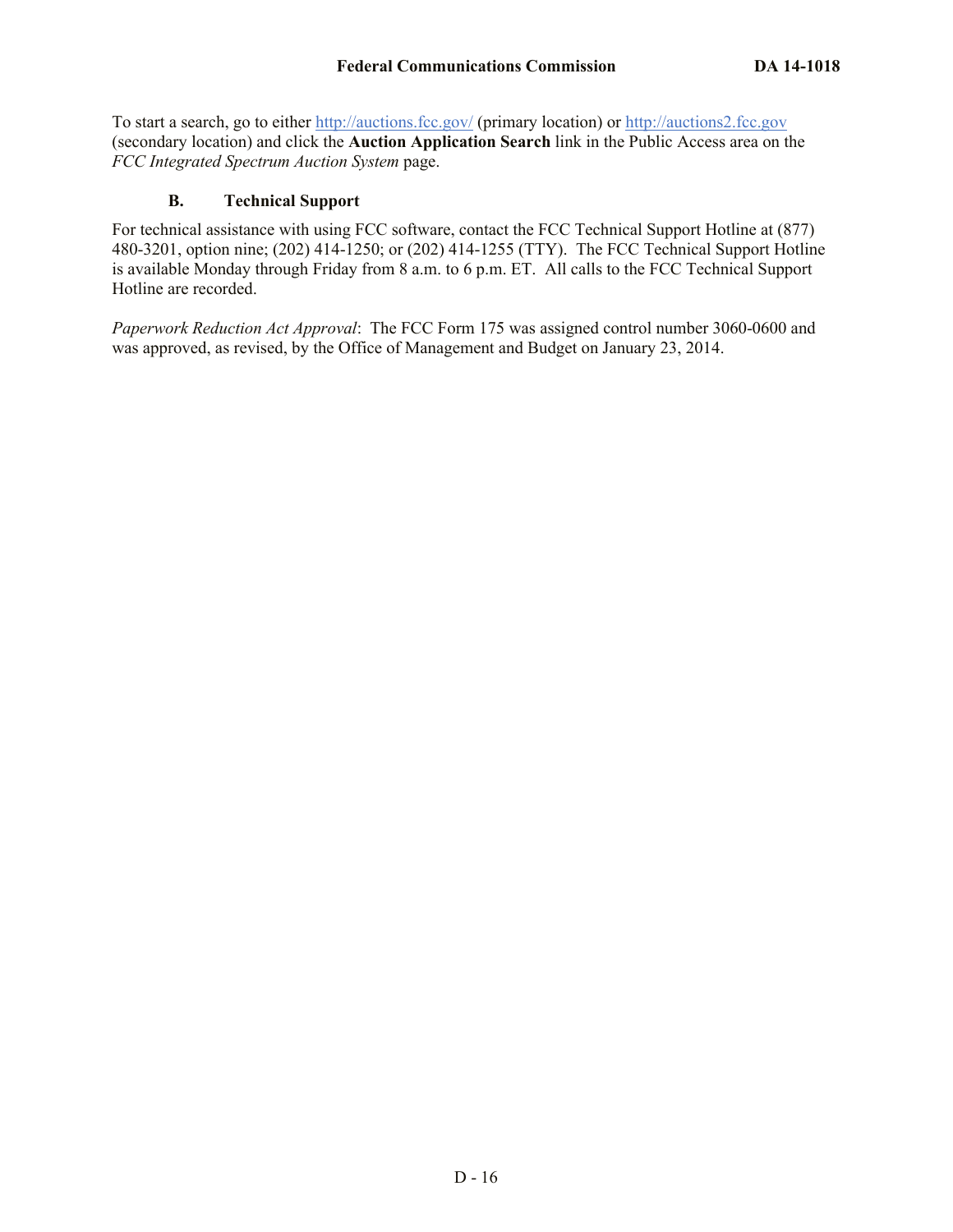To start a search, go to either http://auctions.fcc.gov/ (primary location) or http://auctions2.fcc.gov (secondary location) and click the **Auction Application Search** link in the Public Access area on the *FCC Integrated Spectrum Auction System* page.

### B. Technical Support

For technical assistance with using FCC software, contact the FCC Technical Support Hotline at (877) 480-3201, option nine; (202) 414-1250; or (202) 414-1255 (TTY). The FCC Technical Support Hotline is available Monday through Friday from 8 a.m. to 6 p.m. ET. All calls to the FCC Technical Support Hotline are recorded.

*Paperwork Reduction Act Approval*: The FCC Form 175 was assigned control number 3060-0600 and was approved, as revised, by the Office of Management and Budget on January 23, 2014.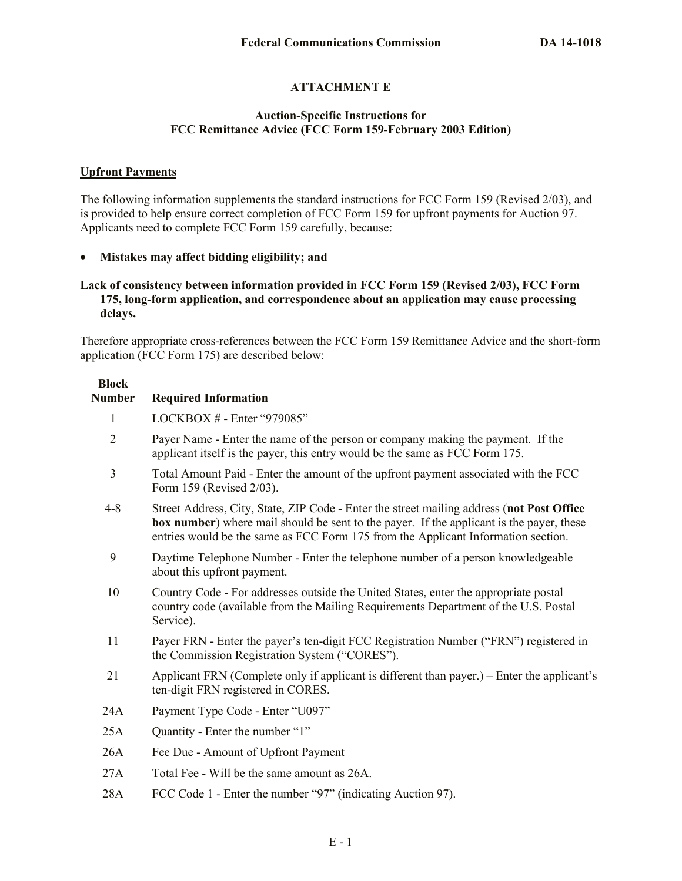## ATTACHMENT E

### Auction-Specific Instructions for FCC Remittance Advice (FCC Form 159-February 2003 Edition)

**Upfront Payments**

The following information supplements the standard instructions for FCC Form 159 (Revised 2/03), and is provided to help ensure correct completion of FCC Form 159 for upfront payments for Auction 97. Applicants need to complete FCC Form 159 carefully, because:

- **Mistakes may affect bidding eligibility; and**

**Lack of consistency between information provided in FCC Form 159 (Revised 2/03), FCC Form 175, long-form application, and correspondence about an application may cause processing delays.**

Therefore appropriate cross-references between the FCC Form 159 Remittance Advice and the short-form application (FCC Form 175) are described below:

| Block Number | Required Information |
|---|---|
| 1 | LOCKBOX # - Enter "979085" |
| 2 | Payer Name - Enter the name of the person or company making the payment. If the applicant itself is the payer, this entry would be the same as FCC Form 175. |
| 3 | Total Amount Paid - Enter the amount of the upfront payment associated with the FCC Form 159 (Revised 2/03). |
| 4-8 | Street Address, City, State, ZIP Code - Enter the street mailing address (**not Post Office box number**) where mail should be sent to the payer. If the applicant is the payer, these entries would be the same as FCC Form 175 from the Applicant Information section. |
| 9 | Daytime Telephone Number - Enter the telephone number of a person knowledgeable about this upfront payment. |
| 10 | Country Code - For addresses outside the United States, enter the appropriate postal country code (available from the Mailing Requirements Department of the U.S. Postal Service). |
| 11 | Payer FRN - Enter the payer's ten-digit FCC Registration Number ("FRN") registered in the Commission Registration System ("CORES"). |
| 21 | Applicant FRN (Complete only if applicant is different than payer.) – Enter the applicant's ten-digit FRN registered in CORES. |
| 24A | Payment Type Code - Enter "U097" |
| 25A | Quantity - Enter the number "1" |
| 26A | Fee Due - Amount of Upfront Payment |
| 27A | Total Fee - Will be the same amount as 26A. |
| 28A | FCC Code 1 - Enter the number "97" (indicating Auction 97). |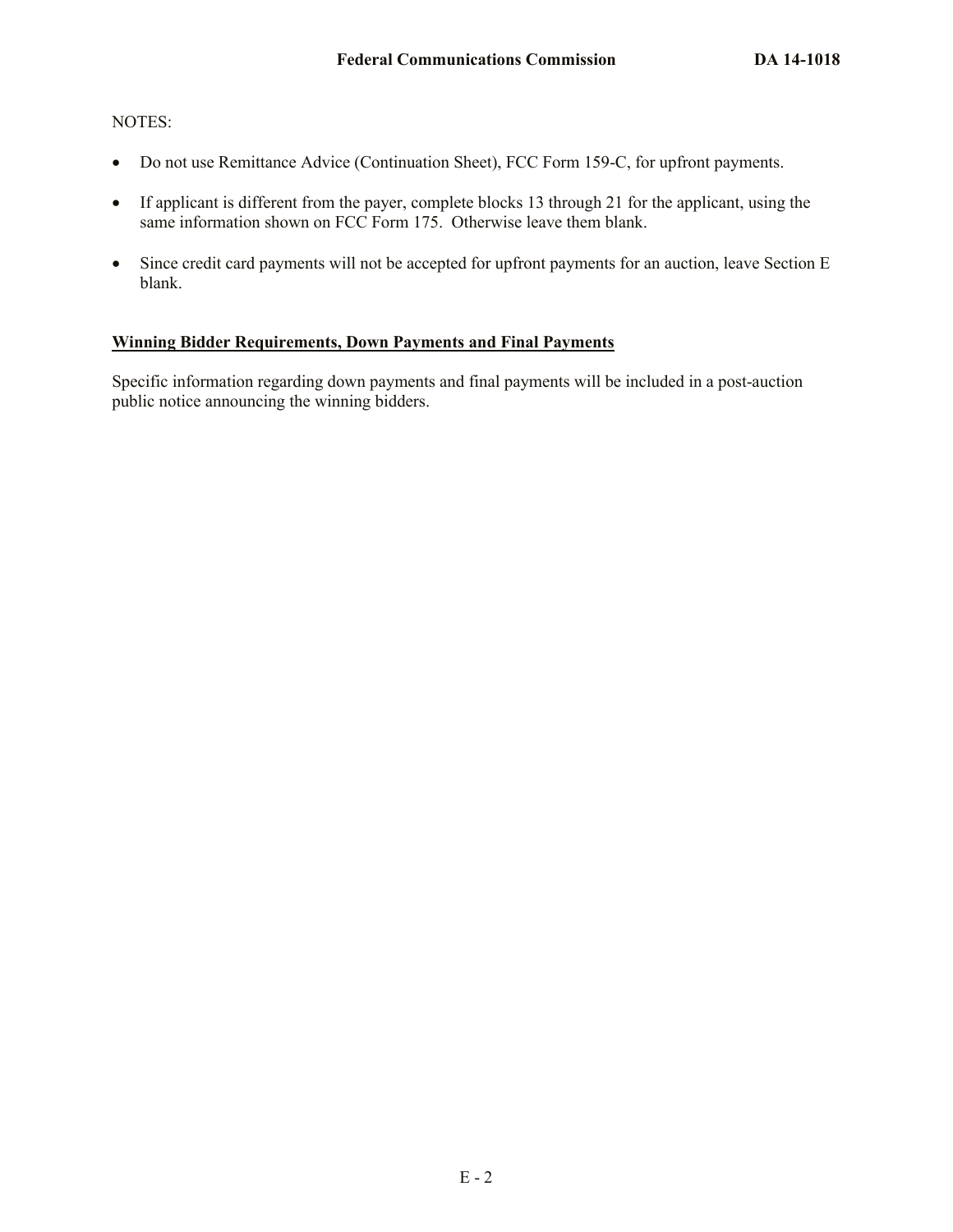NOTES:

- Do not use Remittance Advice (Continuation Sheet), FCC Form 159-C, for upfront payments.
- If applicant is different from the payer, complete blocks 13 through 21 for the applicant, using the same information shown on FCC Form 175. Otherwise leave them blank.
- Since credit card payments will not be accepted for upfront payments for an auction, leave Section E blank.

**Winning Bidder Requirements, Down Payments and Final Payments**

Specific information regarding down payments and final payments will be included in a post-auction public notice announcing the winning bidders.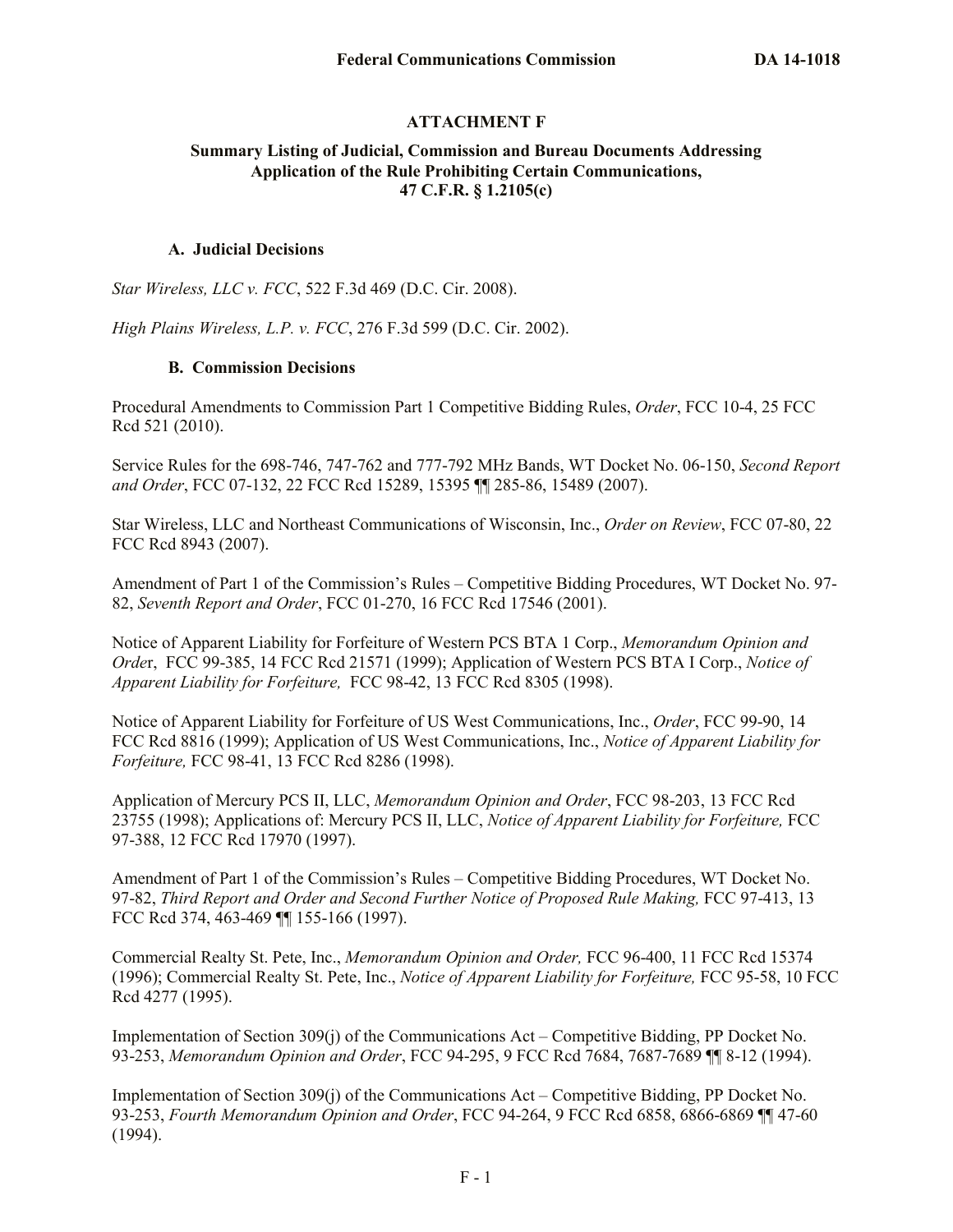## ATTACHMENT F

### Summary Listing of Judicial, Commission and Bureau Documents Addressing Application of the Rule Prohibiting Certain Communications, 47 C.F.R. § 1.2105(c)

#### A. Judicial Decisions

*Star Wireless, LLC v. FCC*, 522 F.3d 469 (D.C. Cir. 2008).

*High Plains Wireless, L.P. v. FCC*, 276 F.3d 599 (D.C. Cir. 2002).

#### B. Commission Decisions

Procedural Amendments to Commission Part 1 Competitive Bidding Rules, *Order*, FCC 10-4, 25 FCC Rcd 521 (2010).

Service Rules for the 698-746, 747-762 and 777-792 MHz Bands, WT Docket No. 06-150, *Second Report and Order*, FCC 07-132, 22 FCC Rcd 15289, 15395 ¶¶ 285-86, 15489 (2007).

Star Wireless, LLC and Northeast Communications of Wisconsin, Inc., *Order on Review*, FCC 07-80, 22 FCC Rcd 8943 (2007).

Amendment of Part 1 of the Commission's Rules – Competitive Bidding Procedures, WT Docket No. 97-82, *Seventh Report and Order*, FCC 01-270, 16 FCC Rcd 17546 (2001).

Notice of Apparent Liability for Forfeiture of Western PCS BTA 1 Corp., *Memorandum Opinion and Order*, FCC 99-385, 14 FCC Rcd 21571 (1999); Application of Western PCS BTA I Corp., *Notice of Apparent Liability for Forfeiture,* FCC 98-42, 13 FCC Rcd 8305 (1998).

Notice of Apparent Liability for Forfeiture of US West Communications, Inc., *Order*, FCC 99-90, 14 FCC Rcd 8816 (1999); Application of US West Communications, Inc., *Notice of Apparent Liability for Forfeiture,* FCC 98-41, 13 FCC Rcd 8286 (1998).

Application of Mercury PCS II, LLC, *Memorandum Opinion and Order*, FCC 98-203, 13 FCC Rcd 23755 (1998); Applications of: Mercury PCS II, LLC, *Notice of Apparent Liability for Forfeiture,* FCC 97-388, 12 FCC Rcd 17970 (1997).

Amendment of Part 1 of the Commission's Rules – Competitive Bidding Procedures, WT Docket No. 97-82, *Third Report and Order and Second Further Notice of Proposed Rule Making,* FCC 97-413, 13 FCC Rcd 374, 463-469 ¶¶ 155-166 (1997).

Commercial Realty St. Pete, Inc., *Memorandum Opinion and Order,* FCC 96-400, 11 FCC Rcd 15374 (1996); Commercial Realty St. Pete, Inc., *Notice of Apparent Liability for Forfeiture,* FCC 95-58, 10 FCC Rcd 4277 (1995).

Implementation of Section 309(j) of the Communications Act – Competitive Bidding, PP Docket No. 93-253, *Memorandum Opinion and Order*, FCC 94-295, 9 FCC Rcd 7684, 7687-7689 ¶¶ 8-12 (1994).

Implementation of Section 309(j) of the Communications Act – Competitive Bidding, PP Docket No. 93-253, *Fourth Memorandum Opinion and Order*, FCC 94-264, 9 FCC Rcd 6858, 6866-6869 ¶¶ 47-60 (1994).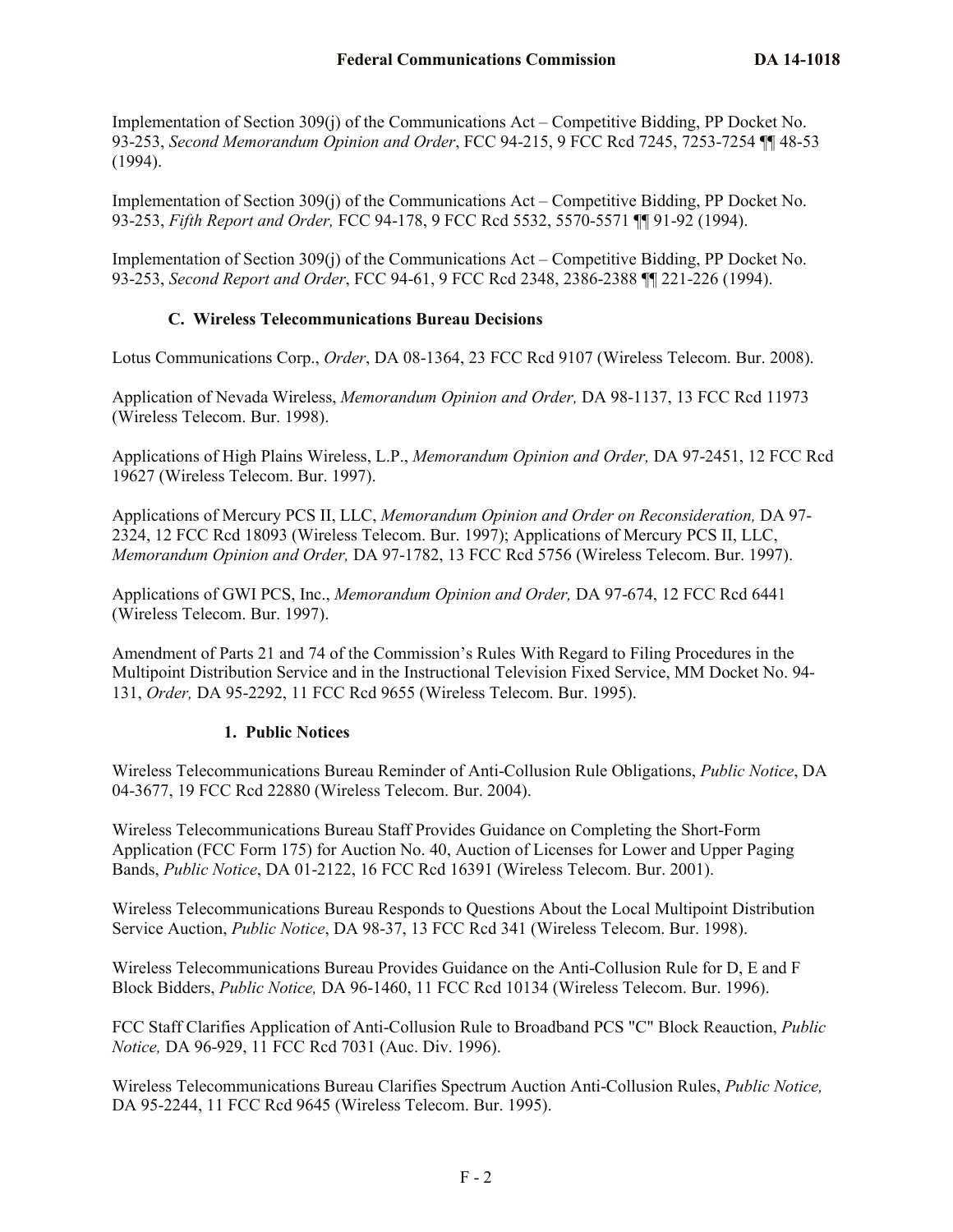Implementation of Section 309(j) of the Communications Act – Competitive Bidding, PP Docket No. 93-253, *Second Memorandum Opinion and Order*, FCC 94-215, 9 FCC Rcd 7245, 7253-7254 ¶¶ 48-53 (1994).

Implementation of Section 309(j) of the Communications Act – Competitive Bidding, PP Docket No. 93-253, *Fifth Report and Order,* FCC 94-178, 9 FCC Rcd 5532, 5570-5571 ¶¶ 91-92 (1994).

Implementation of Section 309(j) of the Communications Act – Competitive Bidding, PP Docket No. 93-253, *Second Report and Order*, FCC 94-61, 9 FCC Rcd 2348, 2386-2388 ¶¶ 221-226 (1994).

### C. Wireless Telecommunications Bureau Decisions

Lotus Communications Corp., *Order*, DA 08-1364, 23 FCC Rcd 9107 (Wireless Telecom. Bur. 2008).

Application of Nevada Wireless, *Memorandum Opinion and Order,* DA 98-1137, 13 FCC Rcd 11973 (Wireless Telecom. Bur. 1998).

Applications of High Plains Wireless, L.P., *Memorandum Opinion and Order,* DA 97-2451, 12 FCC Rcd 19627 (Wireless Telecom. Bur. 1997).

Applications of Mercury PCS II, LLC, *Memorandum Opinion and Order on Reconsideration,* DA 97-2324, 12 FCC Rcd 18093 (Wireless Telecom. Bur. 1997); Applications of Mercury PCS II, LLC, *Memorandum Opinion and Order,* DA 97-1782, 13 FCC Rcd 5756 (Wireless Telecom. Bur. 1997).

Applications of GWI PCS, Inc., *Memorandum Opinion and Order,* DA 97-674, 12 FCC Rcd 6441 (Wireless Telecom. Bur. 1997).

Amendment of Parts 21 and 74 of the Commission's Rules With Regard to Filing Procedures in the Multipoint Distribution Service and in the Instructional Television Fixed Service, MM Docket No. 94-131, *Order,* DA 95-2292, 11 FCC Rcd 9655 (Wireless Telecom. Bur. 1995).

#### 1. Public Notices

Wireless Telecommunications Bureau Reminder of Anti-Collusion Rule Obligations, *Public Notice*, DA 04-3677, 19 FCC Rcd 22880 (Wireless Telecom. Bur. 2004).

Wireless Telecommunications Bureau Staff Provides Guidance on Completing the Short-Form Application (FCC Form 175) for Auction No. 40, Auction of Licenses for Lower and Upper Paging Bands, *Public Notice*, DA 01-2122, 16 FCC Rcd 16391 (Wireless Telecom. Bur. 2001).

Wireless Telecommunications Bureau Responds to Questions About the Local Multipoint Distribution Service Auction, *Public Notice*, DA 98-37, 13 FCC Rcd 341 (Wireless Telecom. Bur. 1998).

Wireless Telecommunications Bureau Provides Guidance on the Anti-Collusion Rule for D, E and F Block Bidders, *Public Notice,* DA 96-1460, 11 FCC Rcd 10134 (Wireless Telecom. Bur. 1996).

FCC Staff Clarifies Application of Anti-Collusion Rule to Broadband PCS "C" Block Reauction, *Public Notice,* DA 96-929, 11 FCC Rcd 7031 (Auc. Div. 1996).

Wireless Telecommunications Bureau Clarifies Spectrum Auction Anti-Collusion Rules, *Public Notice,* DA 95-2244, 11 FCC Rcd 9645 (Wireless Telecom. Bur. 1995).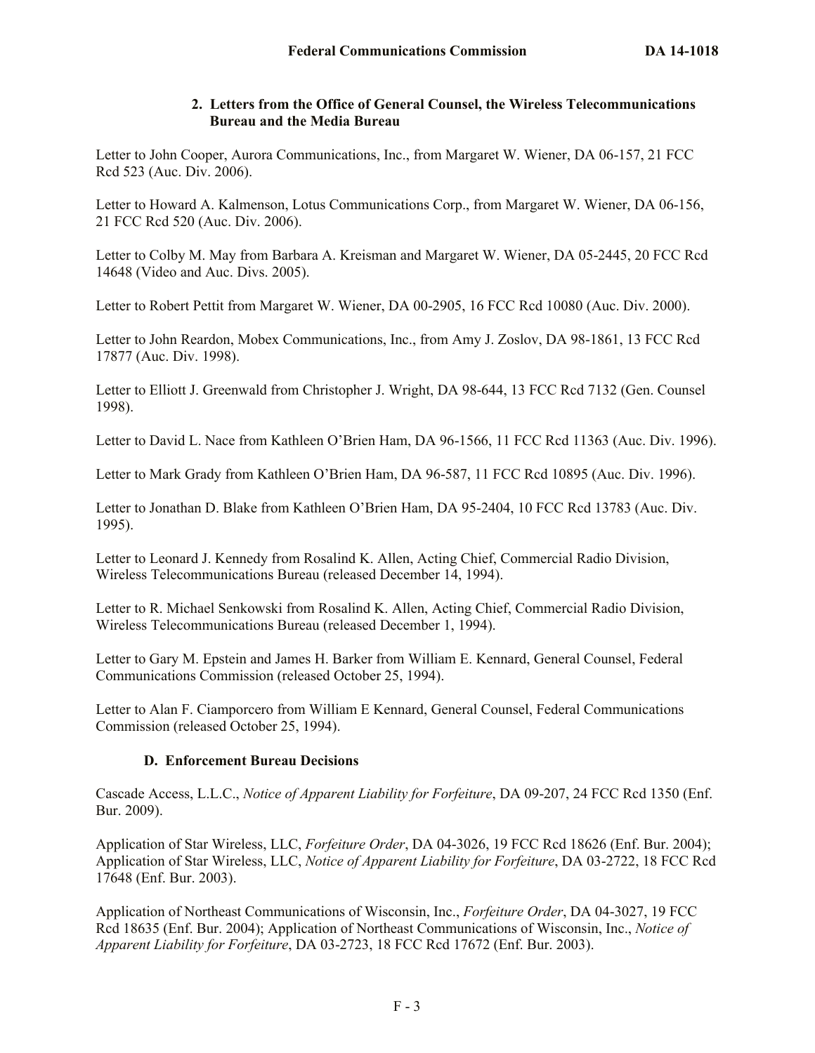### 2. Letters from the Office of General Counsel, the Wireless Telecommunications Bureau and the Media Bureau

Letter to John Cooper, Aurora Communications, Inc., from Margaret W. Wiener, DA 06-157, 21 FCC Rcd 523 (Auc. Div. 2006).

Letter to Howard A. Kalmenson, Lotus Communications Corp., from Margaret W. Wiener, DA 06-156, 21 FCC Rcd 520 (Auc. Div. 2006).

Letter to Colby M. May from Barbara A. Kreisman and Margaret W. Wiener, DA 05-2445, 20 FCC Rcd 14648 (Video and Auc. Divs. 2005).

Letter to Robert Pettit from Margaret W. Wiener, DA 00-2905, 16 FCC Rcd 10080 (Auc. Div. 2000).

Letter to John Reardon, Mobex Communications, Inc., from Amy J. Zoslov, DA 98-1861, 13 FCC Rcd 17877 (Auc. Div. 1998).

Letter to Elliott J. Greenwald from Christopher J. Wright, DA 98-644, 13 FCC Rcd 7132 (Gen. Counsel 1998).

Letter to David L. Nace from Kathleen O'Brien Ham, DA 96-1566, 11 FCC Rcd 11363 (Auc. Div. 1996).

Letter to Mark Grady from Kathleen O'Brien Ham, DA 96-587, 11 FCC Rcd 10895 (Auc. Div. 1996).

Letter to Jonathan D. Blake from Kathleen O'Brien Ham, DA 95-2404, 10 FCC Rcd 13783 (Auc. Div. 1995).

Letter to Leonard J. Kennedy from Rosalind K. Allen, Acting Chief, Commercial Radio Division, Wireless Telecommunications Bureau (released December 14, 1994).

Letter to R. Michael Senkowski from Rosalind K. Allen, Acting Chief, Commercial Radio Division, Wireless Telecommunications Bureau (released December 1, 1994).

Letter to Gary M. Epstein and James H. Barker from William E. Kennard, General Counsel, Federal Communications Commission (released October 25, 1994).

Letter to Alan F. Ciamporcero from William E Kennard, General Counsel, Federal Communications Commission (released October 25, 1994).

### D. Enforcement Bureau Decisions

Cascade Access, L.L.C., *Notice of Apparent Liability for Forfeiture*, DA 09-207, 24 FCC Rcd 1350 (Enf. Bur. 2009).

Application of Star Wireless, LLC, *Forfeiture Order*, DA 04-3026, 19 FCC Rcd 18626 (Enf. Bur. 2004); Application of Star Wireless, LLC, *Notice of Apparent Liability for Forfeiture*, DA 03-2722, 18 FCC Rcd 17648 (Enf. Bur. 2003).

Application of Northeast Communications of Wisconsin, Inc., *Forfeiture Order*, DA 04-3027, 19 FCC Rcd 18635 (Enf. Bur. 2004); Application of Northeast Communications of Wisconsin, Inc., *Notice of Apparent Liability for Forfeiture*, DA 03-2723, 18 FCC Rcd 17672 (Enf. Bur. 2003).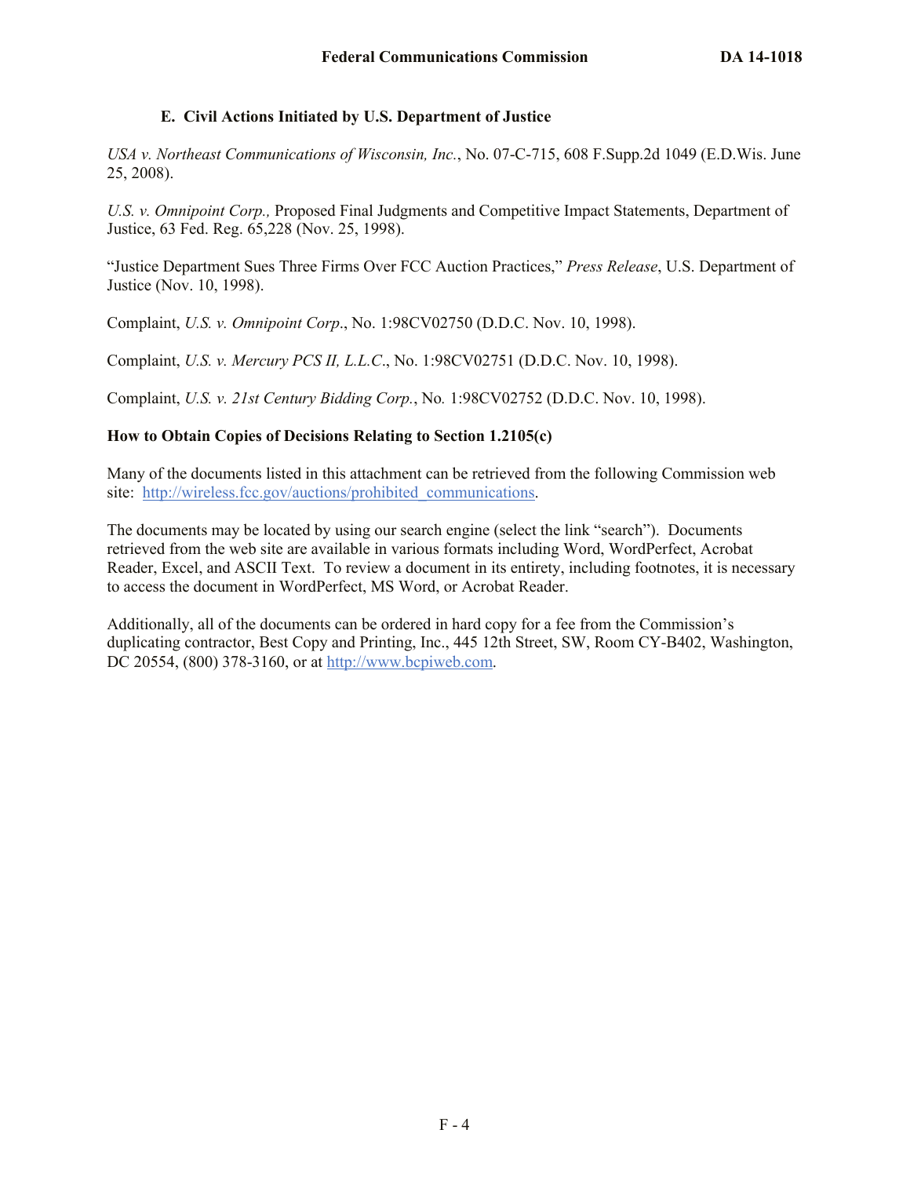### E. Civil Actions Initiated by U.S. Department of Justice

*USA v. Northeast Communications of Wisconsin, Inc.*, No. 07-C-715, 608 F.Supp.2d 1049 (E.D.Wis. June 25, 2008).

*U.S. v. Omnipoint Corp.,* Proposed Final Judgments and Competitive Impact Statements, Department of Justice, 63 Fed. Reg. 65,228 (Nov. 25, 1998).

"Justice Department Sues Three Firms Over FCC Auction Practices," *Press Release*, U.S. Department of Justice (Nov. 10, 1998).

Complaint, *U.S. v. Omnipoint Corp*., No. 1:98CV02750 (D.D.C. Nov. 10, 1998).

Complaint, *U.S. v. Mercury PCS II, L.L.C*., No. 1:98CV02751 (D.D.C. Nov. 10, 1998).

Complaint, *U.S. v. 21st Century Bidding Corp.*, No. 1:98CV02752 (D.D.C. Nov. 10, 1998).

**How to Obtain Copies of Decisions Relating to Section 1.2105(c)**

Many of the documents listed in this attachment can be retrieved from the following Commission web site: http://wireless.fcc.gov/auctions/prohibited_communications.

The documents may be located by using our search engine (select the link "search"). Documents retrieved from the web site are available in various formats including Word, WordPerfect, Acrobat Reader, Excel, and ASCII Text. To review a document in its entirety, including footnotes, it is necessary to access the document in WordPerfect, MS Word, or Acrobat Reader.

Additionally, all of the documents can be ordered in hard copy for a fee from the Commission's duplicating contractor, Best Copy and Printing, Inc., 445 12th Street, SW, Room CY-B402, Washington, DC 20554, (800) 378-3160, or at http://www.bcpiweb.com.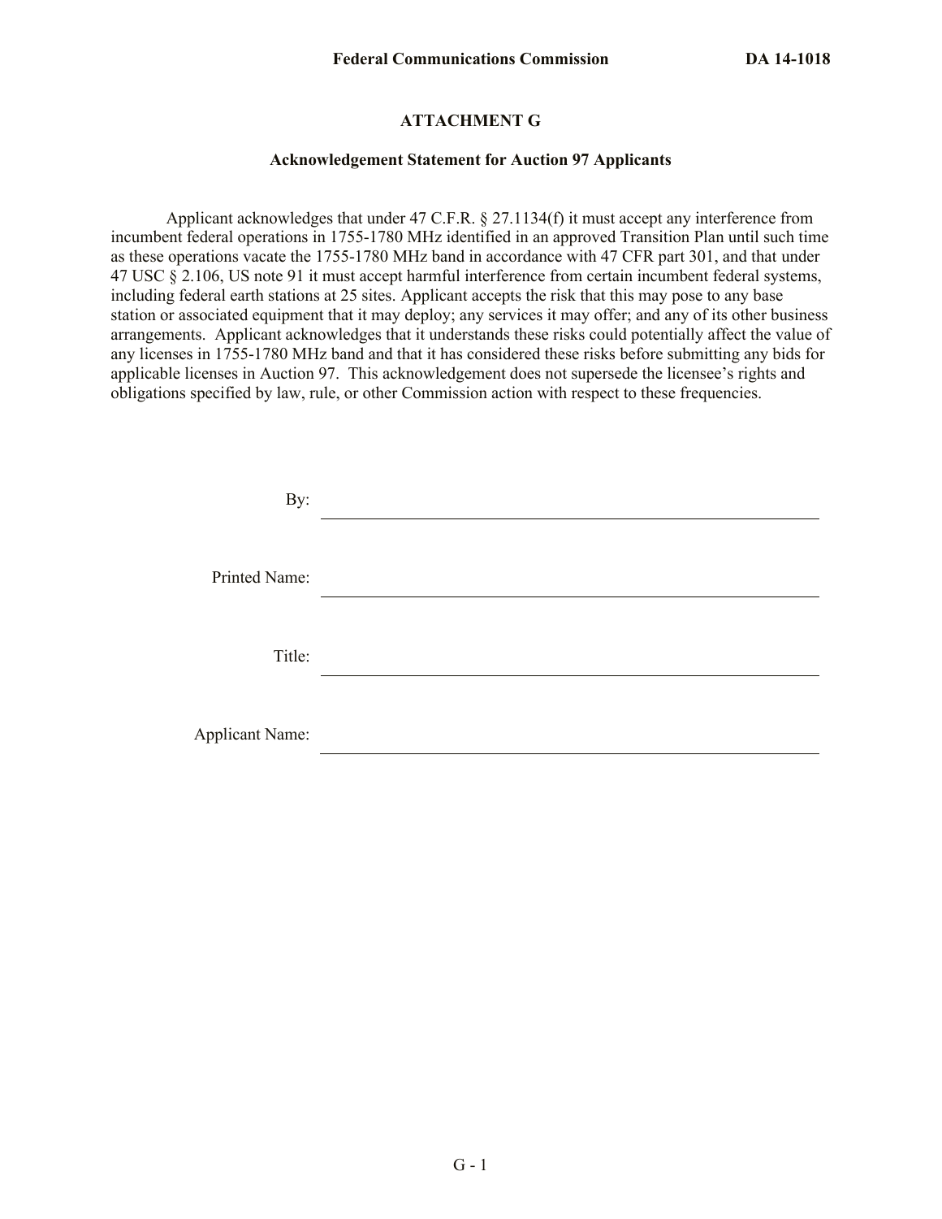# ATTACHMENT G

## Acknowledgement Statement for Auction 97 Applicants

Applicant acknowledges that under 47 C.F.R. § 27.1134(f) it must accept any interference from incumbent federal operations in 1755-1780 MHz identified in an approved Transition Plan until such time as these operations vacate the 1755-1780 MHz band in accordance with 47 CFR part 301, and that under 47 USC § 2.106, US note 91 it must accept harmful interference from certain incumbent federal systems, including federal earth stations at 25 sites. Applicant accepts the risk that this may pose to any base station or associated equipment that it may deploy; any services it may offer; and any of its other business arrangements. Applicant acknowledges that it understands these risks could potentially affect the value of any licenses in 1755-1780 MHz band and that it has considered these risks before submitting any bids for applicable licenses in Auction 97. This acknowledgement does not supersede the licensee's rights and obligations specified by law, rule, or other Commission action with respect to these frequencies.

By: ______________________________

Printed Name: ______________________________

Title: ______________________________

Applicant Name: ______________________________